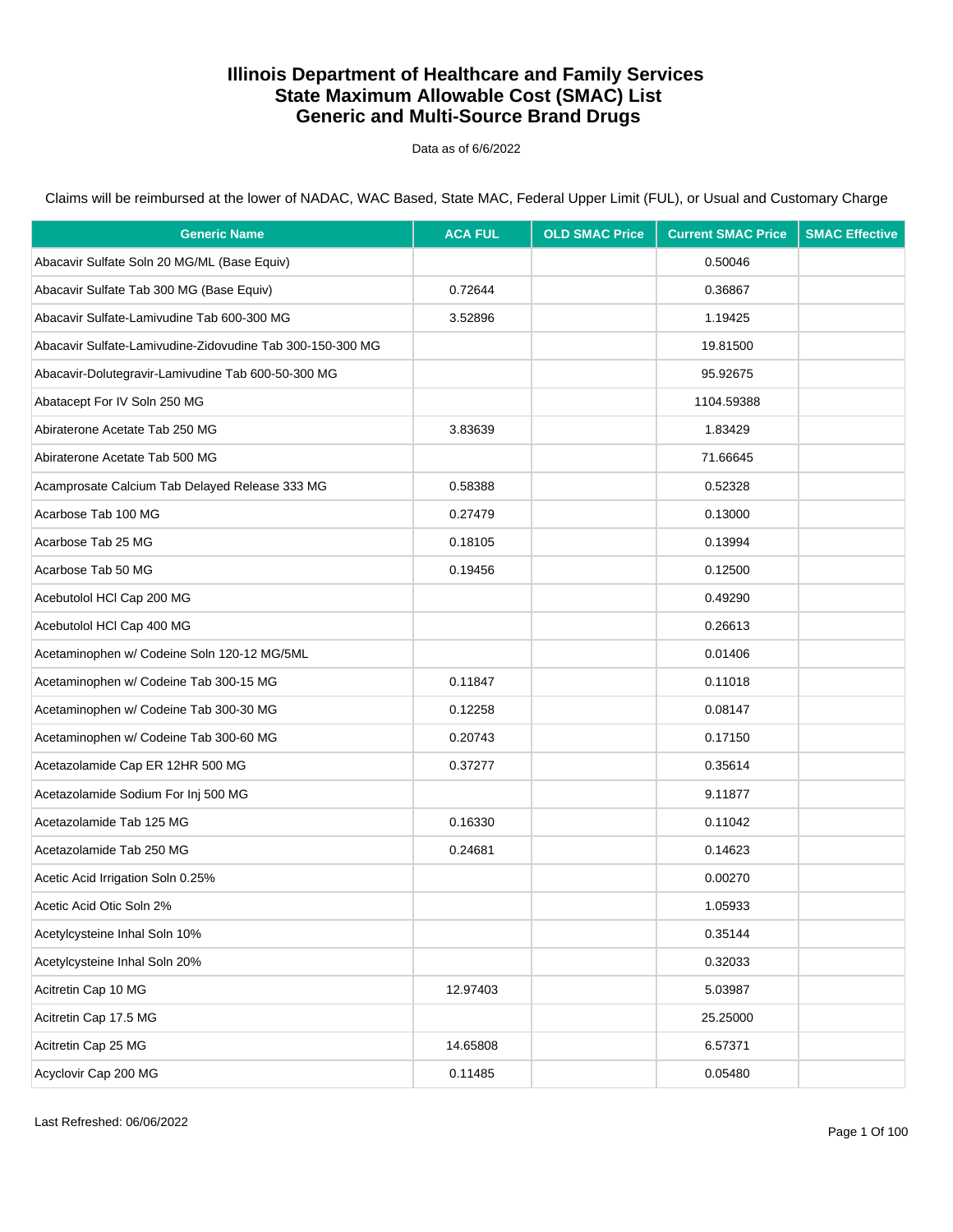# Illinois Department of Healthcare and Family Services
# State Maximum Allowable Cost (SMAC) List
# Generic and Multi-Source Brand Drugs

Data as of 6/6/2022

Claims will be reimbursed at the lower of NADAC, WAC Based, State MAC, Federal Upper Limit (FUL), or Usual and Customary Charge

| Generic Name | ACA FUL | OLD SMAC Price | Current SMAC Price | SMAC Effective |
|---|---|---|---|---|
| Abacavir Sulfate Soln 20 MG/ML (Base Equiv) | | | 0.50046 | |
| Abacavir Sulfate Tab 300 MG (Base Equiv) | 0.72644 | | 0.36867 | |
| Abacavir Sulfate-Lamivudine Tab 600-300 MG | 3.52896 | | 1.19425 | |
| Abacavir Sulfate-Lamivudine-Zidovudine Tab 300-150-300 MG | | | 19.81500 | |
| Abacavir-Dolutegravir-Lamivudine Tab 600-50-300 MG | | | 95.92675 | |
| Abatacept For IV Soln 250 MG | | | 1104.59388 | |
| Abiraterone Acetate Tab 250 MG | 3.83639 | | 1.83429 | |
| Abiraterone Acetate Tab 500 MG | | | 71.66645 | |
| Acamprosate Calcium Tab Delayed Release 333 MG | 0.58388 | | 0.52328 | |
| Acarbose Tab 100 MG | 0.27479 | | 0.13000 | |
| Acarbose Tab 25 MG | 0.18105 | | 0.13994 | |
| Acarbose Tab 50 MG | 0.19456 | | 0.12500 | |
| Acebutolol HCl Cap 200 MG | | | 0.49290 | |
| Acebutolol HCl Cap 400 MG | | | 0.26613 | |
| Acetaminophen w/ Codeine Soln 120-12 MG/5ML | | | 0.01406 | |
| Acetaminophen w/ Codeine Tab 300-15 MG | 0.11847 | | 0.11018 | |
| Acetaminophen w/ Codeine Tab 300-30 MG | 0.12258 | | 0.08147 | |
| Acetaminophen w/ Codeine Tab 300-60 MG | 0.20743 | | 0.17150 | |
| Acetazolamide Cap ER 12HR 500 MG | 0.37277 | | 0.35614 | |
| Acetazolamide Sodium For Inj 500 MG | | | 9.11877 | |
| Acetazolamide Tab 125 MG | 0.16330 | | 0.11042 | |
| Acetazolamide Tab 250 MG | 0.24681 | | 0.14623 | |
| Acetic Acid Irrigation Soln 0.25% | | | 0.00270 | |
| Acetic Acid Otic Soln 2% | | | 1.05933 | |
| Acetylcysteine Inhal Soln 10% | | | 0.35144 | |
| Acetylcysteine Inhal Soln 20% | | | 0.32033 | |
| Acitretin Cap 10 MG | 12.97403 | | 5.03987 | |
| Acitretin Cap 17.5 MG | | | 25.25000 | |
| Acitretin Cap 25 MG | 14.65808 | | 6.57371 | |
| Acyclovir Cap 200 MG | 0.11485 | | 0.05480 | |

Last Refreshed: 06/06/2022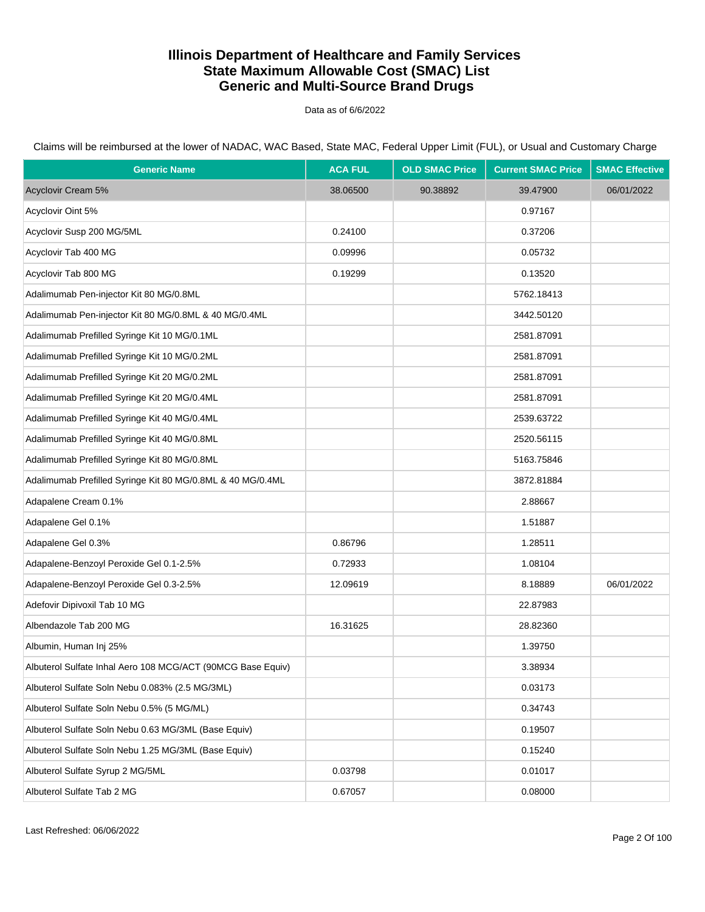# Illinois Department of Healthcare and Family Services
# State Maximum Allowable Cost (SMAC) List
# Generic and Multi-Source Brand Drugs

Data as of 6/6/2022

Claims will be reimbursed at the lower of NADAC, WAC Based, State MAC, Federal Upper Limit (FUL), or Usual and Customary Charge

| Generic Name | ACA FUL | OLD SMAC Price | Current SMAC Price | SMAC Effective |
|---|---|---|---|---|
| Acyclovir Cream 5% | 38.06500 | 90.38892 | 39.47900 | 06/01/2022 |
| Acyclovir Oint 5% | | | 0.97167 | |
| Acyclovir Susp 200 MG/5ML | 0.24100 | | 0.37206 | |
| Acyclovir Tab 400 MG | 0.09996 | | 0.05732 | |
| Acyclovir Tab 800 MG | 0.19299 | | 0.13520 | |
| Adalimumab Pen-injector Kit 80 MG/0.8ML | | | 5762.18413 | |
| Adalimumab Pen-injector Kit 80 MG/0.8ML & 40 MG/0.4ML | | | 3442.50120 | |
| Adalimumab Prefilled Syringe Kit 10 MG/0.1ML | | | 2581.87091 | |
| Adalimumab Prefilled Syringe Kit 10 MG/0.2ML | | | 2581.87091 | |
| Adalimumab Prefilled Syringe Kit 20 MG/0.2ML | | | 2581.87091 | |
| Adalimumab Prefilled Syringe Kit 20 MG/0.4ML | | | 2581.87091 | |
| Adalimumab Prefilled Syringe Kit 40 MG/0.4ML | | | 2539.63722 | |
| Adalimumab Prefilled Syringe Kit 40 MG/0.8ML | | | 2520.56115 | |
| Adalimumab Prefilled Syringe Kit 80 MG/0.8ML | | | 5163.75846 | |
| Adalimumab Prefilled Syringe Kit 80 MG/0.8ML & 40 MG/0.4ML | | | 3872.81884 | |
| Adapalene Cream 0.1% | | | 2.88667 | |
| Adapalene Gel 0.1% | | | 1.51887 | |
| Adapalene Gel 0.3% | 0.86796 | | 1.28511 | |
| Adapalene-Benzoyl Peroxide Gel 0.1-2.5% | 0.72933 | | 1.08104 | |
| Adapalene-Benzoyl Peroxide Gel 0.3-2.5% | 12.09619 | | 8.18889 | 06/01/2022 |
| Adefovir Dipivoxil Tab 10 MG | | | 22.87983 | |
| Albendazole Tab 200 MG | 16.31625 | | 28.82360 | |
| Albumin, Human Inj 25% | | | 1.39750 | |
| Albuterol Sulfate Inhal Aero 108 MCG/ACT (90MCG Base Equiv) | | | 3.38934 | |
| Albuterol Sulfate Soln Nebu 0.083% (2.5 MG/3ML) | | | 0.03173 | |
| Albuterol Sulfate Soln Nebu 0.5% (5 MG/ML) | | | 0.34743 | |
| Albuterol Sulfate Soln Nebu 0.63 MG/3ML (Base Equiv) | | | 0.19507 | |
| Albuterol Sulfate Soln Nebu 1.25 MG/3ML (Base Equiv) | | | 0.15240 | |
| Albuterol Sulfate Syrup 2 MG/5ML | 0.03798 | | 0.01017 | |
| Albuterol Sulfate Tab 2 MG | 0.67057 | | 0.08000 | |

Last Refreshed: 06/06/2022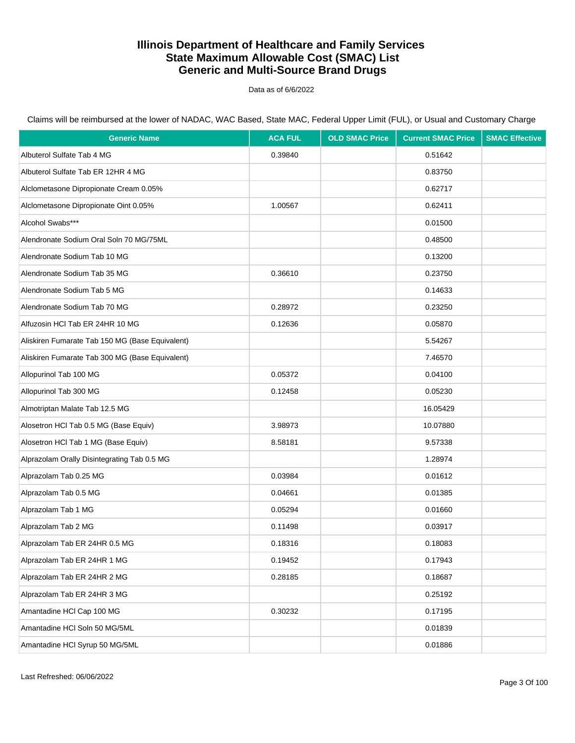# Illinois Department of Healthcare and Family Services
# State Maximum Allowable Cost (SMAC) List
# Generic and Multi-Source Brand Drugs

Data as of 6/6/2022

Claims will be reimbursed at the lower of NADAC, WAC Based, State MAC, Federal Upper Limit (FUL), or Usual and Customary Charge

| Generic Name | ACA FUL | OLD SMAC Price | Current SMAC Price | SMAC Effective |
|---|---|---|---|---|
| Albuterol Sulfate Tab 4 MG | 0.39840 | | 0.51642 | |
| Albuterol Sulfate Tab ER 12HR 4 MG | | | 0.83750 | |
| Alclometasone Dipropionate Cream 0.05% | | | 0.62717 | |
| Alclometasone Dipropionate Oint 0.05% | 1.00567 | | 0.62411 | |
| Alcohol Swabs*** | | | 0.01500 | |
| Alendronate Sodium Oral Soln 70 MG/75ML | | | 0.48500 | |
| Alendronate Sodium Tab 10 MG | | | 0.13200 | |
| Alendronate Sodium Tab 35 MG | 0.36610 | | 0.23750 | |
| Alendronate Sodium Tab 5 MG | | | 0.14633 | |
| Alendronate Sodium Tab 70 MG | 0.28972 | | 0.23250 | |
| Alfuzosin HCl Tab ER 24HR 10 MG | 0.12636 | | 0.05870 | |
| Aliskiren Fumarate Tab 150 MG (Base Equivalent) | | | 5.54267 | |
| Aliskiren Fumarate Tab 300 MG (Base Equivalent) | | | 7.46570 | |
| Allopurinol Tab 100 MG | 0.05372 | | 0.04100 | |
| Allopurinol Tab 300 MG | 0.12458 | | 0.05230 | |
| Almotriptan Malate Tab 12.5 MG | | | 16.05429 | |
| Alosetron HCl Tab 0.5 MG (Base Equiv) | 3.98973 | | 10.07880 | |
| Alosetron HCl Tab 1 MG (Base Equiv) | 8.58181 | | 9.57338 | |
| Alprazolam Orally Disintegrating Tab 0.5 MG | | | 1.28974 | |
| Alprazolam Tab 0.25 MG | 0.03984 | | 0.01612 | |
| Alprazolam Tab 0.5 MG | 0.04661 | | 0.01385 | |
| Alprazolam Tab 1 MG | 0.05294 | | 0.01660 | |
| Alprazolam Tab 2 MG | 0.11498 | | 0.03917 | |
| Alprazolam Tab ER 24HR 0.5 MG | 0.18316 | | 0.18083 | |
| Alprazolam Tab ER 24HR 1 MG | 0.19452 | | 0.17943 | |
| Alprazolam Tab ER 24HR 2 MG | 0.28185 | | 0.18687 | |
| Alprazolam Tab ER 24HR 3 MG | | | 0.25192 | |
| Amantadine HCl Cap 100 MG | 0.30232 | | 0.17195 | |
| Amantadine HCl Soln 50 MG/5ML | | | 0.01839 | |
| Amantadine HCl Syrup 50 MG/5ML | | | 0.01886 | |

Last Refreshed: 06/06/2022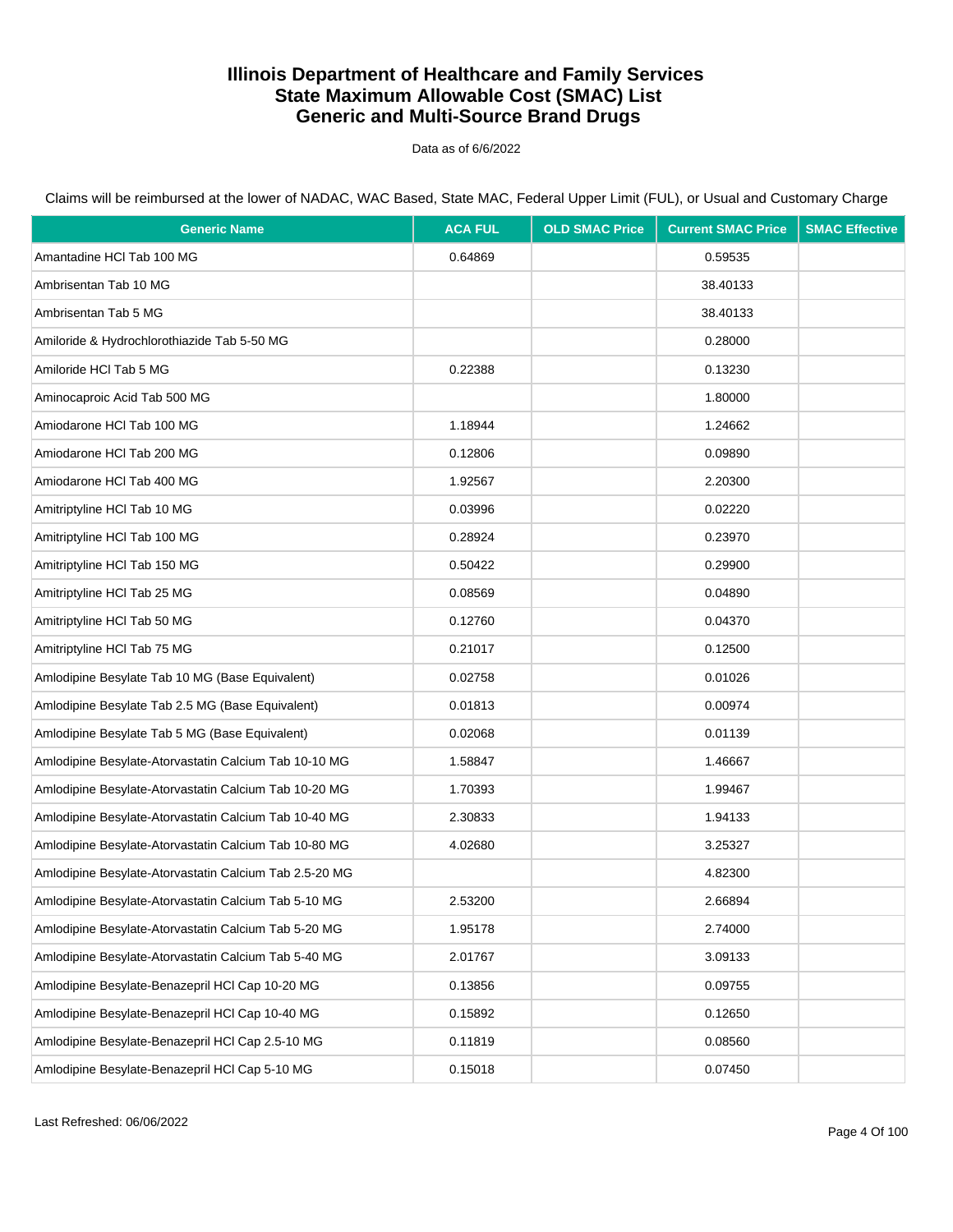# Illinois Department of Healthcare and Family Services
# State Maximum Allowable Cost (SMAC) List
# Generic and Multi-Source Brand Drugs

Data as of 6/6/2022

Claims will be reimbursed at the lower of NADAC, WAC Based, State MAC, Federal Upper Limit (FUL), or Usual and Customary Charge

| Generic Name | ACA FUL | OLD SMAC Price | Current SMAC Price | SMAC Effective |
|---|---|---|---|---|
| Amantadine HCl Tab 100 MG | 0.64869 | | 0.59535 | |
| Ambrisentan Tab 10 MG | | | 38.40133 | |
| Ambrisentan Tab 5 MG | | | 38.40133 | |
| Amiloride & Hydrochlorothiazide Tab 5-50 MG | | | 0.28000 | |
| Amiloride HCl Tab 5 MG | 0.22388 | | 0.13230 | |
| Aminocaproic Acid Tab 500 MG | | | 1.80000 | |
| Amiodarone HCl Tab 100 MG | 1.18944 | | 1.24662 | |
| Amiodarone HCl Tab 200 MG | 0.12806 | | 0.09890 | |
| Amiodarone HCl Tab 400 MG | 1.92567 | | 2.20300 | |
| Amitriptyline HCl Tab 10 MG | 0.03996 | | 0.02220 | |
| Amitriptyline HCl Tab 100 MG | 0.28924 | | 0.23970 | |
| Amitriptyline HCl Tab 150 MG | 0.50422 | | 0.29900 | |
| Amitriptyline HCl Tab 25 MG | 0.08569 | | 0.04890 | |
| Amitriptyline HCl Tab 50 MG | 0.12760 | | 0.04370 | |
| Amitriptyline HCl Tab 75 MG | 0.21017 | | 0.12500 | |
| Amlodipine Besylate Tab 10 MG (Base Equivalent) | 0.02758 | | 0.01026 | |
| Amlodipine Besylate Tab 2.5 MG (Base Equivalent) | 0.01813 | | 0.00974 | |
| Amlodipine Besylate Tab 5 MG (Base Equivalent) | 0.02068 | | 0.01139 | |
| Amlodipine Besylate-Atorvastatin Calcium Tab 10-10 MG | 1.58847 | | 1.46667 | |
| Amlodipine Besylate-Atorvastatin Calcium Tab 10-20 MG | 1.70393 | | 1.99467 | |
| Amlodipine Besylate-Atorvastatin Calcium Tab 10-40 MG | 2.30833 | | 1.94133 | |
| Amlodipine Besylate-Atorvastatin Calcium Tab 10-80 MG | 4.02680 | | 3.25327 | |
| Amlodipine Besylate-Atorvastatin Calcium Tab 2.5-20 MG | | | 4.82300 | |
| Amlodipine Besylate-Atorvastatin Calcium Tab 5-10 MG | 2.53200 | | 2.66894 | |
| Amlodipine Besylate-Atorvastatin Calcium Tab 5-20 MG | 1.95178 | | 2.74000 | |
| Amlodipine Besylate-Atorvastatin Calcium Tab 5-40 MG | 2.01767 | | 3.09133 | |
| Amlodipine Besylate-Benazepril HCl Cap 10-20 MG | 0.13856 | | 0.09755 | |
| Amlodipine Besylate-Benazepril HCl Cap 10-40 MG | 0.15892 | | 0.12650 | |
| Amlodipine Besylate-Benazepril HCl Cap 2.5-10 MG | 0.11819 | | 0.08560 | |
| Amlodipine Besylate-Benazepril HCl Cap 5-10 MG | 0.15018 | | 0.07450 | |

Last Refreshed: 06/06/2022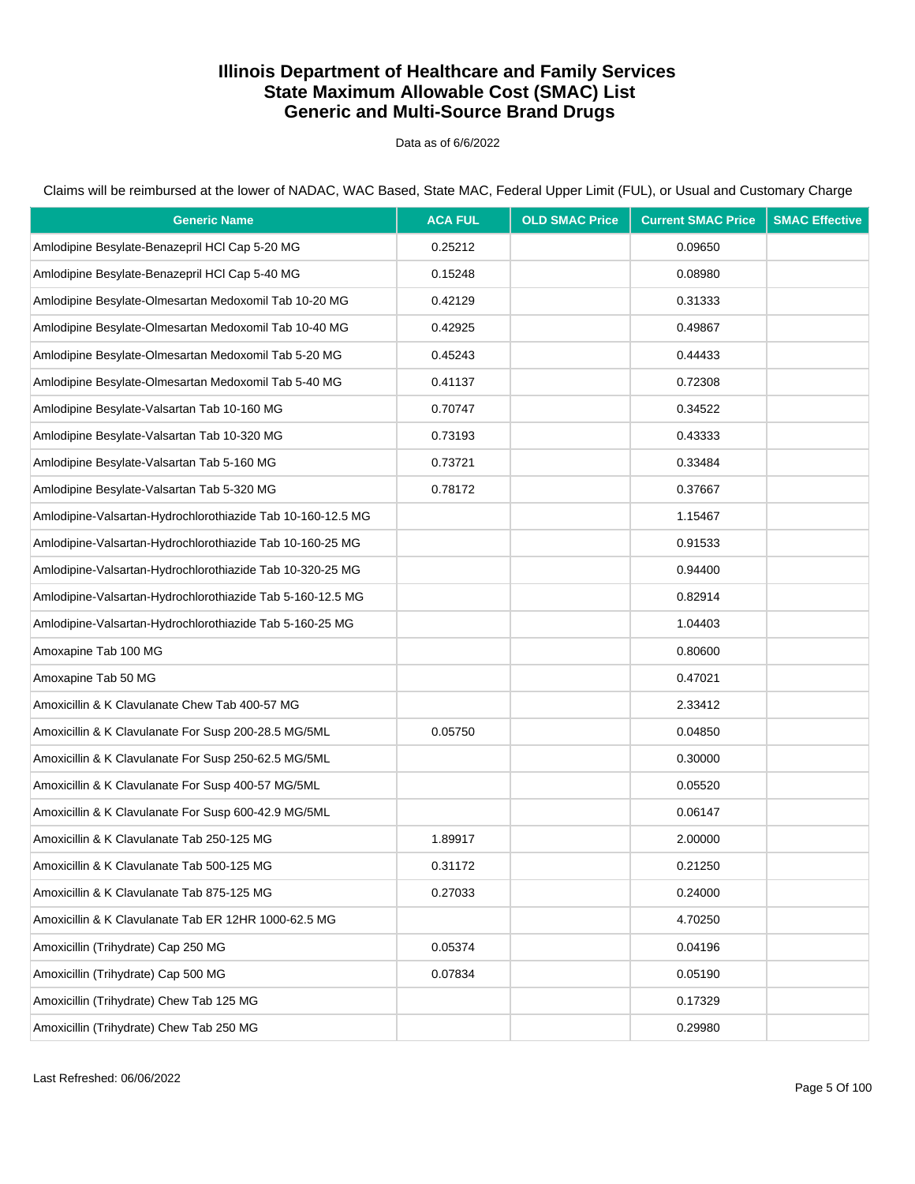# Illinois Department of Healthcare and Family Services
# State Maximum Allowable Cost (SMAC) List
# Generic and Multi-Source Brand Drugs

Data as of 6/6/2022

Claims will be reimbursed at the lower of NADAC, WAC Based, State MAC, Federal Upper Limit (FUL), or Usual and Customary Charge

| Generic Name | ACA FUL | OLD SMAC Price | Current SMAC Price | SMAC Effective |
|---|---|---|---|---|
| Amlodipine Besylate-Benazepril HCl Cap 5-20 MG | 0.25212 | | 0.09650 | |
| Amlodipine Besylate-Benazepril HCl Cap 5-40 MG | 0.15248 | | 0.08980 | |
| Amlodipine Besylate-Olmesartan Medoxomil Tab 10-20 MG | 0.42129 | | 0.31333 | |
| Amlodipine Besylate-Olmesartan Medoxomil Tab 10-40 MG | 0.42925 | | 0.49867 | |
| Amlodipine Besylate-Olmesartan Medoxomil Tab 5-20 MG | 0.45243 | | 0.44433 | |
| Amlodipine Besylate-Olmesartan Medoxomil Tab 5-40 MG | 0.41137 | | 0.72308 | |
| Amlodipine Besylate-Valsartan Tab 10-160 MG | 0.70747 | | 0.34522 | |
| Amlodipine Besylate-Valsartan Tab 10-320 MG | 0.73193 | | 0.43333 | |
| Amlodipine Besylate-Valsartan Tab 5-160 MG | 0.73721 | | 0.33484 | |
| Amlodipine Besylate-Valsartan Tab 5-320 MG | 0.78172 | | 0.37667 | |
| Amlodipine-Valsartan-Hydrochlorothiazide Tab 10-160-12.5 MG | | | 1.15467 | |
| Amlodipine-Valsartan-Hydrochlorothiazide Tab 10-160-25 MG | | | 0.91533 | |
| Amlodipine-Valsartan-Hydrochlorothiazide Tab 10-320-25 MG | | | 0.94400 | |
| Amlodipine-Valsartan-Hydrochlorothiazide Tab 5-160-12.5 MG | | | 0.82914 | |
| Amlodipine-Valsartan-Hydrochlorothiazide Tab 5-160-25 MG | | | 1.04403 | |
| Amoxapine Tab 100 MG | | | 0.80600 | |
| Amoxapine Tab 50 MG | | | 0.47021 | |
| Amoxicillin & K Clavulanate Chew Tab 400-57 MG | | | 2.33412 | |
| Amoxicillin & K Clavulanate For Susp 200-28.5 MG/5ML | 0.05750 | | 0.04850 | |
| Amoxicillin & K Clavulanate For Susp 250-62.5 MG/5ML | | | 0.30000 | |
| Amoxicillin & K Clavulanate For Susp 400-57 MG/5ML | | | 0.05520 | |
| Amoxicillin & K Clavulanate For Susp 600-42.9 MG/5ML | | | 0.06147 | |
| Amoxicillin & K Clavulanate Tab 250-125 MG | 1.89917 | | 2.00000 | |
| Amoxicillin & K Clavulanate Tab 500-125 MG | 0.31172 | | 0.21250 | |
| Amoxicillin & K Clavulanate Tab 875-125 MG | 0.27033 | | 0.24000 | |
| Amoxicillin & K Clavulanate Tab ER 12HR 1000-62.5 MG | | | 4.70250 | |
| Amoxicillin (Trihydrate) Cap 250 MG | 0.05374 | | 0.04196 | |
| Amoxicillin (Trihydrate) Cap 500 MG | 0.07834 | | 0.05190 | |
| Amoxicillin (Trihydrate) Chew Tab 125 MG | | | 0.17329 | |
| Amoxicillin (Trihydrate) Chew Tab 250 MG | | | 0.29980 | |

Last Refreshed: 06/06/2022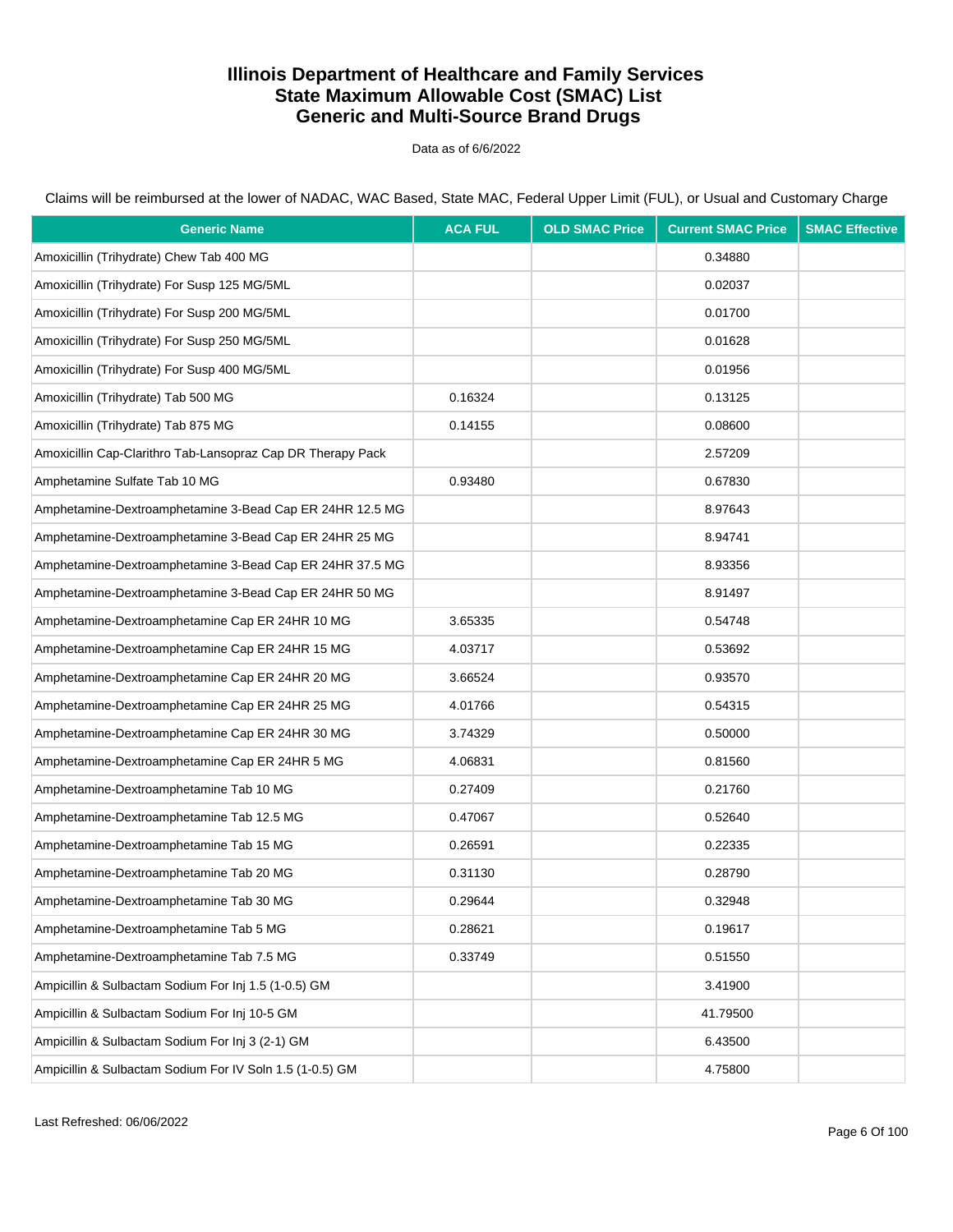# Illinois Department of Healthcare and Family Services
# State Maximum Allowable Cost (SMAC) List
# Generic and Multi-Source Brand Drugs

Data as of 6/6/2022

Claims will be reimbursed at the lower of NADAC, WAC Based, State MAC, Federal Upper Limit (FUL), or Usual and Customary Charge

| Generic Name | ACA FUL | OLD SMAC Price | Current SMAC Price | SMAC Effective |
|---|---|---|---|---|
| Amoxicillin (Trihydrate) Chew Tab 400 MG | | | 0.34880 | |
| Amoxicillin (Trihydrate) For Susp 125 MG/5ML | | | 0.02037 | |
| Amoxicillin (Trihydrate) For Susp 200 MG/5ML | | | 0.01700 | |
| Amoxicillin (Trihydrate) For Susp 250 MG/5ML | | | 0.01628 | |
| Amoxicillin (Trihydrate) For Susp 400 MG/5ML | | | 0.01956 | |
| Amoxicillin (Trihydrate) Tab 500 MG | 0.16324 | | 0.13125 | |
| Amoxicillin (Trihydrate) Tab 875 MG | 0.14155 | | 0.08600 | |
| Amoxicillin Cap-Clarithro Tab-Lansopraz Cap DR Therapy Pack | | | 2.57209 | |
| Amphetamine Sulfate Tab 10 MG | 0.93480 | | 0.67830 | |
| Amphetamine-Dextroamphetamine 3-Bead Cap ER 24HR 12.5 MG | | | 8.97643 | |
| Amphetamine-Dextroamphetamine 3-Bead Cap ER 24HR 25 MG | | | 8.94741 | |
| Amphetamine-Dextroamphetamine 3-Bead Cap ER 24HR 37.5 MG | | | 8.93356 | |
| Amphetamine-Dextroamphetamine 3-Bead Cap ER 24HR 50 MG | | | 8.91497 | |
| Amphetamine-Dextroamphetamine Cap ER 24HR 10 MG | 3.65335 | | 0.54748 | |
| Amphetamine-Dextroamphetamine Cap ER 24HR 15 MG | 4.03717 | | 0.53692 | |
| Amphetamine-Dextroamphetamine Cap ER 24HR 20 MG | 3.66524 | | 0.93570 | |
| Amphetamine-Dextroamphetamine Cap ER 24HR 25 MG | 4.01766 | | 0.54315 | |
| Amphetamine-Dextroamphetamine Cap ER 24HR 30 MG | 3.74329 | | 0.50000 | |
| Amphetamine-Dextroamphetamine Cap ER 24HR 5 MG | 4.06831 | | 0.81560 | |
| Amphetamine-Dextroamphetamine Tab 10 MG | 0.27409 | | 0.21760 | |
| Amphetamine-Dextroamphetamine Tab 12.5 MG | 0.47067 | | 0.52640 | |
| Amphetamine-Dextroamphetamine Tab 15 MG | 0.26591 | | 0.22335 | |
| Amphetamine-Dextroamphetamine Tab 20 MG | 0.31130 | | 0.28790 | |
| Amphetamine-Dextroamphetamine Tab 30 MG | 0.29644 | | 0.32948 | |
| Amphetamine-Dextroamphetamine Tab 5 MG | 0.28621 | | 0.19617 | |
| Amphetamine-Dextroamphetamine Tab 7.5 MG | 0.33749 | | 0.51550 | |
| Ampicillin & Sulbactam Sodium For Inj 1.5 (1-0.5) GM | | | 3.41900 | |
| Ampicillin & Sulbactam Sodium For Inj 10-5 GM | | | 41.79500 | |
| Ampicillin & Sulbactam Sodium For Inj 3 (2-1) GM | | | 6.43500 | |
| Ampicillin & Sulbactam Sodium For IV Soln 1.5 (1-0.5) GM | | | 4.75800 | |

Last Refreshed: 06/06/2022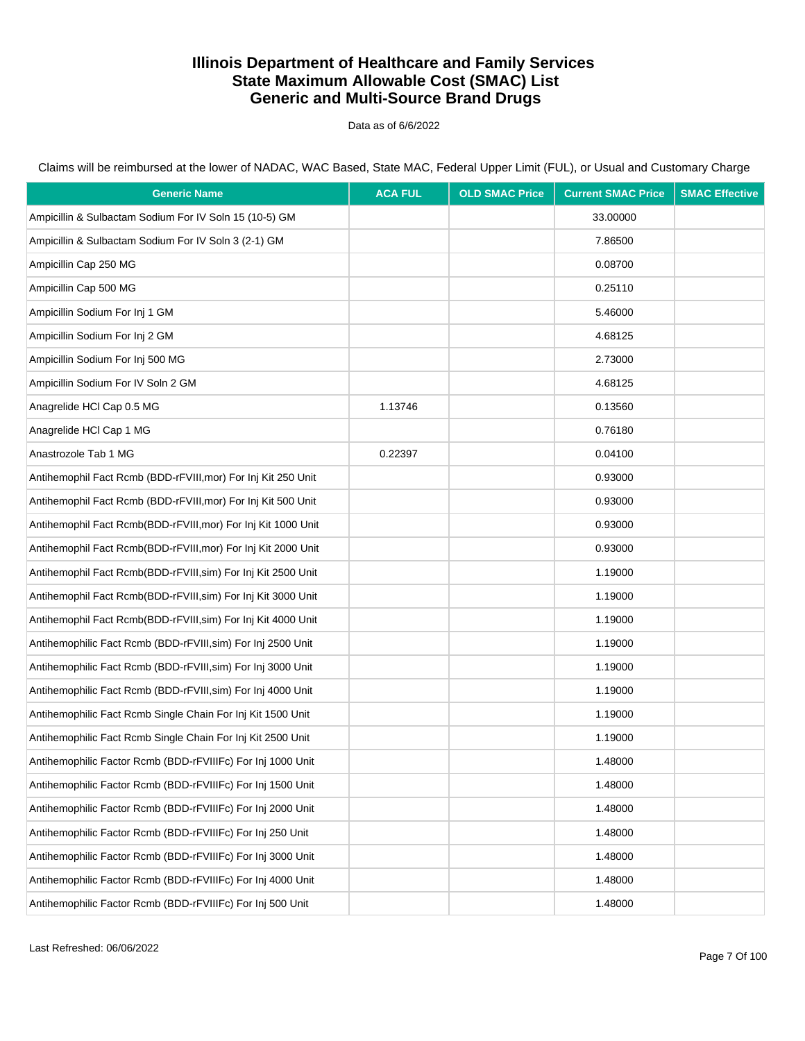# Illinois Department of Healthcare and Family Services
# State Maximum Allowable Cost (SMAC) List
# Generic and Multi-Source Brand Drugs

Data as of 6/6/2022

Claims will be reimbursed at the lower of NADAC, WAC Based, State MAC, Federal Upper Limit (FUL), or Usual and Customary Charge

| Generic Name | ACA FUL | OLD SMAC Price | Current SMAC Price | SMAC Effective |
|---|---|---|---|---|
| Ampicillin & Sulbactam Sodium For IV Soln 15 (10-5) GM | | | 33.00000 | |
| Ampicillin & Sulbactam Sodium For IV Soln 3 (2-1) GM | | | 7.86500 | |
| Ampicillin Cap 250 MG | | | 0.08700 | |
| Ampicillin Cap 500 MG | | | 0.25110 | |
| Ampicillin Sodium For Inj 1 GM | | | 5.46000 | |
| Ampicillin Sodium For Inj 2 GM | | | 4.68125 | |
| Ampicillin Sodium For Inj 500 MG | | | 2.73000 | |
| Ampicillin Sodium For IV Soln 2 GM | | | 4.68125 | |
| Anagrelide HCl Cap 0.5 MG | 1.13746 | | 0.13560 | |
| Anagrelide HCl Cap 1 MG | | | 0.76180 | |
| Anastrozole Tab 1 MG | 0.22397 | | 0.04100 | |
| Antihemophil Fact Rcmb (BDD-rFVIII,mor) For Inj Kit 250 Unit | | | 0.93000 | |
| Antihemophil Fact Rcmb (BDD-rFVIII,mor) For Inj Kit 500 Unit | | | 0.93000 | |
| Antihemophil Fact Rcmb(BDD-rFVIII,mor) For Inj Kit 1000 Unit | | | 0.93000 | |
| Antihemophil Fact Rcmb(BDD-rFVIII,mor) For Inj Kit 2000 Unit | | | 0.93000 | |
| Antihemophil Fact Rcmb(BDD-rFVIII,sim) For Inj Kit 2500 Unit | | | 1.19000 | |
| Antihemophil Fact Rcmb(BDD-rFVIII,sim) For Inj Kit 3000 Unit | | | 1.19000 | |
| Antihemophil Fact Rcmb(BDD-rFVIII,sim) For Inj Kit 4000 Unit | | | 1.19000 | |
| Antihemophilic Fact Rcmb (BDD-rFVIII,sim) For Inj 2500 Unit | | | 1.19000 | |
| Antihemophilic Fact Rcmb (BDD-rFVIII,sim) For Inj 3000 Unit | | | 1.19000 | |
| Antihemophilic Fact Rcmb (BDD-rFVIII,sim) For Inj 4000 Unit | | | 1.19000 | |
| Antihemophilic Fact Rcmb Single Chain For Inj Kit 1500 Unit | | | 1.19000 | |
| Antihemophilic Fact Rcmb Single Chain For Inj Kit 2500 Unit | | | 1.19000 | |
| Antihemophilic Factor Rcmb (BDD-rFVIIIFc) For Inj 1000 Unit | | | 1.48000 | |
| Antihemophilic Factor Rcmb (BDD-rFVIIIFc) For Inj 1500 Unit | | | 1.48000 | |
| Antihemophilic Factor Rcmb (BDD-rFVIIIFc) For Inj 2000 Unit | | | 1.48000 | |
| Antihemophilic Factor Rcmb (BDD-rFVIIIFc) For Inj 250 Unit | | | 1.48000 | |
| Antihemophilic Factor Rcmb (BDD-rFVIIIFc) For Inj 3000 Unit | | | 1.48000 | |
| Antihemophilic Factor Rcmb (BDD-rFVIIIFc) For Inj 4000 Unit | | | 1.48000 | |
| Antihemophilic Factor Rcmb (BDD-rFVIIIFc) For Inj 500 Unit | | | 1.48000 | |

Last Refreshed: 06/06/2022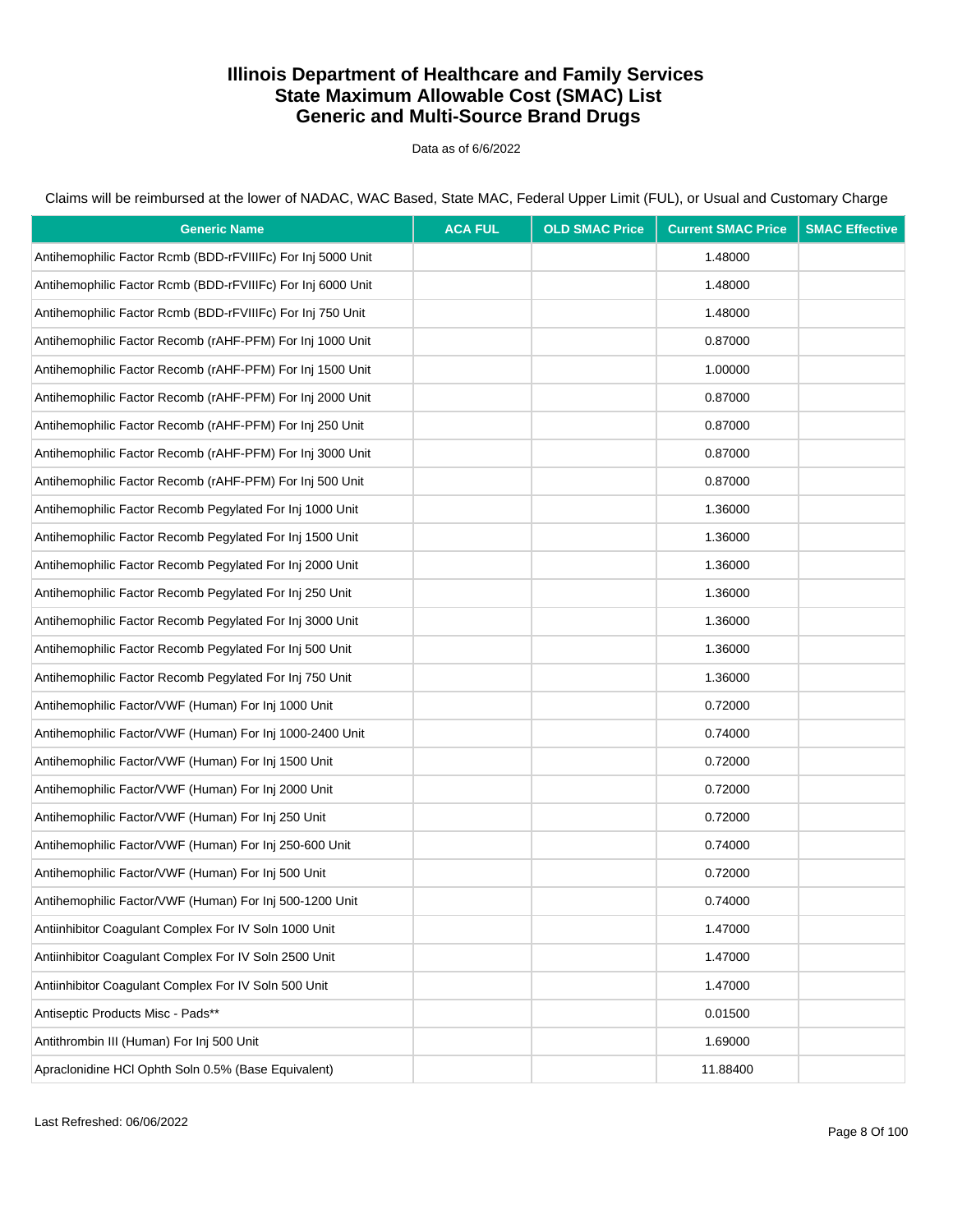# Illinois Department of Healthcare and Family Services
# State Maximum Allowable Cost (SMAC) List
# Generic and Multi-Source Brand Drugs

Data as of 6/6/2022

Claims will be reimbursed at the lower of NADAC, WAC Based, State MAC, Federal Upper Limit (FUL), or Usual and Customary Charge

| Generic Name | ACA FUL | OLD SMAC Price | Current SMAC Price | SMAC Effective |
|---|---|---|---|---|
| Antihemophilic Factor Rcmb (BDD-rFVIIIFc) For Inj 5000 Unit | | | 1.48000 | |
| Antihemophilic Factor Rcmb (BDD-rFVIIIFc) For Inj 6000 Unit | | | 1.48000 | |
| Antihemophilic Factor Rcmb (BDD-rFVIIIFc) For Inj 750 Unit | | | 1.48000 | |
| Antihemophilic Factor Recomb (rAHF-PFM) For Inj 1000 Unit | | | 0.87000 | |
| Antihemophilic Factor Recomb (rAHF-PFM) For Inj 1500 Unit | | | 1.00000 | |
| Antihemophilic Factor Recomb (rAHF-PFM) For Inj 2000 Unit | | | 0.87000 | |
| Antihemophilic Factor Recomb (rAHF-PFM) For Inj 250 Unit | | | 0.87000 | |
| Antihemophilic Factor Recomb (rAHF-PFM) For Inj 3000 Unit | | | 0.87000 | |
| Antihemophilic Factor Recomb (rAHF-PFM) For Inj 500 Unit | | | 0.87000 | |
| Antihemophilic Factor Recomb Pegylated For Inj 1000 Unit | | | 1.36000 | |
| Antihemophilic Factor Recomb Pegylated For Inj 1500 Unit | | | 1.36000 | |
| Antihemophilic Factor Recomb Pegylated For Inj 2000 Unit | | | 1.36000 | |
| Antihemophilic Factor Recomb Pegylated For Inj 250 Unit | | | 1.36000 | |
| Antihemophilic Factor Recomb Pegylated For Inj 3000 Unit | | | 1.36000 | |
| Antihemophilic Factor Recomb Pegylated For Inj 500 Unit | | | 1.36000 | |
| Antihemophilic Factor Recomb Pegylated For Inj 750 Unit | | | 1.36000 | |
| Antihemophilic Factor/VWF (Human) For Inj 1000 Unit | | | 0.72000 | |
| Antihemophilic Factor/VWF (Human) For Inj 1000-2400 Unit | | | 0.74000 | |
| Antihemophilic Factor/VWF (Human) For Inj 1500 Unit | | | 0.72000 | |
| Antihemophilic Factor/VWF (Human) For Inj 2000 Unit | | | 0.72000 | |
| Antihemophilic Factor/VWF (Human) For Inj 250 Unit | | | 0.72000 | |
| Antihemophilic Factor/VWF (Human) For Inj 250-600 Unit | | | 0.74000 | |
| Antihemophilic Factor/VWF (Human) For Inj 500 Unit | | | 0.72000 | |
| Antihemophilic Factor/VWF (Human) For Inj 500-1200 Unit | | | 0.74000 | |
| Antiinhibitor Coagulant Complex For IV Soln 1000 Unit | | | 1.47000 | |
| Antiinhibitor Coagulant Complex For IV Soln 2500 Unit | | | 1.47000 | |
| Antiinhibitor Coagulant Complex For IV Soln 500 Unit | | | 1.47000 | |
| Antiseptic Products Misc - Pads** | | | 0.01500 | |
| Antithrombin III (Human) For Inj 500 Unit | | | 1.69000 | |
| Apraclonidine HCl Ophth Soln 0.5% (Base Equivalent) | | | 11.88400 | |

Last Refreshed: 06/06/2022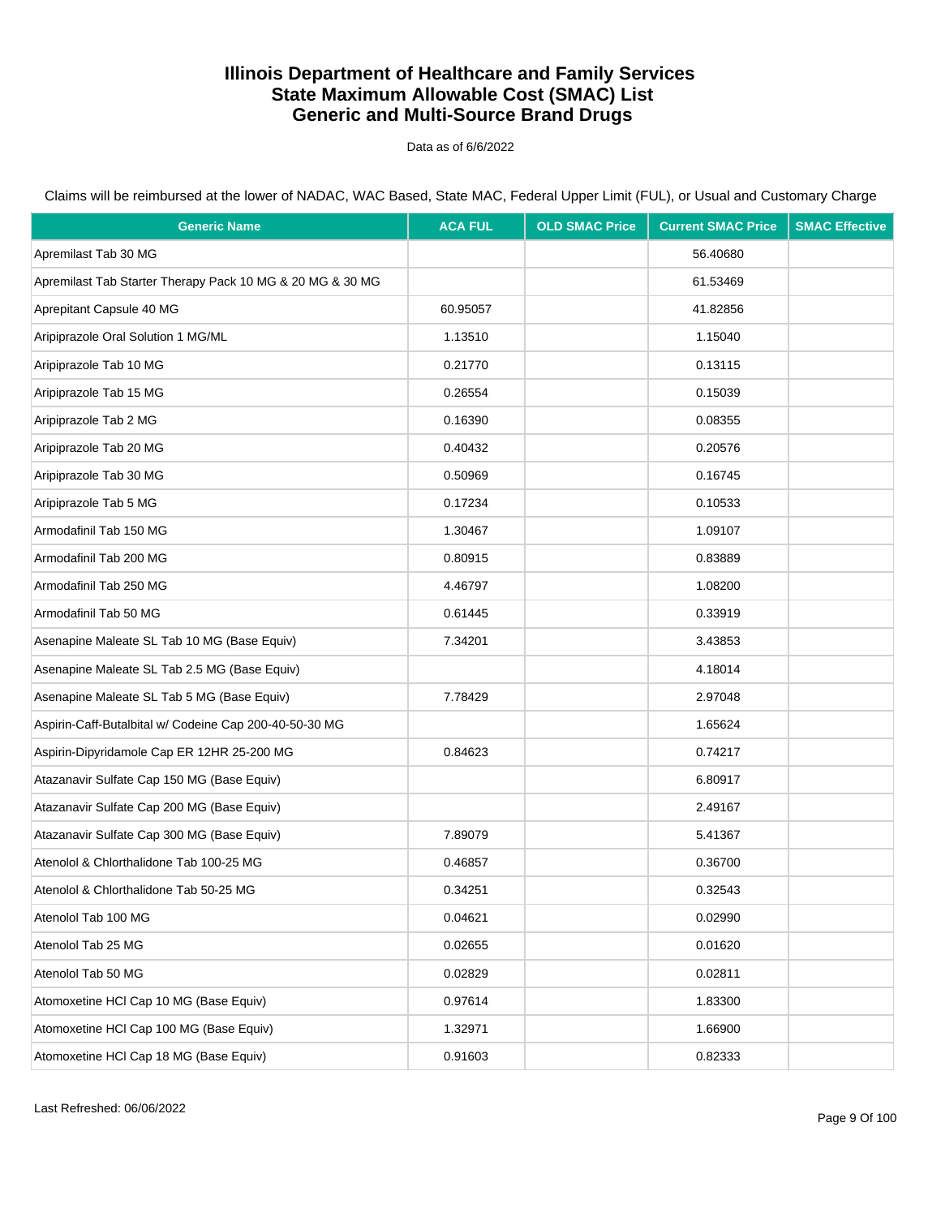# Illinois Department of Healthcare and Family Services
# State Maximum Allowable Cost (SMAC) List
# Generic and Multi-Source Brand Drugs

Data as of 6/6/2022

Claims will be reimbursed at the lower of NADAC, WAC Based, State MAC, Federal Upper Limit (FUL), or Usual and Customary Charge

| Generic Name | ACA FUL | OLD SMAC Price | Current SMAC Price | SMAC Effective |
|---|---|---|---|---|
| Apremilast Tab 30 MG | | | 56.40680 | |
| Apremilast Tab Starter Therapy Pack 10 MG & 20 MG & 30 MG | | | 61.53469 | |
| Aprepitant Capsule 40 MG | 60.95057 | | 41.82856 | |
| Aripiprazole Oral Solution 1 MG/ML | 1.13510 | | 1.15040 | |
| Aripiprazole Tab 10 MG | 0.21770 | | 0.13115 | |
| Aripiprazole Tab 15 MG | 0.26554 | | 0.15039 | |
| Aripiprazole Tab 2 MG | 0.16390 | | 0.08355 | |
| Aripiprazole Tab 20 MG | 0.40432 | | 0.20576 | |
| Aripiprazole Tab 30 MG | 0.50969 | | 0.16745 | |
| Aripiprazole Tab 5 MG | 0.17234 | | 0.10533 | |
| Armodafinil Tab 150 MG | 1.30467 | | 1.09107 | |
| Armodafinil Tab 200 MG | 0.80915 | | 0.83889 | |
| Armodafinil Tab 250 MG | 4.46797 | | 1.08200 | |
| Armodafinil Tab 50 MG | 0.61445 | | 0.33919 | |
| Asenapine Maleate SL Tab 10 MG (Base Equiv) | 7.34201 | | 3.43853 | |
| Asenapine Maleate SL Tab 2.5 MG (Base Equiv) | | | 4.18014 | |
| Asenapine Maleate SL Tab 5 MG (Base Equiv) | 7.78429 | | 2.97048 | |
| Aspirin-Caff-Butalbital w/ Codeine Cap 200-40-50-30 MG | | | 1.65624 | |
| Aspirin-Dipyridamole Cap ER 12HR 25-200 MG | 0.84623 | | 0.74217 | |
| Atazanavir Sulfate Cap 150 MG (Base Equiv) | | | 6.80917 | |
| Atazanavir Sulfate Cap 200 MG (Base Equiv) | | | 2.49167 | |
| Atazanavir Sulfate Cap 300 MG (Base Equiv) | 7.89079 | | 5.41367 | |
| Atenolol & Chlorthalidone Tab 100-25 MG | 0.46857 | | 0.36700 | |
| Atenolol & Chlorthalidone Tab 50-25 MG | 0.34251 | | 0.32543 | |
| Atenolol Tab 100 MG | 0.04621 | | 0.02990 | |
| Atenolol Tab 25 MG | 0.02655 | | 0.01620 | |
| Atenolol Tab 50 MG | 0.02829 | | 0.02811 | |
| Atomoxetine HCl Cap 10 MG (Base Equiv) | 0.97614 | | 1.83300 | |
| Atomoxetine HCl Cap 100 MG (Base Equiv) | 1.32971 | | 1.66900 | |
| Atomoxetine HCl Cap 18 MG (Base Equiv) | 0.91603 | | 0.82333 | |

Last Refreshed: 06/06/2022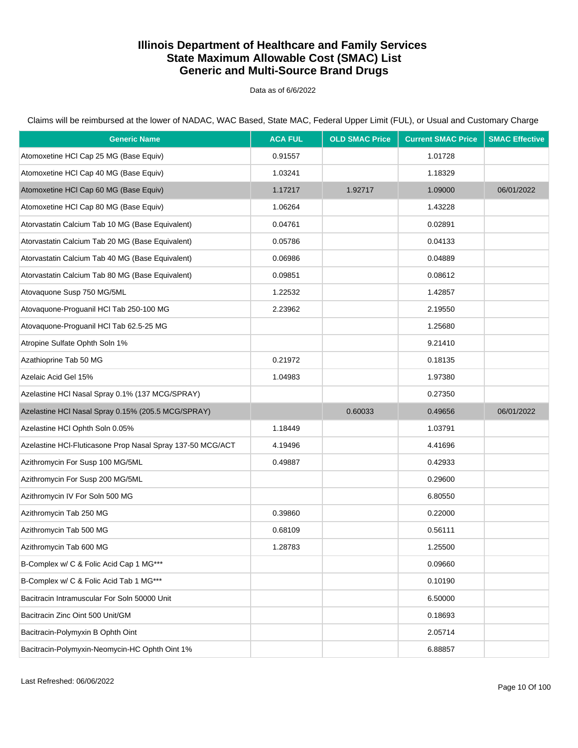# Illinois Department of Healthcare and Family Services
# State Maximum Allowable Cost (SMAC) List
# Generic and Multi-Source Brand Drugs

Data as of 6/6/2022

Claims will be reimbursed at the lower of NADAC, WAC Based, State MAC, Federal Upper Limit (FUL), or Usual and Customary Charge

| Generic Name | ACA FUL | OLD SMAC Price | Current SMAC Price | SMAC Effective |
|---|---|---|---|---|
| Atomoxetine HCl Cap 25 MG (Base Equiv) | 0.91557 | | 1.01728 | |
| Atomoxetine HCl Cap 40 MG (Base Equiv) | 1.03241 | | 1.18329 | |
| Atomoxetine HCl Cap 60 MG (Base Equiv) | 1.17217 | 1.92717 | 1.09000 | 06/01/2022 |
| Atomoxetine HCl Cap 80 MG (Base Equiv) | 1.06264 | | 1.43228 | |
| Atorvastatin Calcium Tab 10 MG (Base Equivalent) | 0.04761 | | 0.02891 | |
| Atorvastatin Calcium Tab 20 MG (Base Equivalent) | 0.05786 | | 0.04133 | |
| Atorvastatin Calcium Tab 40 MG (Base Equivalent) | 0.06986 | | 0.04889 | |
| Atorvastatin Calcium Tab 80 MG (Base Equivalent) | 0.09851 | | 0.08612 | |
| Atovaquone Susp 750 MG/5ML | 1.22532 | | 1.42857 | |
| Atovaquone-Proguanil HCl Tab 250-100 MG | 2.23962 | | 2.19550 | |
| Atovaquone-Proguanil HCl Tab 62.5-25 MG | | | 1.25680 | |
| Atropine Sulfate Ophth Soln 1% | | | 9.21410 | |
| Azathioprine Tab 50 MG | 0.21972 | | 0.18135 | |
| Azelaic Acid Gel 15% | 1.04983 | | 1.97380 | |
| Azelastine HCl Nasal Spray 0.1% (137 MCG/SPRAY) | | | 0.27350 | |
| Azelastine HCl Nasal Spray 0.15% (205.5 MCG/SPRAY) | | 0.60033 | 0.49656 | 06/01/2022 |
| Azelastine HCl Ophth Soln 0.05% | 1.18449 | | 1.03791 | |
| Azelastine HCl-Fluticasone Prop Nasal Spray 137-50 MCG/ACT | 4.19496 | | 4.41696 | |
| Azithromycin For Susp 100 MG/5ML | 0.49887 | | 0.42933 | |
| Azithromycin For Susp 200 MG/5ML | | | 0.29600 | |
| Azithromycin IV For Soln 500 MG | | | 6.80550 | |
| Azithromycin Tab 250 MG | 0.39860 | | 0.22000 | |
| Azithromycin Tab 500 MG | 0.68109 | | 0.56111 | |
| Azithromycin Tab 600 MG | 1.28783 | | 1.25500 | |
| B-Complex w/ C & Folic Acid Cap 1 MG*** | | | 0.09660 | |
| B-Complex w/ C & Folic Acid Tab 1 MG*** | | | 0.10190 | |
| Bacitracin Intramuscular For Soln 50000 Unit | | | 6.50000 | |
| Bacitracin Zinc Oint 500 Unit/GM | | | 0.18693 | |
| Bacitracin-Polymyxin B Ophth Oint | | | 2.05714 | |
| Bacitracin-Polymyxin-Neomycin-HC Ophth Oint 1% | | | 6.88857 | |

Last Refreshed: 06/06/2022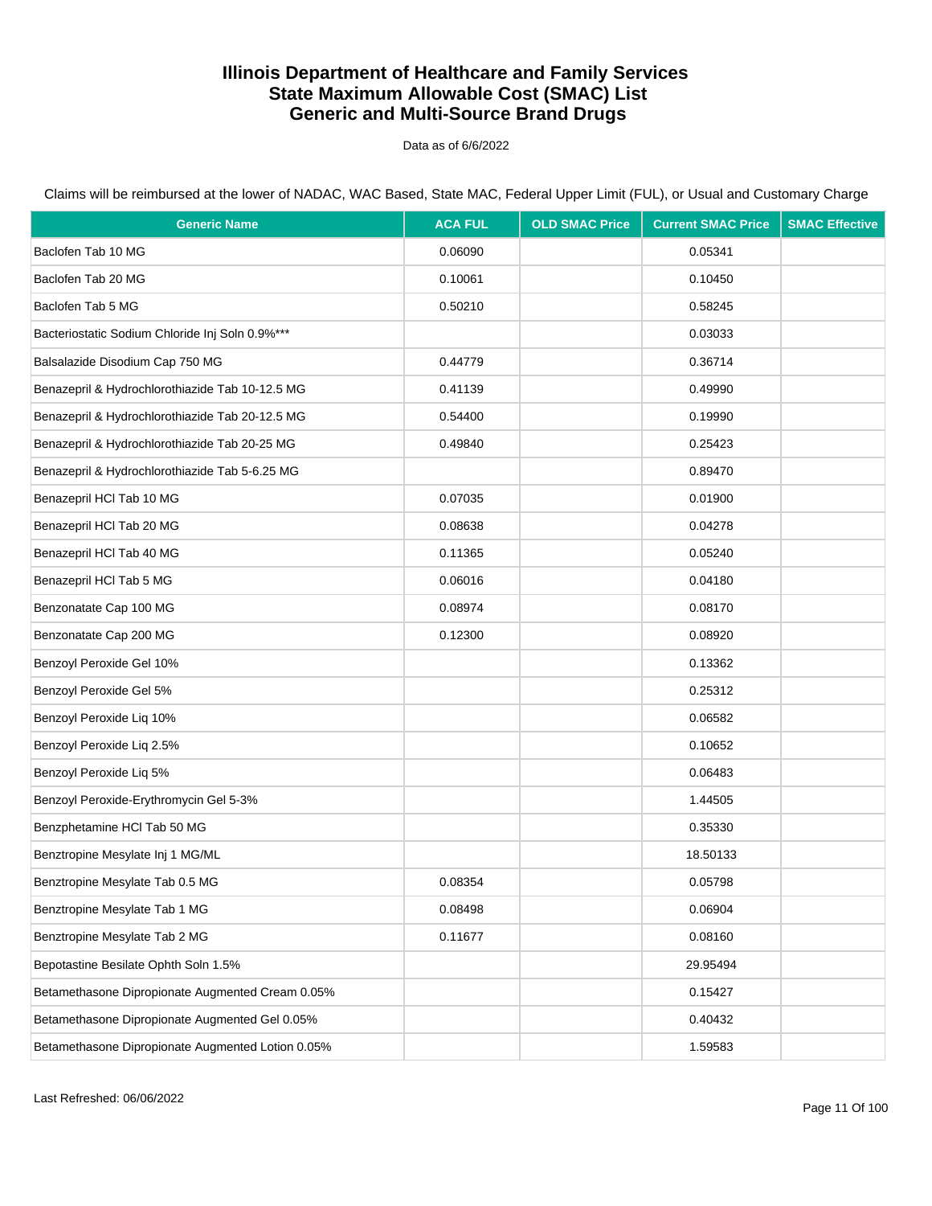# Illinois Department of Healthcare and Family Services
# State Maximum Allowable Cost (SMAC) List
# Generic and Multi-Source Brand Drugs

Data as of 6/6/2022

Claims will be reimbursed at the lower of NADAC, WAC Based, State MAC, Federal Upper Limit (FUL), or Usual and Customary Charge

| Generic Name | ACA FUL | OLD SMAC Price | Current SMAC Price | SMAC Effective |
|---|---|---|---|---|
| Baclofen Tab 10 MG | 0.06090 | | 0.05341 | |
| Baclofen Tab 20 MG | 0.10061 | | 0.10450 | |
| Baclofen Tab 5 MG | 0.50210 | | 0.58245 | |
| Bacteriostatic Sodium Chloride Inj Soln 0.9%*** | | | 0.03033 | |
| Balsalazide Disodium Cap 750 MG | 0.44779 | | 0.36714 | |
| Benazepril & Hydrochlorothiazide Tab 10-12.5 MG | 0.41139 | | 0.49990 | |
| Benazepril & Hydrochlorothiazide Tab 20-12.5 MG | 0.54400 | | 0.19990 | |
| Benazepril & Hydrochlorothiazide Tab 20-25 MG | 0.49840 | | 0.25423 | |
| Benazepril & Hydrochlorothiazide Tab 5-6.25 MG | | | 0.89470 | |
| Benazepril HCl Tab 10 MG | 0.07035 | | 0.01900 | |
| Benazepril HCl Tab 20 MG | 0.08638 | | 0.04278 | |
| Benazepril HCl Tab 40 MG | 0.11365 | | 0.05240 | |
| Benazepril HCl Tab 5 MG | 0.06016 | | 0.04180 | |
| Benzonatate Cap 100 MG | 0.08974 | | 0.08170 | |
| Benzonatate Cap 200 MG | 0.12300 | | 0.08920 | |
| Benzoyl Peroxide Gel 10% | | | 0.13362 | |
| Benzoyl Peroxide Gel 5% | | | 0.25312 | |
| Benzoyl Peroxide Liq 10% | | | 0.06582 | |
| Benzoyl Peroxide Liq 2.5% | | | 0.10652 | |
| Benzoyl Peroxide Liq 5% | | | 0.06483 | |
| Benzoyl Peroxide-Erythromycin Gel 5-3% | | | 1.44505 | |
| Benzphetamine HCl Tab 50 MG | | | 0.35330 | |
| Benztropine Mesylate Inj 1 MG/ML | | | 18.50133 | |
| Benztropine Mesylate Tab 0.5 MG | 0.08354 | | 0.05798 | |
| Benztropine Mesylate Tab 1 MG | 0.08498 | | 0.06904 | |
| Benztropine Mesylate Tab 2 MG | 0.11677 | | 0.08160 | |
| Bepotastine Besilate Ophth Soln 1.5% | | | 29.95494 | |
| Betamethasone Dipropionate Augmented Cream 0.05% | | | 0.15427 | |
| Betamethasone Dipropionate Augmented Gel 0.05% | | | 0.40432 | |
| Betamethasone Dipropionate Augmented Lotion 0.05% | | | 1.59583 | |

Last Refreshed: 06/06/2022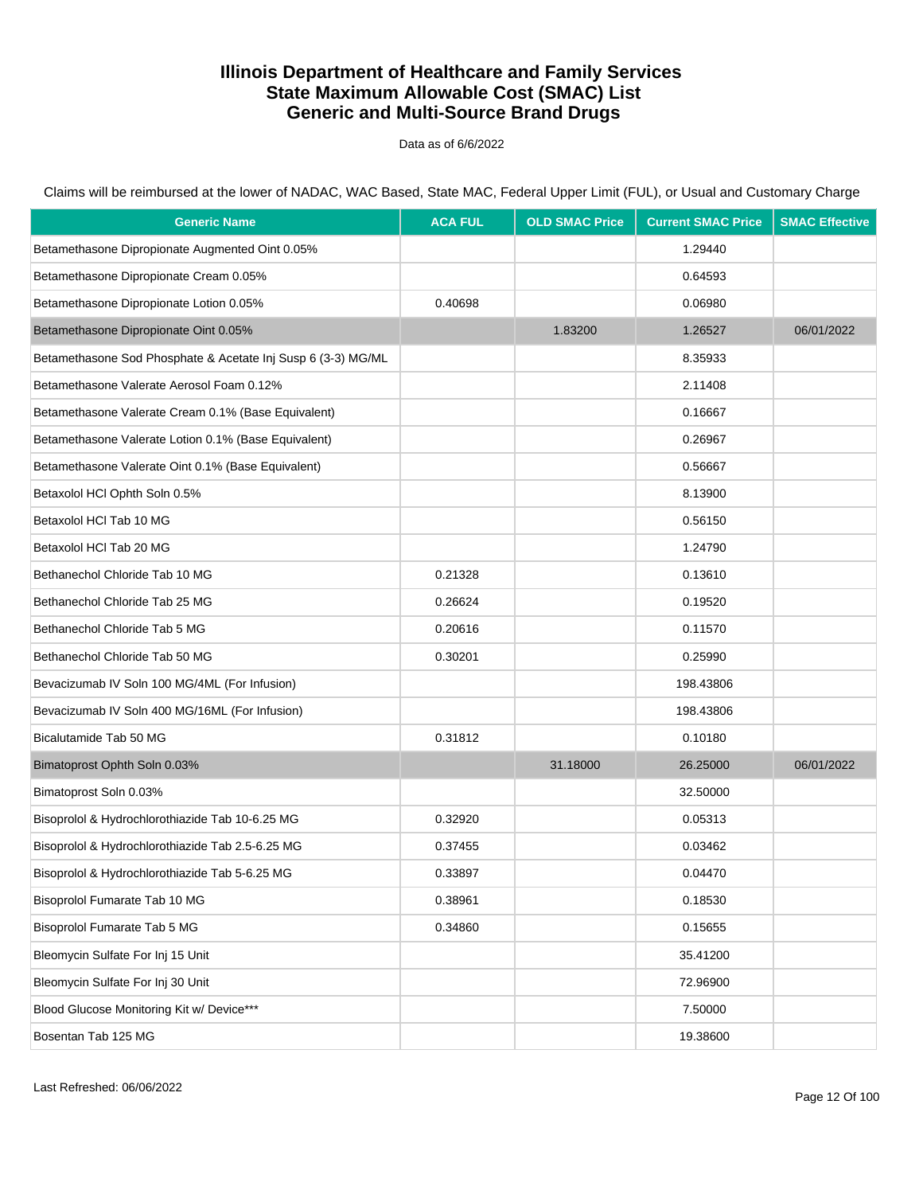# Illinois Department of Healthcare and Family Services
# State Maximum Allowable Cost (SMAC) List
# Generic and Multi-Source Brand Drugs

Data as of 6/6/2022

Claims will be reimbursed at the lower of NADAC, WAC Based, State MAC, Federal Upper Limit (FUL), or Usual and Customary Charge

| Generic Name | ACA FUL | OLD SMAC Price | Current SMAC Price | SMAC Effective |
|---|---|---|---|---|
| Betamethasone Dipropionate Augmented Oint 0.05% | | | 1.29440 | |
| Betamethasone Dipropionate Cream 0.05% | | | 0.64593 | |
| Betamethasone Dipropionate Lotion 0.05% | 0.40698 | | 0.06980 | |
| Betamethasone Dipropionate Oint 0.05% | | 1.83200 | 1.26527 | 06/01/2022 |
| Betamethasone Sod Phosphate & Acetate Inj Susp 6 (3-3) MG/ML | | | 8.35933 | |
| Betamethasone Valerate Aerosol Foam 0.12% | | | 2.11408 | |
| Betamethasone Valerate Cream 0.1% (Base Equivalent) | | | 0.16667 | |
| Betamethasone Valerate Lotion 0.1% (Base Equivalent) | | | 0.26967 | |
| Betamethasone Valerate Oint 0.1% (Base Equivalent) | | | 0.56667 | |
| Betaxolol HCl Ophth Soln 0.5% | | | 8.13900 | |
| Betaxolol HCl Tab 10 MG | | | 0.56150 | |
| Betaxolol HCl Tab 20 MG | | | 1.24790 | |
| Bethanechol Chloride Tab 10 MG | 0.21328 | | 0.13610 | |
| Bethanechol Chloride Tab 25 MG | 0.26624 | | 0.19520 | |
| Bethanechol Chloride Tab 5 MG | 0.20616 | | 0.11570 | |
| Bethanechol Chloride Tab 50 MG | 0.30201 | | 0.25990 | |
| Bevacizumab IV Soln 100 MG/4ML (For Infusion) | | | 198.43806 | |
| Bevacizumab IV Soln 400 MG/16ML (For Infusion) | | | 198.43806 | |
| Bicalutamide Tab 50 MG | 0.31812 | | 0.10180 | |
| Bimatoprost Ophth Soln 0.03% | | 31.18000 | 26.25000 | 06/01/2022 |
| Bimatoprost Soln 0.03% | | | 32.50000 | |
| Bisoprolol & Hydrochlorothiazide Tab 10-6.25 MG | 0.32920 | | 0.05313 | |
| Bisoprolol & Hydrochlorothiazide Tab 2.5-6.25 MG | 0.37455 | | 0.03462 | |
| Bisoprolol & Hydrochlorothiazide Tab 5-6.25 MG | 0.33897 | | 0.04470 | |
| Bisoprolol Fumarate Tab 10 MG | 0.38961 | | 0.18530 | |
| Bisoprolol Fumarate Tab 5 MG | 0.34860 | | 0.15655 | |
| Bleomycin Sulfate For Inj 15 Unit | | | 35.41200 | |
| Bleomycin Sulfate For Inj 30 Unit | | | 72.96900 | |
| Blood Glucose Monitoring Kit w/ Device*** | | | 7.50000 | |
| Bosentan Tab 125 MG | | | 19.38600 | |

Last Refreshed: 06/06/2022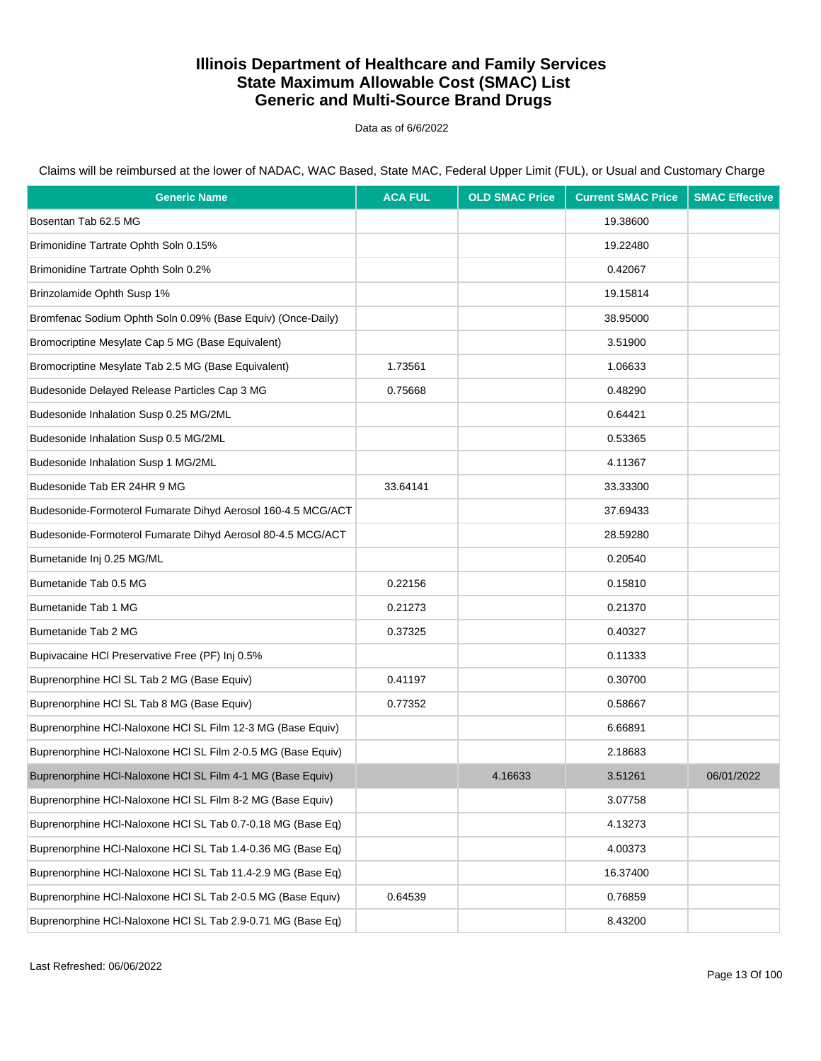# Illinois Department of Healthcare and Family Services
# State Maximum Allowable Cost (SMAC) List
# Generic and Multi-Source Brand Drugs

Data as of 6/6/2022

Claims will be reimbursed at the lower of NADAC, WAC Based, State MAC, Federal Upper Limit (FUL), or Usual and Customary Charge

| Generic Name | ACA FUL | OLD SMAC Price | Current SMAC Price | SMAC Effective |
|---|---|---|---|---|
| Bosentan Tab 62.5 MG | | | 19.38600 | |
| Brimonidine Tartrate Ophth Soln 0.15% | | | 19.22480 | |
| Brimonidine Tartrate Ophth Soln 0.2% | | | 0.42067 | |
| Brinzolamide Ophth Susp 1% | | | 19.15814 | |
| Bromfenac Sodium Ophth Soln 0.09% (Base Equiv) (Once-Daily) | | | 38.95000 | |
| Bromocriptine Mesylate Cap 5 MG (Base Equivalent) | | | 3.51900 | |
| Bromocriptine Mesylate Tab 2.5 MG (Base Equivalent) | 1.73561 | | 1.06633 | |
| Budesonide Delayed Release Particles Cap 3 MG | 0.75668 | | 0.48290 | |
| Budesonide Inhalation Susp 0.25 MG/2ML | | | 0.64421 | |
| Budesonide Inhalation Susp 0.5 MG/2ML | | | 0.53365 | |
| Budesonide Inhalation Susp 1 MG/2ML | | | 4.11367 | |
| Budesonide Tab ER 24HR 9 MG | 33.64141 | | 33.33300 | |
| Budesonide-Formoterol Fumarate Dihyd Aerosol 160-4.5 MCG/ACT | | | 37.69433 | |
| Budesonide-Formoterol Fumarate Dihyd Aerosol 80-4.5 MCG/ACT | | | 28.59280 | |
| Bumetanide Inj 0.25 MG/ML | | | 0.20540 | |
| Bumetanide Tab 0.5 MG | 0.22156 | | 0.15810 | |
| Bumetanide Tab 1 MG | 0.21273 | | 0.21370 | |
| Bumetanide Tab 2 MG | 0.37325 | | 0.40327 | |
| Bupivacaine HCl Preservative Free (PF) Inj 0.5% | | | 0.11333 | |
| Buprenorphine HCl SL Tab 2 MG (Base Equiv) | 0.41197 | | 0.30700 | |
| Buprenorphine HCl SL Tab 8 MG (Base Equiv) | 0.77352 | | 0.58667 | |
| Buprenorphine HCl-Naloxone HCl SL Film 12-3 MG (Base Equiv) | | | 6.66891 | |
| Buprenorphine HCl-Naloxone HCl SL Film 2-0.5 MG (Base Equiv) | | | 2.18683 | |
| Buprenorphine HCl-Naloxone HCl SL Film 4-1 MG (Base Equiv) | | 4.16633 | 3.51261 | 06/01/2022 |
| Buprenorphine HCl-Naloxone HCl SL Film 8-2 MG (Base Equiv) | | | 3.07758 | |
| Buprenorphine HCl-Naloxone HCl SL Tab 0.7-0.18 MG (Base Eq) | | | 4.13273 | |
| Buprenorphine HCl-Naloxone HCl SL Tab 1.4-0.36 MG (Base Eq) | | | 4.00373 | |
| Buprenorphine HCl-Naloxone HCl SL Tab 11.4-2.9 MG (Base Eq) | | | 16.37400 | |
| Buprenorphine HCl-Naloxone HCl SL Tab 2-0.5 MG (Base Equiv) | 0.64539 | | 0.76859 | |
| Buprenorphine HCl-Naloxone HCl SL Tab 2.9-0.71 MG (Base Eq) | | | 8.43200 | |

Last Refreshed: 06/06/2022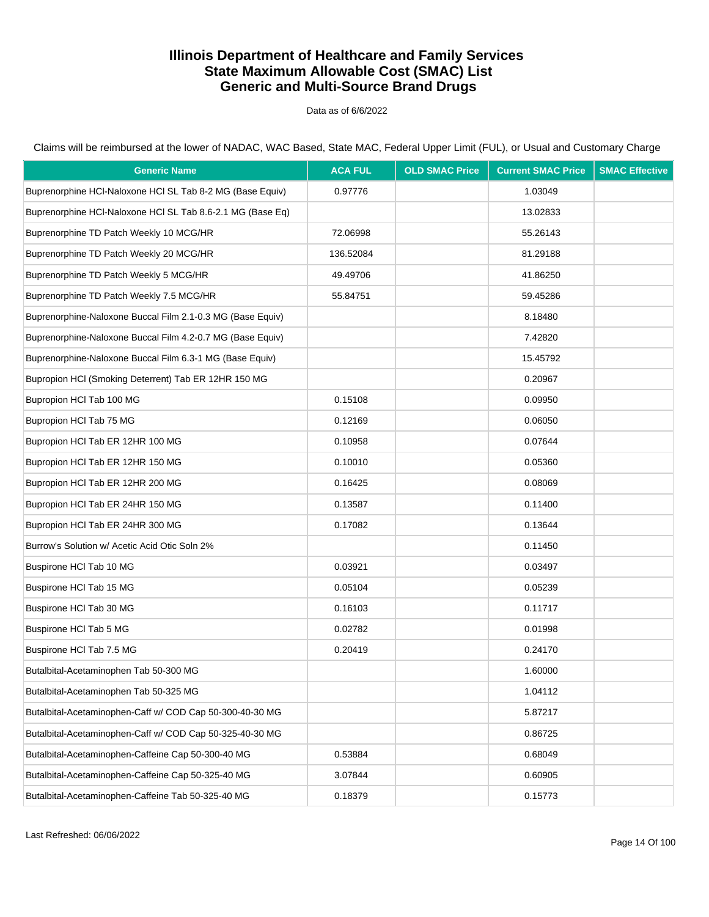# Illinois Department of Healthcare and Family Services
# State Maximum Allowable Cost (SMAC) List
# Generic and Multi-Source Brand Drugs

Data as of 6/6/2022

Claims will be reimbursed at the lower of NADAC, WAC Based, State MAC, Federal Upper Limit (FUL), or Usual and Customary Charge

| Generic Name | ACA FUL | OLD SMAC Price | Current SMAC Price | SMAC Effective |
|---|---|---|---|---|
| Buprenorphine HCl-Naloxone HCl SL Tab 8-2 MG (Base Equiv) | 0.97776 | | 1.03049 | |
| Buprenorphine HCl-Naloxone HCl SL Tab 8.6-2.1 MG (Base Eq) | | | 13.02833 | |
| Buprenorphine TD Patch Weekly 10 MCG/HR | 72.06998 | | 55.26143 | |
| Buprenorphine TD Patch Weekly 20 MCG/HR | 136.52084 | | 81.29188 | |
| Buprenorphine TD Patch Weekly 5 MCG/HR | 49.49706 | | 41.86250 | |
| Buprenorphine TD Patch Weekly 7.5 MCG/HR | 55.84751 | | 59.45286 | |
| Buprenorphine-Naloxone Buccal Film 2.1-0.3 MG (Base Equiv) | | | 8.18480 | |
| Buprenorphine-Naloxone Buccal Film 4.2-0.7 MG (Base Equiv) | | | 7.42820 | |
| Buprenorphine-Naloxone Buccal Film 6.3-1 MG (Base Equiv) | | | 15.45792 | |
| Bupropion HCl (Smoking Deterrent) Tab ER 12HR 150 MG | | | 0.20967 | |
| Bupropion HCl Tab 100 MG | 0.15108 | | 0.09950 | |
| Bupropion HCl Tab 75 MG | 0.12169 | | 0.06050 | |
| Bupropion HCl Tab ER 12HR 100 MG | 0.10958 | | 0.07644 | |
| Bupropion HCl Tab ER 12HR 150 MG | 0.10010 | | 0.05360 | |
| Bupropion HCl Tab ER 12HR 200 MG | 0.16425 | | 0.08069 | |
| Bupropion HCl Tab ER 24HR 150 MG | 0.13587 | | 0.11400 | |
| Bupropion HCl Tab ER 24HR 300 MG | 0.17082 | | 0.13644 | |
| Burrow's Solution w/ Acetic Acid Otic Soln 2% | | | 0.11450 | |
| Buspirone HCl Tab 10 MG | 0.03921 | | 0.03497 | |
| Buspirone HCl Tab 15 MG | 0.05104 | | 0.05239 | |
| Buspirone HCl Tab 30 MG | 0.16103 | | 0.11717 | |
| Buspirone HCl Tab 5 MG | 0.02782 | | 0.01998 | |
| Buspirone HCl Tab 7.5 MG | 0.20419 | | 0.24170 | |
| Butalbital-Acetaminophen Tab 50-300 MG | | | 1.60000 | |
| Butalbital-Acetaminophen Tab 50-325 MG | | | 1.04112 | |
| Butalbital-Acetaminophen-Caff w/ COD Cap 50-300-40-30 MG | | | 5.87217 | |
| Butalbital-Acetaminophen-Caff w/ COD Cap 50-325-40-30 MG | | | 0.86725 | |
| Butalbital-Acetaminophen-Caffeine Cap 50-300-40 MG | 0.53884 | | 0.68049 | |
| Butalbital-Acetaminophen-Caffeine Cap 50-325-40 MG | 3.07844 | | 0.60905 | |
| Butalbital-Acetaminophen-Caffeine Tab 50-325-40 MG | 0.18379 | | 0.15773 | |

Last Refreshed: 06/06/2022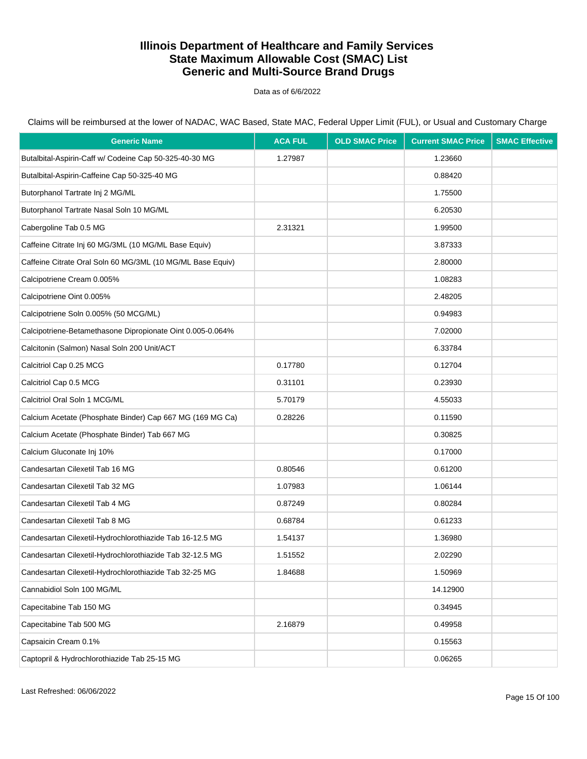# Illinois Department of Healthcare and Family Services
# State Maximum Allowable Cost (SMAC) List
# Generic and Multi-Source Brand Drugs

Data as of 6/6/2022

Claims will be reimbursed at the lower of NADAC, WAC Based, State MAC, Federal Upper Limit (FUL), or Usual and Customary Charge

| Generic Name | ACA FUL | OLD SMAC Price | Current SMAC Price | SMAC Effective |
|---|---|---|---|---|
| Butalbital-Aspirin-Caff w/ Codeine Cap 50-325-40-30 MG | 1.27987 | | 1.23660 | |
| Butalbital-Aspirin-Caffeine Cap 50-325-40 MG | | | 0.88420 | |
| Butorphanol Tartrate Inj 2 MG/ML | | | 1.75500 | |
| Butorphanol Tartrate Nasal Soln 10 MG/ML | | | 6.20530 | |
| Cabergoline Tab 0.5 MG | 2.31321 | | 1.99500 | |
| Caffeine Citrate Inj 60 MG/3ML (10 MG/ML Base Equiv) | | | 3.87333 | |
| Caffeine Citrate Oral Soln 60 MG/3ML (10 MG/ML Base Equiv) | | | 2.80000 | |
| Calcipotriene Cream 0.005% | | | 1.08283 | |
| Calcipotriene Oint 0.005% | | | 2.48205 | |
| Calcipotriene Soln 0.005% (50 MCG/ML) | | | 0.94983 | |
| Calcipotriene-Betamethasone Dipropionate Oint 0.005-0.064% | | | 7.02000 | |
| Calcitonin (Salmon) Nasal Soln 200 Unit/ACT | | | 6.33784 | |
| Calcitriol Cap 0.25 MCG | 0.17780 | | 0.12704 | |
| Calcitriol Cap 0.5 MCG | 0.31101 | | 0.23930 | |
| Calcitriol Oral Soln 1 MCG/ML | 5.70179 | | 4.55033 | |
| Calcium Acetate (Phosphate Binder) Cap 667 MG (169 MG Ca) | 0.28226 | | 0.11590 | |
| Calcium Acetate (Phosphate Binder) Tab 667 MG | | | 0.30825 | |
| Calcium Gluconate Inj 10% | | | 0.17000 | |
| Candesartan Cilexetil Tab 16 MG | 0.80546 | | 0.61200 | |
| Candesartan Cilexetil Tab 32 MG | 1.07983 | | 1.06144 | |
| Candesartan Cilexetil Tab 4 MG | 0.87249 | | 0.80284 | |
| Candesartan Cilexetil Tab 8 MG | 0.68784 | | 0.61233 | |
| Candesartan Cilexetil-Hydrochlorothiazide Tab 16-12.5 MG | 1.54137 | | 1.36980 | |
| Candesartan Cilexetil-Hydrochlorothiazide Tab 32-12.5 MG | 1.51552 | | 2.02290 | |
| Candesartan Cilexetil-Hydrochlorothiazide Tab 32-25 MG | 1.84688 | | 1.50969 | |
| Cannabidiol Soln 100 MG/ML | | | 14.12900 | |
| Capecitabine Tab 150 MG | | | 0.34945 | |
| Capecitabine Tab 500 MG | 2.16879 | | 0.49958 | |
| Capsaicin Cream 0.1% | | | 0.15563 | |
| Captopril & Hydrochlorothiazide Tab 25-15 MG | | | 0.06265 | |

Last Refreshed: 06/06/2022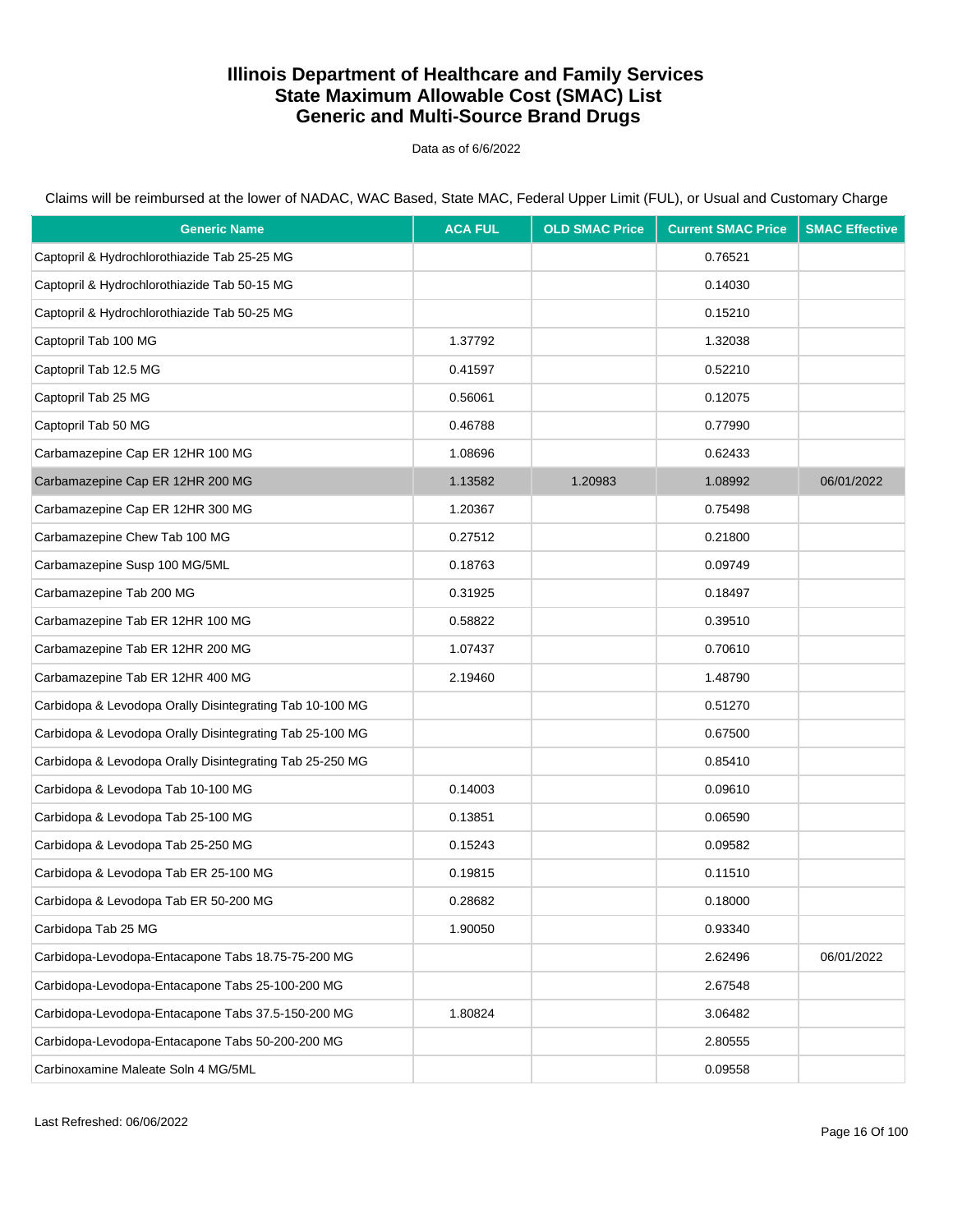# Illinois Department of Healthcare and Family Services
# State Maximum Allowable Cost (SMAC) List
# Generic and Multi-Source Brand Drugs

Data as of 6/6/2022

Claims will be reimbursed at the lower of NADAC, WAC Based, State MAC, Federal Upper Limit (FUL), or Usual and Customary Charge

| Generic Name | ACA FUL | OLD SMAC Price | Current SMAC Price | SMAC Effective |
|---|---|---|---|---|
| Captopril & Hydrochlorothiazide Tab 25-25 MG | | | 0.76521 | |
| Captopril & Hydrochlorothiazide Tab 50-15 MG | | | 0.14030 | |
| Captopril & Hydrochlorothiazide Tab 50-25 MG | | | 0.15210 | |
| Captopril Tab 100 MG | 1.37792 | | 1.32038 | |
| Captopril Tab 12.5 MG | 0.41597 | | 0.52210 | |
| Captopril Tab 25 MG | 0.56061 | | 0.12075 | |
| Captopril Tab 50 MG | 0.46788 | | 0.77990 | |
| Carbamazepine Cap ER 12HR 100 MG | 1.08696 | | 0.62433 | |
| Carbamazepine Cap ER 12HR 200 MG | 1.13582 | 1.20983 | 1.08992 | 06/01/2022 |
| Carbamazepine Cap ER 12HR 300 MG | 1.20367 | | 0.75498 | |
| Carbamazepine Chew Tab 100 MG | 0.27512 | | 0.21800 | |
| Carbamazepine Susp 100 MG/5ML | 0.18763 | | 0.09749 | |
| Carbamazepine Tab 200 MG | 0.31925 | | 0.18497 | |
| Carbamazepine Tab ER 12HR 100 MG | 0.58822 | | 0.39510 | |
| Carbamazepine Tab ER 12HR 200 MG | 1.07437 | | 0.70610 | |
| Carbamazepine Tab ER 12HR 400 MG | 2.19460 | | 1.48790 | |
| Carbidopa & Levodopa Orally Disintegrating Tab 10-100 MG | | | 0.51270 | |
| Carbidopa & Levodopa Orally Disintegrating Tab 25-100 MG | | | 0.67500 | |
| Carbidopa & Levodopa Orally Disintegrating Tab 25-250 MG | | | 0.85410 | |
| Carbidopa & Levodopa Tab 10-100 MG | 0.14003 | | 0.09610 | |
| Carbidopa & Levodopa Tab 25-100 MG | 0.13851 | | 0.06590 | |
| Carbidopa & Levodopa Tab 25-250 MG | 0.15243 | | 0.09582 | |
| Carbidopa & Levodopa Tab ER 25-100 MG | 0.19815 | | 0.11510 | |
| Carbidopa & Levodopa Tab ER 50-200 MG | 0.28682 | | 0.18000 | |
| Carbidopa Tab 25 MG | 1.90050 | | 0.93340 | |
| Carbidopa-Levodopa-Entacapone Tabs 18.75-75-200 MG | | | 2.62496 | 06/01/2022 |
| Carbidopa-Levodopa-Entacapone Tabs 25-100-200 MG | | | 2.67548 | |
| Carbidopa-Levodopa-Entacapone Tabs 37.5-150-200 MG | 1.80824 | | 3.06482 | |
| Carbidopa-Levodopa-Entacapone Tabs 50-200-200 MG | | | 2.80555 | |
| Carbinoxamine Maleate Soln 4 MG/5ML | | | 0.09558 | |

Last Refreshed: 06/06/2022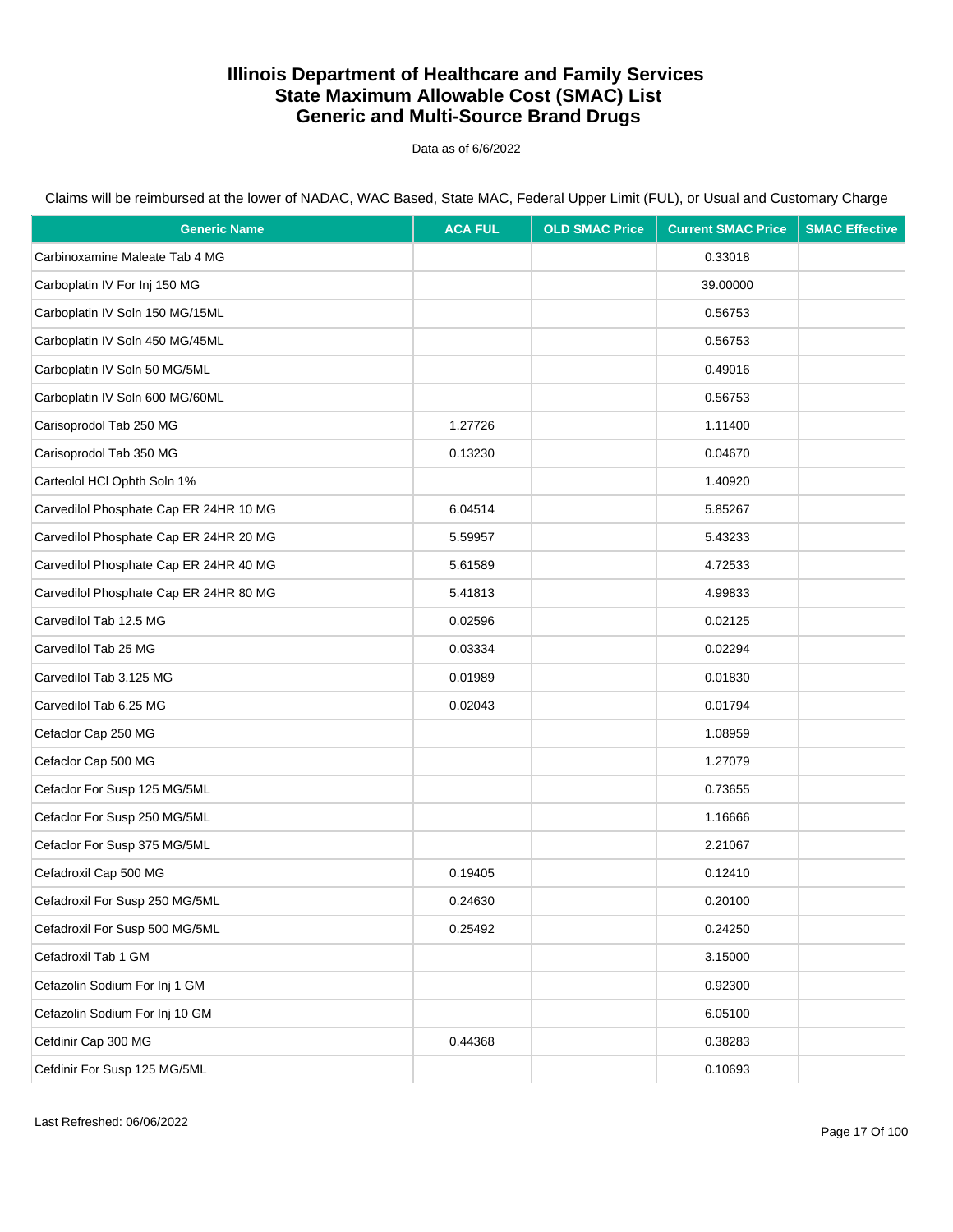# Illinois Department of Healthcare and Family Services
# State Maximum Allowable Cost (SMAC) List
# Generic and Multi-Source Brand Drugs

Data as of 6/6/2022

Claims will be reimbursed at the lower of NADAC, WAC Based, State MAC, Federal Upper Limit (FUL), or Usual and Customary Charge

| Generic Name | ACA FUL | OLD SMAC Price | Current SMAC Price | SMAC Effective |
|---|---|---|---|---|
| Carbinoxamine Maleate Tab 4 MG | | | 0.33018 | |
| Carboplatin IV For Inj 150 MG | | | 39.00000 | |
| Carboplatin IV Soln 150 MG/15ML | | | 0.56753 | |
| Carboplatin IV Soln 450 MG/45ML | | | 0.56753 | |
| Carboplatin IV Soln 50 MG/5ML | | | 0.49016 | |
| Carboplatin IV Soln 600 MG/60ML | | | 0.56753 | |
| Carisoprodol Tab 250 MG | 1.27726 | | 1.11400 | |
| Carisoprodol Tab 350 MG | 0.13230 | | 0.04670 | |
| Carteolol HCl Ophth Soln 1% | | | 1.40920 | |
| Carvedilol Phosphate Cap ER 24HR 10 MG | 6.04514 | | 5.85267 | |
| Carvedilol Phosphate Cap ER 24HR 20 MG | 5.59957 | | 5.43233 | |
| Carvedilol Phosphate Cap ER 24HR 40 MG | 5.61589 | | 4.72533 | |
| Carvedilol Phosphate Cap ER 24HR 80 MG | 5.41813 | | 4.99833 | |
| Carvedilol Tab 12.5 MG | 0.02596 | | 0.02125 | |
| Carvedilol Tab 25 MG | 0.03334 | | 0.02294 | |
| Carvedilol Tab 3.125 MG | 0.01989 | | 0.01830 | |
| Carvedilol Tab 6.25 MG | 0.02043 | | 0.01794 | |
| Cefaclor Cap 250 MG | | | 1.08959 | |
| Cefaclor Cap 500 MG | | | 1.27079 | |
| Cefaclor For Susp 125 MG/5ML | | | 0.73655 | |
| Cefaclor For Susp 250 MG/5ML | | | 1.16666 | |
| Cefaclor For Susp 375 MG/5ML | | | 2.21067 | |
| Cefadroxil Cap 500 MG | 0.19405 | | 0.12410 | |
| Cefadroxil For Susp 250 MG/5ML | 0.24630 | | 0.20100 | |
| Cefadroxil For Susp 500 MG/5ML | 0.25492 | | 0.24250 | |
| Cefadroxil Tab 1 GM | | | 3.15000 | |
| Cefazolin Sodium For Inj 1 GM | | | 0.92300 | |
| Cefazolin Sodium For Inj 10 GM | | | 6.05100 | |
| Cefdinir Cap 300 MG | 0.44368 | | 0.38283 | |
| Cefdinir For Susp 125 MG/5ML | | | 0.10693 | |

Last Refreshed: 06/06/2022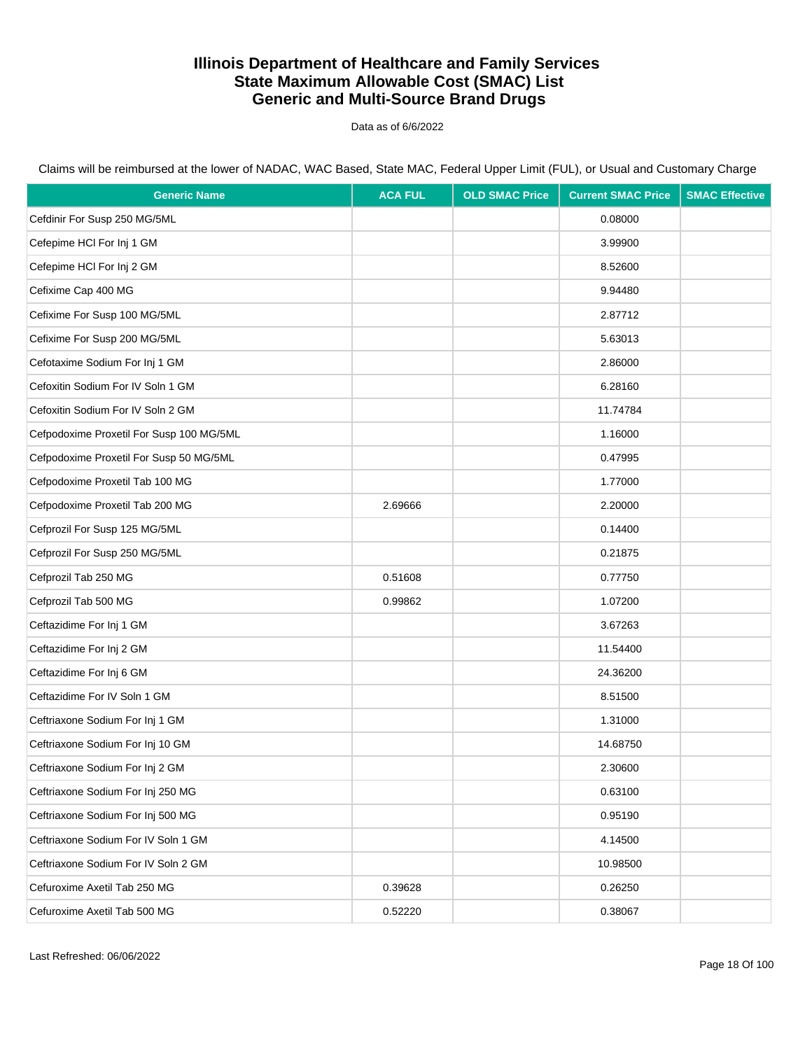# Illinois Department of Healthcare and Family Services
# State Maximum Allowable Cost (SMAC) List
# Generic and Multi-Source Brand Drugs

Data as of 6/6/2022

Claims will be reimbursed at the lower of NADAC, WAC Based, State MAC, Federal Upper Limit (FUL), or Usual and Customary Charge

| Generic Name | ACA FUL | OLD SMAC Price | Current SMAC Price | SMAC Effective |
|---|---|---|---|---|
| Cefdinir For Susp 250 MG/5ML | | | 0.08000 | |
| Cefepime HCl For Inj 1 GM | | | 3.99900 | |
| Cefepime HCl For Inj 2 GM | | | 8.52600 | |
| Cefixime Cap 400 MG | | | 9.94480 | |
| Cefixime For Susp 100 MG/5ML | | | 2.87712 | |
| Cefixime For Susp 200 MG/5ML | | | 5.63013 | |
| Cefotaxime Sodium For Inj 1 GM | | | 2.86000 | |
| Cefoxitin Sodium For IV Soln 1 GM | | | 6.28160 | |
| Cefoxitin Sodium For IV Soln 2 GM | | | 11.74784 | |
| Cefpodoxime Proxetil For Susp 100 MG/5ML | | | 1.16000 | |
| Cefpodoxime Proxetil For Susp 50 MG/5ML | | | 0.47995 | |
| Cefpodoxime Proxetil Tab 100 MG | | | 1.77000 | |
| Cefpodoxime Proxetil Tab 200 MG | 2.69666 | | 2.20000 | |
| Cefprozil For Susp 125 MG/5ML | | | 0.14400 | |
| Cefprozil For Susp 250 MG/5ML | | | 0.21875 | |
| Cefprozil Tab 250 MG | 0.51608 | | 0.77750 | |
| Cefprozil Tab 500 MG | 0.99862 | | 1.07200 | |
| Ceftazidime For Inj 1 GM | | | 3.67263 | |
| Ceftazidime For Inj 2 GM | | | 11.54400 | |
| Ceftazidime For Inj 6 GM | | | 24.36200 | |
| Ceftazidime For IV Soln 1 GM | | | 8.51500 | |
| Ceftriaxone Sodium For Inj 1 GM | | | 1.31000 | |
| Ceftriaxone Sodium For Inj 10 GM | | | 14.68750 | |
| Ceftriaxone Sodium For Inj 2 GM | | | 2.30600 | |
| Ceftriaxone Sodium For Inj 250 MG | | | 0.63100 | |
| Ceftriaxone Sodium For Inj 500 MG | | | 0.95190 | |
| Ceftriaxone Sodium For IV Soln 1 GM | | | 4.14500 | |
| Ceftriaxone Sodium For IV Soln 2 GM | | | 10.98500 | |
| Cefuroxime Axetil Tab 250 MG | 0.39628 | | 0.26250 | |
| Cefuroxime Axetil Tab 500 MG | 0.52220 | | 0.38067 | |

Last Refreshed: 06/06/2022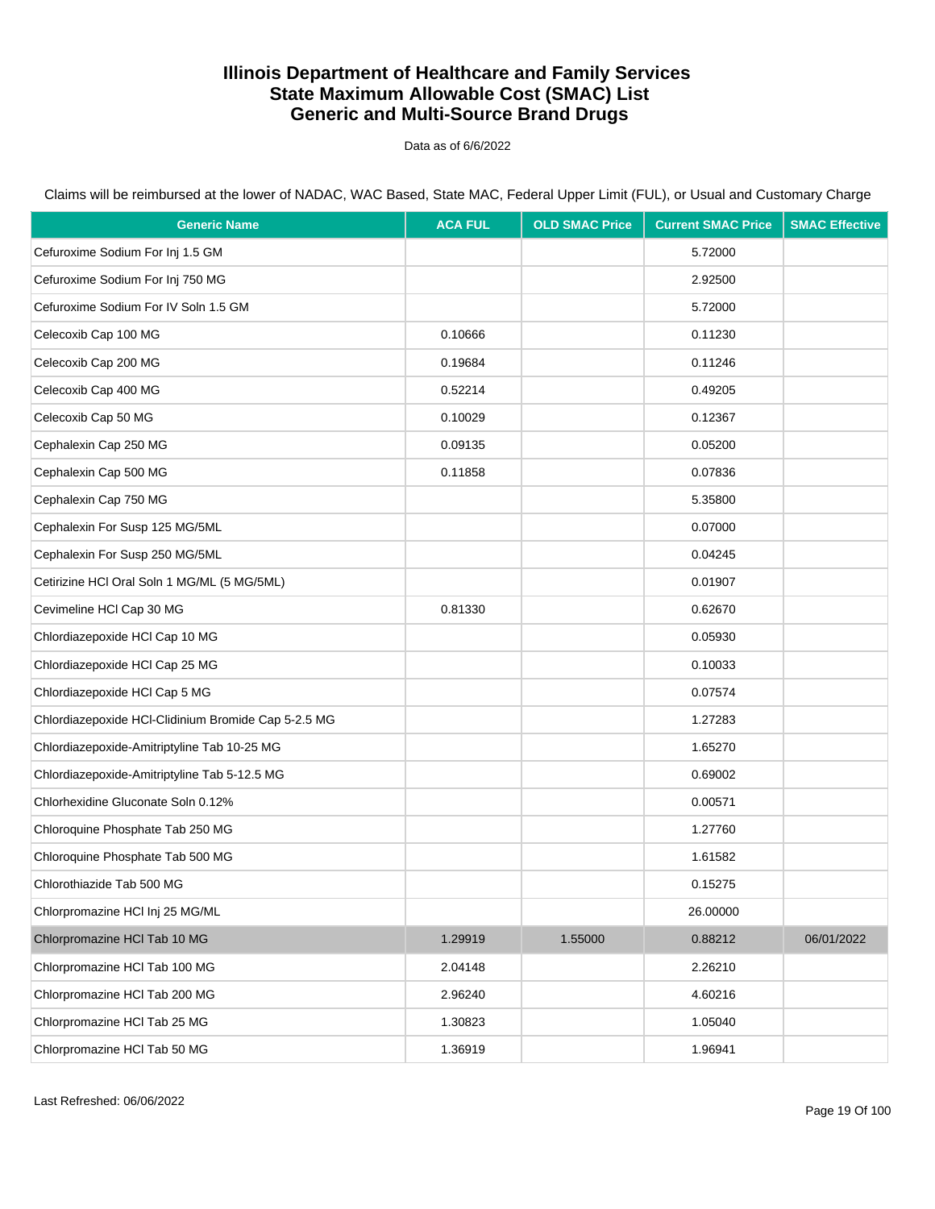# Illinois Department of Healthcare and Family Services
# State Maximum Allowable Cost (SMAC) List
# Generic and Multi-Source Brand Drugs

Data as of 6/6/2022

Claims will be reimbursed at the lower of NADAC, WAC Based, State MAC, Federal Upper Limit (FUL), or Usual and Customary Charge

| Generic Name | ACA FUL | OLD SMAC Price | Current SMAC Price | SMAC Effective |
|---|---|---|---|---|
| Cefuroxime Sodium For Inj 1.5 GM | | | 5.72000 | |
| Cefuroxime Sodium For Inj 750 MG | | | 2.92500 | |
| Cefuroxime Sodium For IV Soln 1.5 GM | | | 5.72000 | |
| Celecoxib Cap 100 MG | 0.10666 | | 0.11230 | |
| Celecoxib Cap 200 MG | 0.19684 | | 0.11246 | |
| Celecoxib Cap 400 MG | 0.52214 | | 0.49205 | |
| Celecoxib Cap 50 MG | 0.10029 | | 0.12367 | |
| Cephalexin Cap 250 MG | 0.09135 | | 0.05200 | |
| Cephalexin Cap 500 MG | 0.11858 | | 0.07836 | |
| Cephalexin Cap 750 MG | | | 5.35800 | |
| Cephalexin For Susp 125 MG/5ML | | | 0.07000 | |
| Cephalexin For Susp 250 MG/5ML | | | 0.04245 | |
| Cetirizine HCl Oral Soln 1 MG/ML (5 MG/5ML) | | | 0.01907 | |
| Cevimeline HCl Cap 30 MG | 0.81330 | | 0.62670 | |
| Chlordiazepoxide HCl Cap 10 MG | | | 0.05930 | |
| Chlordiazepoxide HCl Cap 25 MG | | | 0.10033 | |
| Chlordiazepoxide HCl Cap 5 MG | | | 0.07574 | |
| Chlordiazepoxide HCl-Clidinium Bromide Cap 5-2.5 MG | | | 1.27283 | |
| Chlordiazepoxide-Amitriptyline Tab 10-25 MG | | | 1.65270 | |
| Chlordiazepoxide-Amitriptyline Tab 5-12.5 MG | | | 0.69002 | |
| Chlorhexidine Gluconate Soln 0.12% | | | 0.00571 | |
| Chloroquine Phosphate Tab 250 MG | | | 1.27760 | |
| Chloroquine Phosphate Tab 500 MG | | | 1.61582 | |
| Chlorothiazide Tab 500 MG | | | 0.15275 | |
| Chlorpromazine HCl Inj 25 MG/ML | | | 26.00000 | |
| Chlorpromazine HCl Tab 10 MG | 1.29919 | 1.55000 | 0.88212 | 06/01/2022 |
| Chlorpromazine HCl Tab 100 MG | 2.04148 | | 2.26210 | |
| Chlorpromazine HCl Tab 200 MG | 2.96240 | | 4.60216 | |
| Chlorpromazine HCl Tab 25 MG | 1.30823 | | 1.05040 | |
| Chlorpromazine HCl Tab 50 MG | 1.36919 | | 1.96941 | |

Last Refreshed: 06/06/2022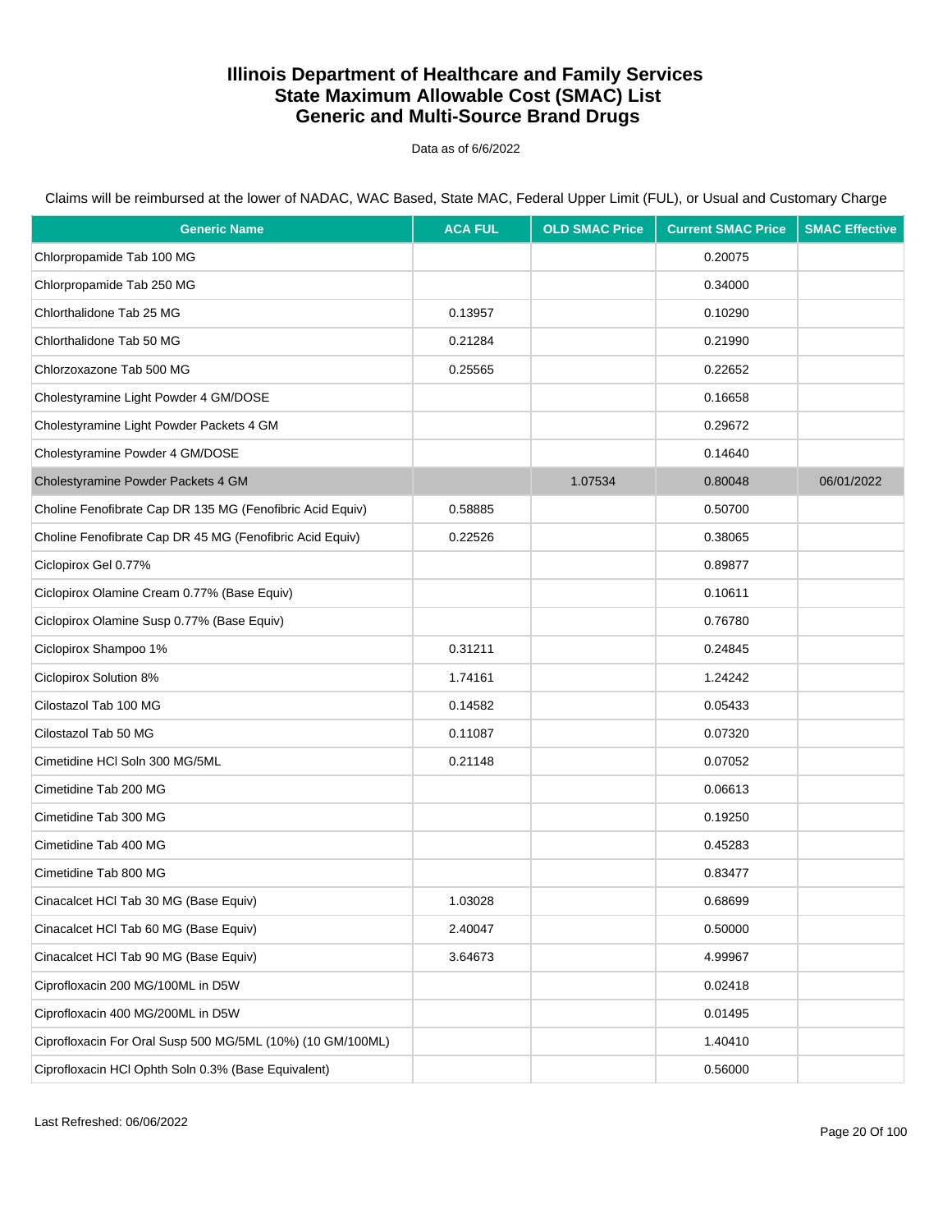# Illinois Department of Healthcare and Family Services
# State Maximum Allowable Cost (SMAC) List
# Generic and Multi-Source Brand Drugs

Data as of 6/6/2022

Claims will be reimbursed at the lower of NADAC, WAC Based, State MAC, Federal Upper Limit (FUL), or Usual and Customary Charge

| Generic Name | ACA FUL | OLD SMAC Price | Current SMAC Price | SMAC Effective |
|---|---|---|---|---|
| Chlorpropamide Tab 100 MG | | | 0.20075 | |
| Chlorpropamide Tab 250 MG | | | 0.34000 | |
| Chlorthalidone Tab 25 MG | 0.13957 | | 0.10290 | |
| Chlorthalidone Tab 50 MG | 0.21284 | | 0.21990 | |
| Chlorzoxazone Tab 500 MG | 0.25565 | | 0.22652 | |
| Cholestyramine Light Powder 4 GM/DOSE | | | 0.16658 | |
| Cholestyramine Light Powder Packets 4 GM | | | 0.29672 | |
| Cholestyramine Powder 4 GM/DOSE | | | 0.14640 | |
| Cholestyramine Powder Packets 4 GM | | 1.07534 | 0.80048 | 06/01/2022 |
| Choline Fenofibrate Cap DR 135 MG (Fenofibric Acid Equiv) | 0.58885 | | 0.50700 | |
| Choline Fenofibrate Cap DR 45 MG (Fenofibric Acid Equiv) | 0.22526 | | 0.38065 | |
| Ciclopirox Gel 0.77% | | | 0.89877 | |
| Ciclopirox Olamine Cream 0.77% (Base Equiv) | | | 0.10611 | |
| Ciclopirox Olamine Susp 0.77% (Base Equiv) | | | 0.76780 | |
| Ciclopirox Shampoo 1% | 0.31211 | | 0.24845 | |
| Ciclopirox Solution 8% | 1.74161 | | 1.24242 | |
| Cilostazol Tab 100 MG | 0.14582 | | 0.05433 | |
| Cilostazol Tab 50 MG | 0.11087 | | 0.07320 | |
| Cimetidine HCl Soln 300 MG/5ML | 0.21148 | | 0.07052 | |
| Cimetidine Tab 200 MG | | | 0.06613 | |
| Cimetidine Tab 300 MG | | | 0.19250 | |
| Cimetidine Tab 400 MG | | | 0.45283 | |
| Cimetidine Tab 800 MG | | | 0.83477 | |
| Cinacalcet HCl Tab 30 MG (Base Equiv) | 1.03028 | | 0.68699 | |
| Cinacalcet HCl Tab 60 MG (Base Equiv) | 2.40047 | | 0.50000 | |
| Cinacalcet HCl Tab 90 MG (Base Equiv) | 3.64673 | | 4.99967 | |
| Ciprofloxacin 200 MG/100ML in D5W | | | 0.02418 | |
| Ciprofloxacin 400 MG/200ML in D5W | | | 0.01495 | |
| Ciprofloxacin For Oral Susp 500 MG/5ML (10%) (10 GM/100ML) | | | 1.40410 | |
| Ciprofloxacin HCl Ophth Soln 0.3% (Base Equivalent) | | | 0.56000 | |

Last Refreshed: 06/06/2022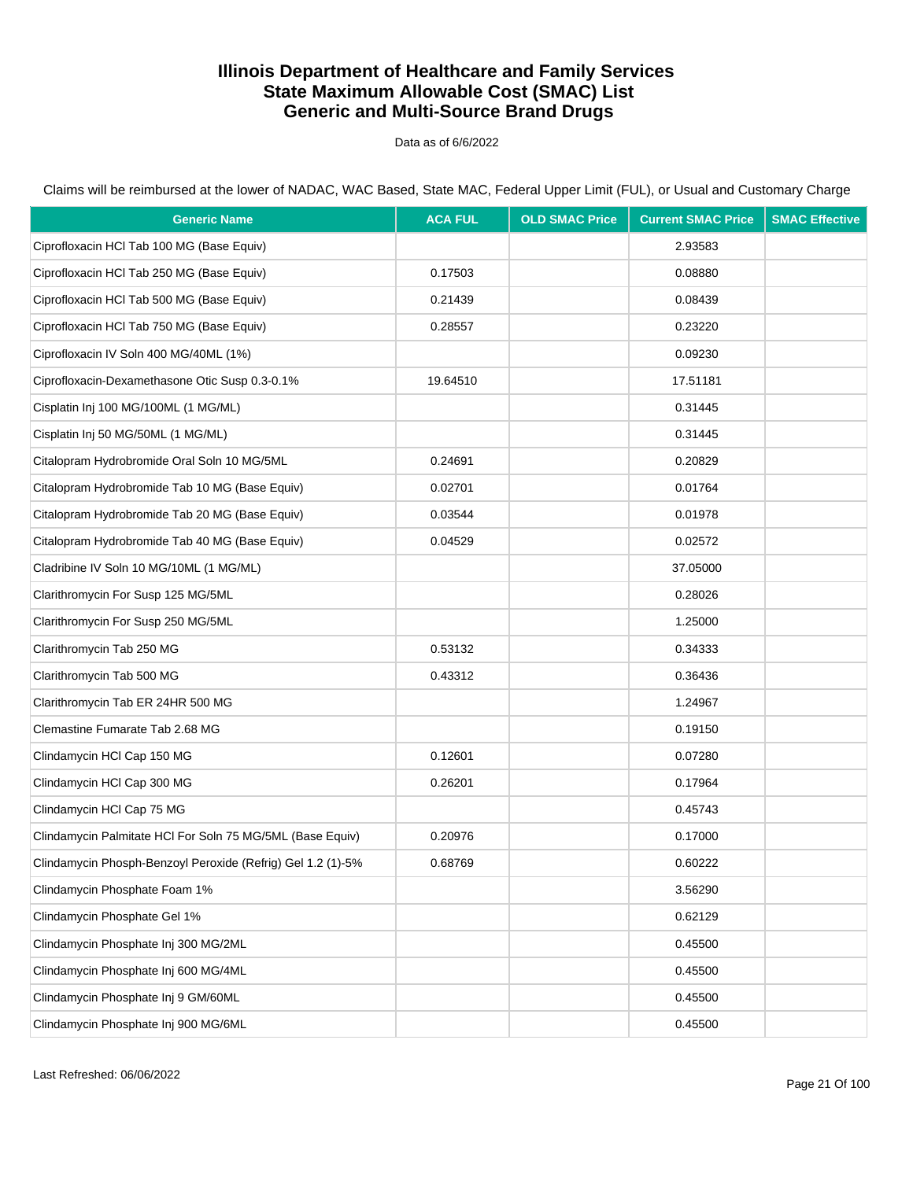# Illinois Department of Healthcare and Family Services
# State Maximum Allowable Cost (SMAC) List
# Generic and Multi-Source Brand Drugs

Data as of 6/6/2022

Claims will be reimbursed at the lower of NADAC, WAC Based, State MAC, Federal Upper Limit (FUL), or Usual and Customary Charge

| Generic Name | ACA FUL | OLD SMAC Price | Current SMAC Price | SMAC Effective |
|---|---|---|---|---|
| Ciprofloxacin HCl Tab 100 MG (Base Equiv) | | | 2.93583 | |
| Ciprofloxacin HCl Tab 250 MG (Base Equiv) | 0.17503 | | 0.08880 | |
| Ciprofloxacin HCl Tab 500 MG (Base Equiv) | 0.21439 | | 0.08439 | |
| Ciprofloxacin HCl Tab 750 MG (Base Equiv) | 0.28557 | | 0.23220 | |
| Ciprofloxacin IV Soln 400 MG/40ML (1%) | | | 0.09230 | |
| Ciprofloxacin-Dexamethasone Otic Susp 0.3-0.1% | 19.64510 | | 17.51181 | |
| Cisplatin Inj 100 MG/100ML (1 MG/ML) | | | 0.31445 | |
| Cisplatin Inj 50 MG/50ML (1 MG/ML) | | | 0.31445 | |
| Citalopram Hydrobromide Oral Soln 10 MG/5ML | 0.24691 | | 0.20829 | |
| Citalopram Hydrobromide Tab 10 MG (Base Equiv) | 0.02701 | | 0.01764 | |
| Citalopram Hydrobromide Tab 20 MG (Base Equiv) | 0.03544 | | 0.01978 | |
| Citalopram Hydrobromide Tab 40 MG (Base Equiv) | 0.04529 | | 0.02572 | |
| Cladribine IV Soln 10 MG/10ML (1 MG/ML) | | | 37.05000 | |
| Clarithromycin For Susp 125 MG/5ML | | | 0.28026 | |
| Clarithromycin For Susp 250 MG/5ML | | | 1.25000 | |
| Clarithromycin Tab 250 MG | 0.53132 | | 0.34333 | |
| Clarithromycin Tab 500 MG | 0.43312 | | 0.36436 | |
| Clarithromycin Tab ER 24HR 500 MG | | | 1.24967 | |
| Clemastine Fumarate Tab 2.68 MG | | | 0.19150 | |
| Clindamycin HCl Cap 150 MG | 0.12601 | | 0.07280 | |
| Clindamycin HCl Cap 300 MG | 0.26201 | | 0.17964 | |
| Clindamycin HCl Cap 75 MG | | | 0.45743 | |
| Clindamycin Palmitate HCl For Soln 75 MG/5ML (Base Equiv) | 0.20976 | | 0.17000 | |
| Clindamycin Phosph-Benzoyl Peroxide (Refrig) Gel 1.2 (1)-5% | 0.68769 | | 0.60222 | |
| Clindamycin Phosphate Foam 1% | | | 3.56290 | |
| Clindamycin Phosphate Gel 1% | | | 0.62129 | |
| Clindamycin Phosphate Inj 300 MG/2ML | | | 0.45500 | |
| Clindamycin Phosphate Inj 600 MG/4ML | | | 0.45500 | |
| Clindamycin Phosphate Inj 9 GM/60ML | | | 0.45500 | |
| Clindamycin Phosphate Inj 900 MG/6ML | | | 0.45500 | |

Last Refreshed: 06/06/2022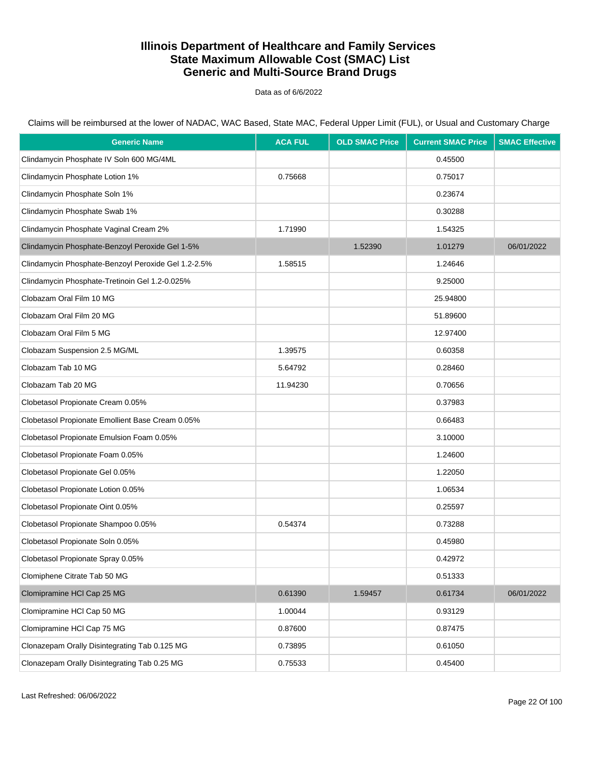# Illinois Department of Healthcare and Family Services
# State Maximum Allowable Cost (SMAC) List
# Generic and Multi-Source Brand Drugs

Data as of 6/6/2022

Claims will be reimbursed at the lower of NADAC, WAC Based, State MAC, Federal Upper Limit (FUL), or Usual and Customary Charge

| Generic Name | ACA FUL | OLD SMAC Price | Current SMAC Price | SMAC Effective |
|---|---|---|---|---|
| Clindamycin Phosphate IV Soln 600 MG/4ML | | | 0.45500 | |
| Clindamycin Phosphate Lotion 1% | 0.75668 | | 0.75017 | |
| Clindamycin Phosphate Soln 1% | | | 0.23674 | |
| Clindamycin Phosphate Swab 1% | | | 0.30288 | |
| Clindamycin Phosphate Vaginal Cream 2% | 1.71990 | | 1.54325 | |
| Clindamycin Phosphate-Benzoyl Peroxide Gel 1-5% | | 1.52390 | 1.01279 | 06/01/2022 |
| Clindamycin Phosphate-Benzoyl Peroxide Gel 1.2-2.5% | 1.58515 | | 1.24646 | |
| Clindamycin Phosphate-Tretinoin Gel 1.2-0.025% | | | 9.25000 | |
| Clobazam Oral Film 10 MG | | | 25.94800 | |
| Clobazam Oral Film 20 MG | | | 51.89600 | |
| Clobazam Oral Film 5 MG | | | 12.97400 | |
| Clobazam Suspension 2.5 MG/ML | 1.39575 | | 0.60358 | |
| Clobazam Tab 10 MG | 5.64792 | | 0.28460 | |
| Clobazam Tab 20 MG | 11.94230 | | 0.70656 | |
| Clobetasol Propionate Cream 0.05% | | | 0.37983 | |
| Clobetasol Propionate Emollient Base Cream 0.05% | | | 0.66483 | |
| Clobetasol Propionate Emulsion Foam 0.05% | | | 3.10000 | |
| Clobetasol Propionate Foam 0.05% | | | 1.24600 | |
| Clobetasol Propionate Gel 0.05% | | | 1.22050 | |
| Clobetasol Propionate Lotion 0.05% | | | 1.06534 | |
| Clobetasol Propionate Oint 0.05% | | | 0.25597 | |
| Clobetasol Propionate Shampoo 0.05% | 0.54374 | | 0.73288 | |
| Clobetasol Propionate Soln 0.05% | | | 0.45980 | |
| Clobetasol Propionate Spray 0.05% | | | 0.42972 | |
| Clomiphene Citrate Tab 50 MG | | | 0.51333 | |
| Clomipramine HCl Cap 25 MG | 0.61390 | 1.59457 | 0.61734 | 06/01/2022 |
| Clomipramine HCl Cap 50 MG | 1.00044 | | 0.93129 | |
| Clomipramine HCl Cap 75 MG | 0.87600 | | 0.87475 | |
| Clonazepam Orally Disintegrating Tab 0.125 MG | 0.73895 | | 0.61050 | |
| Clonazepam Orally Disintegrating Tab 0.25 MG | 0.75533 | | 0.45400 | |

Last Refreshed: 06/06/2022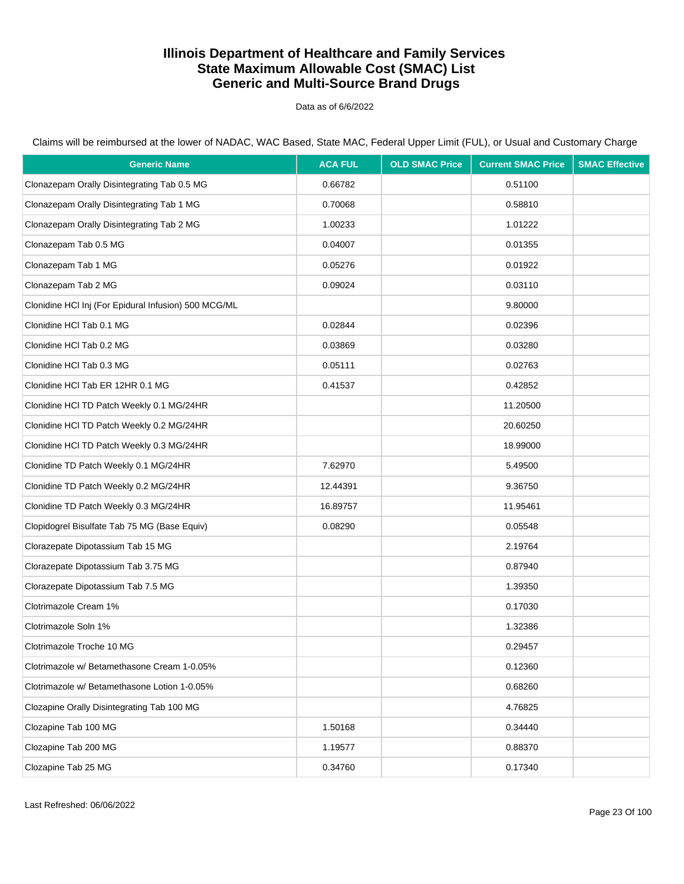# Illinois Department of Healthcare and Family Services
# State Maximum Allowable Cost (SMAC) List
# Generic and Multi-Source Brand Drugs

Data as of 6/6/2022

Claims will be reimbursed at the lower of NADAC, WAC Based, State MAC, Federal Upper Limit (FUL), or Usual and Customary Charge

| Generic Name | ACA FUL | OLD SMAC Price | Current SMAC Price | SMAC Effective |
|---|---|---|---|---|
| Clonazepam Orally Disintegrating Tab 0.5 MG | 0.66782 | | 0.51100 | |
| Clonazepam Orally Disintegrating Tab 1 MG | 0.70068 | | 0.58810 | |
| Clonazepam Orally Disintegrating Tab 2 MG | 1.00233 | | 1.01222 | |
| Clonazepam Tab 0.5 MG | 0.04007 | | 0.01355 | |
| Clonazepam Tab 1 MG | 0.05276 | | 0.01922 | |
| Clonazepam Tab 2 MG | 0.09024 | | 0.03110 | |
| Clonidine HCl Inj (For Epidural Infusion) 500 MCG/ML | | | 9.80000 | |
| Clonidine HCl Tab 0.1 MG | 0.02844 | | 0.02396 | |
| Clonidine HCl Tab 0.2 MG | 0.03869 | | 0.03280 | |
| Clonidine HCl Tab 0.3 MG | 0.05111 | | 0.02763 | |
| Clonidine HCl Tab ER 12HR 0.1 MG | 0.41537 | | 0.42852 | |
| Clonidine HCl TD Patch Weekly 0.1 MG/24HR | | | 11.20500 | |
| Clonidine HCl TD Patch Weekly 0.2 MG/24HR | | | 20.60250 | |
| Clonidine HCl TD Patch Weekly 0.3 MG/24HR | | | 18.99000 | |
| Clonidine TD Patch Weekly 0.1 MG/24HR | 7.62970 | | 5.49500 | |
| Clonidine TD Patch Weekly 0.2 MG/24HR | 12.44391 | | 9.36750 | |
| Clonidine TD Patch Weekly 0.3 MG/24HR | 16.89757 | | 11.95461 | |
| Clopidogrel Bisulfate Tab 75 MG (Base Equiv) | 0.08290 | | 0.05548 | |
| Clorazepate Dipotassium Tab 15 MG | | | 2.19764 | |
| Clorazepate Dipotassium Tab 3.75 MG | | | 0.87940 | |
| Clorazepate Dipotassium Tab 7.5 MG | | | 1.39350 | |
| Clotrimazole Cream 1% | | | 0.17030 | |
| Clotrimazole Soln 1% | | | 1.32386 | |
| Clotrimazole Troche 10 MG | | | 0.29457 | |
| Clotrimazole w/ Betamethasone Cream 1-0.05% | | | 0.12360 | |
| Clotrimazole w/ Betamethasone Lotion 1-0.05% | | | 0.68260 | |
| Clozapine Orally Disintegrating Tab 100 MG | | | 4.76825 | |
| Clozapine Tab 100 MG | 1.50168 | | 0.34440 | |
| Clozapine Tab 200 MG | 1.19577 | | 0.88370 | |
| Clozapine Tab 25 MG | 0.34760 | | 0.17340 | |

Last Refreshed: 06/06/2022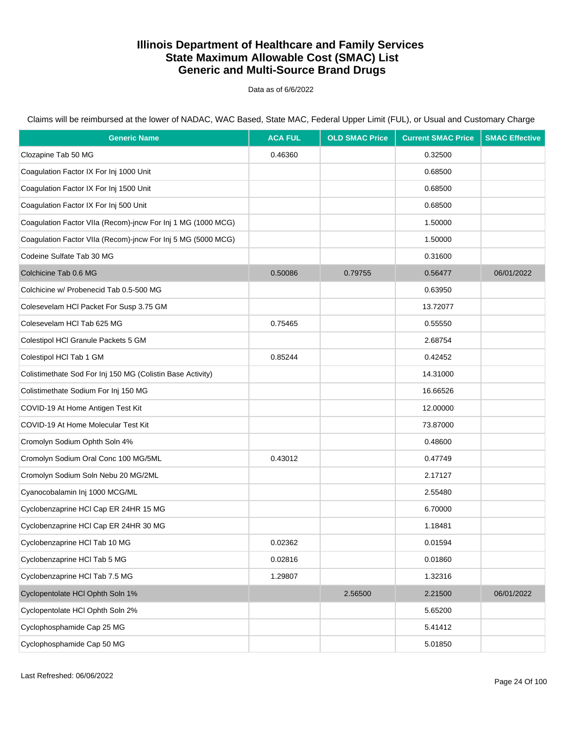# Illinois Department of Healthcare and Family Services
# State Maximum Allowable Cost (SMAC) List
# Generic and Multi-Source Brand Drugs

Data as of 6/6/2022

Claims will be reimbursed at the lower of NADAC, WAC Based, State MAC, Federal Upper Limit (FUL), or Usual and Customary Charge

| Generic Name | ACA FUL | OLD SMAC Price | Current SMAC Price | SMAC Effective |
|---|---|---|---|---|
| Clozapine Tab 50 MG | 0.46360 | | 0.32500 | |
| Coagulation Factor IX For Inj 1000 Unit | | | 0.68500 | |
| Coagulation Factor IX For Inj 1500 Unit | | | 0.68500 | |
| Coagulation Factor IX For Inj 500 Unit | | | 0.68500 | |
| Coagulation Factor VIIa (Recom)-jncw For Inj 1 MG (1000 MCG) | | | 1.50000 | |
| Coagulation Factor VIIa (Recom)-jncw For Inj 5 MG (5000 MCG) | | | 1.50000 | |
| Codeine Sulfate Tab 30 MG | | | 0.31600 | |
| Colchicine Tab 0.6 MG | 0.50086 | 0.79755 | 0.56477 | 06/01/2022 |
| Colchicine w/ Probenecid Tab 0.5-500 MG | | | 0.63950 | |
| Colesevelam HCl Packet For Susp 3.75 GM | | | 13.72077 | |
| Colesevelam HCl Tab 625 MG | 0.75465 | | 0.55550 | |
| Colestipol HCl Granule Packets 5 GM | | | 2.68754 | |
| Colestipol HCl Tab 1 GM | 0.85244 | | 0.42452 | |
| Colistimethate Sod For Inj 150 MG (Colistin Base Activity) | | | 14.31000 | |
| Colistimethate Sodium For Inj 150 MG | | | 16.66526 | |
| COVID-19 At Home Antigen Test Kit | | | 12.00000 | |
| COVID-19 At Home Molecular Test Kit | | | 73.87000 | |
| Cromolyn Sodium Ophth Soln 4% | | | 0.48600 | |
| Cromolyn Sodium Oral Conc 100 MG/5ML | 0.43012 | | 0.47749 | |
| Cromolyn Sodium Soln Nebu 20 MG/2ML | | | 2.17127 | |
| Cyanocobalamin Inj 1000 MCG/ML | | | 2.55480 | |
| Cyclobenzaprine HCl Cap ER 24HR 15 MG | | | 6.70000 | |
| Cyclobenzaprine HCl Cap ER 24HR 30 MG | | | 1.18481 | |
| Cyclobenzaprine HCl Tab 10 MG | 0.02362 | | 0.01594 | |
| Cyclobenzaprine HCl Tab 5 MG | 0.02816 | | 0.01860 | |
| Cyclobenzaprine HCl Tab 7.5 MG | 1.29807 | | 1.32316 | |
| Cyclopentolate HCl Ophth Soln 1% | | 2.56500 | 2.21500 | 06/01/2022 |
| Cyclopentolate HCl Ophth Soln 2% | | | 5.65200 | |
| Cyclophosphamide Cap 25 MG | | | 5.41412 | |
| Cyclophosphamide Cap 50 MG | | | 5.01850 | |

Last Refreshed: 06/06/2022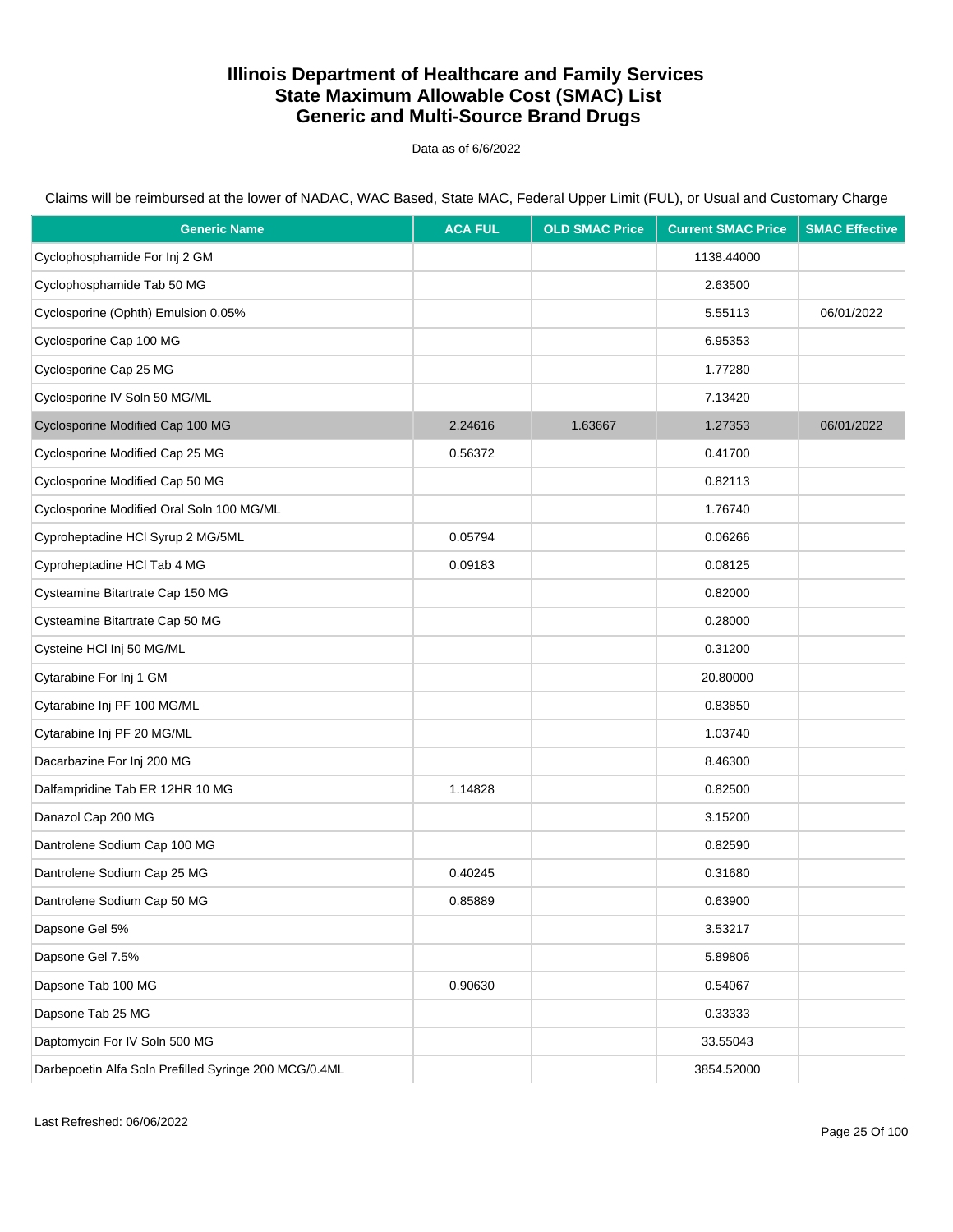# Illinois Department of Healthcare and Family Services
# State Maximum Allowable Cost (SMAC) List
# Generic and Multi-Source Brand Drugs

Data as of 6/6/2022

Claims will be reimbursed at the lower of NADAC, WAC Based, State MAC, Federal Upper Limit (FUL), or Usual and Customary Charge

| Generic Name | ACA FUL | OLD SMAC Price | Current SMAC Price | SMAC Effective |
|---|---|---|---|---|
| Cyclophosphamide For Inj 2 GM | | | 1138.44000 | |
| Cyclophosphamide Tab 50 MG | | | 2.63500 | |
| Cyclosporine (Ophth) Emulsion 0.05% | | | 5.55113 | 06/01/2022 |
| Cyclosporine Cap 100 MG | | | 6.95353 | |
| Cyclosporine Cap 25 MG | | | 1.77280 | |
| Cyclosporine IV Soln 50 MG/ML | | | 7.13420 | |
| Cyclosporine Modified Cap 100 MG | 2.24616 | 1.63667 | 1.27353 | 06/01/2022 |
| Cyclosporine Modified Cap 25 MG | 0.56372 | | 0.41700 | |
| Cyclosporine Modified Cap 50 MG | | | 0.82113 | |
| Cyclosporine Modified Oral Soln 100 MG/ML | | | 1.76740 | |
| Cyproheptadine HCl Syrup 2 MG/5ML | 0.05794 | | 0.06266 | |
| Cyproheptadine HCl Tab 4 MG | 0.09183 | | 0.08125 | |
| Cysteamine Bitartrate Cap 150 MG | | | 0.82000 | |
| Cysteamine Bitartrate Cap 50 MG | | | 0.28000 | |
| Cysteine HCl Inj 50 MG/ML | | | 0.31200 | |
| Cytarabine For Inj 1 GM | | | 20.80000 | |
| Cytarabine Inj PF 100 MG/ML | | | 0.83850 | |
| Cytarabine Inj PF 20 MG/ML | | | 1.03740 | |
| Dacarbazine For Inj 200 MG | | | 8.46300 | |
| Dalfampridine Tab ER 12HR 10 MG | 1.14828 | | 0.82500 | |
| Danazol Cap 200 MG | | | 3.15200 | |
| Dantrolene Sodium Cap 100 MG | | | 0.82590 | |
| Dantrolene Sodium Cap 25 MG | 0.40245 | | 0.31680 | |
| Dantrolene Sodium Cap 50 MG | 0.85889 | | 0.63900 | |
| Dapsone Gel 5% | | | 3.53217 | |
| Dapsone Gel 7.5% | | | 5.89806 | |
| Dapsone Tab 100 MG | 0.90630 | | 0.54067 | |
| Dapsone Tab 25 MG | | | 0.33333 | |
| Daptomycin For IV Soln 500 MG | | | 33.55043 | |
| Darbepoetin Alfa Soln Prefilled Syringe 200 MCG/0.4ML | | | 3854.52000 | |

Last Refreshed: 06/06/2022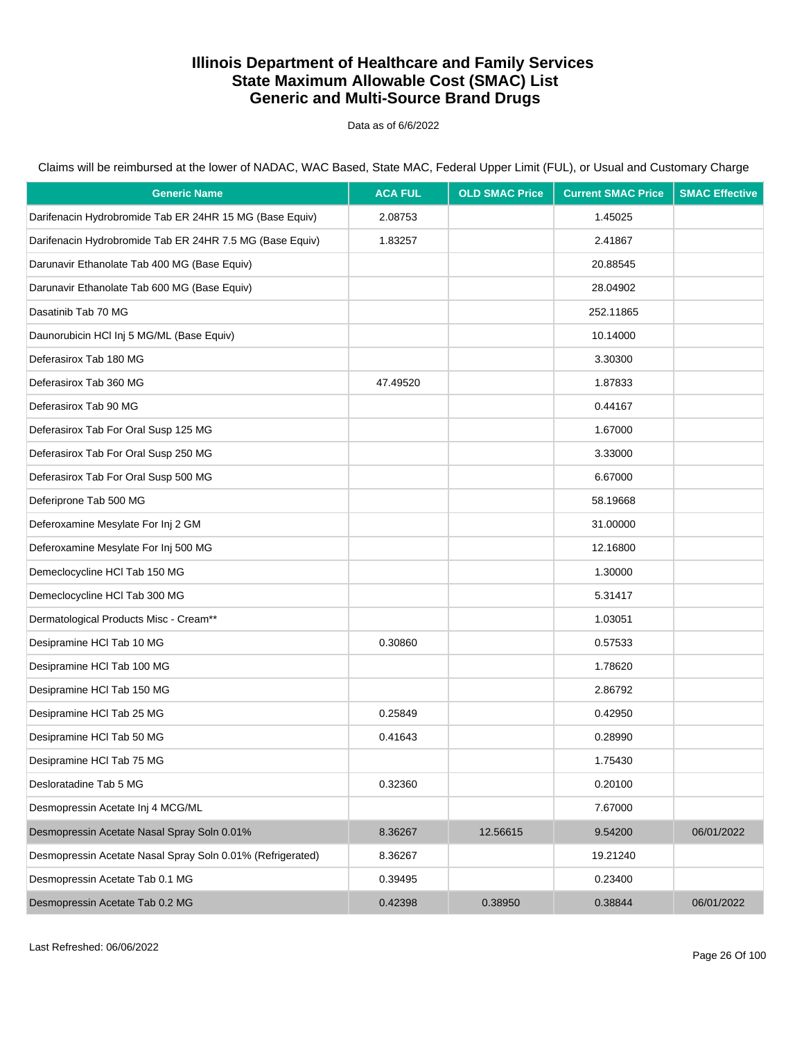# Illinois Department of Healthcare and Family Services
# State Maximum Allowable Cost (SMAC) List
# Generic and Multi-Source Brand Drugs

Data as of 6/6/2022

Claims will be reimbursed at the lower of NADAC, WAC Based, State MAC, Federal Upper Limit (FUL), or Usual and Customary Charge

| Generic Name | ACA FUL | OLD SMAC Price | Current SMAC Price | SMAC Effective |
|---|---|---|---|---|
| Darifenacin Hydrobromide Tab ER 24HR 15 MG (Base Equiv) | 2.08753 | | 1.45025 | |
| Darifenacin Hydrobromide Tab ER 24HR 7.5 MG (Base Equiv) | 1.83257 | | 2.41867 | |
| Darunavir Ethanolate Tab 400 MG (Base Equiv) | | | 20.88545 | |
| Darunavir Ethanolate Tab 600 MG (Base Equiv) | | | 28.04902 | |
| Dasatinib Tab 70 MG | | | 252.11865 | |
| Daunorubicin HCl Inj 5 MG/ML (Base Equiv) | | | 10.14000 | |
| Deferasirox Tab 180 MG | | | 3.30300 | |
| Deferasirox Tab 360 MG | 47.49520 | | 1.87833 | |
| Deferasirox Tab 90 MG | | | 0.44167 | |
| Deferasirox Tab For Oral Susp 125 MG | | | 1.67000 | |
| Deferasirox Tab For Oral Susp 250 MG | | | 3.33000 | |
| Deferasirox Tab For Oral Susp 500 MG | | | 6.67000 | |
| Deferiprone Tab 500 MG | | | 58.19668 | |
| Deferoxamine Mesylate For Inj 2 GM | | | 31.00000 | |
| Deferoxamine Mesylate For Inj 500 MG | | | 12.16800 | |
| Demeclocycline HCl Tab 150 MG | | | 1.30000 | |
| Demeclocycline HCl Tab 300 MG | | | 5.31417 | |
| Dermatological Products Misc - Cream** | | | 1.03051 | |
| Desipramine HCl Tab 10 MG | 0.30860 | | 0.57533 | |
| Desipramine HCl Tab 100 MG | | | 1.78620 | |
| Desipramine HCl Tab 150 MG | | | 2.86792 | |
| Desipramine HCl Tab 25 MG | 0.25849 | | 0.42950 | |
| Desipramine HCl Tab 50 MG | 0.41643 | | 0.28990 | |
| Desipramine HCl Tab 75 MG | | | 1.75430 | |
| Desloratadine Tab 5 MG | 0.32360 | | 0.20100 | |
| Desmopressin Acetate Inj 4 MCG/ML | | | 7.67000 | |
| Desmopressin Acetate Nasal Spray Soln 0.01% | 8.36267 | 12.56615 | 9.54200 | 06/01/2022 |
| Desmopressin Acetate Nasal Spray Soln 0.01% (Refrigerated) | 8.36267 | | 19.21240 | |
| Desmopressin Acetate Tab 0.1 MG | 0.39495 | | 0.23400 | |
| Desmopressin Acetate Tab 0.2 MG | 0.42398 | 0.38950 | 0.38844 | 06/01/2022 |

Last Refreshed: 06/06/2022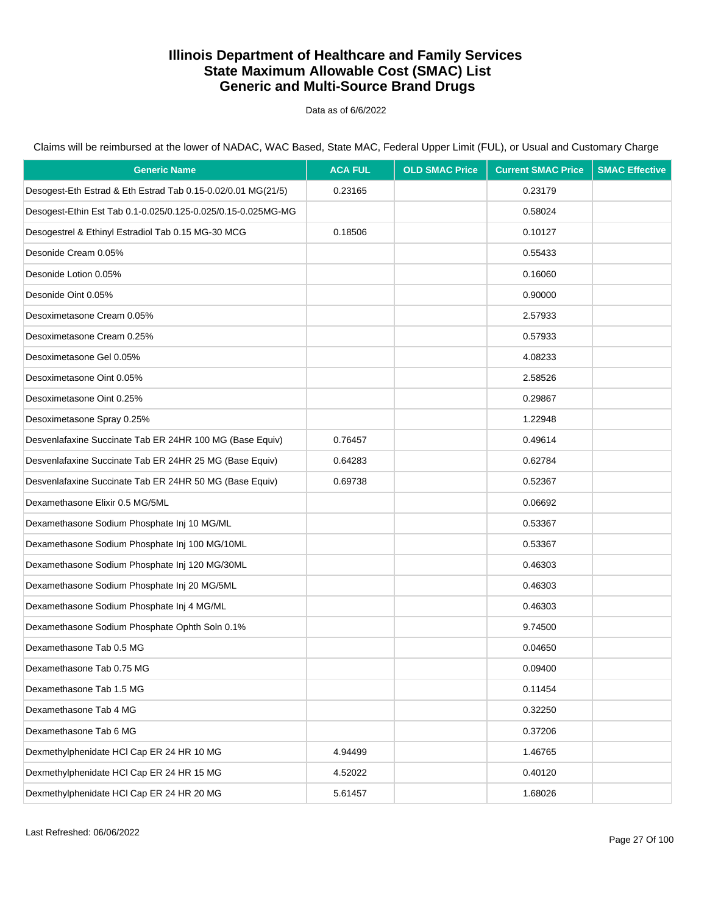# Illinois Department of Healthcare and Family Services
# State Maximum Allowable Cost (SMAC) List
# Generic and Multi-Source Brand Drugs

Data as of 6/6/2022

Claims will be reimbursed at the lower of NADAC, WAC Based, State MAC, Federal Upper Limit (FUL), or Usual and Customary Charge

| Generic Name | ACA FUL | OLD SMAC Price | Current SMAC Price | SMAC Effective |
|---|---|---|---|---|
| Desogest-Eth Estrad & Eth Estrad Tab 0.15-0.02/0.01 MG(21/5) | 0.23165 | | 0.23179 | |
| Desogest-Ethin Est Tab 0.1-0.025/0.125-0.025/0.15-0.025MG-MG | | | 0.58024 | |
| Desogestrel & Ethinyl Estradiol Tab 0.15 MG-30 MCG | 0.18506 | | 0.10127 | |
| Desonide Cream 0.05% | | | 0.55433 | |
| Desonide Lotion 0.05% | | | 0.16060 | |
| Desonide Oint 0.05% | | | 0.90000 | |
| Desoximetasone Cream 0.05% | | | 2.57933 | |
| Desoximetasone Cream 0.25% | | | 0.57933 | |
| Desoximetasone Gel 0.05% | | | 4.08233 | |
| Desoximetasone Oint 0.05% | | | 2.58526 | |
| Desoximetasone Oint 0.25% | | | 0.29867 | |
| Desoximetasone Spray 0.25% | | | 1.22948 | |
| Desvenlafaxine Succinate Tab ER 24HR 100 MG (Base Equiv) | 0.76457 | | 0.49614 | |
| Desvenlafaxine Succinate Tab ER 24HR 25 MG (Base Equiv) | 0.64283 | | 0.62784 | |
| Desvenlafaxine Succinate Tab ER 24HR 50 MG (Base Equiv) | 0.69738 | | 0.52367 | |
| Dexamethasone Elixir 0.5 MG/5ML | | | 0.06692 | |
| Dexamethasone Sodium Phosphate Inj 10 MG/ML | | | 0.53367 | |
| Dexamethasone Sodium Phosphate Inj 100 MG/10ML | | | 0.53367 | |
| Dexamethasone Sodium Phosphate Inj 120 MG/30ML | | | 0.46303 | |
| Dexamethasone Sodium Phosphate Inj 20 MG/5ML | | | 0.46303 | |
| Dexamethasone Sodium Phosphate Inj 4 MG/ML | | | 0.46303 | |
| Dexamethasone Sodium Phosphate Ophth Soln 0.1% | | | 9.74500 | |
| Dexamethasone Tab 0.5 MG | | | 0.04650 | |
| Dexamethasone Tab 0.75 MG | | | 0.09400 | |
| Dexamethasone Tab 1.5 MG | | | 0.11454 | |
| Dexamethasone Tab 4 MG | | | 0.32250 | |
| Dexamethasone Tab 6 MG | | | 0.37206 | |
| Dexmethylphenidate HCl Cap ER 24 HR 10 MG | 4.94499 | | 1.46765 | |
| Dexmethylphenidate HCl Cap ER 24 HR 15 MG | 4.52022 | | 0.40120 | |
| Dexmethylphenidate HCl Cap ER 24 HR 20 MG | 5.61457 | | 1.68026 | |

Last Refreshed: 06/06/2022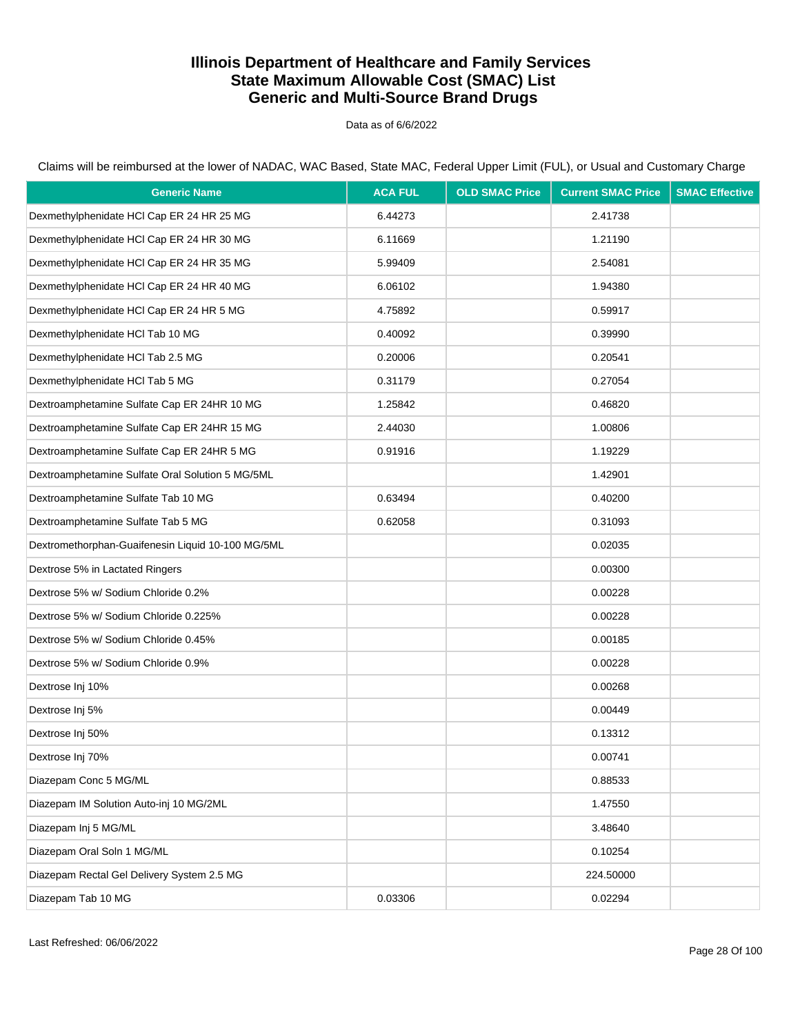# Illinois Department of Healthcare and Family Services
# State Maximum Allowable Cost (SMAC) List
# Generic and Multi-Source Brand Drugs

Data as of 6/6/2022

Claims will be reimbursed at the lower of NADAC, WAC Based, State MAC, Federal Upper Limit (FUL), or Usual and Customary Charge

| Generic Name | ACA FUL | OLD SMAC Price | Current SMAC Price | SMAC Effective |
|---|---|---|---|---|
| Dexmethylphenidate HCl Cap ER 24 HR 25 MG | 6.44273 | | 2.41738 | |
| Dexmethylphenidate HCl Cap ER 24 HR 30 MG | 6.11669 | | 1.21190 | |
| Dexmethylphenidate HCl Cap ER 24 HR 35 MG | 5.99409 | | 2.54081 | |
| Dexmethylphenidate HCl Cap ER 24 HR 40 MG | 6.06102 | | 1.94380 | |
| Dexmethylphenidate HCl Cap ER 24 HR 5 MG | 4.75892 | | 0.59917 | |
| Dexmethylphenidate HCl Tab 10 MG | 0.40092 | | 0.39990 | |
| Dexmethylphenidate HCl Tab 2.5 MG | 0.20006 | | 0.20541 | |
| Dexmethylphenidate HCl Tab 5 MG | 0.31179 | | 0.27054 | |
| Dextroamphetamine Sulfate Cap ER 24HR 10 MG | 1.25842 | | 0.46820 | |
| Dextroamphetamine Sulfate Cap ER 24HR 15 MG | 2.44030 | | 1.00806 | |
| Dextroamphetamine Sulfate Cap ER 24HR 5 MG | 0.91916 | | 1.19229 | |
| Dextroamphetamine Sulfate Oral Solution 5 MG/5ML | | | 1.42901 | |
| Dextroamphetamine Sulfate Tab 10 MG | 0.63494 | | 0.40200 | |
| Dextroamphetamine Sulfate Tab 5 MG | 0.62058 | | 0.31093 | |
| Dextromethorphan-Guaifenesin Liquid 10-100 MG/5ML | | | 0.02035 | |
| Dextrose 5% in Lactated Ringers | | | 0.00300 | |
| Dextrose 5% w/ Sodium Chloride 0.2% | | | 0.00228 | |
| Dextrose 5% w/ Sodium Chloride 0.225% | | | 0.00228 | |
| Dextrose 5% w/ Sodium Chloride 0.45% | | | 0.00185 | |
| Dextrose 5% w/ Sodium Chloride 0.9% | | | 0.00228 | |
| Dextrose Inj 10% | | | 0.00268 | |
| Dextrose Inj 5% | | | 0.00449 | |
| Dextrose Inj 50% | | | 0.13312 | |
| Dextrose Inj 70% | | | 0.00741 | |
| Diazepam Conc 5 MG/ML | | | 0.88533 | |
| Diazepam IM Solution Auto-inj 10 MG/2ML | | | 1.47550 | |
| Diazepam Inj 5 MG/ML | | | 3.48640 | |
| Diazepam Oral Soln 1 MG/ML | | | 0.10254 | |
| Diazepam Rectal Gel Delivery System 2.5 MG | | | 224.50000 | |
| Diazepam Tab 10 MG | 0.03306 | | 0.02294 | |

Last Refreshed: 06/06/2022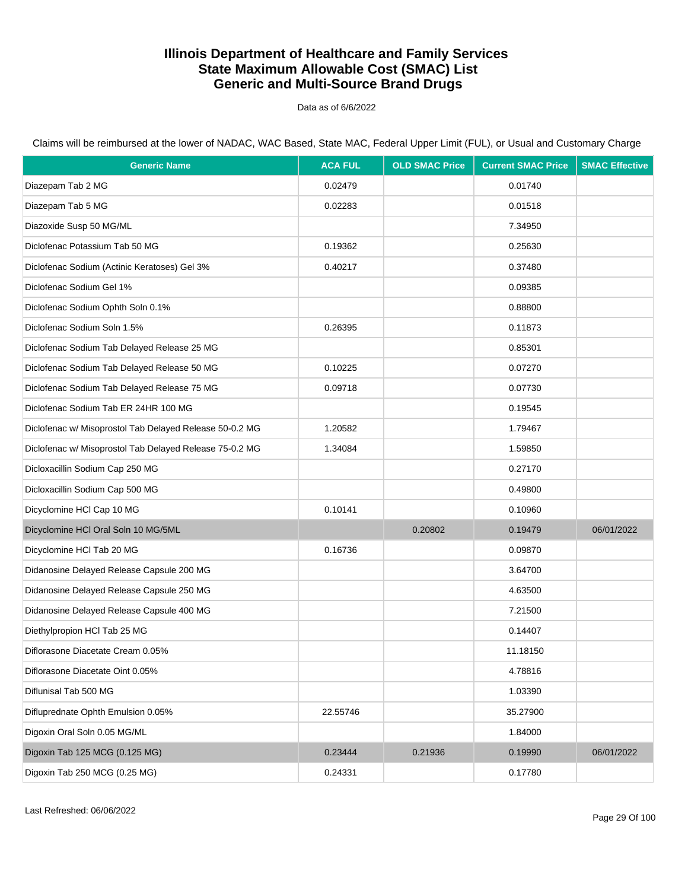# Illinois Department of Healthcare and Family Services
# State Maximum Allowable Cost (SMAC) List
# Generic and Multi-Source Brand Drugs

Data as of 6/6/2022

Claims will be reimbursed at the lower of NADAC, WAC Based, State MAC, Federal Upper Limit (FUL), or Usual and Customary Charge

| Generic Name | ACA FUL | OLD SMAC Price | Current SMAC Price | SMAC Effective |
|---|---|---|---|---|
| Diazepam Tab 2 MG | 0.02479 | | 0.01740 | |
| Diazepam Tab 5 MG | 0.02283 | | 0.01518 | |
| Diazoxide Susp 50 MG/ML | | | 7.34950 | |
| Diclofenac Potassium Tab 50 MG | 0.19362 | | 0.25630 | |
| Diclofenac Sodium (Actinic Keratoses) Gel 3% | 0.40217 | | 0.37480 | |
| Diclofenac Sodium Gel 1% | | | 0.09385 | |
| Diclofenac Sodium Ophth Soln 0.1% | | | 0.88800 | |
| Diclofenac Sodium Soln 1.5% | 0.26395 | | 0.11873 | |
| Diclofenac Sodium Tab Delayed Release 25 MG | | | 0.85301 | |
| Diclofenac Sodium Tab Delayed Release 50 MG | 0.10225 | | 0.07270 | |
| Diclofenac Sodium Tab Delayed Release 75 MG | 0.09718 | | 0.07730 | |
| Diclofenac Sodium Tab ER 24HR 100 MG | | | 0.19545 | |
| Diclofenac w/ Misoprostol Tab Delayed Release 50-0.2 MG | 1.20582 | | 1.79467 | |
| Diclofenac w/ Misoprostol Tab Delayed Release 75-0.2 MG | 1.34084 | | 1.59850 | |
| Dicloxacillin Sodium Cap 250 MG | | | 0.27170 | |
| Dicloxacillin Sodium Cap 500 MG | | | 0.49800 | |
| Dicyclomine HCl Cap 10 MG | 0.10141 | | 0.10960 | |
| Dicyclomine HCl Oral Soln 10 MG/5ML | | 0.20802 | 0.19479 | 06/01/2022 |
| Dicyclomine HCl Tab 20 MG | 0.16736 | | 0.09870 | |
| Didanosine Delayed Release Capsule 200 MG | | | 3.64700 | |
| Didanosine Delayed Release Capsule 250 MG | | | 4.63500 | |
| Didanosine Delayed Release Capsule 400 MG | | | 7.21500 | |
| Diethylpropion HCl Tab 25 MG | | | 0.14407 | |
| Diflorasone Diacetate Cream 0.05% | | | 11.18150 | |
| Diflorasone Diacetate Oint 0.05% | | | 4.78816 | |
| Diflunisal Tab 500 MG | | | 1.03390 | |
| Difluprednate Ophth Emulsion 0.05% | 22.55746 | | 35.27900 | |
| Digoxin Oral Soln 0.05 MG/ML | | | 1.84000 | |
| Digoxin Tab 125 MCG (0.125 MG) | 0.23444 | 0.21936 | 0.19990 | 06/01/2022 |
| Digoxin Tab 250 MCG (0.25 MG) | 0.24331 | | 0.17780 | |

Last Refreshed: 06/06/2022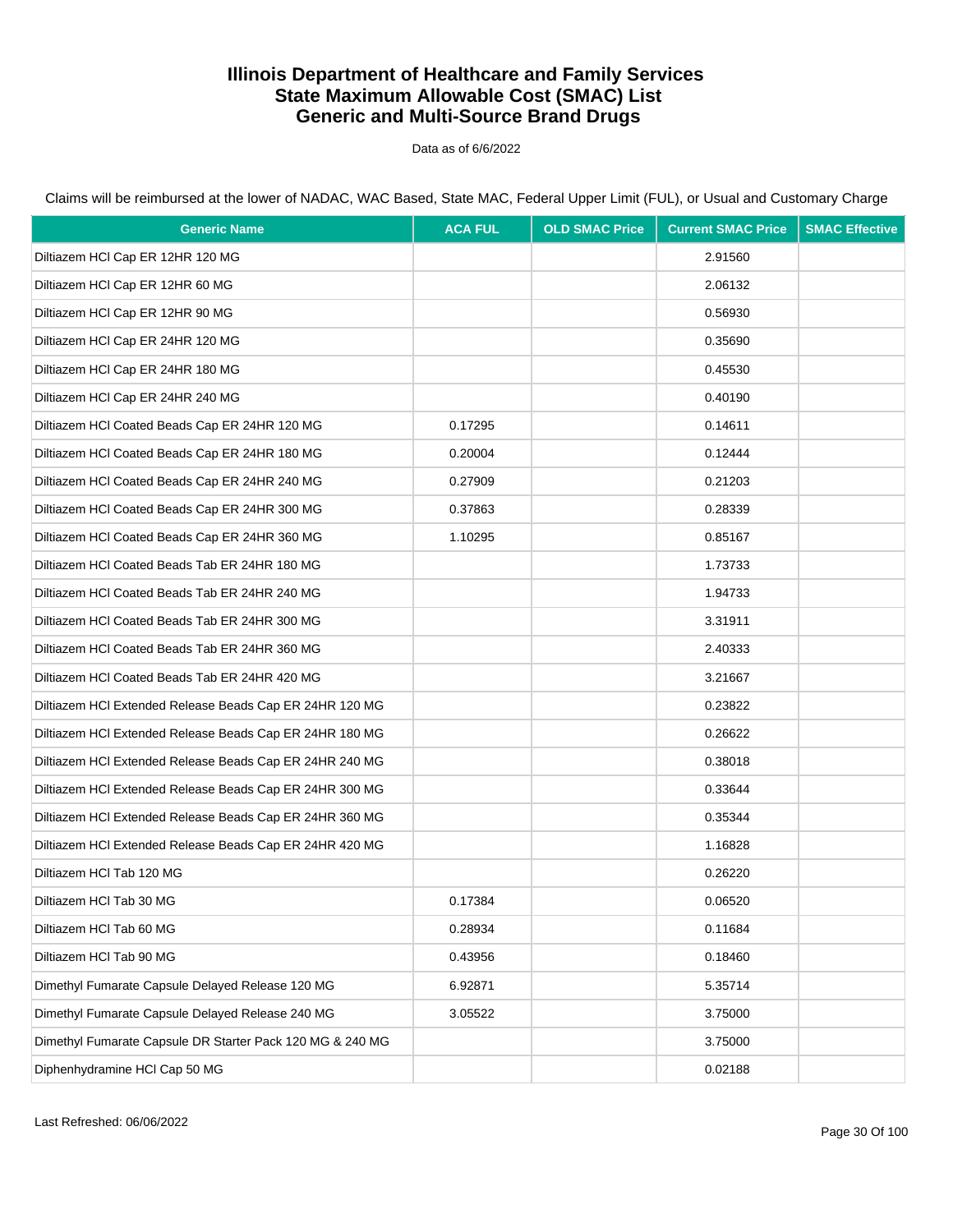# Illinois Department of Healthcare and Family Services
# State Maximum Allowable Cost (SMAC) List
# Generic and Multi-Source Brand Drugs

Data as of 6/6/2022

Claims will be reimbursed at the lower of NADAC, WAC Based, State MAC, Federal Upper Limit (FUL), or Usual and Customary Charge

| Generic Name | ACA FUL | OLD SMAC Price | Current SMAC Price | SMAC Effective |
|---|---|---|---|---|
| Diltiazem HCl Cap ER 12HR 120 MG | | | 2.91560 | |
| Diltiazem HCl Cap ER 12HR 60 MG | | | 2.06132 | |
| Diltiazem HCl Cap ER 12HR 90 MG | | | 0.56930 | |
| Diltiazem HCl Cap ER 24HR 120 MG | | | 0.35690 | |
| Diltiazem HCl Cap ER 24HR 180 MG | | | 0.45530 | |
| Diltiazem HCl Cap ER 24HR 240 MG | | | 0.40190 | |
| Diltiazem HCl Coated Beads Cap ER 24HR 120 MG | 0.17295 | | 0.14611 | |
| Diltiazem HCl Coated Beads Cap ER 24HR 180 MG | 0.20004 | | 0.12444 | |
| Diltiazem HCl Coated Beads Cap ER 24HR 240 MG | 0.27909 | | 0.21203 | |
| Diltiazem HCl Coated Beads Cap ER 24HR 300 MG | 0.37863 | | 0.28339 | |
| Diltiazem HCl Coated Beads Cap ER 24HR 360 MG | 1.10295 | | 0.85167 | |
| Diltiazem HCl Coated Beads Tab ER 24HR 180 MG | | | 1.73733 | |
| Diltiazem HCl Coated Beads Tab ER 24HR 240 MG | | | 1.94733 | |
| Diltiazem HCl Coated Beads Tab ER 24HR 300 MG | | | 3.31911 | |
| Diltiazem HCl Coated Beads Tab ER 24HR 360 MG | | | 2.40333 | |
| Diltiazem HCl Coated Beads Tab ER 24HR 420 MG | | | 3.21667 | |
| Diltiazem HCl Extended Release Beads Cap ER 24HR 120 MG | | | 0.23822 | |
| Diltiazem HCl Extended Release Beads Cap ER 24HR 180 MG | | | 0.26622 | |
| Diltiazem HCl Extended Release Beads Cap ER 24HR 240 MG | | | 0.38018 | |
| Diltiazem HCl Extended Release Beads Cap ER 24HR 300 MG | | | 0.33644 | |
| Diltiazem HCl Extended Release Beads Cap ER 24HR 360 MG | | | 0.35344 | |
| Diltiazem HCl Extended Release Beads Cap ER 24HR 420 MG | | | 1.16828 | |
| Diltiazem HCl Tab 120 MG | | | 0.26220 | |
| Diltiazem HCl Tab 30 MG | 0.17384 | | 0.06520 | |
| Diltiazem HCl Tab 60 MG | 0.28934 | | 0.11684 | |
| Diltiazem HCl Tab 90 MG | 0.43956 | | 0.18460 | |
| Dimethyl Fumarate Capsule Delayed Release 120 MG | 6.92871 | | 5.35714 | |
| Dimethyl Fumarate Capsule Delayed Release 240 MG | 3.05522 | | 3.75000 | |
| Dimethyl Fumarate Capsule DR Starter Pack 120 MG & 240 MG | | | 3.75000 | |
| Diphenhydramine HCl Cap 50 MG | | | 0.02188 | |

Last Refreshed: 06/06/2022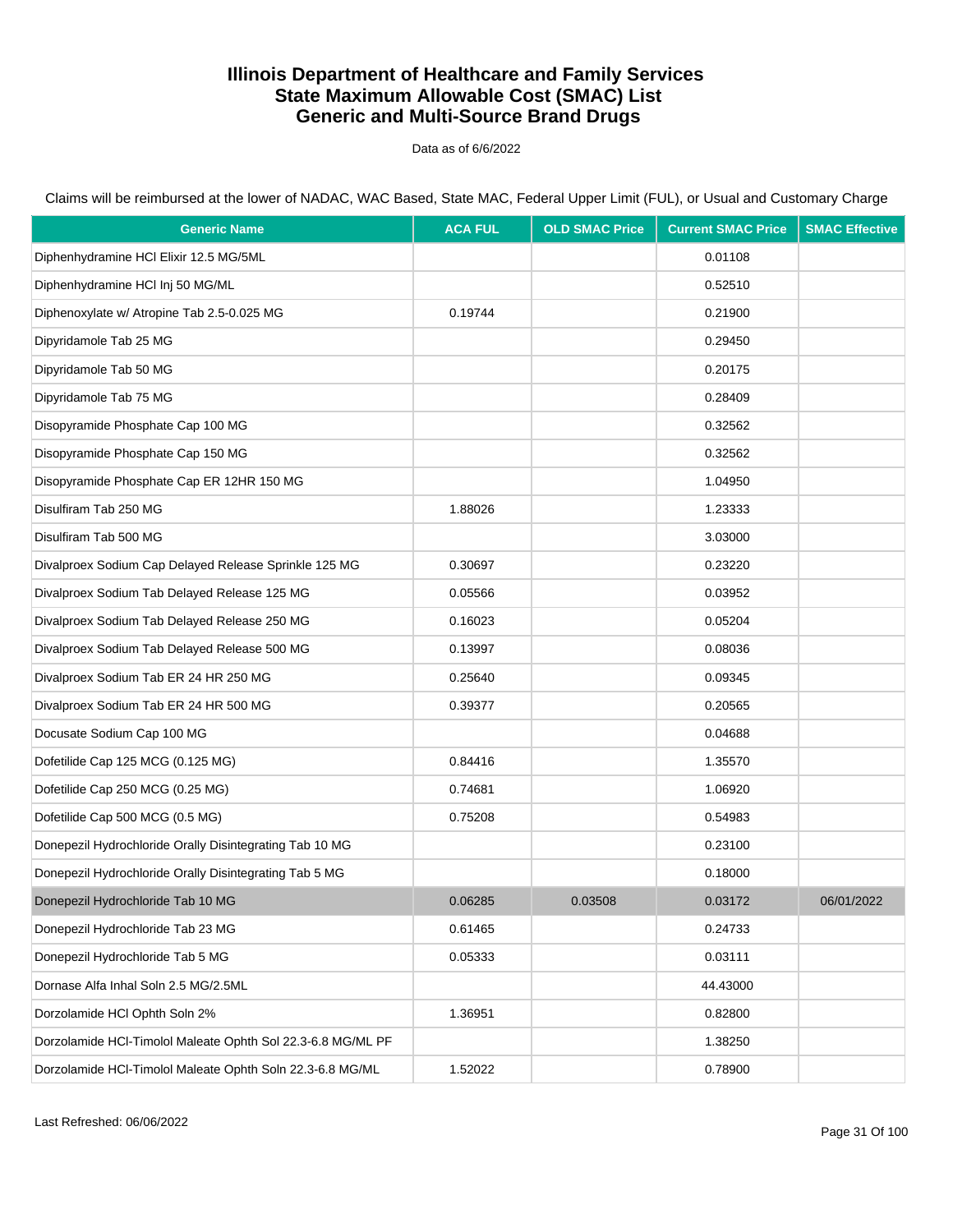# Illinois Department of Healthcare and Family Services
# State Maximum Allowable Cost (SMAC) List
# Generic and Multi-Source Brand Drugs

Data as of 6/6/2022

Claims will be reimbursed at the lower of NADAC, WAC Based, State MAC, Federal Upper Limit (FUL), or Usual and Customary Charge

| Generic Name | ACA FUL | OLD SMAC Price | Current SMAC Price | SMAC Effective |
|---|---|---|---|---|
| Diphenhydramine HCl Elixir 12.5 MG/5ML | | | 0.01108 | |
| Diphenhydramine HCl Inj 50 MG/ML | | | 0.52510 | |
| Diphenoxylate w/ Atropine Tab 2.5-0.025 MG | 0.19744 | | 0.21900 | |
| Dipyridamole Tab 25 MG | | | 0.29450 | |
| Dipyridamole Tab 50 MG | | | 0.20175 | |
| Dipyridamole Tab 75 MG | | | 0.28409 | |
| Disopyramide Phosphate Cap 100 MG | | | 0.32562 | |
| Disopyramide Phosphate Cap 150 MG | | | 0.32562 | |
| Disopyramide Phosphate Cap ER 12HR 150 MG | | | 1.04950 | |
| Disulfiram Tab 250 MG | 1.88026 | | 1.23333 | |
| Disulfiram Tab 500 MG | | | 3.03000 | |
| Divalproex Sodium Cap Delayed Release Sprinkle 125 MG | 0.30697 | | 0.23220 | |
| Divalproex Sodium Tab Delayed Release 125 MG | 0.05566 | | 0.03952 | |
| Divalproex Sodium Tab Delayed Release 250 MG | 0.16023 | | 0.05204 | |
| Divalproex Sodium Tab Delayed Release 500 MG | 0.13997 | | 0.08036 | |
| Divalproex Sodium Tab ER 24 HR 250 MG | 0.25640 | | 0.09345 | |
| Divalproex Sodium Tab ER 24 HR 500 MG | 0.39377 | | 0.20565 | |
| Docusate Sodium Cap 100 MG | | | 0.04688 | |
| Dofetilide Cap 125 MCG (0.125 MG) | 0.84416 | | 1.35570 | |
| Dofetilide Cap 250 MCG (0.25 MG) | 0.74681 | | 1.06920 | |
| Dofetilide Cap 500 MCG (0.5 MG) | 0.75208 | | 0.54983 | |
| Donepezil Hydrochloride Orally Disintegrating Tab 10 MG | | | 0.23100 | |
| Donepezil Hydrochloride Orally Disintegrating Tab 5 MG | | | 0.18000 | |
| Donepezil Hydrochloride Tab 10 MG | 0.06285 | 0.03508 | 0.03172 | 06/01/2022 |
| Donepezil Hydrochloride Tab 23 MG | 0.61465 | | 0.24733 | |
| Donepezil Hydrochloride Tab 5 MG | 0.05333 | | 0.03111 | |
| Dornase Alfa Inhal Soln 2.5 MG/2.5ML | | | 44.43000 | |
| Dorzolamide HCl Ophth Soln 2% | 1.36951 | | 0.82800 | |
| Dorzolamide HCl-Timolol Maleate Ophth Sol 22.3-6.8 MG/ML PF | | | 1.38250 | |
| Dorzolamide HCl-Timolol Maleate Ophth Soln 22.3-6.8 MG/ML | 1.52022 | | 0.78900 | |

Last Refreshed: 06/06/2022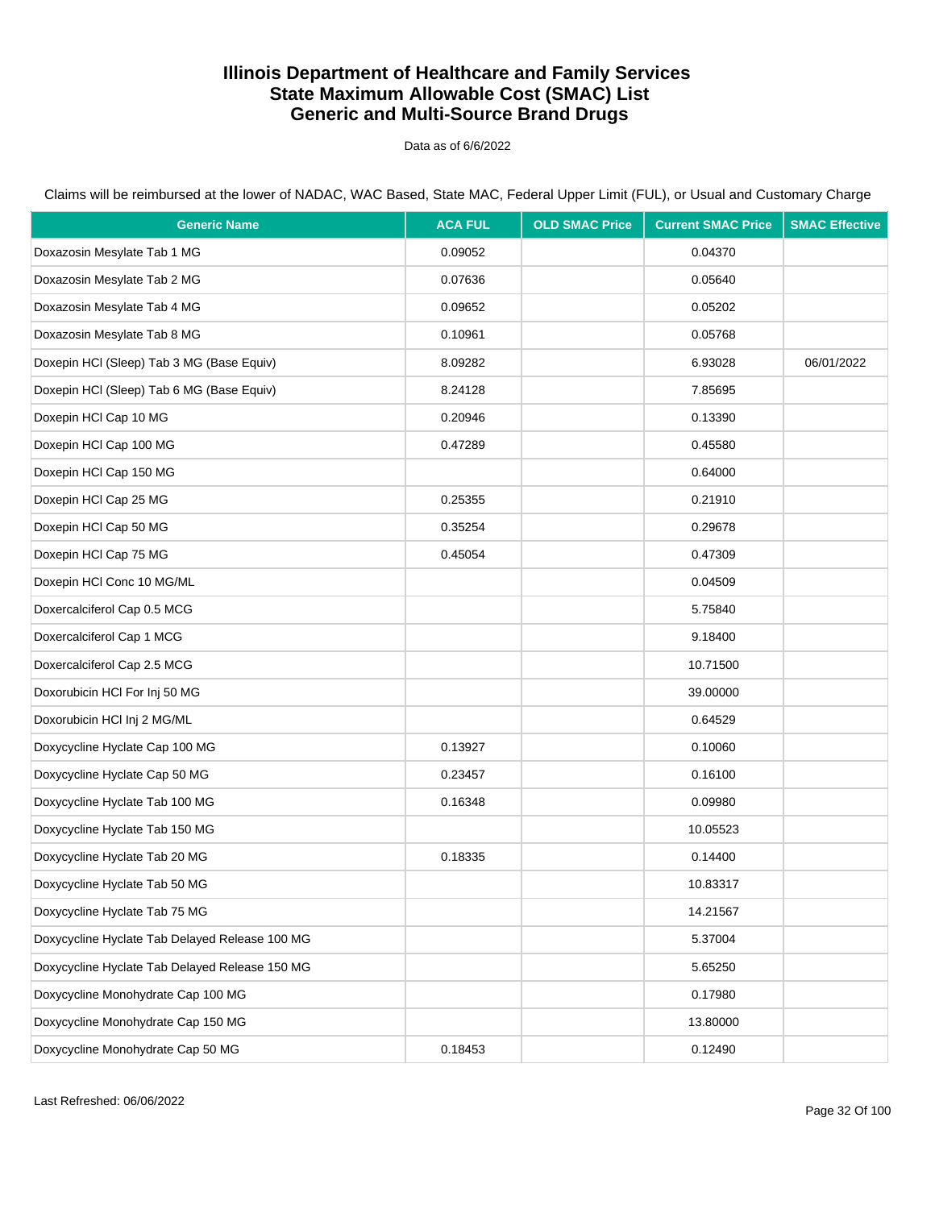# Illinois Department of Healthcare and Family Services
# State Maximum Allowable Cost (SMAC) List
# Generic and Multi-Source Brand Drugs

Data as of 6/6/2022

Claims will be reimbursed at the lower of NADAC, WAC Based, State MAC, Federal Upper Limit (FUL), or Usual and Customary Charge

| Generic Name | ACA FUL | OLD SMAC Price | Current SMAC Price | SMAC Effective |
|---|---|---|---|---|
| Doxazosin Mesylate Tab 1 MG | 0.09052 | | 0.04370 | |
| Doxazosin Mesylate Tab 2 MG | 0.07636 | | 0.05640 | |
| Doxazosin Mesylate Tab 4 MG | 0.09652 | | 0.05202 | |
| Doxazosin Mesylate Tab 8 MG | 0.10961 | | 0.05768 | |
| Doxepin HCl (Sleep) Tab 3 MG (Base Equiv) | 8.09282 | | 6.93028 | 06/01/2022 |
| Doxepin HCl (Sleep) Tab 6 MG (Base Equiv) | 8.24128 | | 7.85695 | |
| Doxepin HCl Cap 10 MG | 0.20946 | | 0.13390 | |
| Doxepin HCl Cap 100 MG | 0.47289 | | 0.45580 | |
| Doxepin HCl Cap 150 MG | | | 0.64000 | |
| Doxepin HCl Cap 25 MG | 0.25355 | | 0.21910 | |
| Doxepin HCl Cap 50 MG | 0.35254 | | 0.29678 | |
| Doxepin HCl Cap 75 MG | 0.45054 | | 0.47309 | |
| Doxepin HCl Conc 10 MG/ML | | | 0.04509 | |
| Doxercalciferol Cap 0.5 MCG | | | 5.75840 | |
| Doxercalciferol Cap 1 MCG | | | 9.18400 | |
| Doxercalciferol Cap 2.5 MCG | | | 10.71500 | |
| Doxorubicin HCl For Inj 50 MG | | | 39.00000 | |
| Doxorubicin HCl Inj 2 MG/ML | | | 0.64529 | |
| Doxycycline Hyclate Cap 100 MG | 0.13927 | | 0.10060 | |
| Doxycycline Hyclate Cap 50 MG | 0.23457 | | 0.16100 | |
| Doxycycline Hyclate Tab 100 MG | 0.16348 | | 0.09980 | |
| Doxycycline Hyclate Tab 150 MG | | | 10.05523 | |
| Doxycycline Hyclate Tab 20 MG | 0.18335 | | 0.14400 | |
| Doxycycline Hyclate Tab 50 MG | | | 10.83317 | |
| Doxycycline Hyclate Tab 75 MG | | | 14.21567 | |
| Doxycycline Hyclate Tab Delayed Release 100 MG | | | 5.37004 | |
| Doxycycline Hyclate Tab Delayed Release 150 MG | | | 5.65250 | |
| Doxycycline Monohydrate Cap 100 MG | | | 0.17980 | |
| Doxycycline Monohydrate Cap 150 MG | | | 13.80000 | |
| Doxycycline Monohydrate Cap 50 MG | 0.18453 | | 0.12490 | |

Last Refreshed: 06/06/2022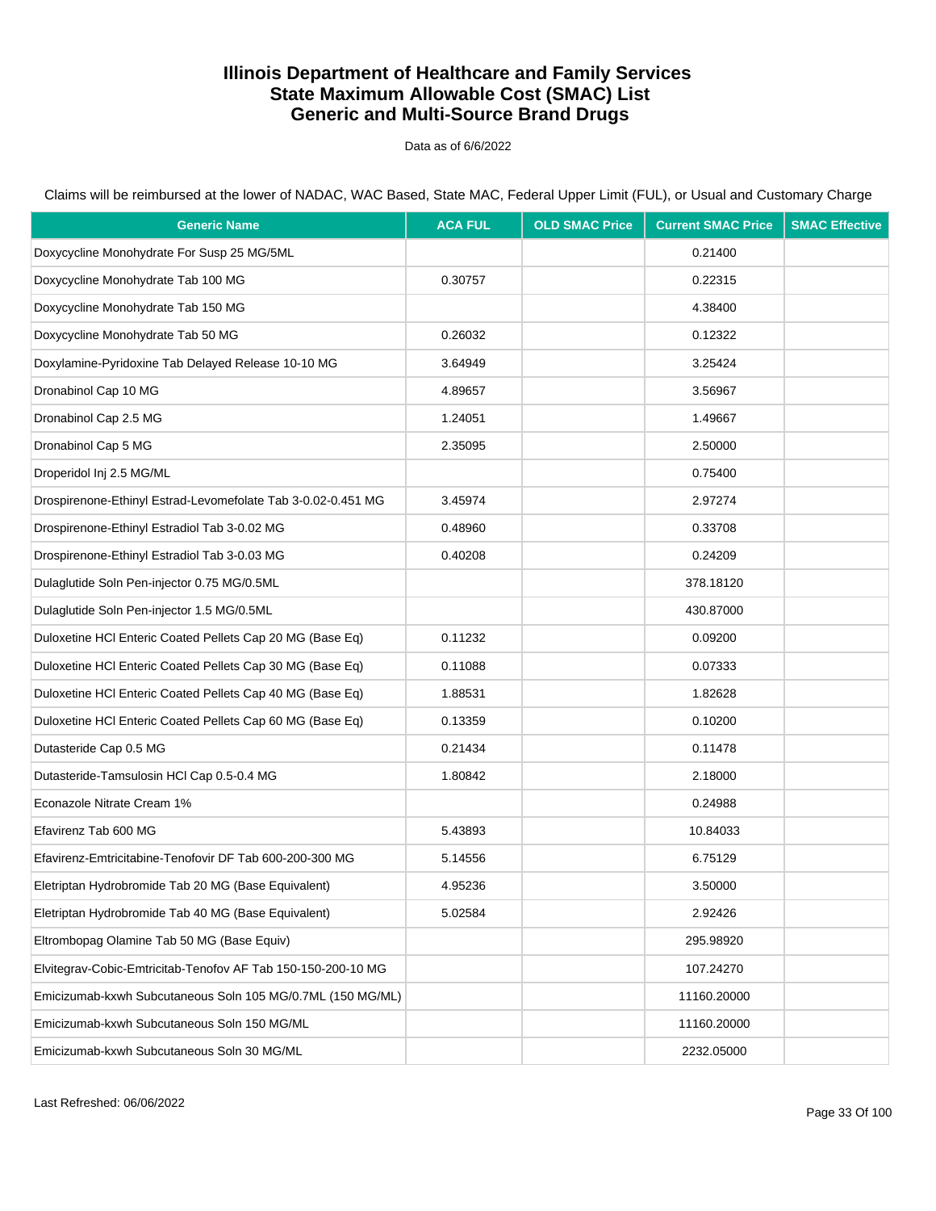# Illinois Department of Healthcare and Family Services
# State Maximum Allowable Cost (SMAC) List
# Generic and Multi-Source Brand Drugs

Data as of 6/6/2022

Claims will be reimbursed at the lower of NADAC, WAC Based, State MAC, Federal Upper Limit (FUL), or Usual and Customary Charge

| Generic Name | ACA FUL | OLD SMAC Price | Current SMAC Price | SMAC Effective |
|---|---|---|---|---|
| Doxycycline Monohydrate For Susp 25 MG/5ML | | | 0.21400 | |
| Doxycycline Monohydrate Tab 100 MG | 0.30757 | | 0.22315 | |
| Doxycycline Monohydrate Tab 150 MG | | | 4.38400 | |
| Doxycycline Monohydrate Tab 50 MG | 0.26032 | | 0.12322 | |
| Doxylamine-Pyridoxine Tab Delayed Release 10-10 MG | 3.64949 | | 3.25424 | |
| Dronabinol Cap 10 MG | 4.89657 | | 3.56967 | |
| Dronabinol Cap 2.5 MG | 1.24051 | | 1.49667 | |
| Dronabinol Cap 5 MG | 2.35095 | | 2.50000 | |
| Droperidol Inj 2.5 MG/ML | | | 0.75400 | |
| Drospirenone-Ethinyl Estrad-Levomefolate Tab 3-0.02-0.451 MG | 3.45974 | | 2.97274 | |
| Drospirenone-Ethinyl Estradiol Tab 3-0.02 MG | 0.48960 | | 0.33708 | |
| Drospirenone-Ethinyl Estradiol Tab 3-0.03 MG | 0.40208 | | 0.24209 | |
| Dulaglutide Soln Pen-injector 0.75 MG/0.5ML | | | 378.18120 | |
| Dulaglutide Soln Pen-injector 1.5 MG/0.5ML | | | 430.87000 | |
| Duloxetine HCl Enteric Coated Pellets Cap 20 MG (Base Eq) | 0.11232 | | 0.09200 | |
| Duloxetine HCl Enteric Coated Pellets Cap 30 MG (Base Eq) | 0.11088 | | 0.07333 | |
| Duloxetine HCl Enteric Coated Pellets Cap 40 MG (Base Eq) | 1.88531 | | 1.82628 | |
| Duloxetine HCl Enteric Coated Pellets Cap 60 MG (Base Eq) | 0.13359 | | 0.10200 | |
| Dutasteride Cap 0.5 MG | 0.21434 | | 0.11478 | |
| Dutasteride-Tamsulosin HCl Cap 0.5-0.4 MG | 1.80842 | | 2.18000 | |
| Econazole Nitrate Cream 1% | | | 0.24988 | |
| Efavirenz Tab 600 MG | 5.43893 | | 10.84033 | |
| Efavirenz-Emtricitabine-Tenofovir DF Tab 600-200-300 MG | 5.14556 | | 6.75129 | |
| Eletriptan Hydrobromide Tab 20 MG (Base Equivalent) | 4.95236 | | 3.50000 | |
| Eletriptan Hydrobromide Tab 40 MG (Base Equivalent) | 5.02584 | | 2.92426 | |
| Eltrombopag Olamine Tab 50 MG (Base Equiv) | | | 295.98920 | |
| Elvitegrav-Cobic-Emtricitab-Tenofov AF Tab 150-150-200-10 MG | | | 107.24270 | |
| Emicizumab-kxwh Subcutaneous Soln 105 MG/0.7ML (150 MG/ML) | | | 11160.20000 | |
| Emicizumab-kxwh Subcutaneous Soln 150 MG/ML | | | 11160.20000 | |
| Emicizumab-kxwh Subcutaneous Soln 30 MG/ML | | | 2232.05000 | |

Last Refreshed: 06/06/2022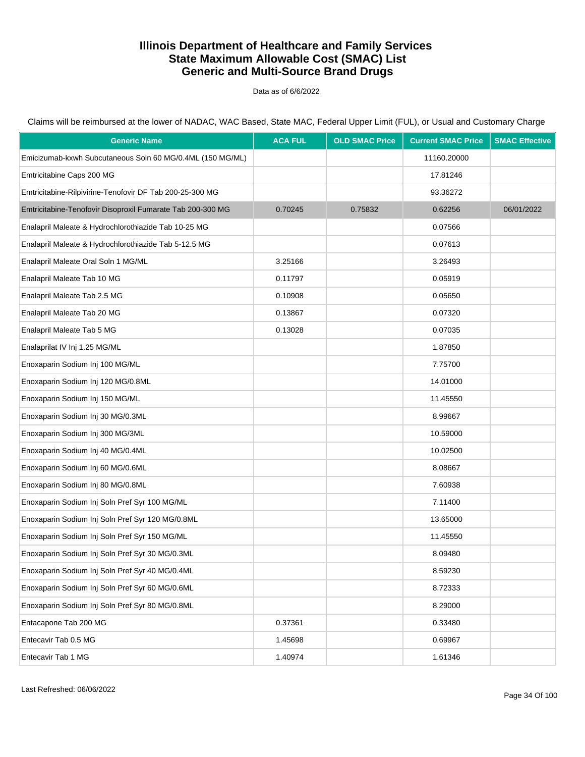# Illinois Department of Healthcare and Family Services
# State Maximum Allowable Cost (SMAC) List
# Generic and Multi-Source Brand Drugs

Data as of 6/6/2022

Claims will be reimbursed at the lower of NADAC, WAC Based, State MAC, Federal Upper Limit (FUL), or Usual and Customary Charge

| Generic Name | ACA FUL | OLD SMAC Price | Current SMAC Price | SMAC Effective |
|---|---|---|---|---|
| Emicizumab-kxwh Subcutaneous Soln 60 MG/0.4ML (150 MG/ML) | | | 11160.20000 | |
| Emtricitabine Caps 200 MG | | | 17.81246 | |
| Emtricitabine-Rilpivirine-Tenofovir DF Tab 200-25-300 MG | | | 93.36272 | |
| Emtricitabine-Tenofovir Disoproxil Fumarate Tab 200-300 MG | 0.70245 | 0.75832 | 0.62256 | 06/01/2022 |
| Enalapril Maleate & Hydrochlorothiazide Tab 10-25 MG | | | 0.07566 | |
| Enalapril Maleate & Hydrochlorothiazide Tab 5-12.5 MG | | | 0.07613 | |
| Enalapril Maleate Oral Soln 1 MG/ML | 3.25166 | | 3.26493 | |
| Enalapril Maleate Tab 10 MG | 0.11797 | | 0.05919 | |
| Enalapril Maleate Tab 2.5 MG | 0.10908 | | 0.05650 | |
| Enalapril Maleate Tab 20 MG | 0.13867 | | 0.07320 | |
| Enalapril Maleate Tab 5 MG | 0.13028 | | 0.07035 | |
| Enalaprilat IV Inj 1.25 MG/ML | | | 1.87850 | |
| Enoxaparin Sodium Inj 100 MG/ML | | | 7.75700 | |
| Enoxaparin Sodium Inj 120 MG/0.8ML | | | 14.01000 | |
| Enoxaparin Sodium Inj 150 MG/ML | | | 11.45550 | |
| Enoxaparin Sodium Inj 30 MG/0.3ML | | | 8.99667 | |
| Enoxaparin Sodium Inj 300 MG/3ML | | | 10.59000 | |
| Enoxaparin Sodium Inj 40 MG/0.4ML | | | 10.02500 | |
| Enoxaparin Sodium Inj 60 MG/0.6ML | | | 8.08667 | |
| Enoxaparin Sodium Inj 80 MG/0.8ML | | | 7.60938 | |
| Enoxaparin Sodium Inj Soln Pref Syr 100 MG/ML | | | 7.11400 | |
| Enoxaparin Sodium Inj Soln Pref Syr 120 MG/0.8ML | | | 13.65000 | |
| Enoxaparin Sodium Inj Soln Pref Syr 150 MG/ML | | | 11.45550 | |
| Enoxaparin Sodium Inj Soln Pref Syr 30 MG/0.3ML | | | 8.09480 | |
| Enoxaparin Sodium Inj Soln Pref Syr 40 MG/0.4ML | | | 8.59230 | |
| Enoxaparin Sodium Inj Soln Pref Syr 60 MG/0.6ML | | | 8.72333 | |
| Enoxaparin Sodium Inj Soln Pref Syr 80 MG/0.8ML | | | 8.29000 | |
| Entacapone Tab 200 MG | 0.37361 | | 0.33480 | |
| Entecavir Tab 0.5 MG | 1.45698 | | 0.69967 | |
| Entecavir Tab 1 MG | 1.40974 | | 1.61346 | |

Last Refreshed: 06/06/2022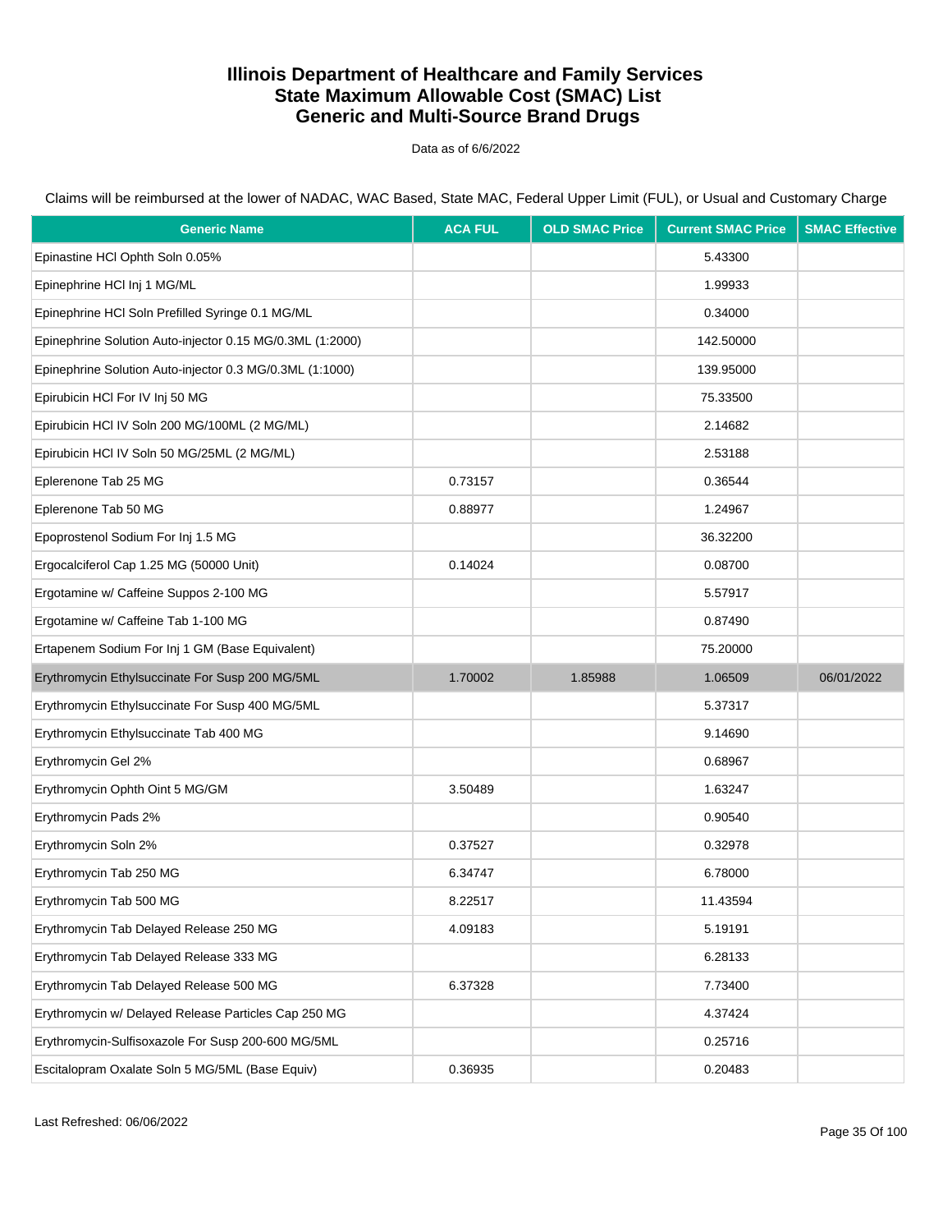# Illinois Department of Healthcare and Family Services
# State Maximum Allowable Cost (SMAC) List
# Generic and Multi-Source Brand Drugs

Data as of 6/6/2022

Claims will be reimbursed at the lower of NADAC, WAC Based, State MAC, Federal Upper Limit (FUL), or Usual and Customary Charge

| Generic Name | ACA FUL | OLD SMAC Price | Current SMAC Price | SMAC Effective |
|---|---|---|---|---|
| Epinastine HCl Ophth Soln 0.05% | | | 5.43300 | |
| Epinephrine HCl Inj 1 MG/ML | | | 1.99933 | |
| Epinephrine HCl Soln Prefilled Syringe 0.1 MG/ML | | | 0.34000 | |
| Epinephrine Solution Auto-injector 0.15 MG/0.3ML (1:2000) | | | 142.50000 | |
| Epinephrine Solution Auto-injector 0.3 MG/0.3ML (1:1000) | | | 139.95000 | |
| Epirubicin HCl For IV Inj 50 MG | | | 75.33500 | |
| Epirubicin HCl IV Soln 200 MG/100ML (2 MG/ML) | | | 2.14682 | |
| Epirubicin HCl IV Soln 50 MG/25ML (2 MG/ML) | | | 2.53188 | |
| Eplerenone Tab 25 MG | 0.73157 | | 0.36544 | |
| Eplerenone Tab 50 MG | 0.88977 | | 1.24967 | |
| Epoprostenol Sodium For Inj 1.5 MG | | | 36.32200 | |
| Ergocalciferol Cap 1.25 MG (50000 Unit) | 0.14024 | | 0.08700 | |
| Ergotamine w/ Caffeine Suppos 2-100 MG | | | 5.57917 | |
| Ergotamine w/ Caffeine Tab 1-100 MG | | | 0.87490 | |
| Ertapenem Sodium For Inj 1 GM (Base Equivalent) | | | 75.20000 | |
| Erythromycin Ethylsuccinate For Susp 200 MG/5ML | 1.70002 | 1.85988 | 1.06509 | 06/01/2022 |
| Erythromycin Ethylsuccinate For Susp 400 MG/5ML | | | 5.37317 | |
| Erythromycin Ethylsuccinate Tab 400 MG | | | 9.14690 | |
| Erythromycin Gel 2% | | | 0.68967 | |
| Erythromycin Ophth Oint 5 MG/GM | 3.50489 | | 1.63247 | |
| Erythromycin Pads 2% | | | 0.90540 | |
| Erythromycin Soln 2% | 0.37527 | | 0.32978 | |
| Erythromycin Tab 250 MG | 6.34747 | | 6.78000 | |
| Erythromycin Tab 500 MG | 8.22517 | | 11.43594 | |
| Erythromycin Tab Delayed Release 250 MG | 4.09183 | | 5.19191 | |
| Erythromycin Tab Delayed Release 333 MG | | | 6.28133 | |
| Erythromycin Tab Delayed Release 500 MG | 6.37328 | | 7.73400 | |
| Erythromycin w/ Delayed Release Particles Cap 250 MG | | | 4.37424 | |
| Erythromycin-Sulfisoxazole For Susp 200-600 MG/5ML | | | 0.25716 | |
| Escitalopram Oxalate Soln 5 MG/5ML (Base Equiv) | 0.36935 | | 0.20483 | |

Last Refreshed: 06/06/2022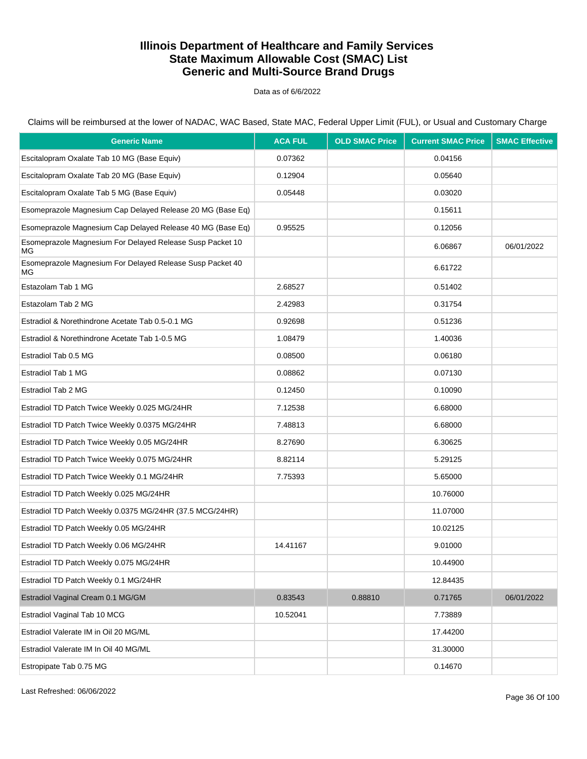# Illinois Department of Healthcare and Family Services
# State Maximum Allowable Cost (SMAC) List
# Generic and Multi-Source Brand Drugs

Data as of 6/6/2022

Claims will be reimbursed at the lower of NADAC, WAC Based, State MAC, Federal Upper Limit (FUL), or Usual and Customary Charge

| Generic Name | ACA FUL | OLD SMAC Price | Current SMAC Price | SMAC Effective |
|---|---|---|---|---|
| Escitalopram Oxalate Tab 10 MG (Base Equiv) | 0.07362 | | 0.04156 | |
| Escitalopram Oxalate Tab 20 MG (Base Equiv) | 0.12904 | | 0.05640 | |
| Escitalopram Oxalate Tab 5 MG (Base Equiv) | 0.05448 | | 0.03020 | |
| Esomeprazole Magnesium Cap Delayed Release 20 MG (Base Eq) | | | 0.15611 | |
| Esomeprazole Magnesium Cap Delayed Release 40 MG (Base Eq) | 0.95525 | | 0.12056 | |
| Esomeprazole Magnesium For Delayed Release Susp Packet 10 MG | | | 6.06867 | 06/01/2022 |
| Esomeprazole Magnesium For Delayed Release Susp Packet 40 MG | | | 6.61722 | |
| Estazolam Tab 1 MG | 2.68527 | | 0.51402 | |
| Estazolam Tab 2 MG | 2.42983 | | 0.31754 | |
| Estradiol & Norethindrone Acetate Tab 0.5-0.1 MG | 0.92698 | | 0.51236 | |
| Estradiol & Norethindrone Acetate Tab 1-0.5 MG | 1.08479 | | 1.40036 | |
| Estradiol Tab 0.5 MG | 0.08500 | | 0.06180 | |
| Estradiol Tab 1 MG | 0.08862 | | 0.07130 | |
| Estradiol Tab 2 MG | 0.12450 | | 0.10090 | |
| Estradiol TD Patch Twice Weekly 0.025 MG/24HR | 7.12538 | | 6.68000 | |
| Estradiol TD Patch Twice Weekly 0.0375 MG/24HR | 7.48813 | | 6.68000 | |
| Estradiol TD Patch Twice Weekly 0.05 MG/24HR | 8.27690 | | 6.30625 | |
| Estradiol TD Patch Twice Weekly 0.075 MG/24HR | 8.82114 | | 5.29125 | |
| Estradiol TD Patch Twice Weekly 0.1 MG/24HR | 7.75393 | | 5.65000 | |
| Estradiol TD Patch Weekly 0.025 MG/24HR | | | 10.76000 | |
| Estradiol TD Patch Weekly 0.0375 MG/24HR (37.5 MCG/24HR) | | | 11.07000 | |
| Estradiol TD Patch Weekly 0.05 MG/24HR | | | 10.02125 | |
| Estradiol TD Patch Weekly 0.06 MG/24HR | 14.41167 | | 9.01000 | |
| Estradiol TD Patch Weekly 0.075 MG/24HR | | | 10.44900 | |
| Estradiol TD Patch Weekly 0.1 MG/24HR | | | 12.84435 | |
| Estradiol Vaginal Cream 0.1 MG/GM | 0.83543 | 0.88810 | 0.71765 | 06/01/2022 |
| Estradiol Vaginal Tab 10 MCG | 10.52041 | | 7.73889 | |
| Estradiol Valerate IM in Oil 20 MG/ML | | | 17.44200 | |
| Estradiol Valerate IM In Oil 40 MG/ML | | | 31.30000 | |
| Estropipate Tab 0.75 MG | | | 0.14670 | |

Last Refreshed: 06/06/2022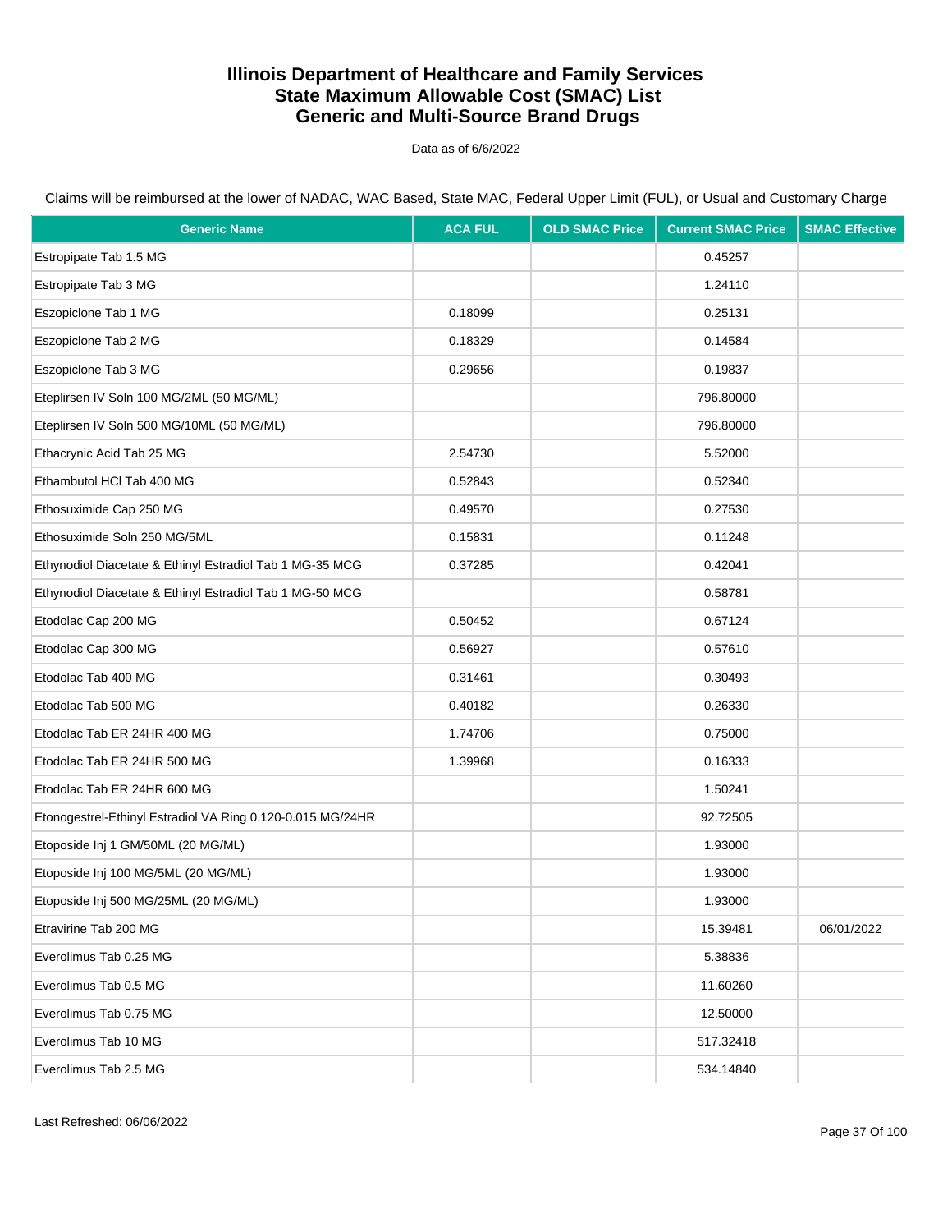# Illinois Department of Healthcare and Family Services
# State Maximum Allowable Cost (SMAC) List
# Generic and Multi-Source Brand Drugs

Data as of 6/6/2022

Claims will be reimbursed at the lower of NADAC, WAC Based, State MAC, Federal Upper Limit (FUL), or Usual and Customary Charge

| Generic Name | ACA FUL | OLD SMAC Price | Current SMAC Price | SMAC Effective |
|---|---|---|---|---|
| Estropipate Tab 1.5 MG | | | 0.45257 | |
| Estropipate Tab 3 MG | | | 1.24110 | |
| Eszopiclone Tab 1 MG | 0.18099 | | 0.25131 | |
| Eszopiclone Tab 2 MG | 0.18329 | | 0.14584 | |
| Eszopiclone Tab 3 MG | 0.29656 | | 0.19837 | |
| Eteplirsen IV Soln 100 MG/2ML (50 MG/ML) | | | 796.80000 | |
| Eteplirsen IV Soln 500 MG/10ML (50 MG/ML) | | | 796.80000 | |
| Ethacrynic Acid Tab 25 MG | 2.54730 | | 5.52000 | |
| Ethambutol HCl Tab 400 MG | 0.52843 | | 0.52340 | |
| Ethosuximide Cap 250 MG | 0.49570 | | 0.27530 | |
| Ethosuximide Soln 250 MG/5ML | 0.15831 | | 0.11248 | |
| Ethynodiol Diacetate & Ethinyl Estradiol Tab 1 MG-35 MCG | 0.37285 | | 0.42041 | |
| Ethynodiol Diacetate & Ethinyl Estradiol Tab 1 MG-50 MCG | | | 0.58781 | |
| Etodolac Cap 200 MG | 0.50452 | | 0.67124 | |
| Etodolac Cap 300 MG | 0.56927 | | 0.57610 | |
| Etodolac Tab 400 MG | 0.31461 | | 0.30493 | |
| Etodolac Tab 500 MG | 0.40182 | | 0.26330 | |
| Etodolac Tab ER 24HR 400 MG | 1.74706 | | 0.75000 | |
| Etodolac Tab ER 24HR 500 MG | 1.39968 | | 0.16333 | |
| Etodolac Tab ER 24HR 600 MG | | | 1.50241 | |
| Etonogestrel-Ethinyl Estradiol VA Ring 0.120-0.015 MG/24HR | | | 92.72505 | |
| Etoposide Inj 1 GM/50ML (20 MG/ML) | | | 1.93000 | |
| Etoposide Inj 100 MG/5ML (20 MG/ML) | | | 1.93000 | |
| Etoposide Inj 500 MG/25ML (20 MG/ML) | | | 1.93000 | |
| Etravirine Tab 200 MG | | | 15.39481 | 06/01/2022 |
| Everolimus Tab 0.25 MG | | | 5.38836 | |
| Everolimus Tab 0.5 MG | | | 11.60260 | |
| Everolimus Tab 0.75 MG | | | 12.50000 | |
| Everolimus Tab 10 MG | | | 517.32418 | |
| Everolimus Tab 2.5 MG | | | 534.14840 | |

Last Refreshed: 06/06/2022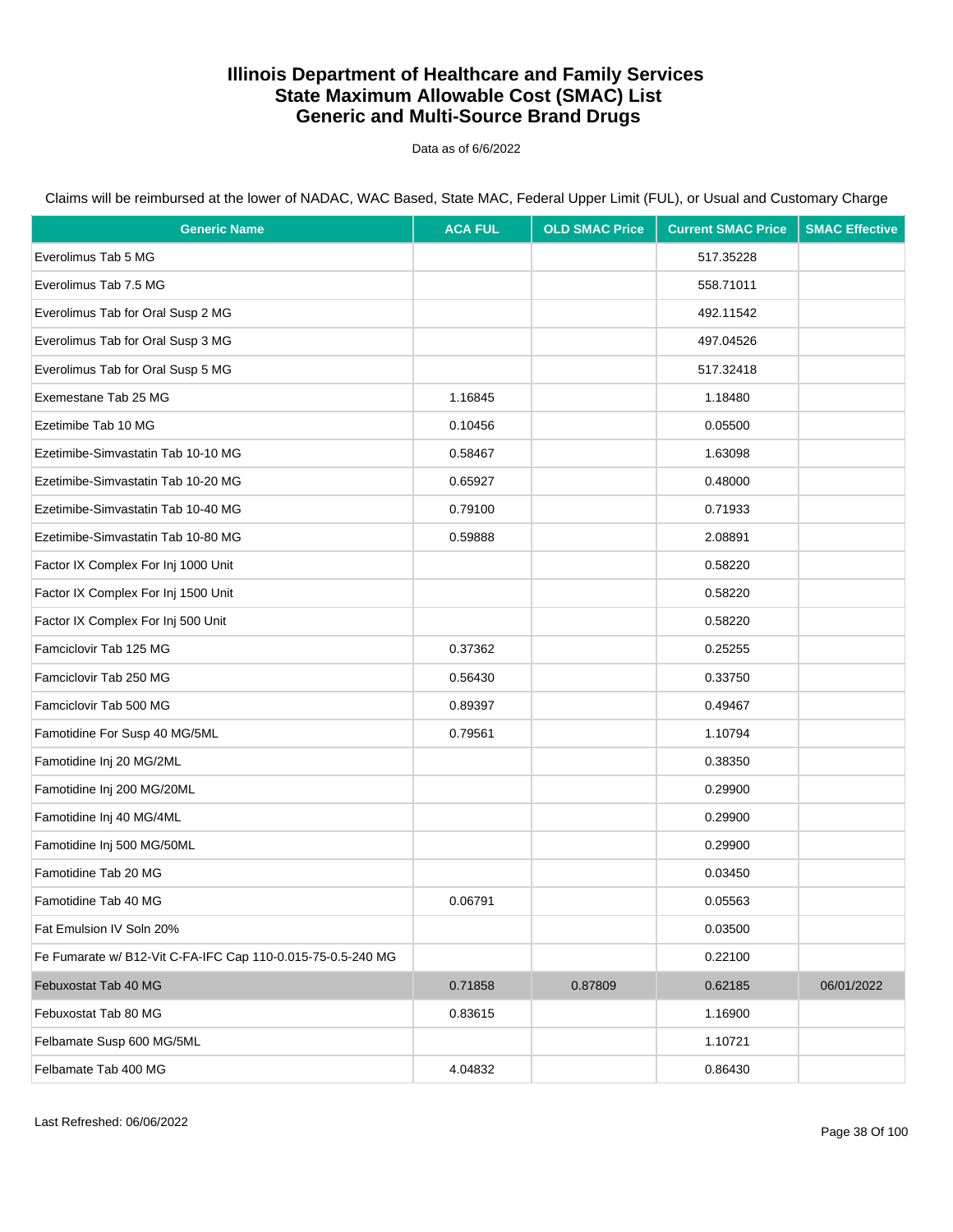# Illinois Department of Healthcare and Family Services
# State Maximum Allowable Cost (SMAC) List
# Generic and Multi-Source Brand Drugs

Data as of 6/6/2022

Claims will be reimbursed at the lower of NADAC, WAC Based, State MAC, Federal Upper Limit (FUL), or Usual and Customary Charge

| Generic Name | ACA FUL | OLD SMAC Price | Current SMAC Price | SMAC Effective |
|---|---|---|---|---|
| Everolimus Tab 5 MG | | | 517.35228 | |
| Everolimus Tab 7.5 MG | | | 558.71011 | |
| Everolimus Tab for Oral Susp 2 MG | | | 492.11542 | |
| Everolimus Tab for Oral Susp 3 MG | | | 497.04526 | |
| Everolimus Tab for Oral Susp 5 MG | | | 517.32418 | |
| Exemestane Tab 25 MG | 1.16845 | | 1.18480 | |
| Ezetimibe Tab 10 MG | 0.10456 | | 0.05500 | |
| Ezetimibe-Simvastatin Tab 10-10 MG | 0.58467 | | 1.63098 | |
| Ezetimibe-Simvastatin Tab 10-20 MG | 0.65927 | | 0.48000 | |
| Ezetimibe-Simvastatin Tab 10-40 MG | 0.79100 | | 0.71933 | |
| Ezetimibe-Simvastatin Tab 10-80 MG | 0.59888 | | 2.08891 | |
| Factor IX Complex For Inj 1000 Unit | | | 0.58220 | |
| Factor IX Complex For Inj 1500 Unit | | | 0.58220 | |
| Factor IX Complex For Inj 500 Unit | | | 0.58220 | |
| Famciclovir Tab 125 MG | 0.37362 | | 0.25255 | |
| Famciclovir Tab 250 MG | 0.56430 | | 0.33750 | |
| Famciclovir Tab 500 MG | 0.89397 | | 0.49467 | |
| Famotidine For Susp 40 MG/5ML | 0.79561 | | 1.10794 | |
| Famotidine Inj 20 MG/2ML | | | 0.38350 | |
| Famotidine Inj 200 MG/20ML | | | 0.29900 | |
| Famotidine Inj 40 MG/4ML | | | 0.29900 | |
| Famotidine Inj 500 MG/50ML | | | 0.29900 | |
| Famotidine Tab 20 MG | | | 0.03450 | |
| Famotidine Tab 40 MG | 0.06791 | | 0.05563 | |
| Fat Emulsion IV Soln 20% | | | 0.03500 | |
| Fe Fumarate w/ B12-Vit C-FA-IFC Cap 110-0.015-75-0.5-240 MG | | | 0.22100 | |
| Febuxostat Tab 40 MG | 0.71858 | 0.87809 | 0.62185 | 06/01/2022 |
| Febuxostat Tab 80 MG | 0.83615 | | 1.16900 | |
| Felbamate Susp 600 MG/5ML | | | 1.10721 | |
| Felbamate Tab 400 MG | 4.04832 | | 0.86430 | |

Last Refreshed: 06/06/2022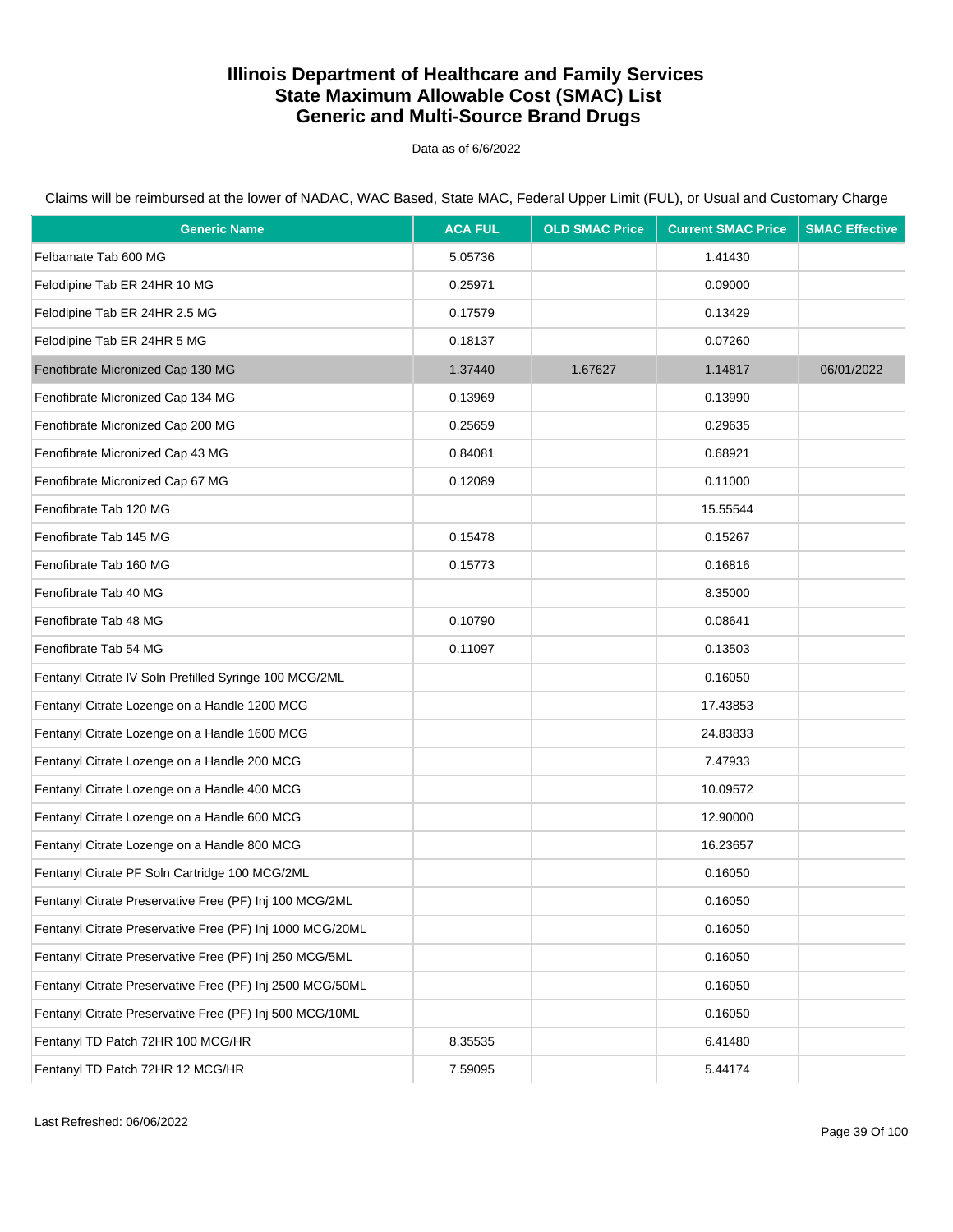# Illinois Department of Healthcare and Family Services
# State Maximum Allowable Cost (SMAC) List
# Generic and Multi-Source Brand Drugs

Data as of 6/6/2022

Claims will be reimbursed at the lower of NADAC, WAC Based, State MAC, Federal Upper Limit (FUL), or Usual and Customary Charge

| Generic Name | ACA FUL | OLD SMAC Price | Current SMAC Price | SMAC Effective |
|---|---|---|---|---|
| Felbamate Tab 600 MG | 5.05736 | | 1.41430 | |
| Felodipine Tab ER 24HR 10 MG | 0.25971 | | 0.09000 | |
| Felodipine Tab ER 24HR 2.5 MG | 0.17579 | | 0.13429 | |
| Felodipine Tab ER 24HR 5 MG | 0.18137 | | 0.07260 | |
| Fenofibrate Micronized Cap 130 MG | 1.37440 | 1.67627 | 1.14817 | 06/01/2022 |
| Fenofibrate Micronized Cap 134 MG | 0.13969 | | 0.13990 | |
| Fenofibrate Micronized Cap 200 MG | 0.25659 | | 0.29635 | |
| Fenofibrate Micronized Cap 43 MG | 0.84081 | | 0.68921 | |
| Fenofibrate Micronized Cap 67 MG | 0.12089 | | 0.11000 | |
| Fenofibrate Tab 120 MG | | | 15.55544 | |
| Fenofibrate Tab 145 MG | 0.15478 | | 0.15267 | |
| Fenofibrate Tab 160 MG | 0.15773 | | 0.16816 | |
| Fenofibrate Tab 40 MG | | | 8.35000 | |
| Fenofibrate Tab 48 MG | 0.10790 | | 0.08641 | |
| Fenofibrate Tab 54 MG | 0.11097 | | 0.13503 | |
| Fentanyl Citrate IV Soln Prefilled Syringe 100 MCG/2ML | | | 0.16050 | |
| Fentanyl Citrate Lozenge on a Handle 1200 MCG | | | 17.43853 | |
| Fentanyl Citrate Lozenge on a Handle 1600 MCG | | | 24.83833 | |
| Fentanyl Citrate Lozenge on a Handle 200 MCG | | | 7.47933 | |
| Fentanyl Citrate Lozenge on a Handle 400 MCG | | | 10.09572 | |
| Fentanyl Citrate Lozenge on a Handle 600 MCG | | | 12.90000 | |
| Fentanyl Citrate Lozenge on a Handle 800 MCG | | | 16.23657 | |
| Fentanyl Citrate PF Soln Cartridge 100 MCG/2ML | | | 0.16050 | |
| Fentanyl Citrate Preservative Free (PF) Inj 100 MCG/2ML | | | 0.16050 | |
| Fentanyl Citrate Preservative Free (PF) Inj 1000 MCG/20ML | | | 0.16050 | |
| Fentanyl Citrate Preservative Free (PF) Inj 250 MCG/5ML | | | 0.16050 | |
| Fentanyl Citrate Preservative Free (PF) Inj 2500 MCG/50ML | | | 0.16050 | |
| Fentanyl Citrate Preservative Free (PF) Inj 500 MCG/10ML | | | 0.16050 | |
| Fentanyl TD Patch 72HR 100 MCG/HR | 8.35535 | | 6.41480 | |
| Fentanyl TD Patch 72HR 12 MCG/HR | 7.59095 | | 5.44174 | |

Last Refreshed: 06/06/2022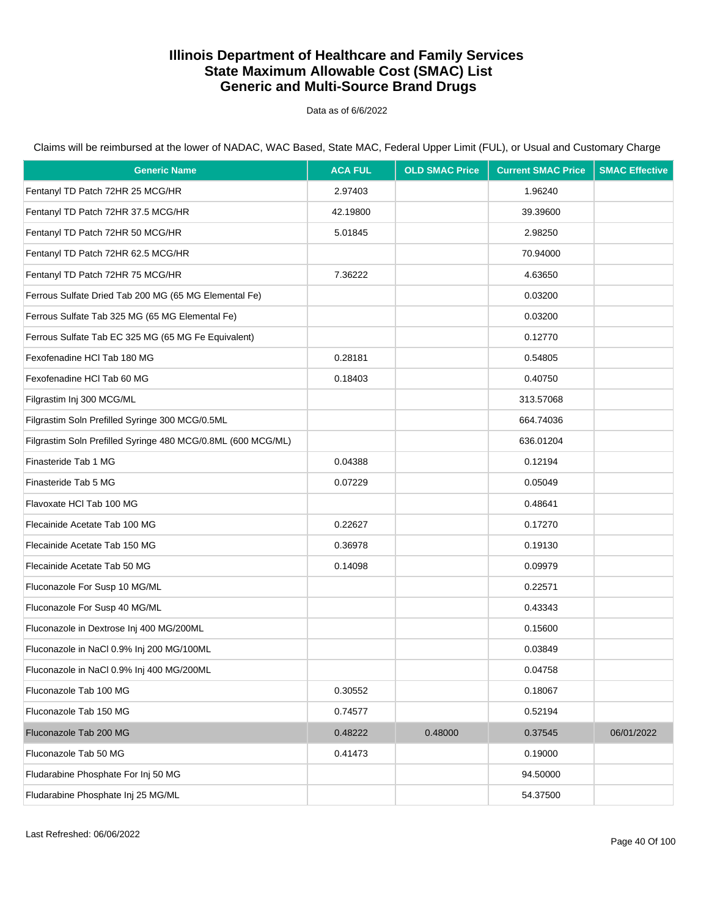# Illinois Department of Healthcare and Family Services
# State Maximum Allowable Cost (SMAC) List
# Generic and Multi-Source Brand Drugs

Data as of 6/6/2022

Claims will be reimbursed at the lower of NADAC, WAC Based, State MAC, Federal Upper Limit (FUL), or Usual and Customary Charge

| Generic Name | ACA FUL | OLD SMAC Price | Current SMAC Price | SMAC Effective |
|---|---|---|---|---|
| Fentanyl TD Patch 72HR 25 MCG/HR | 2.97403 | | 1.96240 | |
| Fentanyl TD Patch 72HR 37.5 MCG/HR | 42.19800 | | 39.39600 | |
| Fentanyl TD Patch 72HR 50 MCG/HR | 5.01845 | | 2.98250 | |
| Fentanyl TD Patch 72HR 62.5 MCG/HR | | | 70.94000 | |
| Fentanyl TD Patch 72HR 75 MCG/HR | 7.36222 | | 4.63650 | |
| Ferrous Sulfate Dried Tab 200 MG (65 MG Elemental Fe) | | | 0.03200 | |
| Ferrous Sulfate Tab 325 MG (65 MG Elemental Fe) | | | 0.03200 | |
| Ferrous Sulfate Tab EC 325 MG (65 MG Fe Equivalent) | | | 0.12770 | |
| Fexofenadine HCl Tab 180 MG | 0.28181 | | 0.54805 | |
| Fexofenadine HCl Tab 60 MG | 0.18403 | | 0.40750 | |
| Filgrastim Inj 300 MCG/ML | | | 313.57068 | |
| Filgrastim Soln Prefilled Syringe 300 MCG/0.5ML | | | 664.74036 | |
| Filgrastim Soln Prefilled Syringe 480 MCG/0.8ML (600 MCG/ML) | | | 636.01204 | |
| Finasteride Tab 1 MG | 0.04388 | | 0.12194 | |
| Finasteride Tab 5 MG | 0.07229 | | 0.05049 | |
| Flavoxate HCl Tab 100 MG | | | 0.48641 | |
| Flecainide Acetate Tab 100 MG | 0.22627 | | 0.17270 | |
| Flecainide Acetate Tab 150 MG | 0.36978 | | 0.19130 | |
| Flecainide Acetate Tab 50 MG | 0.14098 | | 0.09979 | |
| Fluconazole For Susp 10 MG/ML | | | 0.22571 | |
| Fluconazole For Susp 40 MG/ML | | | 0.43343 | |
| Fluconazole in Dextrose Inj 400 MG/200ML | | | 0.15600 | |
| Fluconazole in NaCl 0.9% Inj 200 MG/100ML | | | 0.03849 | |
| Fluconazole in NaCl 0.9% Inj 400 MG/200ML | | | 0.04758 | |
| Fluconazole Tab 100 MG | 0.30552 | | 0.18067 | |
| Fluconazole Tab 150 MG | 0.74577 | | 0.52194 | |
| Fluconazole Tab 200 MG | 0.48222 | 0.48000 | 0.37545 | 06/01/2022 |
| Fluconazole Tab 50 MG | 0.41473 | | 0.19000 | |
| Fludarabine Phosphate For Inj 50 MG | | | 94.50000 | |
| Fludarabine Phosphate Inj 25 MG/ML | | | 54.37500 | |

Last Refreshed: 06/06/2022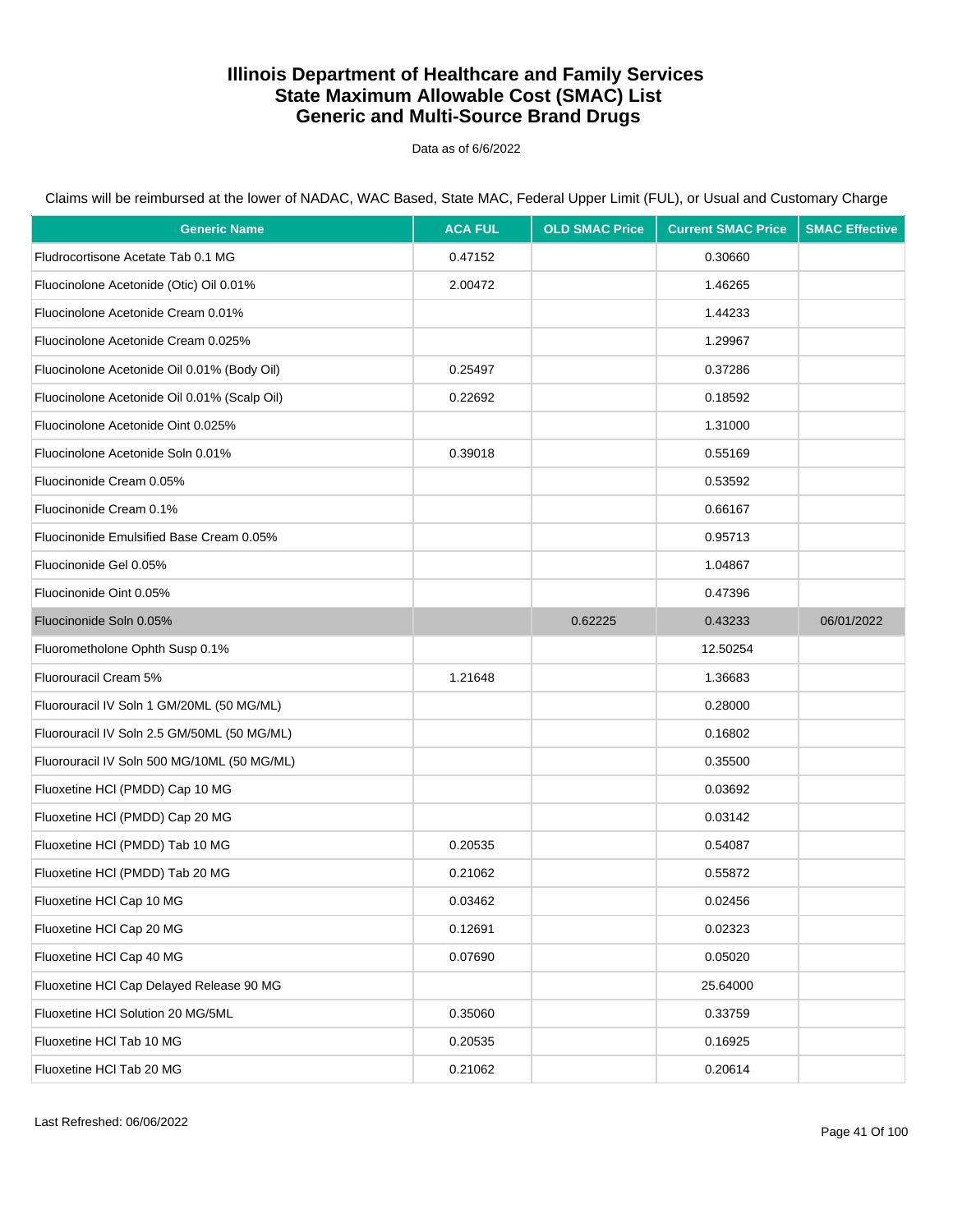# Illinois Department of Healthcare and Family Services
# State Maximum Allowable Cost (SMAC) List
# Generic and Multi-Source Brand Drugs

Data as of 6/6/2022

Claims will be reimbursed at the lower of NADAC, WAC Based, State MAC, Federal Upper Limit (FUL), or Usual and Customary Charge

| Generic Name | ACA FUL | OLD SMAC Price | Current SMAC Price | SMAC Effective |
|---|---|---|---|---|
| Fludrocortisone Acetate Tab 0.1 MG | 0.47152 | | 0.30660 | |
| Fluocinolone Acetonide (Otic) Oil 0.01% | 2.00472 | | 1.46265 | |
| Fluocinolone Acetonide Cream 0.01% | | | 1.44233 | |
| Fluocinolone Acetonide Cream 0.025% | | | 1.29967 | |
| Fluocinolone Acetonide Oil 0.01% (Body Oil) | 0.25497 | | 0.37286 | |
| Fluocinolone Acetonide Oil 0.01% (Scalp Oil) | 0.22692 | | 0.18592 | |
| Fluocinolone Acetonide Oint 0.025% | | | 1.31000 | |
| Fluocinolone Acetonide Soln 0.01% | 0.39018 | | 0.55169 | |
| Fluocinonide Cream 0.05% | | | 0.53592 | |
| Fluocinonide Cream 0.1% | | | 0.66167 | |
| Fluocinonide Emulsified Base Cream 0.05% | | | 0.95713 | |
| Fluocinonide Gel 0.05% | | | 1.04867 | |
| Fluocinonide Oint 0.05% | | | 0.47396 | |
| Fluocinonide Soln 0.05% | | 0.62225 | 0.43233 | 06/01/2022 |
| Fluorometholone Ophth Susp 0.1% | | | 12.50254 | |
| Fluorouracil Cream 5% | 1.21648 | | 1.36683 | |
| Fluorouracil IV Soln 1 GM/20ML (50 MG/ML) | | | 0.28000 | |
| Fluorouracil IV Soln 2.5 GM/50ML (50 MG/ML) | | | 0.16802 | |
| Fluorouracil IV Soln 500 MG/10ML (50 MG/ML) | | | 0.35500 | |
| Fluoxetine HCl (PMDD) Cap 10 MG | | | 0.03692 | |
| Fluoxetine HCl (PMDD) Cap 20 MG | | | 0.03142 | |
| Fluoxetine HCl (PMDD) Tab 10 MG | 0.20535 | | 0.54087 | |
| Fluoxetine HCl (PMDD) Tab 20 MG | 0.21062 | | 0.55872 | |
| Fluoxetine HCl Cap 10 MG | 0.03462 | | 0.02456 | |
| Fluoxetine HCl Cap 20 MG | 0.12691 | | 0.02323 | |
| Fluoxetine HCl Cap 40 MG | 0.07690 | | 0.05020 | |
| Fluoxetine HCl Cap Delayed Release 90 MG | | | 25.64000 | |
| Fluoxetine HCl Solution 20 MG/5ML | 0.35060 | | 0.33759 | |
| Fluoxetine HCl Tab 10 MG | 0.20535 | | 0.16925 | |
| Fluoxetine HCl Tab 20 MG | 0.21062 | | 0.20614 | |

Last Refreshed: 06/06/2022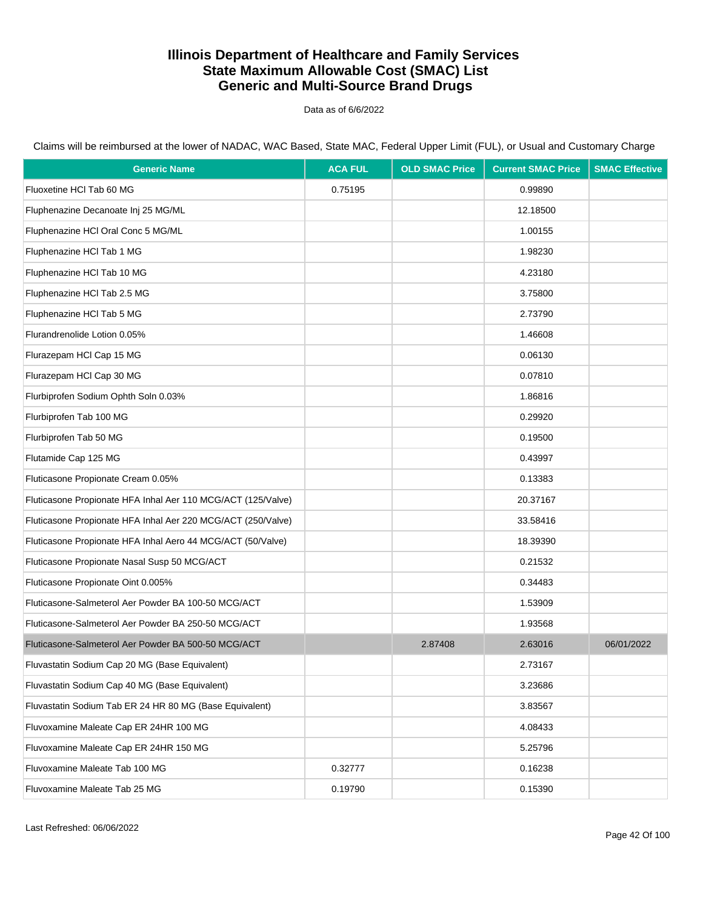# Illinois Department of Healthcare and Family Services
# State Maximum Allowable Cost (SMAC) List
# Generic and Multi-Source Brand Drugs

Data as of 6/6/2022

Claims will be reimbursed at the lower of NADAC, WAC Based, State MAC, Federal Upper Limit (FUL), or Usual and Customary Charge

| Generic Name | ACA FUL | OLD SMAC Price | Current SMAC Price | SMAC Effective |
|---|---|---|---|---|
| Fluoxetine HCl Tab 60 MG | 0.75195 | | 0.99890 | |
| Fluphenazine Decanoate Inj 25 MG/ML | | | 12.18500 | |
| Fluphenazine HCl Oral Conc 5 MG/ML | | | 1.00155 | |
| Fluphenazine HCl Tab 1 MG | | | 1.98230 | |
| Fluphenazine HCl Tab 10 MG | | | 4.23180 | |
| Fluphenazine HCl Tab 2.5 MG | | | 3.75800 | |
| Fluphenazine HCl Tab 5 MG | | | 2.73790 | |
| Flurandrenolide Lotion 0.05% | | | 1.46608 | |
| Flurazepam HCl Cap 15 MG | | | 0.06130 | |
| Flurazepam HCl Cap 30 MG | | | 0.07810 | |
| Flurbiprofen Sodium Ophth Soln 0.03% | | | 1.86816 | |
| Flurbiprofen Tab 100 MG | | | 0.29920 | |
| Flurbiprofen Tab 50 MG | | | 0.19500 | |
| Flutamide Cap 125 MG | | | 0.43997 | |
| Fluticasone Propionate Cream 0.05% | | | 0.13383 | |
| Fluticasone Propionate HFA Inhal Aer 110 MCG/ACT (125/Valve) | | | 20.37167 | |
| Fluticasone Propionate HFA Inhal Aer 220 MCG/ACT (250/Valve) | | | 33.58416 | |
| Fluticasone Propionate HFA Inhal Aero 44 MCG/ACT (50/Valve) | | | 18.39390 | |
| Fluticasone Propionate Nasal Susp 50 MCG/ACT | | | 0.21532 | |
| Fluticasone Propionate Oint 0.005% | | | 0.34483 | |
| Fluticasone-Salmeterol Aer Powder BA 100-50 MCG/ACT | | | 1.53909 | |
| Fluticasone-Salmeterol Aer Powder BA 250-50 MCG/ACT | | | 1.93568 | |
| Fluticasone-Salmeterol Aer Powder BA 500-50 MCG/ACT | | 2.87408 | 2.63016 | 06/01/2022 |
| Fluvastatin Sodium Cap 20 MG (Base Equivalent) | | | 2.73167 | |
| Fluvastatin Sodium Cap 40 MG (Base Equivalent) | | | 3.23686 | |
| Fluvastatin Sodium Tab ER 24 HR 80 MG (Base Equivalent) | | | 3.83567 | |
| Fluvoxamine Maleate Cap ER 24HR 100 MG | | | 4.08433 | |
| Fluvoxamine Maleate Cap ER 24HR 150 MG | | | 5.25796 | |
| Fluvoxamine Maleate Tab 100 MG | 0.32777 | | 0.16238 | |
| Fluvoxamine Maleate Tab 25 MG | 0.19790 | | 0.15390 | |

Last Refreshed: 06/06/2022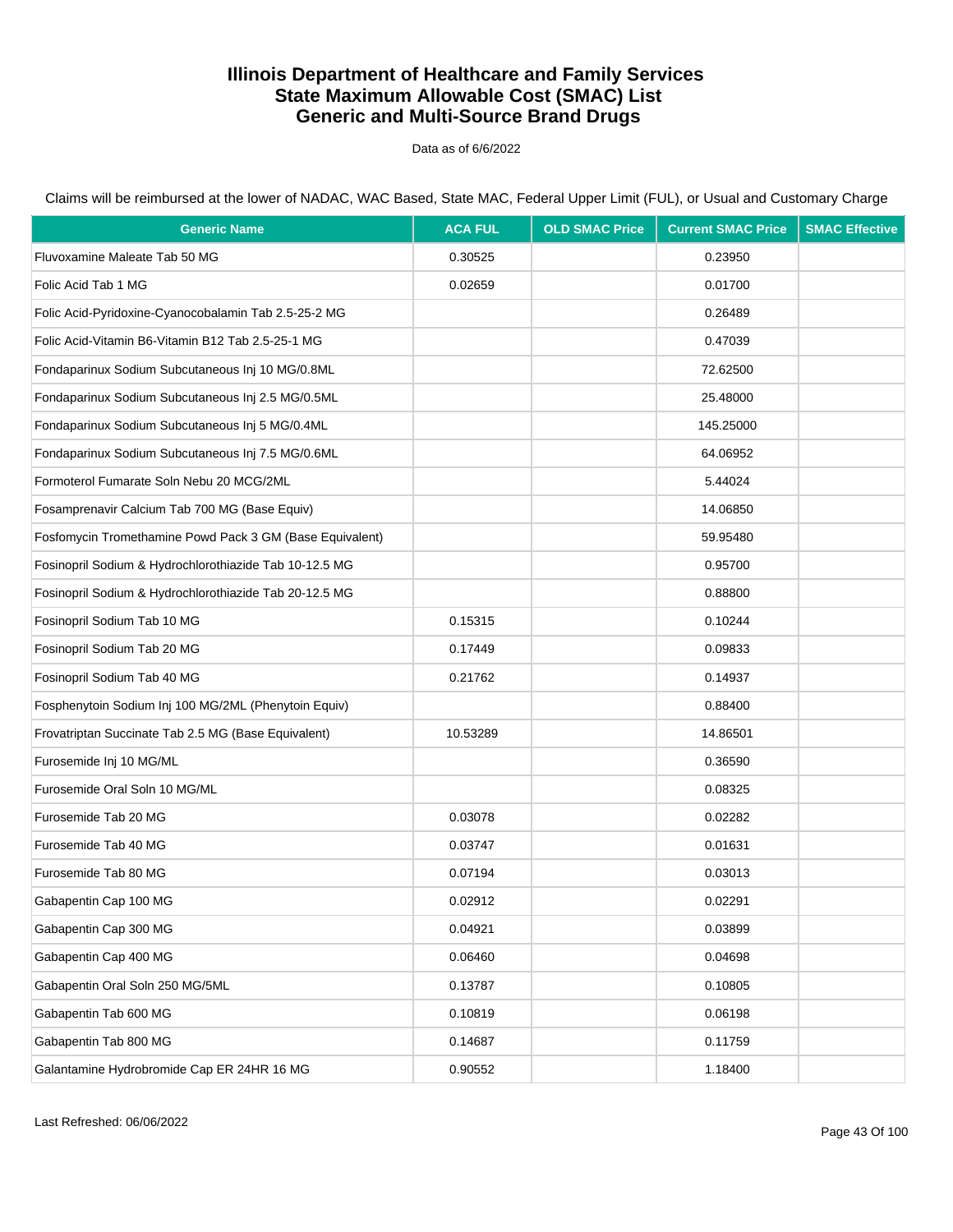# Illinois Department of Healthcare and Family Services
# State Maximum Allowable Cost (SMAC) List
# Generic and Multi-Source Brand Drugs

Data as of 6/6/2022

Claims will be reimbursed at the lower of NADAC, WAC Based, State MAC, Federal Upper Limit (FUL), or Usual and Customary Charge

| Generic Name | ACA FUL | OLD SMAC Price | Current SMAC Price | SMAC Effective |
|---|---|---|---|---|
| Fluvoxamine Maleate Tab 50 MG | 0.30525 | | 0.23950 | |
| Folic Acid Tab 1 MG | 0.02659 | | 0.01700 | |
| Folic Acid-Pyridoxine-Cyanocobalamin Tab 2.5-25-2 MG | | | 0.26489 | |
| Folic Acid-Vitamin B6-Vitamin B12 Tab 2.5-25-1 MG | | | 0.47039 | |
| Fondaparinux Sodium Subcutaneous Inj 10 MG/0.8ML | | | 72.62500 | |
| Fondaparinux Sodium Subcutaneous Inj 2.5 MG/0.5ML | | | 25.48000 | |
| Fondaparinux Sodium Subcutaneous Inj 5 MG/0.4ML | | | 145.25000 | |
| Fondaparinux Sodium Subcutaneous Inj 7.5 MG/0.6ML | | | 64.06952 | |
| Formoterol Fumarate Soln Nebu 20 MCG/2ML | | | 5.44024 | |
| Fosamprenavir Calcium Tab 700 MG (Base Equiv) | | | 14.06850 | |
| Fosfomycin Tromethamine Powd Pack 3 GM (Base Equivalent) | | | 59.95480 | |
| Fosinopril Sodium & Hydrochlorothiazide Tab 10-12.5 MG | | | 0.95700 | |
| Fosinopril Sodium & Hydrochlorothiazide Tab 20-12.5 MG | | | 0.88800 | |
| Fosinopril Sodium Tab 10 MG | 0.15315 | | 0.10244 | |
| Fosinopril Sodium Tab 20 MG | 0.17449 | | 0.09833 | |
| Fosinopril Sodium Tab 40 MG | 0.21762 | | 0.14937 | |
| Fosphenytoin Sodium Inj 100 MG/2ML (Phenytoin Equiv) | | | 0.88400 | |
| Frovatriptan Succinate Tab 2.5 MG (Base Equivalent) | 10.53289 | | 14.86501 | |
| Furosemide Inj 10 MG/ML | | | 0.36590 | |
| Furosemide Oral Soln 10 MG/ML | | | 0.08325 | |
| Furosemide Tab 20 MG | 0.03078 | | 0.02282 | |
| Furosemide Tab 40 MG | 0.03747 | | 0.01631 | |
| Furosemide Tab 80 MG | 0.07194 | | 0.03013 | |
| Gabapentin Cap 100 MG | 0.02912 | | 0.02291 | |
| Gabapentin Cap 300 MG | 0.04921 | | 0.03899 | |
| Gabapentin Cap 400 MG | 0.06460 | | 0.04698 | |
| Gabapentin Oral Soln 250 MG/5ML | 0.13787 | | 0.10805 | |
| Gabapentin Tab 600 MG | 0.10819 | | 0.06198 | |
| Gabapentin Tab 800 MG | 0.14687 | | 0.11759 | |
| Galantamine Hydrobromide Cap ER 24HR 16 MG | 0.90552 | | 1.18400 | |

Last Refreshed: 06/06/2022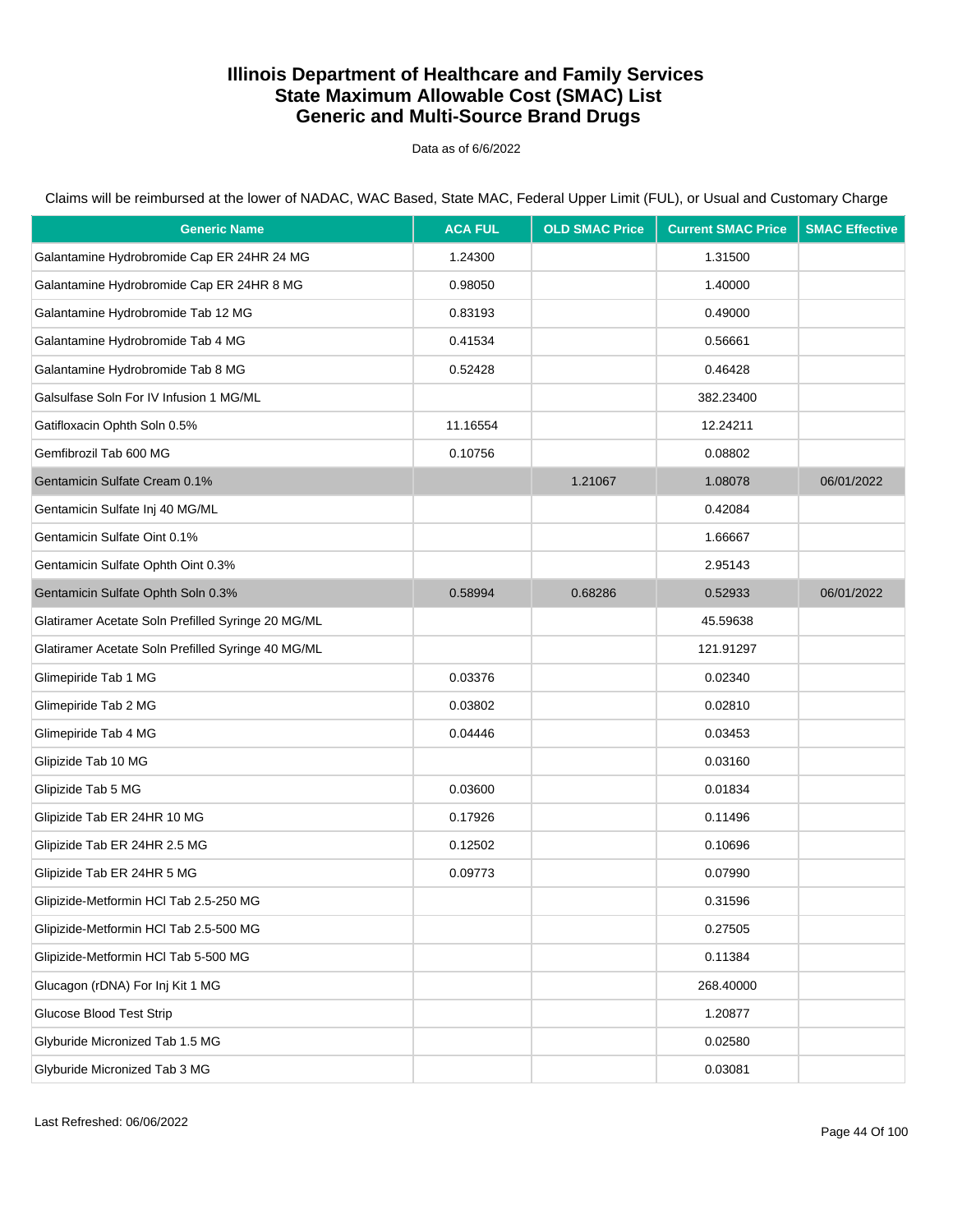# Illinois Department of Healthcare and Family Services
## State Maximum Allowable Cost (SMAC) List
## Generic and Multi-Source Brand Drugs

Data as of 6/6/2022

Claims will be reimbursed at the lower of NADAC, WAC Based, State MAC, Federal Upper Limit (FUL), or Usual and Customary Charge

| Generic Name | ACA FUL | OLD SMAC Price | Current SMAC Price | SMAC Effective |
|---|---|---|---|---|
| Galantamine Hydrobromide Cap ER 24HR 24 MG | 1.24300 | | 1.31500 | |
| Galantamine Hydrobromide Cap ER 24HR 8 MG | 0.98050 | | 1.40000 | |
| Galantamine Hydrobromide Tab 12 MG | 0.83193 | | 0.49000 | |
| Galantamine Hydrobromide Tab 4 MG | 0.41534 | | 0.56661 | |
| Galantamine Hydrobromide Tab 8 MG | 0.52428 | | 0.46428 | |
| Galsulfase Soln For IV Infusion 1 MG/ML | | | 382.23400 | |
| Gatifloxacin Ophth Soln 0.5% | 11.16554 | | 12.24211 | |
| Gemfibrozil Tab 600 MG | 0.10756 | | 0.08802 | |
| Gentamicin Sulfate Cream 0.1% | | 1.21067 | 1.08078 | 06/01/2022 |
| Gentamicin Sulfate Inj 40 MG/ML | | | 0.42084 | |
| Gentamicin Sulfate Oint 0.1% | | | 1.66667 | |
| Gentamicin Sulfate Ophth Oint 0.3% | | | 2.95143 | |
| Gentamicin Sulfate Ophth Soln 0.3% | 0.58994 | 0.68286 | 0.52933 | 06/01/2022 |
| Glatiramer Acetate Soln Prefilled Syringe 20 MG/ML | | | 45.59638 | |
| Glatiramer Acetate Soln Prefilled Syringe 40 MG/ML | | | 121.91297 | |
| Glimepiride Tab 1 MG | 0.03376 | | 0.02340 | |
| Glimepiride Tab 2 MG | 0.03802 | | 0.02810 | |
| Glimepiride Tab 4 MG | 0.04446 | | 0.03453 | |
| Glipizide Tab 10 MG | | | 0.03160 | |
| Glipizide Tab 5 MG | 0.03600 | | 0.01834 | |
| Glipizide Tab ER 24HR 10 MG | 0.17926 | | 0.11496 | |
| Glipizide Tab ER 24HR 2.5 MG | 0.12502 | | 0.10696 | |
| Glipizide Tab ER 24HR 5 MG | 0.09773 | | 0.07990 | |
| Glipizide-Metformin HCl Tab 2.5-250 MG | | | 0.31596 | |
| Glipizide-Metformin HCl Tab 2.5-500 MG | | | 0.27505 | |
| Glipizide-Metformin HCl Tab 5-500 MG | | | 0.11384 | |
| Glucagon (rDNA) For Inj Kit 1 MG | | | 268.40000 | |
| Glucose Blood Test Strip | | | 1.20877 | |
| Glyburide Micronized Tab 1.5 MG | | | 0.02580 | |
| Glyburide Micronized Tab 3 MG | | | 0.03081 | |

Last Refreshed: 06/06/2022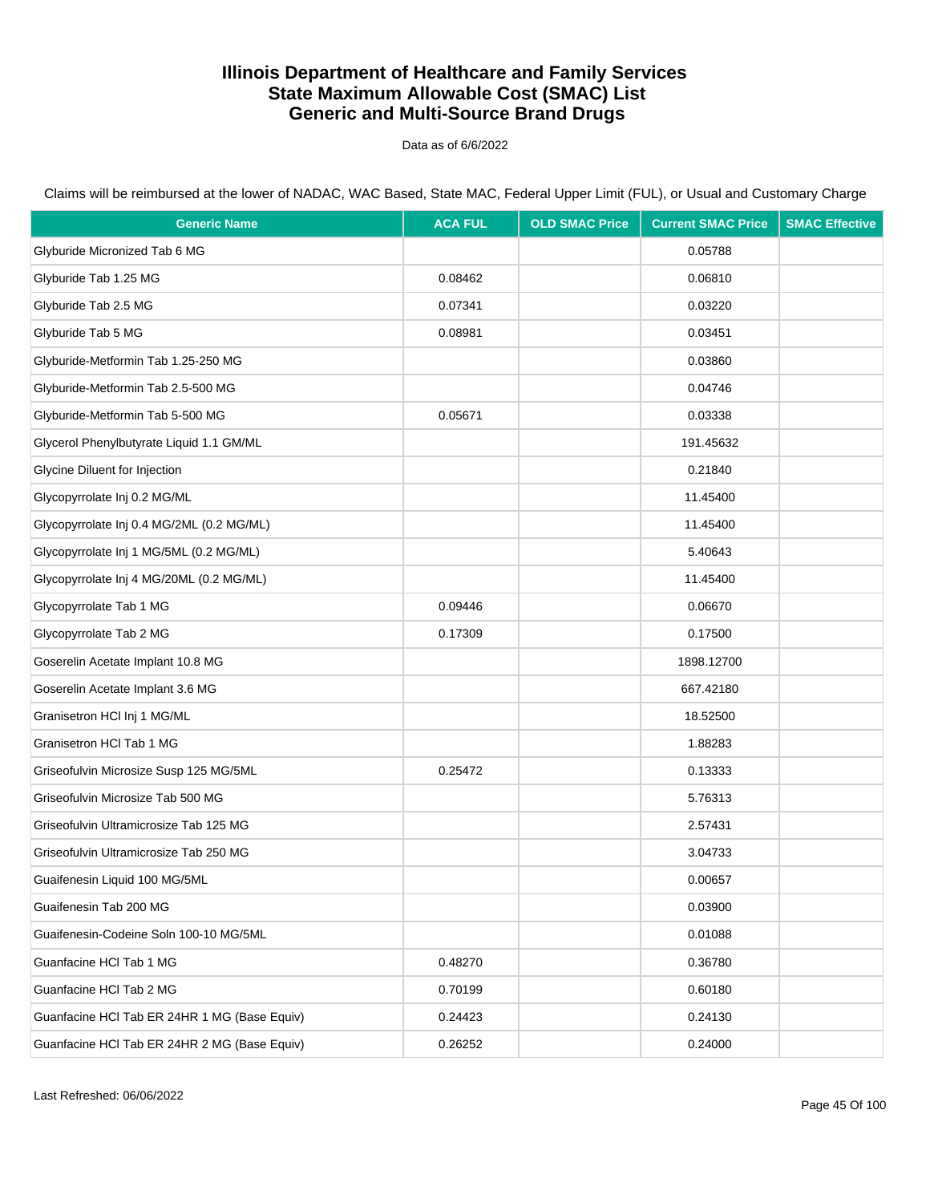# Illinois Department of Healthcare and Family Services
# State Maximum Allowable Cost (SMAC) List
# Generic and Multi-Source Brand Drugs

Data as of 6/6/2022

Claims will be reimbursed at the lower of NADAC, WAC Based, State MAC, Federal Upper Limit (FUL), or Usual and Customary Charge

| Generic Name | ACA FUL | OLD SMAC Price | Current SMAC Price | SMAC Effective |
|---|---|---|---|---|
| Glyburide Micronized Tab 6 MG | | | 0.05788 | |
| Glyburide Tab 1.25 MG | 0.08462 | | 0.06810 | |
| Glyburide Tab 2.5 MG | 0.07341 | | 0.03220 | |
| Glyburide Tab 5 MG | 0.08981 | | 0.03451 | |
| Glyburide-Metformin Tab 1.25-250 MG | | | 0.03860 | |
| Glyburide-Metformin Tab 2.5-500 MG | | | 0.04746 | |
| Glyburide-Metformin Tab 5-500 MG | 0.05671 | | 0.03338 | |
| Glycerol Phenylbutyrate Liquid 1.1 GM/ML | | | 191.45632 | |
| Glycine Diluent for Injection | | | 0.21840 | |
| Glycopyrrolate Inj 0.2 MG/ML | | | 11.45400 | |
| Glycopyrrolate Inj 0.4 MG/2ML (0.2 MG/ML) | | | 11.45400 | |
| Glycopyrrolate Inj 1 MG/5ML (0.2 MG/ML) | | | 5.40643 | |
| Glycopyrrolate Inj 4 MG/20ML (0.2 MG/ML) | | | 11.45400 | |
| Glycopyrrolate Tab 1 MG | 0.09446 | | 0.06670 | |
| Glycopyrrolate Tab 2 MG | 0.17309 | | 0.17500 | |
| Goserelin Acetate Implant 10.8 MG | | | 1898.12700 | |
| Goserelin Acetate Implant 3.6 MG | | | 667.42180 | |
| Granisetron HCl Inj 1 MG/ML | | | 18.52500 | |
| Granisetron HCl Tab 1 MG | | | 1.88283 | |
| Griseofulvin Microsize Susp 125 MG/5ML | 0.25472 | | 0.13333 | |
| Griseofulvin Microsize Tab 500 MG | | | 5.76313 | |
| Griseofulvin Ultramicrosize Tab 125 MG | | | 2.57431 | |
| Griseofulvin Ultramicrosize Tab 250 MG | | | 3.04733 | |
| Guaifenesin Liquid 100 MG/5ML | | | 0.00657 | |
| Guaifenesin Tab 200 MG | | | 0.03900 | |
| Guaifenesin-Codeine Soln 100-10 MG/5ML | | | 0.01088 | |
| Guanfacine HCl Tab 1 MG | 0.48270 | | 0.36780 | |
| Guanfacine HCl Tab 2 MG | 0.70199 | | 0.60180 | |
| Guanfacine HCl Tab ER 24HR 1 MG (Base Equiv) | 0.24423 | | 0.24130 | |
| Guanfacine HCl Tab ER 24HR 2 MG (Base Equiv) | 0.26252 | | 0.24000 | |

Last Refreshed: 06/06/2022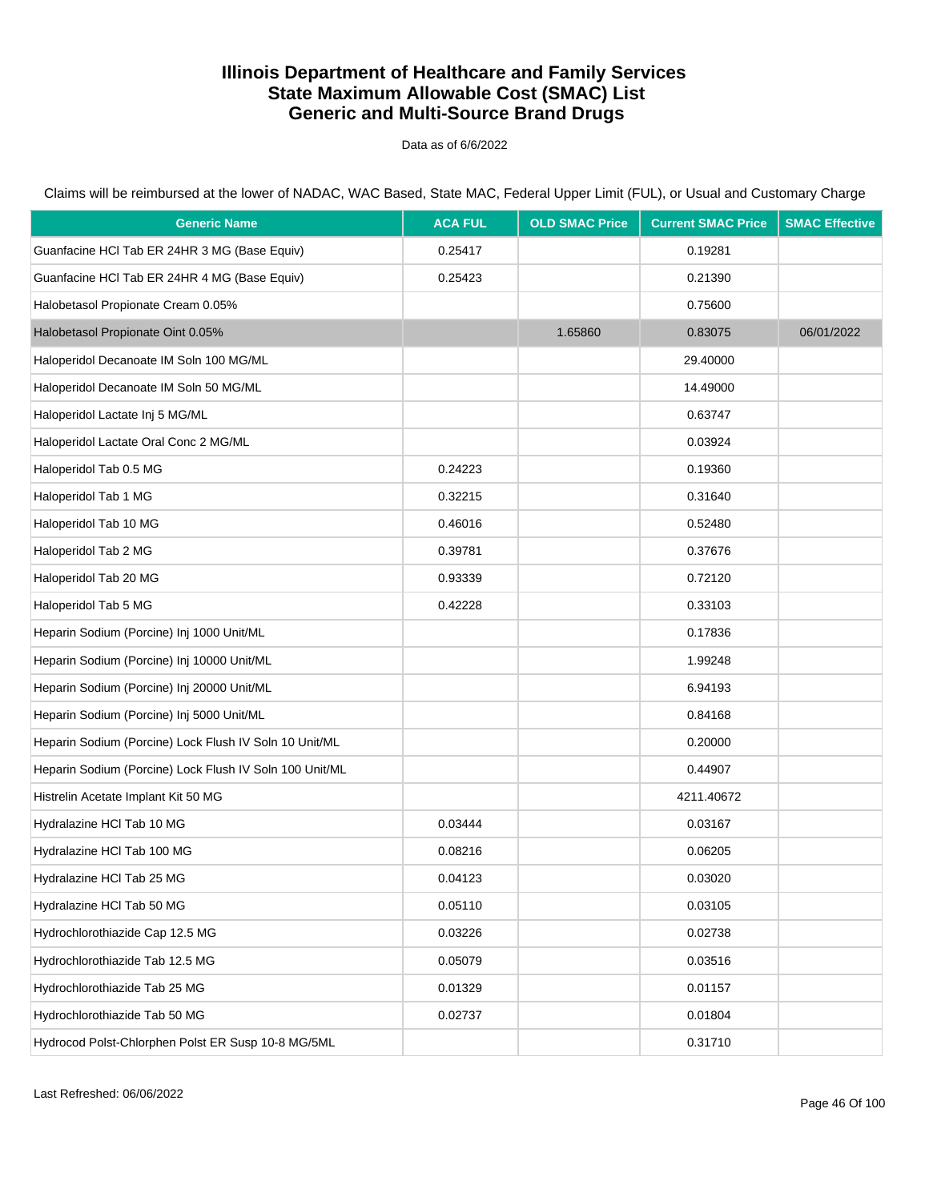# Illinois Department of Healthcare and Family Services
# State Maximum Allowable Cost (SMAC) List
# Generic and Multi-Source Brand Drugs

Data as of 6/6/2022

Claims will be reimbursed at the lower of NADAC, WAC Based, State MAC, Federal Upper Limit (FUL), or Usual and Customary Charge

| Generic Name | ACA FUL | OLD SMAC Price | Current SMAC Price | SMAC Effective |
|---|---|---|---|---|
| Guanfacine HCl Tab ER 24HR 3 MG (Base Equiv) | 0.25417 | | 0.19281 | |
| Guanfacine HCl Tab ER 24HR 4 MG (Base Equiv) | 0.25423 | | 0.21390 | |
| Halobetasol Propionate Cream 0.05% | | | 0.75600 | |
| Halobetasol Propionate Oint 0.05% | | 1.65860 | 0.83075 | 06/01/2022 |
| Haloperidol Decanoate IM Soln 100 MG/ML | | | 29.40000 | |
| Haloperidol Decanoate IM Soln 50 MG/ML | | | 14.49000 | |
| Haloperidol Lactate Inj 5 MG/ML | | | 0.63747 | |
| Haloperidol Lactate Oral Conc 2 MG/ML | | | 0.03924 | |
| Haloperidol Tab 0.5 MG | 0.24223 | | 0.19360 | |
| Haloperidol Tab 1 MG | 0.32215 | | 0.31640 | |
| Haloperidol Tab 10 MG | 0.46016 | | 0.52480 | |
| Haloperidol Tab 2 MG | 0.39781 | | 0.37676 | |
| Haloperidol Tab 20 MG | 0.93339 | | 0.72120 | |
| Haloperidol Tab 5 MG | 0.42228 | | 0.33103 | |
| Heparin Sodium (Porcine) Inj 1000 Unit/ML | | | 0.17836 | |
| Heparin Sodium (Porcine) Inj 10000 Unit/ML | | | 1.99248 | |
| Heparin Sodium (Porcine) Inj 20000 Unit/ML | | | 6.94193 | |
| Heparin Sodium (Porcine) Inj 5000 Unit/ML | | | 0.84168 | |
| Heparin Sodium (Porcine) Lock Flush IV Soln 10 Unit/ML | | | 0.20000 | |
| Heparin Sodium (Porcine) Lock Flush IV Soln 100 Unit/ML | | | 0.44907 | |
| Histrelin Acetate Implant Kit 50 MG | | | 4211.40672 | |
| Hydralazine HCl Tab 10 MG | 0.03444 | | 0.03167 | |
| Hydralazine HCl Tab 100 MG | 0.08216 | | 0.06205 | |
| Hydralazine HCl Tab 25 MG | 0.04123 | | 0.03020 | |
| Hydralazine HCl Tab 50 MG | 0.05110 | | 0.03105 | |
| Hydrochlorothiazide Cap 12.5 MG | 0.03226 | | 0.02738 | |
| Hydrochlorothiazide Tab 12.5 MG | 0.05079 | | 0.03516 | |
| Hydrochlorothiazide Tab 25 MG | 0.01329 | | 0.01157 | |
| Hydrochlorothiazide Tab 50 MG | 0.02737 | | 0.01804 | |
| Hydrocod Polst-Chlorphen Polst ER Susp 10-8 MG/5ML | | | 0.31710 | |

Last Refreshed: 06/06/2022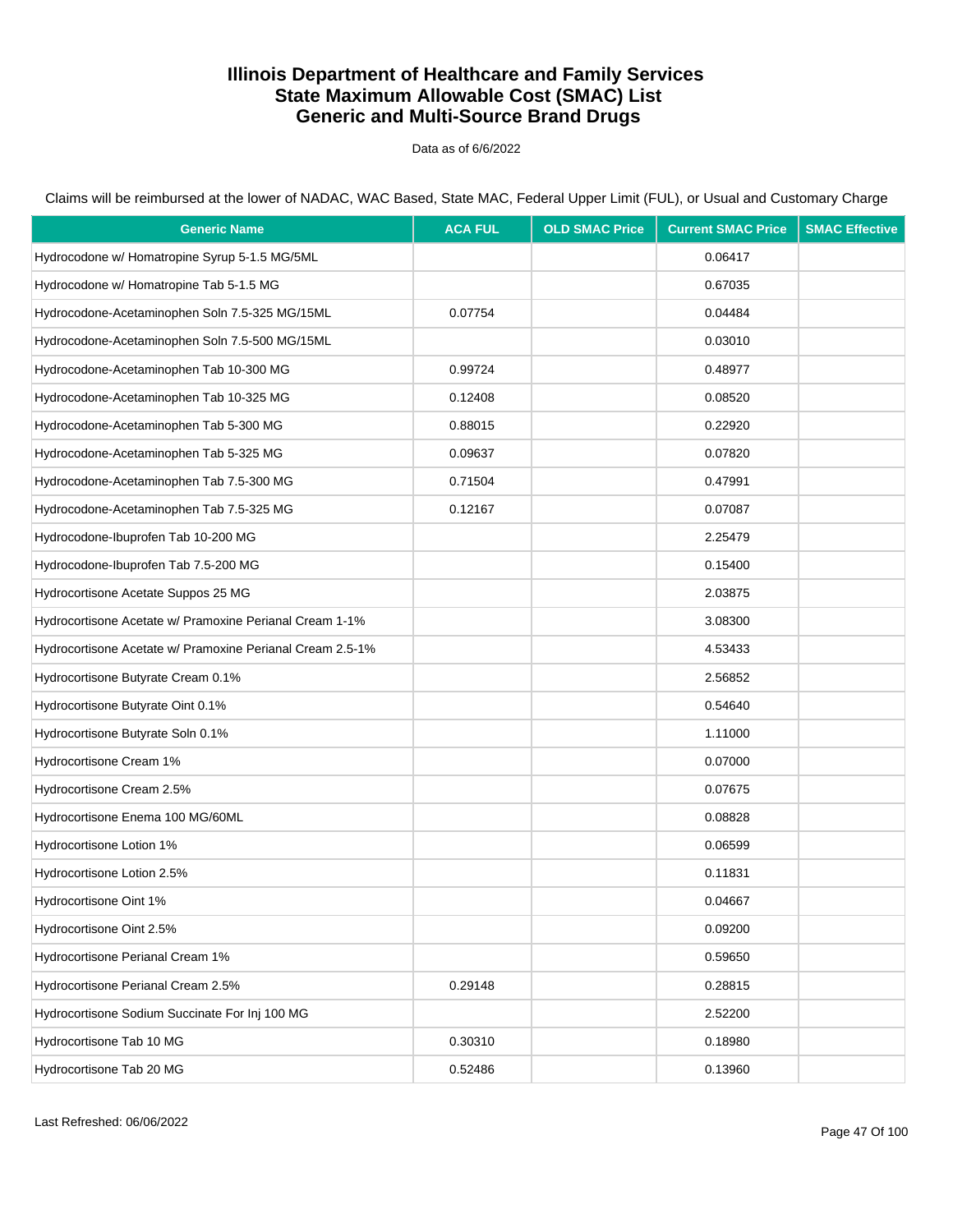# Illinois Department of Healthcare and Family Services
# State Maximum Allowable Cost (SMAC) List
# Generic and Multi-Source Brand Drugs

Data as of 6/6/2022

Claims will be reimbursed at the lower of NADAC, WAC Based, State MAC, Federal Upper Limit (FUL), or Usual and Customary Charge

| Generic Name | ACA FUL | OLD SMAC Price | Current SMAC Price | SMAC Effective |
|---|---|---|---|---|
| Hydrocodone w/ Homatropine Syrup 5-1.5 MG/5ML | | | 0.06417 | |
| Hydrocodone w/ Homatropine Tab 5-1.5 MG | | | 0.67035 | |
| Hydrocodone-Acetaminophen Soln 7.5-325 MG/15ML | 0.07754 | | 0.04484 | |
| Hydrocodone-Acetaminophen Soln 7.5-500 MG/15ML | | | 0.03010 | |
| Hydrocodone-Acetaminophen Tab 10-300 MG | 0.99724 | | 0.48977 | |
| Hydrocodone-Acetaminophen Tab 10-325 MG | 0.12408 | | 0.08520 | |
| Hydrocodone-Acetaminophen Tab 5-300 MG | 0.88015 | | 0.22920 | |
| Hydrocodone-Acetaminophen Tab 5-325 MG | 0.09637 | | 0.07820 | |
| Hydrocodone-Acetaminophen Tab 7.5-300 MG | 0.71504 | | 0.47991 | |
| Hydrocodone-Acetaminophen Tab 7.5-325 MG | 0.12167 | | 0.07087 | |
| Hydrocodone-Ibuprofen Tab 10-200 MG | | | 2.25479 | |
| Hydrocodone-Ibuprofen Tab 7.5-200 MG | | | 0.15400 | |
| Hydrocortisone Acetate Suppos 25 MG | | | 2.03875 | |
| Hydrocortisone Acetate w/ Pramoxine Perianal Cream 1-1% | | | 3.08300 | |
| Hydrocortisone Acetate w/ Pramoxine Perianal Cream 2.5-1% | | | 4.53433 | |
| Hydrocortisone Butyrate Cream 0.1% | | | 2.56852 | |
| Hydrocortisone Butyrate Oint 0.1% | | | 0.54640 | |
| Hydrocortisone Butyrate Soln 0.1% | | | 1.11000 | |
| Hydrocortisone Cream 1% | | | 0.07000 | |
| Hydrocortisone Cream 2.5% | | | 0.07675 | |
| Hydrocortisone Enema 100 MG/60ML | | | 0.08828 | |
| Hydrocortisone Lotion 1% | | | 0.06599 | |
| Hydrocortisone Lotion 2.5% | | | 0.11831 | |
| Hydrocortisone Oint 1% | | | 0.04667 | |
| Hydrocortisone Oint 2.5% | | | 0.09200 | |
| Hydrocortisone Perianal Cream 1% | | | 0.59650 | |
| Hydrocortisone Perianal Cream 2.5% | 0.29148 | | 0.28815 | |
| Hydrocortisone Sodium Succinate For Inj 100 MG | | | 2.52200 | |
| Hydrocortisone Tab 10 MG | 0.30310 | | 0.18980 | |
| Hydrocortisone Tab 20 MG | 0.52486 | | 0.13960 | |

Last Refreshed: 06/06/2022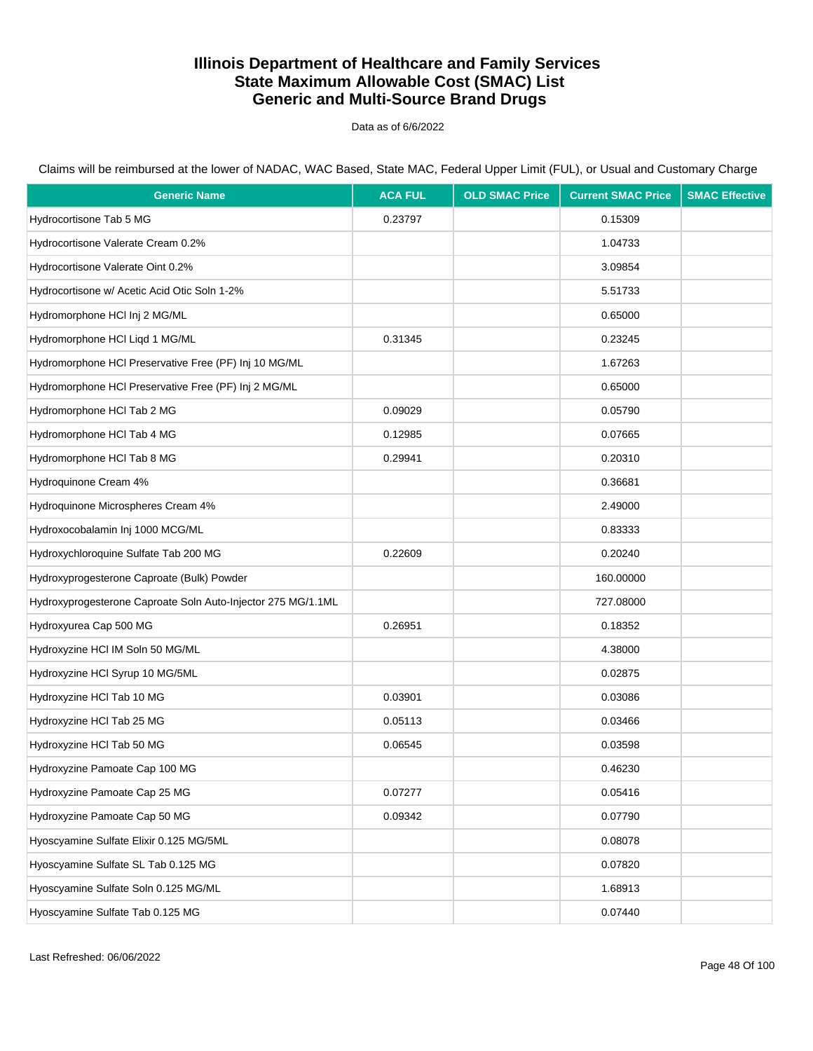# Illinois Department of Healthcare and Family Services
# State Maximum Allowable Cost (SMAC) List
# Generic and Multi-Source Brand Drugs

Data as of 6/6/2022

Claims will be reimbursed at the lower of NADAC, WAC Based, State MAC, Federal Upper Limit (FUL), or Usual and Customary Charge

| Generic Name | ACA FUL | OLD SMAC Price | Current SMAC Price | SMAC Effective |
|---|---|---|---|---|
| Hydrocortisone Tab 5 MG | 0.23797 | | 0.15309 | |
| Hydrocortisone Valerate Cream 0.2% | | | 1.04733 | |
| Hydrocortisone Valerate Oint 0.2% | | | 3.09854 | |
| Hydrocortisone w/ Acetic Acid Otic Soln 1-2% | | | 5.51733 | |
| Hydromorphone HCl Inj 2 MG/ML | | | 0.65000 | |
| Hydromorphone HCl Liqd 1 MG/ML | 0.31345 | | 0.23245 | |
| Hydromorphone HCl Preservative Free (PF) Inj 10 MG/ML | | | 1.67263 | |
| Hydromorphone HCl Preservative Free (PF) Inj 2 MG/ML | | | 0.65000 | |
| Hydromorphone HCl Tab 2 MG | 0.09029 | | 0.05790 | |
| Hydromorphone HCl Tab 4 MG | 0.12985 | | 0.07665 | |
| Hydromorphone HCl Tab 8 MG | 0.29941 | | 0.20310 | |
| Hydroquinone Cream 4% | | | 0.36681 | |
| Hydroquinone Microspheres Cream 4% | | | 2.49000 | |
| Hydroxocobalamin Inj 1000 MCG/ML | | | 0.83333 | |
| Hydroxychloroquine Sulfate Tab 200 MG | 0.22609 | | 0.20240 | |
| Hydroxyprogesterone Caproate (Bulk) Powder | | | 160.00000 | |
| Hydroxyprogesterone Caproate Soln Auto-Injector 275 MG/1.1ML | | | 727.08000 | |
| Hydroxyurea Cap 500 MG | 0.26951 | | 0.18352 | |
| Hydroxyzine HCl IM Soln 50 MG/ML | | | 4.38000 | |
| Hydroxyzine HCl Syrup 10 MG/5ML | | | 0.02875 | |
| Hydroxyzine HCl Tab 10 MG | 0.03901 | | 0.03086 | |
| Hydroxyzine HCl Tab 25 MG | 0.05113 | | 0.03466 | |
| Hydroxyzine HCl Tab 50 MG | 0.06545 | | 0.03598 | |
| Hydroxyzine Pamoate Cap 100 MG | | | 0.46230 | |
| Hydroxyzine Pamoate Cap 25 MG | 0.07277 | | 0.05416 | |
| Hydroxyzine Pamoate Cap 50 MG | 0.09342 | | 0.07790 | |
| Hyoscyamine Sulfate Elixir 0.125 MG/5ML | | | 0.08078 | |
| Hyoscyamine Sulfate SL Tab 0.125 MG | | | 0.07820 | |
| Hyoscyamine Sulfate Soln 0.125 MG/ML | | | 1.68913 | |
| Hyoscyamine Sulfate Tab 0.125 MG | | | 0.07440 | |

Last Refreshed: 06/06/2022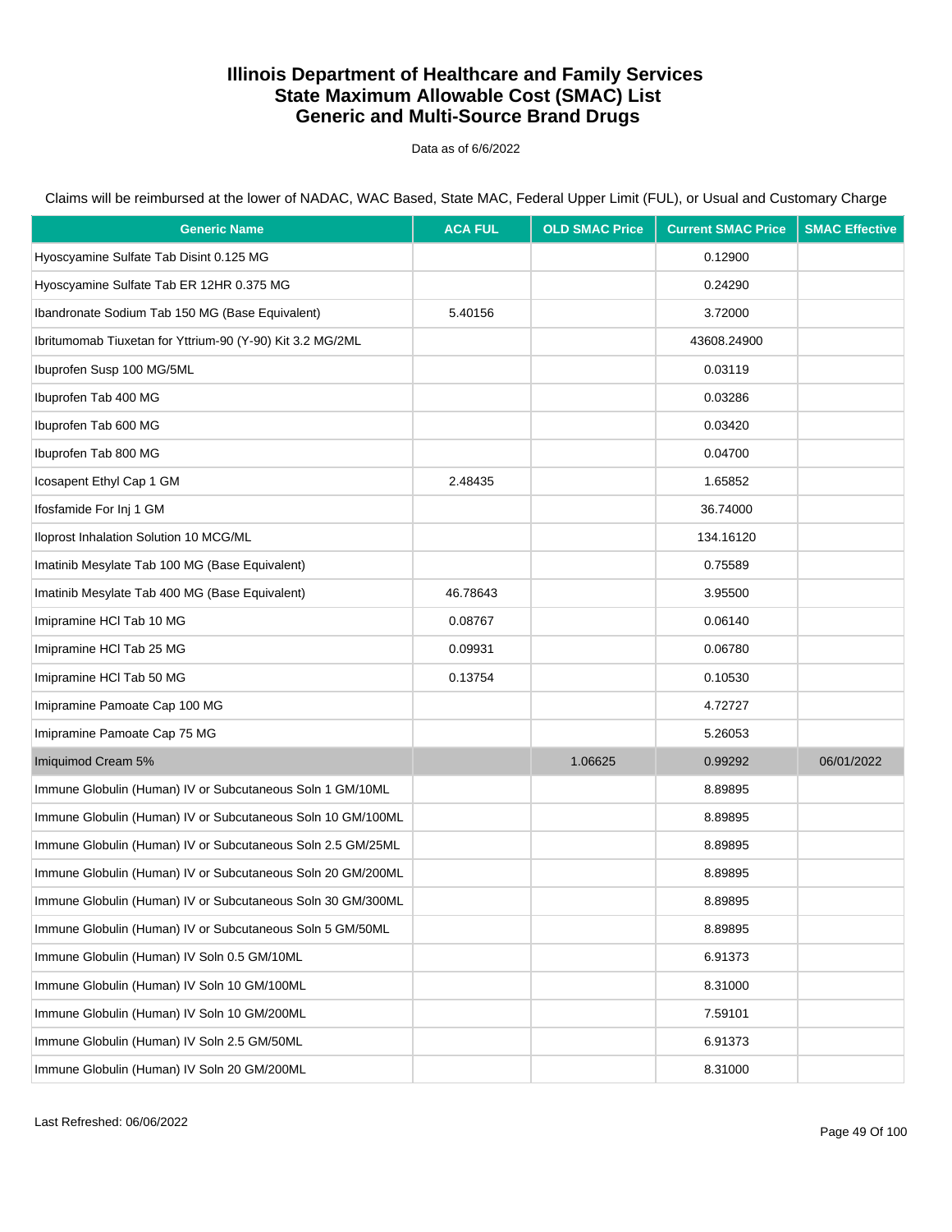# Illinois Department of Healthcare and Family Services
## State Maximum Allowable Cost (SMAC) List
## Generic and Multi-Source Brand Drugs

Data as of 6/6/2022

Claims will be reimbursed at the lower of NADAC, WAC Based, State MAC, Federal Upper Limit (FUL), or Usual and Customary Charge

| Generic Name | ACA FUL | OLD SMAC Price | Current SMAC Price | SMAC Effective |
|---|---|---|---|---|
| Hyoscyamine Sulfate Tab Disint 0.125 MG | | | 0.12900 | |
| Hyoscyamine Sulfate Tab ER 12HR 0.375 MG | | | 0.24290 | |
| Ibandronate Sodium Tab 150 MG (Base Equivalent) | 5.40156 | | 3.72000 | |
| Ibritumomab Tiuxetan for Yttrium-90 (Y-90) Kit 3.2 MG/2ML | | | 43608.24900 | |
| Ibuprofen Susp 100 MG/5ML | | | 0.03119 | |
| Ibuprofen Tab 400 MG | | | 0.03286 | |
| Ibuprofen Tab 600 MG | | | 0.03420 | |
| Ibuprofen Tab 800 MG | | | 0.04700 | |
| Icosapent Ethyl Cap 1 GM | 2.48435 | | 1.65852 | |
| Ifosfamide For Inj 1 GM | | | 36.74000 | |
| Iloprost Inhalation Solution 10 MCG/ML | | | 134.16120 | |
| Imatinib Mesylate Tab 100 MG (Base Equivalent) | | | 0.75589 | |
| Imatinib Mesylate Tab 400 MG (Base Equivalent) | 46.78643 | | 3.95500 | |
| Imipramine HCl Tab 10 MG | 0.08767 | | 0.06140 | |
| Imipramine HCl Tab 25 MG | 0.09931 | | 0.06780 | |
| Imipramine HCl Tab 50 MG | 0.13754 | | 0.10530 | |
| Imipramine Pamoate Cap 100 MG | | | 4.72727 | |
| Imipramine Pamoate Cap 75 MG | | | 5.26053 | |
| Imiquimod Cream 5% | | 1.06625 | 0.99292 | 06/01/2022 |
| Immune Globulin (Human) IV or Subcutaneous Soln 1 GM/10ML | | | 8.89895 | |
| Immune Globulin (Human) IV or Subcutaneous Soln 10 GM/100ML | | | 8.89895 | |
| Immune Globulin (Human) IV or Subcutaneous Soln 2.5 GM/25ML | | | 8.89895 | |
| Immune Globulin (Human) IV or Subcutaneous Soln 20 GM/200ML | | | 8.89895 | |
| Immune Globulin (Human) IV or Subcutaneous Soln 30 GM/300ML | | | 8.89895 | |
| Immune Globulin (Human) IV or Subcutaneous Soln 5 GM/50ML | | | 8.89895 | |
| Immune Globulin (Human) IV Soln 0.5 GM/10ML | | | 6.91373 | |
| Immune Globulin (Human) IV Soln 10 GM/100ML | | | 8.31000 | |
| Immune Globulin (Human) IV Soln 10 GM/200ML | | | 7.59101 | |
| Immune Globulin (Human) IV Soln 2.5 GM/50ML | | | 6.91373 | |
| Immune Globulin (Human) IV Soln 20 GM/200ML | | | 8.31000 | |

Last Refreshed: 06/06/2022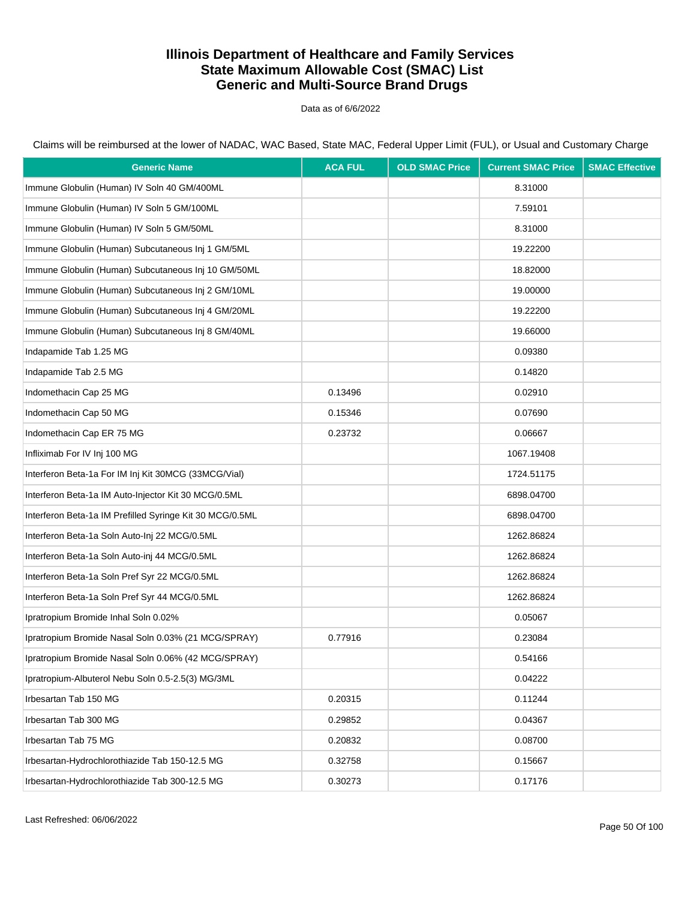# Illinois Department of Healthcare and Family Services
# State Maximum Allowable Cost (SMAC) List
# Generic and Multi-Source Brand Drugs

Data as of 6/6/2022

Claims will be reimbursed at the lower of NADAC, WAC Based, State MAC, Federal Upper Limit (FUL), or Usual and Customary Charge

| Generic Name | ACA FUL | OLD SMAC Price | Current SMAC Price | SMAC Effective |
|---|---|---|---|---|
| Immune Globulin (Human) IV Soln 40 GM/400ML | | | 8.31000 | |
| Immune Globulin (Human) IV Soln 5 GM/100ML | | | 7.59101 | |
| Immune Globulin (Human) IV Soln 5 GM/50ML | | | 8.31000 | |
| Immune Globulin (Human) Subcutaneous Inj 1 GM/5ML | | | 19.22200 | |
| Immune Globulin (Human) Subcutaneous Inj 10 GM/50ML | | | 18.82000 | |
| Immune Globulin (Human) Subcutaneous Inj 2 GM/10ML | | | 19.00000 | |
| Immune Globulin (Human) Subcutaneous Inj 4 GM/20ML | | | 19.22200 | |
| Immune Globulin (Human) Subcutaneous Inj 8 GM/40ML | | | 19.66000 | |
| Indapamide Tab 1.25 MG | | | 0.09380 | |
| Indapamide Tab 2.5 MG | | | 0.14820 | |
| Indomethacin Cap 25 MG | 0.13496 | | 0.02910 | |
| Indomethacin Cap 50 MG | 0.15346 | | 0.07690 | |
| Indomethacin Cap ER 75 MG | 0.23732 | | 0.06667 | |
| Infliximab For IV Inj 100 MG | | | 1067.19408 | |
| Interferon Beta-1a For IM Inj Kit 30MCG (33MCG/Vial) | | | 1724.51175 | |
| Interferon Beta-1a IM Auto-Injector Kit 30 MCG/0.5ML | | | 6898.04700 | |
| Interferon Beta-1a IM Prefilled Syringe Kit 30 MCG/0.5ML | | | 6898.04700 | |
| Interferon Beta-1a Soln Auto-Inj 22 MCG/0.5ML | | | 1262.86824 | |
| Interferon Beta-1a Soln Auto-inj 44 MCG/0.5ML | | | 1262.86824 | |
| Interferon Beta-1a Soln Pref Syr 22 MCG/0.5ML | | | 1262.86824 | |
| Interferon Beta-1a Soln Pref Syr 44 MCG/0.5ML | | | 1262.86824 | |
| Ipratropium Bromide Inhal Soln 0.02% | | | 0.05067 | |
| Ipratropium Bromide Nasal Soln 0.03% (21 MCG/SPRAY) | 0.77916 | | 0.23084 | |
| Ipratropium Bromide Nasal Soln 0.06% (42 MCG/SPRAY) | | | 0.54166 | |
| Ipratropium-Albuterol Nebu Soln 0.5-2.5(3) MG/3ML | | | 0.04222 | |
| Irbesartan Tab 150 MG | 0.20315 | | 0.11244 | |
| Irbesartan Tab 300 MG | 0.29852 | | 0.04367 | |
| Irbesartan Tab 75 MG | 0.20832 | | 0.08700 | |
| Irbesartan-Hydrochlorothiazide Tab 150-12.5 MG | 0.32758 | | 0.15667 | |
| Irbesartan-Hydrochlorothiazide Tab 300-12.5 MG | 0.30273 | | 0.17176 | |

Last Refreshed: 06/06/2022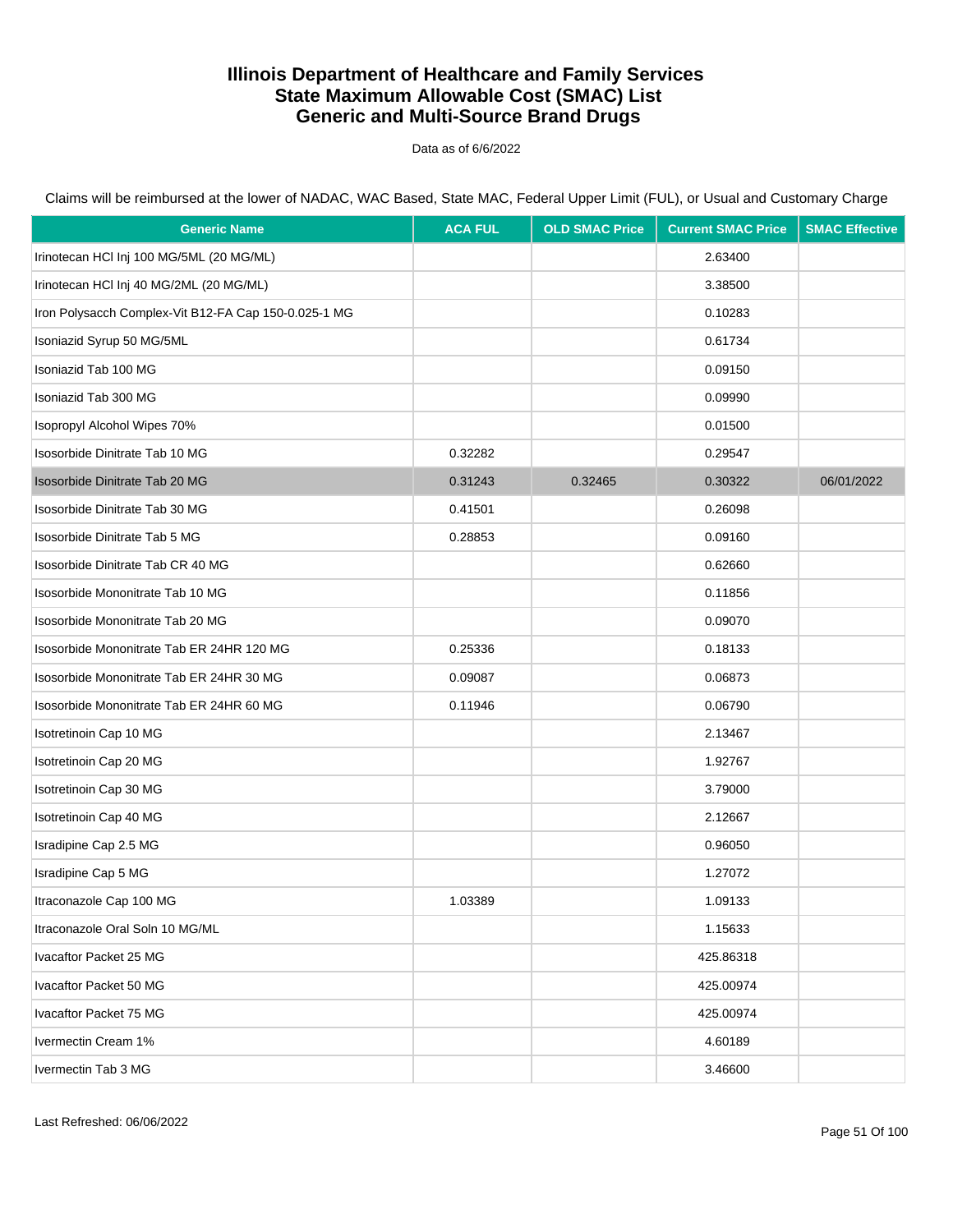# Illinois Department of Healthcare and Family Services
# State Maximum Allowable Cost (SMAC) List
# Generic and Multi-Source Brand Drugs

Data as of 6/6/2022

Claims will be reimbursed at the lower of NADAC, WAC Based, State MAC, Federal Upper Limit (FUL), or Usual and Customary Charge

| Generic Name | ACA FUL | OLD SMAC Price | Current SMAC Price | SMAC Effective |
|---|---|---|---|---|
| Irinotecan HCl Inj 100 MG/5ML (20 MG/ML) | | | 2.63400 | |
| Irinotecan HCl Inj 40 MG/2ML (20 MG/ML) | | | 3.38500 | |
| Iron Polysacch Complex-Vit B12-FA Cap 150-0.025-1 MG | | | 0.10283 | |
| Isoniazid Syrup 50 MG/5ML | | | 0.61734 | |
| Isoniazid Tab 100 MG | | | 0.09150 | |
| Isoniazid Tab 300 MG | | | 0.09990 | |
| Isopropyl Alcohol Wipes 70% | | | 0.01500 | |
| Isosorbide Dinitrate Tab 10 MG | 0.32282 | | 0.29547 | |
| Isosorbide Dinitrate Tab 20 MG | 0.31243 | 0.32465 | 0.30322 | 06/01/2022 |
| Isosorbide Dinitrate Tab 30 MG | 0.41501 | | 0.26098 | |
| Isosorbide Dinitrate Tab 5 MG | 0.28853 | | 0.09160 | |
| Isosorbide Dinitrate Tab CR 40 MG | | | 0.62660 | |
| Isosorbide Mononitrate Tab 10 MG | | | 0.11856 | |
| Isosorbide Mononitrate Tab 20 MG | | | 0.09070 | |
| Isosorbide Mononitrate Tab ER 24HR 120 MG | 0.25336 | | 0.18133 | |
| Isosorbide Mononitrate Tab ER 24HR 30 MG | 0.09087 | | 0.06873 | |
| Isosorbide Mononitrate Tab ER 24HR 60 MG | 0.11946 | | 0.06790 | |
| Isotretinoin Cap 10 MG | | | 2.13467 | |
| Isotretinoin Cap 20 MG | | | 1.92767 | |
| Isotretinoin Cap 30 MG | | | 3.79000 | |
| Isotretinoin Cap 40 MG | | | 2.12667 | |
| Isradipine Cap 2.5 MG | | | 0.96050 | |
| Isradipine Cap 5 MG | | | 1.27072 | |
| Itraconazole Cap 100 MG | 1.03389 | | 1.09133 | |
| Itraconazole Oral Soln 10 MG/ML | | | 1.15633 | |
| Ivacaftor Packet 25 MG | | | 425.86318 | |
| Ivacaftor Packet 50 MG | | | 425.00974 | |
| Ivacaftor Packet 75 MG | | | 425.00974 | |
| Ivermectin Cream 1% | | | 4.60189 | |
| Ivermectin Tab 3 MG | | | 3.46600 | |

Last Refreshed: 06/06/2022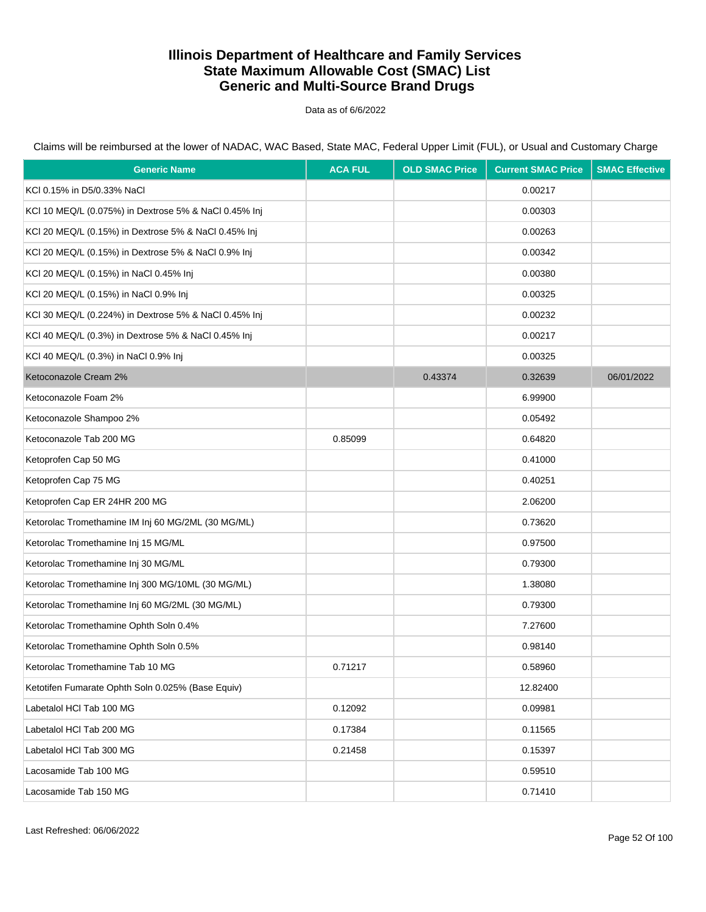# Illinois Department of Healthcare and Family Services
# State Maximum Allowable Cost (SMAC) List
# Generic and Multi-Source Brand Drugs

Data as of 6/6/2022

Claims will be reimbursed at the lower of NADAC, WAC Based, State MAC, Federal Upper Limit (FUL), or Usual and Customary Charge

| Generic Name | ACA FUL | OLD SMAC Price | Current SMAC Price | SMAC Effective |
|---|---|---|---|---|
| KCl 0.15% in D5/0.33% NaCl | | | 0.00217 | |
| KCl 10 MEQ/L (0.075%) in Dextrose 5% & NaCl 0.45% Inj | | | 0.00303 | |
| KCl 20 MEQ/L (0.15%) in Dextrose 5% & NaCl 0.45% Inj | | | 0.00263 | |
| KCl 20 MEQ/L (0.15%) in Dextrose 5% & NaCl 0.9% Inj | | | 0.00342 | |
| KCl 20 MEQ/L (0.15%) in NaCl 0.45% Inj | | | 0.00380 | |
| KCl 20 MEQ/L (0.15%) in NaCl 0.9% Inj | | | 0.00325 | |
| KCl 30 MEQ/L (0.224%) in Dextrose 5% & NaCl 0.45% Inj | | | 0.00232 | |
| KCl 40 MEQ/L (0.3%) in Dextrose 5% & NaCl 0.45% Inj | | | 0.00217 | |
| KCl 40 MEQ/L (0.3%) in NaCl 0.9% Inj | | | 0.00325 | |
| Ketoconazole Cream 2% | | 0.43374 | 0.32639 | 06/01/2022 |
| Ketoconazole Foam 2% | | | 6.99900 | |
| Ketoconazole Shampoo 2% | | | 0.05492 | |
| Ketoconazole Tab 200 MG | 0.85099 | | 0.64820 | |
| Ketoprofen Cap 50 MG | | | 0.41000 | |
| Ketoprofen Cap 75 MG | | | 0.40251 | |
| Ketoprofen Cap ER 24HR 200 MG | | | 2.06200 | |
| Ketorolac Tromethamine IM Inj 60 MG/2ML (30 MG/ML) | | | 0.73620 | |
| Ketorolac Tromethamine Inj 15 MG/ML | | | 0.97500 | |
| Ketorolac Tromethamine Inj 30 MG/ML | | | 0.79300 | |
| Ketorolac Tromethamine Inj 300 MG/10ML (30 MG/ML) | | | 1.38080 | |
| Ketorolac Tromethamine Inj 60 MG/2ML (30 MG/ML) | | | 0.79300 | |
| Ketorolac Tromethamine Ophth Soln 0.4% | | | 7.27600 | |
| Ketorolac Tromethamine Ophth Soln 0.5% | | | 0.98140 | |
| Ketorolac Tromethamine Tab 10 MG | 0.71217 | | 0.58960 | |
| Ketotifen Fumarate Ophth Soln 0.025% (Base Equiv) | | | 12.82400 | |
| Labetalol HCl Tab 100 MG | 0.12092 | | 0.09981 | |
| Labetalol HCl Tab 200 MG | 0.17384 | | 0.11565 | |
| Labetalol HCl Tab 300 MG | 0.21458 | | 0.15397 | |
| Lacosamide Tab 100 MG | | | 0.59510 | |
| Lacosamide Tab 150 MG | | | 0.71410 | |

Last Refreshed: 06/06/2022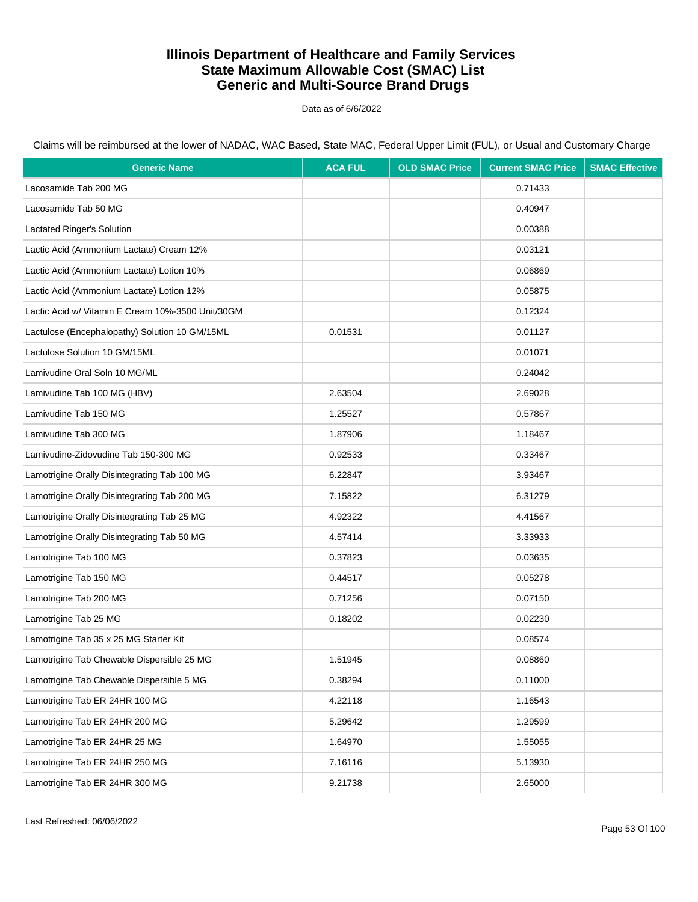# Illinois Department of Healthcare and Family Services
# State Maximum Allowable Cost (SMAC) List
# Generic and Multi-Source Brand Drugs

Data as of 6/6/2022

Claims will be reimbursed at the lower of NADAC, WAC Based, State MAC, Federal Upper Limit (FUL), or Usual and Customary Charge

| Generic Name | ACA FUL | OLD SMAC Price | Current SMAC Price | SMAC Effective |
|---|---|---|---|---|
| Lacosamide Tab 200 MG | | | 0.71433 | |
| Lacosamide Tab 50 MG | | | 0.40947 | |
| Lactated Ringer's Solution | | | 0.00388 | |
| Lactic Acid (Ammonium Lactate) Cream 12% | | | 0.03121 | |
| Lactic Acid (Ammonium Lactate) Lotion 10% | | | 0.06869 | |
| Lactic Acid (Ammonium Lactate) Lotion 12% | | | 0.05875 | |
| Lactic Acid w/ Vitamin E Cream 10%-3500 Unit/30GM | | | 0.12324 | |
| Lactulose (Encephalopathy) Solution 10 GM/15ML | 0.01531 | | 0.01127 | |
| Lactulose Solution 10 GM/15ML | | | 0.01071 | |
| Lamivudine Oral Soln 10 MG/ML | | | 0.24042 | |
| Lamivudine Tab 100 MG (HBV) | 2.63504 | | 2.69028 | |
| Lamivudine Tab 150 MG | 1.25527 | | 0.57867 | |
| Lamivudine Tab 300 MG | 1.87906 | | 1.18467 | |
| Lamivudine-Zidovudine Tab 150-300 MG | 0.92533 | | 0.33467 | |
| Lamotrigine Orally Disintegrating Tab 100 MG | 6.22847 | | 3.93467 | |
| Lamotrigine Orally Disintegrating Tab 200 MG | 7.15822 | | 6.31279 | |
| Lamotrigine Orally Disintegrating Tab 25 MG | 4.92322 | | 4.41567 | |
| Lamotrigine Orally Disintegrating Tab 50 MG | 4.57414 | | 3.33933 | |
| Lamotrigine Tab 100 MG | 0.37823 | | 0.03635 | |
| Lamotrigine Tab 150 MG | 0.44517 | | 0.05278 | |
| Lamotrigine Tab 200 MG | 0.71256 | | 0.07150 | |
| Lamotrigine Tab 25 MG | 0.18202 | | 0.02230 | |
| Lamotrigine Tab 35 x 25 MG Starter Kit | | | 0.08574 | |
| Lamotrigine Tab Chewable Dispersible 25 MG | 1.51945 | | 0.08860 | |
| Lamotrigine Tab Chewable Dispersible 5 MG | 0.38294 | | 0.11000 | |
| Lamotrigine Tab ER 24HR 100 MG | 4.22118 | | 1.16543 | |
| Lamotrigine Tab ER 24HR 200 MG | 5.29642 | | 1.29599 | |
| Lamotrigine Tab ER 24HR 25 MG | 1.64970 | | 1.55055 | |
| Lamotrigine Tab ER 24HR 250 MG | 7.16116 | | 5.13930 | |
| Lamotrigine Tab ER 24HR 300 MG | 9.21738 | | 2.65000 | |

Last Refreshed: 06/06/2022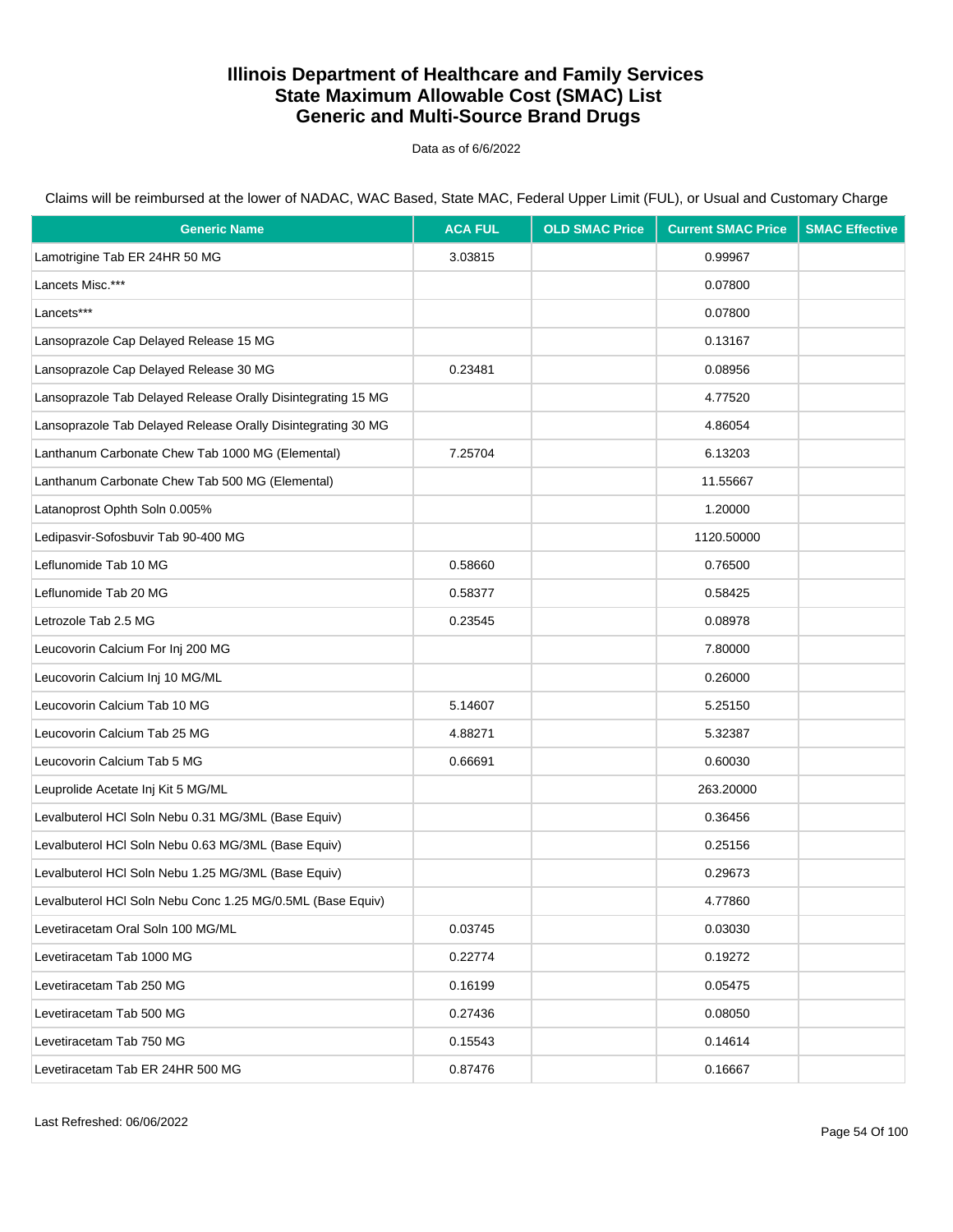# Illinois Department of Healthcare and Family Services
# State Maximum Allowable Cost (SMAC) List
# Generic and Multi-Source Brand Drugs

Data as of 6/6/2022

Claims will be reimbursed at the lower of NADAC, WAC Based, State MAC, Federal Upper Limit (FUL), or Usual and Customary Charge

| Generic Name | ACA FUL | OLD SMAC Price | Current SMAC Price | SMAC Effective |
|---|---|---|---|---|
| Lamotrigine Tab ER 24HR 50 MG | 3.03815 | | 0.99967 | |
| Lancets Misc.*** | | | 0.07800 | |
| Lancets*** | | | 0.07800 | |
| Lansoprazole Cap Delayed Release 15 MG | | | 0.13167 | |
| Lansoprazole Cap Delayed Release 30 MG | 0.23481 | | 0.08956 | |
| Lansoprazole Tab Delayed Release Orally Disintegrating 15 MG | | | 4.77520 | |
| Lansoprazole Tab Delayed Release Orally Disintegrating 30 MG | | | 4.86054 | |
| Lanthanum Carbonate Chew Tab 1000 MG (Elemental) | 7.25704 | | 6.13203 | |
| Lanthanum Carbonate Chew Tab 500 MG (Elemental) | | | 11.55667 | |
| Latanoprost Ophth Soln 0.005% | | | 1.20000 | |
| Ledipasvir-Sofosbuvir Tab 90-400 MG | | | 1120.50000 | |
| Leflunomide Tab 10 MG | 0.58660 | | 0.76500 | |
| Leflunomide Tab 20 MG | 0.58377 | | 0.58425 | |
| Letrozole Tab 2.5 MG | 0.23545 | | 0.08978 | |
| Leucovorin Calcium For Inj 200 MG | | | 7.80000 | |
| Leucovorin Calcium Inj 10 MG/ML | | | 0.26000 | |
| Leucovorin Calcium Tab 10 MG | 5.14607 | | 5.25150 | |
| Leucovorin Calcium Tab 25 MG | 4.88271 | | 5.32387 | |
| Leucovorin Calcium Tab 5 MG | 0.66691 | | 0.60030 | |
| Leuprolide Acetate Inj Kit 5 MG/ML | | | 263.20000 | |
| Levalbuterol HCl Soln Nebu 0.31 MG/3ML (Base Equiv) | | | 0.36456 | |
| Levalbuterol HCl Soln Nebu 0.63 MG/3ML (Base Equiv) | | | 0.25156 | |
| Levalbuterol HCl Soln Nebu 1.25 MG/3ML (Base Equiv) | | | 0.29673 | |
| Levalbuterol HCl Soln Nebu Conc 1.25 MG/0.5ML (Base Equiv) | | | 4.77860 | |
| Levetiracetam Oral Soln 100 MG/ML | 0.03745 | | 0.03030 | |
| Levetiracetam Tab 1000 MG | 0.22774 | | 0.19272 | |
| Levetiracetam Tab 250 MG | 0.16199 | | 0.05475 | |
| Levetiracetam Tab 500 MG | 0.27436 | | 0.08050 | |
| Levetiracetam Tab 750 MG | 0.15543 | | 0.14614 | |
| Levetiracetam Tab ER 24HR 500 MG | 0.87476 | | 0.16667 | |

Last Refreshed: 06/06/2022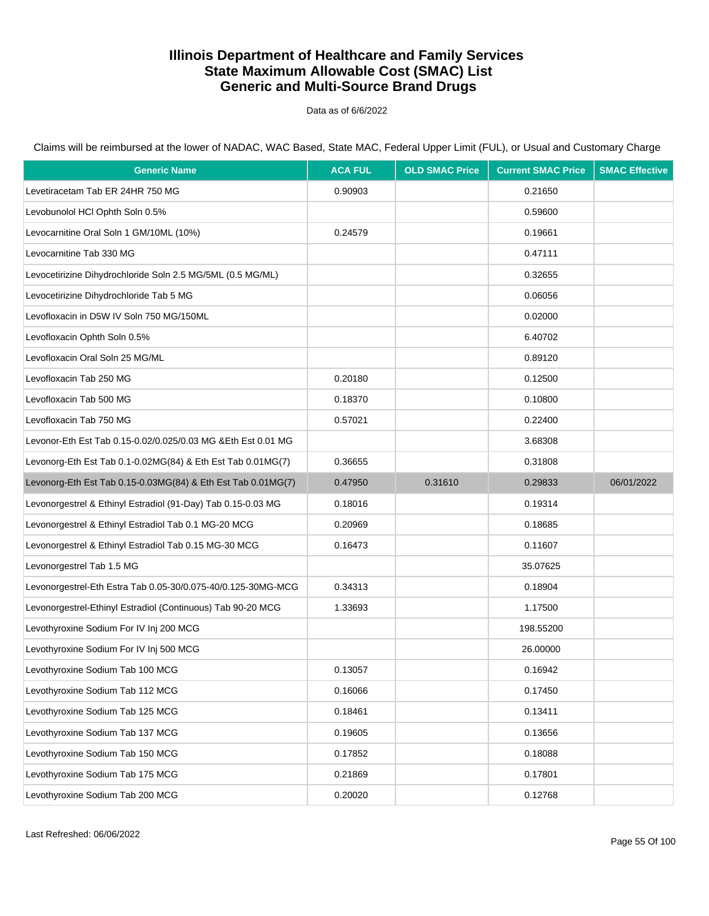# Illinois Department of Healthcare and Family Services
# State Maximum Allowable Cost (SMAC) List
# Generic and Multi-Source Brand Drugs

Data as of 6/6/2022

Claims will be reimbursed at the lower of NADAC, WAC Based, State MAC, Federal Upper Limit (FUL), or Usual and Customary Charge

| Generic Name | ACA FUL | OLD SMAC Price | Current SMAC Price | SMAC Effective |
|---|---|---|---|---|
| Levetiracetam Tab ER 24HR 750 MG | 0.90903 | | 0.21650 | |
| Levobunolol HCl Ophth Soln 0.5% | | | 0.59600 | |
| Levocarnitine Oral Soln 1 GM/10ML (10%) | 0.24579 | | 0.19661 | |
| Levocarnitine Tab 330 MG | | | 0.47111 | |
| Levocetirizine Dihydrochloride Soln 2.5 MG/5ML (0.5 MG/ML) | | | 0.32655 | |
| Levocetirizine Dihydrochloride Tab 5 MG | | | 0.06056 | |
| Levofloxacin in D5W IV Soln 750 MG/150ML | | | 0.02000 | |
| Levofloxacin Ophth Soln 0.5% | | | 6.40702 | |
| Levofloxacin Oral Soln 25 MG/ML | | | 0.89120 | |
| Levofloxacin Tab 250 MG | 0.20180 | | 0.12500 | |
| Levofloxacin Tab 500 MG | 0.18370 | | 0.10800 | |
| Levofloxacin Tab 750 MG | 0.57021 | | 0.22400 | |
| Levonor-Eth Est Tab 0.15-0.02/0.025/0.03 MG &Eth Est 0.01 MG | | | 3.68308 | |
| Levonorg-Eth Est Tab 0.1-0.02MG(84) & Eth Est Tab 0.01MG(7) | 0.36655 | | 0.31808 | |
| Levonorg-Eth Est Tab 0.15-0.03MG(84) & Eth Est Tab 0.01MG(7) | 0.47950 | 0.31610 | 0.29833 | 06/01/2022 |
| Levonorgestrel & Ethinyl Estradiol (91-Day) Tab 0.15-0.03 MG | 0.18016 | | 0.19314 | |
| Levonorgestrel & Ethinyl Estradiol Tab 0.1 MG-20 MCG | 0.20969 | | 0.18685 | |
| Levonorgestrel & Ethinyl Estradiol Tab 0.15 MG-30 MCG | 0.16473 | | 0.11607 | |
| Levonorgestrel Tab 1.5 MG | | | 35.07625 | |
| Levonorgestrel-Eth Estra Tab 0.05-30/0.075-40/0.125-30MG-MCG | 0.34313 | | 0.18904 | |
| Levonorgestrel-Ethinyl Estradiol (Continuous) Tab 90-20 MCG | 1.33693 | | 1.17500 | |
| Levothyroxine Sodium For IV Inj 200 MCG | | | 198.55200 | |
| Levothyroxine Sodium For IV Inj 500 MCG | | | 26.00000 | |
| Levothyroxine Sodium Tab 100 MCG | 0.13057 | | 0.16942 | |
| Levothyroxine Sodium Tab 112 MCG | 0.16066 | | 0.17450 | |
| Levothyroxine Sodium Tab 125 MCG | 0.18461 | | 0.13411 | |
| Levothyroxine Sodium Tab 137 MCG | 0.19605 | | 0.13656 | |
| Levothyroxine Sodium Tab 150 MCG | 0.17852 | | 0.18088 | |
| Levothyroxine Sodium Tab 175 MCG | 0.21869 | | 0.17801 | |
| Levothyroxine Sodium Tab 200 MCG | 0.20020 | | 0.12768 | |

Last Refreshed: 06/06/2022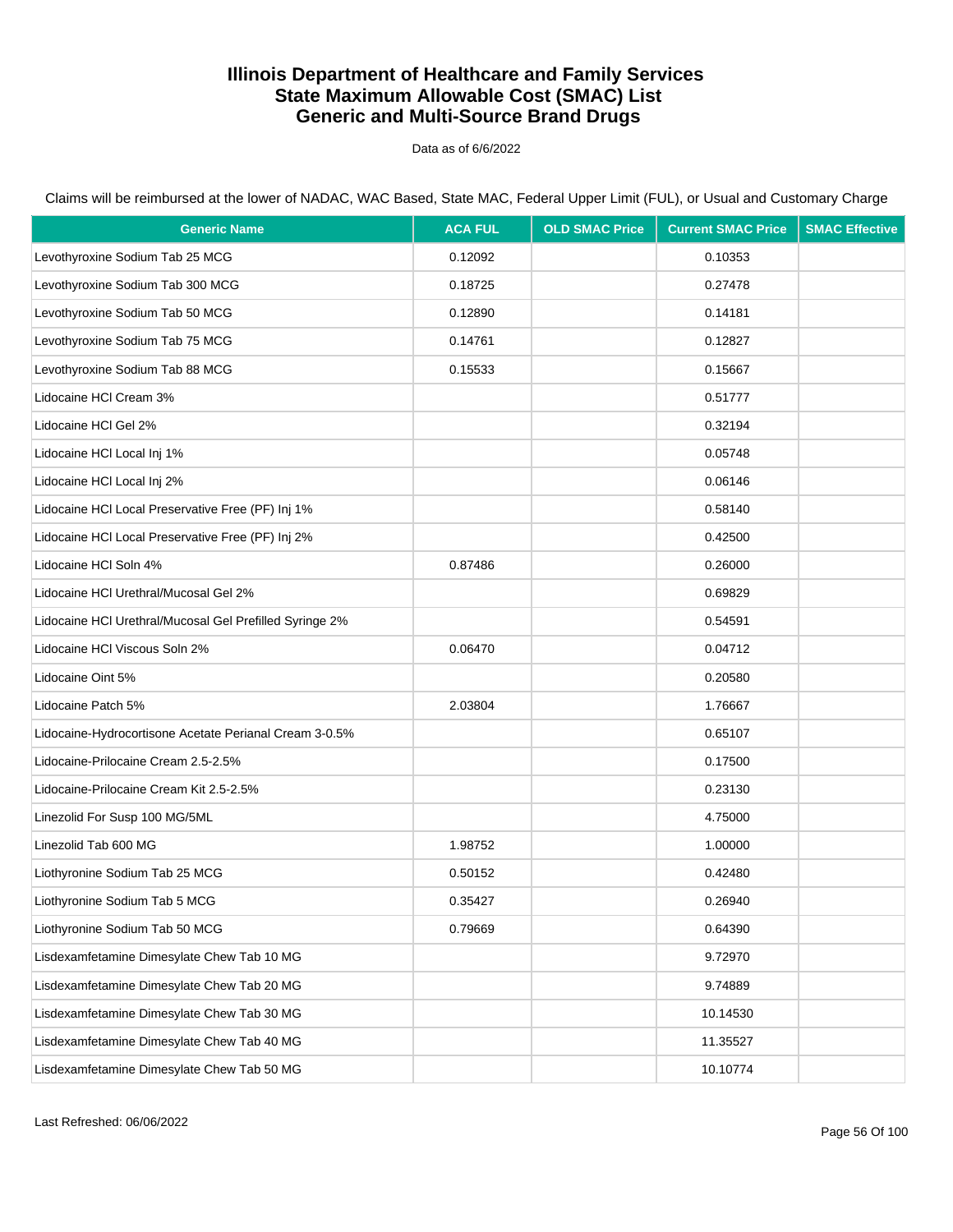# Illinois Department of Healthcare and Family Services
# State Maximum Allowable Cost (SMAC) List
# Generic and Multi-Source Brand Drugs

Data as of 6/6/2022

Claims will be reimbursed at the lower of NADAC, WAC Based, State MAC, Federal Upper Limit (FUL), or Usual and Customary Charge

| Generic Name | ACA FUL | OLD SMAC Price | Current SMAC Price | SMAC Effective |
|---|---|---|---|---|
| Levothyroxine Sodium Tab 25 MCG | 0.12092 | | 0.10353 | |
| Levothyroxine Sodium Tab 300 MCG | 0.18725 | | 0.27478 | |
| Levothyroxine Sodium Tab 50 MCG | 0.12890 | | 0.14181 | |
| Levothyroxine Sodium Tab 75 MCG | 0.14761 | | 0.12827 | |
| Levothyroxine Sodium Tab 88 MCG | 0.15533 | | 0.15667 | |
| Lidocaine HCl Cream 3% | | | 0.51777 | |
| Lidocaine HCl Gel 2% | | | 0.32194 | |
| Lidocaine HCl Local Inj 1% | | | 0.05748 | |
| Lidocaine HCl Local Inj 2% | | | 0.06146 | |
| Lidocaine HCl Local Preservative Free (PF) Inj 1% | | | 0.58140 | |
| Lidocaine HCl Local Preservative Free (PF) Inj 2% | | | 0.42500 | |
| Lidocaine HCl Soln 4% | 0.87486 | | 0.26000 | |
| Lidocaine HCl Urethral/Mucosal Gel 2% | | | 0.69829 | |
| Lidocaine HCl Urethral/Mucosal Gel Prefilled Syringe 2% | | | 0.54591 | |
| Lidocaine HCl Viscous Soln 2% | 0.06470 | | 0.04712 | |
| Lidocaine Oint 5% | | | 0.20580 | |
| Lidocaine Patch 5% | 2.03804 | | 1.76667 | |
| Lidocaine-Hydrocortisone Acetate Perianal Cream 3-0.5% | | | 0.65107 | |
| Lidocaine-Prilocaine Cream 2.5-2.5% | | | 0.17500 | |
| Lidocaine-Prilocaine Cream Kit 2.5-2.5% | | | 0.23130 | |
| Linezolid For Susp 100 MG/5ML | | | 4.75000 | |
| Linezolid Tab 600 MG | 1.98752 | | 1.00000 | |
| Liothyronine Sodium Tab 25 MCG | 0.50152 | | 0.42480 | |
| Liothyronine Sodium Tab 5 MCG | 0.35427 | | 0.26940 | |
| Liothyronine Sodium Tab 50 MCG | 0.79669 | | 0.64390 | |
| Lisdexamfetamine Dimesylate Chew Tab 10 MG | | | 9.72970 | |
| Lisdexamfetamine Dimesylate Chew Tab 20 MG | | | 9.74889 | |
| Lisdexamfetamine Dimesylate Chew Tab 30 MG | | | 10.14530 | |
| Lisdexamfetamine Dimesylate Chew Tab 40 MG | | | 11.35527 | |
| Lisdexamfetamine Dimesylate Chew Tab 50 MG | | | 10.10774 | |

Last Refreshed: 06/06/2022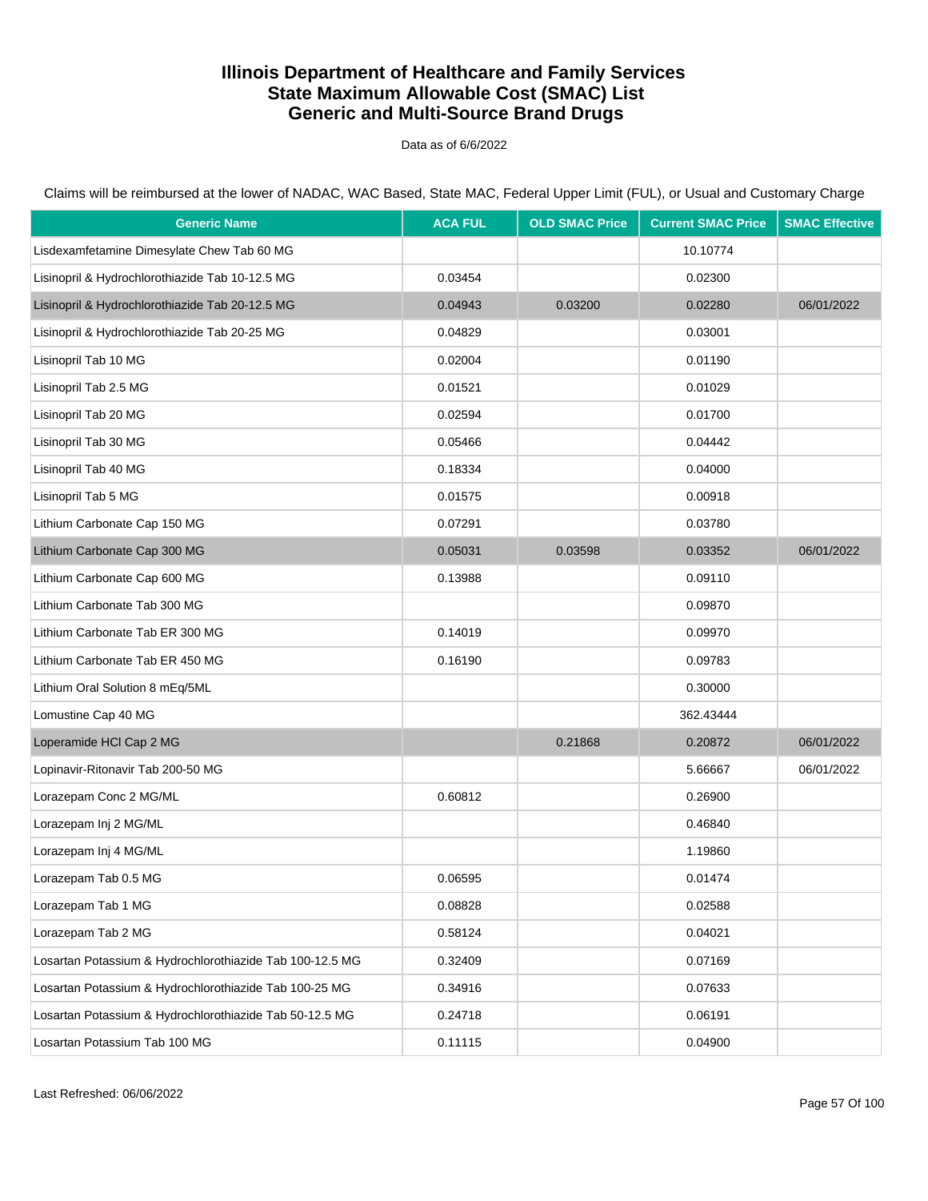# Illinois Department of Healthcare and Family Services
# State Maximum Allowable Cost (SMAC) List
# Generic and Multi-Source Brand Drugs

Data as of 6/6/2022

Claims will be reimbursed at the lower of NADAC, WAC Based, State MAC, Federal Upper Limit (FUL), or Usual and Customary Charge

| Generic Name | ACA FUL | OLD SMAC Price | Current SMAC Price | SMAC Effective |
|---|---|---|---|---|
| Lisdexamfetamine Dimesylate Chew Tab 60 MG | | | 10.10774 | |
| Lisinopril & Hydrochlorothiazide Tab 10-12.5 MG | 0.03454 | | 0.02300 | |
| Lisinopril & Hydrochlorothiazide Tab 20-12.5 MG | 0.04943 | 0.03200 | 0.02280 | 06/01/2022 |
| Lisinopril & Hydrochlorothiazide Tab 20-25 MG | 0.04829 | | 0.03001 | |
| Lisinopril Tab 10 MG | 0.02004 | | 0.01190 | |
| Lisinopril Tab 2.5 MG | 0.01521 | | 0.01029 | |
| Lisinopril Tab 20 MG | 0.02594 | | 0.01700 | |
| Lisinopril Tab 30 MG | 0.05466 | | 0.04442 | |
| Lisinopril Tab 40 MG | 0.18334 | | 0.04000 | |
| Lisinopril Tab 5 MG | 0.01575 | | 0.00918 | |
| Lithium Carbonate Cap 150 MG | 0.07291 | | 0.03780 | |
| Lithium Carbonate Cap 300 MG | 0.05031 | 0.03598 | 0.03352 | 06/01/2022 |
| Lithium Carbonate Cap 600 MG | 0.13988 | | 0.09110 | |
| Lithium Carbonate Tab 300 MG | | | 0.09870 | |
| Lithium Carbonate Tab ER 300 MG | 0.14019 | | 0.09970 | |
| Lithium Carbonate Tab ER 450 MG | 0.16190 | | 0.09783 | |
| Lithium Oral Solution 8 mEq/5ML | | | 0.30000 | |
| Lomustine Cap 40 MG | | | 362.43444 | |
| Loperamide HCl Cap 2 MG | | 0.21868 | 0.20872 | 06/01/2022 |
| Lopinavir-Ritonavir Tab 200-50 MG | | | 5.66667 | 06/01/2022 |
| Lorazepam Conc 2 MG/ML | 0.60812 | | 0.26900 | |
| Lorazepam Inj 2 MG/ML | | | 0.46840 | |
| Lorazepam Inj 4 MG/ML | | | 1.19860 | |
| Lorazepam Tab 0.5 MG | 0.06595 | | 0.01474 | |
| Lorazepam Tab 1 MG | 0.08828 | | 0.02588 | |
| Lorazepam Tab 2 MG | 0.58124 | | 0.04021 | |
| Losartan Potassium & Hydrochlorothiazide Tab 100-12.5 MG | 0.32409 | | 0.07169 | |
| Losartan Potassium & Hydrochlorothiazide Tab 100-25 MG | 0.34916 | | 0.07633 | |
| Losartan Potassium & Hydrochlorothiazide Tab 50-12.5 MG | 0.24718 | | 0.06191 | |
| Losartan Potassium Tab 100 MG | 0.11115 | | 0.04900 | |

Last Refreshed: 06/06/2022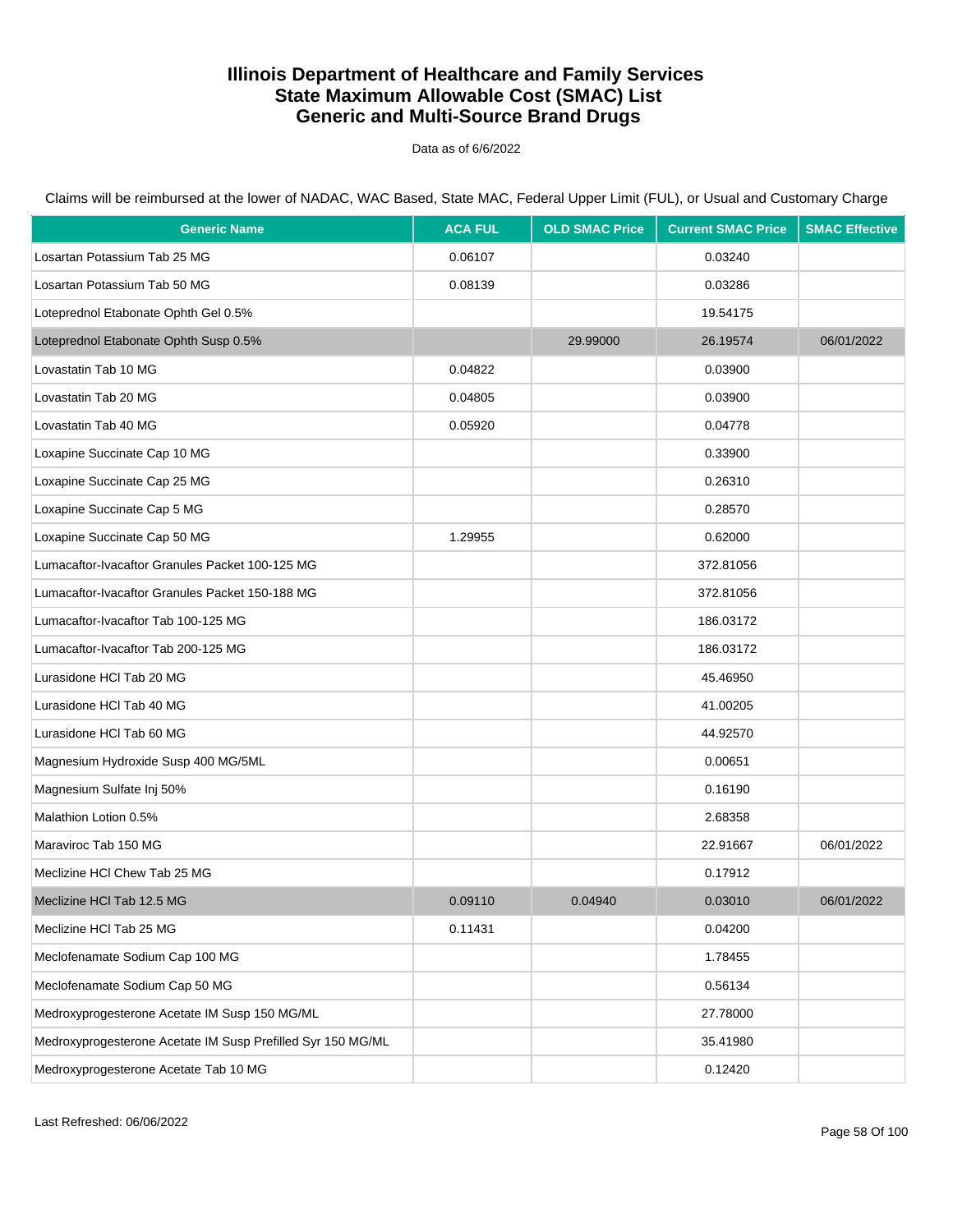# Illinois Department of Healthcare and Family Services
# State Maximum Allowable Cost (SMAC) List
# Generic and Multi-Source Brand Drugs

Data as of 6/6/2022

Claims will be reimbursed at the lower of NADAC, WAC Based, State MAC, Federal Upper Limit (FUL), or Usual and Customary Charge

| Generic Name | ACA FUL | OLD SMAC Price | Current SMAC Price | SMAC Effective |
|---|---|---|---|---|
| Losartan Potassium Tab 25 MG | 0.06107 | | 0.03240 | |
| Losartan Potassium Tab 50 MG | 0.08139 | | 0.03286 | |
| Loteprednol Etabonate Ophth Gel 0.5% | | | 19.54175 | |
| Loteprednol Etabonate Ophth Susp 0.5% | | 29.99000 | 26.19574 | 06/01/2022 |
| Lovastatin Tab 10 MG | 0.04822 | | 0.03900 | |
| Lovastatin Tab 20 MG | 0.04805 | | 0.03900 | |
| Lovastatin Tab 40 MG | 0.05920 | | 0.04778 | |
| Loxapine Succinate Cap 10 MG | | | 0.33900 | |
| Loxapine Succinate Cap 25 MG | | | 0.26310 | |
| Loxapine Succinate Cap 5 MG | | | 0.28570 | |
| Loxapine Succinate Cap 50 MG | 1.29955 | | 0.62000 | |
| Lumacaftor-Ivacaftor Granules Packet 100-125 MG | | | 372.81056 | |
| Lumacaftor-Ivacaftor Granules Packet 150-188 MG | | | 372.81056 | |
| Lumacaftor-Ivacaftor Tab 100-125 MG | | | 186.03172 | |
| Lumacaftor-Ivacaftor Tab 200-125 MG | | | 186.03172 | |
| Lurasidone HCl Tab 20 MG | | | 45.46950 | |
| Lurasidone HCl Tab 40 MG | | | 41.00205 | |
| Lurasidone HCl Tab 60 MG | | | 44.92570 | |
| Magnesium Hydroxide Susp 400 MG/5ML | | | 0.00651 | |
| Magnesium Sulfate Inj 50% | | | 0.16190 | |
| Malathion Lotion 0.5% | | | 2.68358 | |
| Maraviroc Tab 150 MG | | | 22.91667 | 06/01/2022 |
| Meclizine HCl Chew Tab 25 MG | | | 0.17912 | |
| Meclizine HCl Tab 12.5 MG | 0.09110 | 0.04940 | 0.03010 | 06/01/2022 |
| Meclizine HCl Tab 25 MG | 0.11431 | | 0.04200 | |
| Meclofenamate Sodium Cap 100 MG | | | 1.78455 | |
| Meclofenamate Sodium Cap 50 MG | | | 0.56134 | |
| Medroxyprogesterone Acetate IM Susp 150 MG/ML | | | 27.78000 | |
| Medroxyprogesterone Acetate IM Susp Prefilled Syr 150 MG/ML | | | 35.41980 | |
| Medroxyprogesterone Acetate Tab 10 MG | | | 0.12420 | |

Last Refreshed: 06/06/2022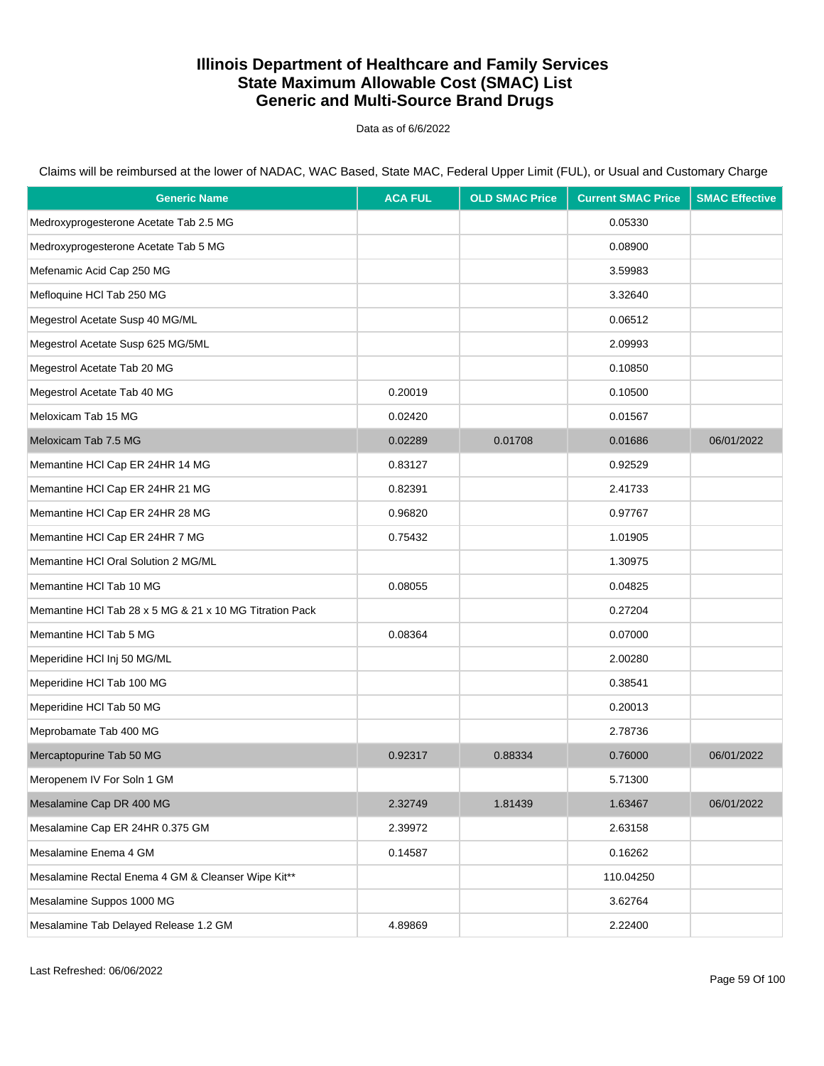# Illinois Department of Healthcare and Family Services
# State Maximum Allowable Cost (SMAC) List
# Generic and Multi-Source Brand Drugs

Data as of 6/6/2022

Claims will be reimbursed at the lower of NADAC, WAC Based, State MAC, Federal Upper Limit (FUL), or Usual and Customary Charge

| Generic Name | ACA FUL | OLD SMAC Price | Current SMAC Price | SMAC Effective |
|---|---|---|---|---|
| Medroxyprogesterone Acetate Tab 2.5 MG | | | 0.05330 | |
| Medroxyprogesterone Acetate Tab 5 MG | | | 0.08900 | |
| Mefenamic Acid Cap 250 MG | | | 3.59983 | |
| Mefloquine HCl Tab 250 MG | | | 3.32640 | |
| Megestrol Acetate Susp 40 MG/ML | | | 0.06512 | |
| Megestrol Acetate Susp 625 MG/5ML | | | 2.09993 | |
| Megestrol Acetate Tab 20 MG | | | 0.10850 | |
| Megestrol Acetate Tab 40 MG | 0.20019 | | 0.10500 | |
| Meloxicam Tab 15 MG | 0.02420 | | 0.01567 | |
| Meloxicam Tab 7.5 MG | 0.02289 | 0.01708 | 0.01686 | 06/01/2022 |
| Memantine HCl Cap ER 24HR 14 MG | 0.83127 | | 0.92529 | |
| Memantine HCl Cap ER 24HR 21 MG | 0.82391 | | 2.41733 | |
| Memantine HCl Cap ER 24HR 28 MG | 0.96820 | | 0.97767 | |
| Memantine HCl Cap ER 24HR 7 MG | 0.75432 | | 1.01905 | |
| Memantine HCl Oral Solution 2 MG/ML | | | 1.30975 | |
| Memantine HCl Tab 10 MG | 0.08055 | | 0.04825 | |
| Memantine HCl Tab 28 x 5 MG & 21 x 10 MG Titration Pack | | | 0.27204 | |
| Memantine HCl Tab 5 MG | 0.08364 | | 0.07000 | |
| Meperidine HCl Inj 50 MG/ML | | | 2.00280 | |
| Meperidine HCl Tab 100 MG | | | 0.38541 | |
| Meperidine HCl Tab 50 MG | | | 0.20013 | |
| Meprobamate Tab 400 MG | | | 2.78736 | |
| Mercaptopurine Tab 50 MG | 0.92317 | 0.88334 | 0.76000 | 06/01/2022 |
| Meropenem IV For Soln 1 GM | | | 5.71300 | |
| Mesalamine Cap DR 400 MG | 2.32749 | 1.81439 | 1.63467 | 06/01/2022 |
| Mesalamine Cap ER 24HR 0.375 GM | 2.39972 | | 2.63158 | |
| Mesalamine Enema 4 GM | 0.14587 | | 0.16262 | |
| Mesalamine Rectal Enema 4 GM & Cleanser Wipe Kit** | | | 110.04250 | |
| Mesalamine Suppos 1000 MG | | | 3.62764 | |
| Mesalamine Tab Delayed Release 1.2 GM | 4.89869 | | 2.22400 | |

Last Refreshed: 06/06/2022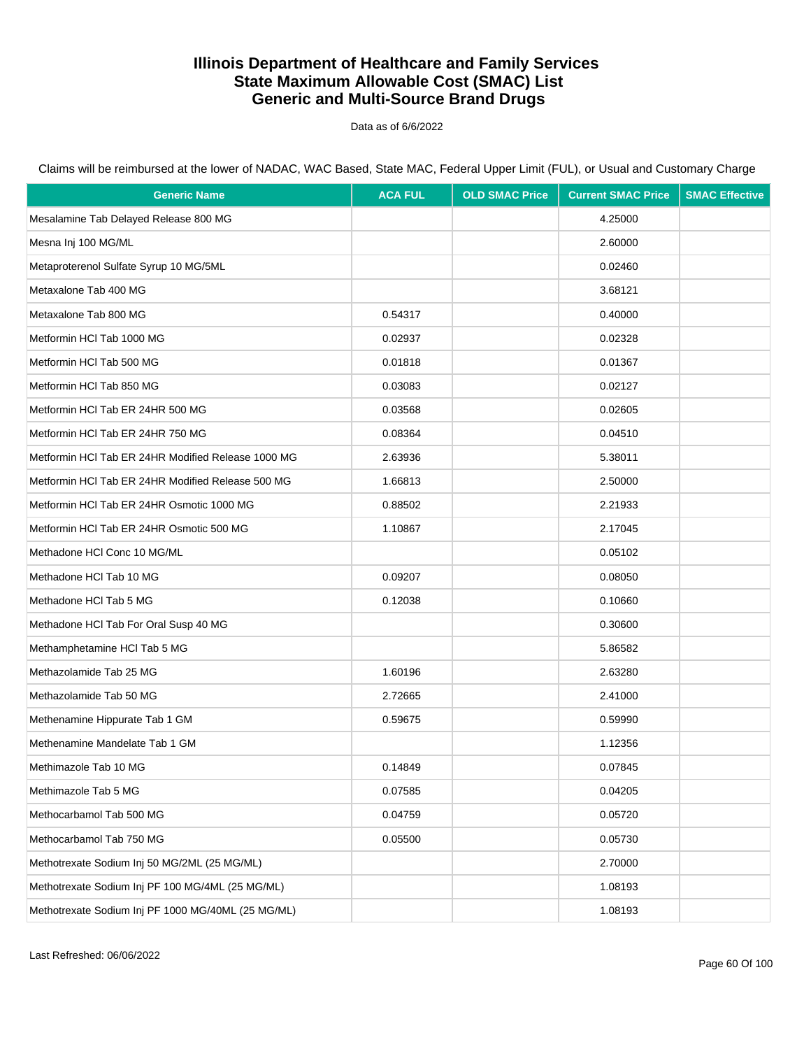# Illinois Department of Healthcare and Family Services
# State Maximum Allowable Cost (SMAC) List
# Generic and Multi-Source Brand Drugs

Data as of 6/6/2022

Claims will be reimbursed at the lower of NADAC, WAC Based, State MAC, Federal Upper Limit (FUL), or Usual and Customary Charge

| Generic Name | ACA FUL | OLD SMAC Price | Current SMAC Price | SMAC Effective |
|---|---|---|---|---|
| Mesalamine Tab Delayed Release 800 MG | | | 4.25000 | |
| Mesna Inj 100 MG/ML | | | 2.60000 | |
| Metaproterenol Sulfate Syrup 10 MG/5ML | | | 0.02460 | |
| Metaxalone Tab 400 MG | | | 3.68121 | |
| Metaxalone Tab 800 MG | 0.54317 | | 0.40000 | |
| Metformin HCl Tab 1000 MG | 0.02937 | | 0.02328 | |
| Metformin HCl Tab 500 MG | 0.01818 | | 0.01367 | |
| Metformin HCl Tab 850 MG | 0.03083 | | 0.02127 | |
| Metformin HCl Tab ER 24HR 500 MG | 0.03568 | | 0.02605 | |
| Metformin HCl Tab ER 24HR 750 MG | 0.08364 | | 0.04510 | |
| Metformin HCl Tab ER 24HR Modified Release 1000 MG | 2.63936 | | 5.38011 | |
| Metformin HCl Tab ER 24HR Modified Release 500 MG | 1.66813 | | 2.50000 | |
| Metformin HCl Tab ER 24HR Osmotic 1000 MG | 0.88502 | | 2.21933 | |
| Metformin HCl Tab ER 24HR Osmotic 500 MG | 1.10867 | | 2.17045 | |
| Methadone HCl Conc 10 MG/ML | | | 0.05102 | |
| Methadone HCl Tab 10 MG | 0.09207 | | 0.08050 | |
| Methadone HCl Tab 5 MG | 0.12038 | | 0.10660 | |
| Methadone HCl Tab For Oral Susp 40 MG | | | 0.30600 | |
| Methamphetamine HCl Tab 5 MG | | | 5.86582 | |
| Methazolamide Tab 25 MG | 1.60196 | | 2.63280 | |
| Methazolamide Tab 50 MG | 2.72665 | | 2.41000 | |
| Methenamine Hippurate Tab 1 GM | 0.59675 | | 0.59990 | |
| Methenamine Mandelate Tab 1 GM | | | 1.12356 | |
| Methimazole Tab 10 MG | 0.14849 | | 0.07845 | |
| Methimazole Tab 5 MG | 0.07585 | | 0.04205 | |
| Methocarbamol Tab 500 MG | 0.04759 | | 0.05720 | |
| Methocarbamol Tab 750 MG | 0.05500 | | 0.05730 | |
| Methotrexate Sodium Inj 50 MG/2ML (25 MG/ML) | | | 2.70000 | |
| Methotrexate Sodium Inj PF 100 MG/4ML (25 MG/ML) | | | 1.08193 | |
| Methotrexate Sodium Inj PF 1000 MG/40ML (25 MG/ML) | | | 1.08193 | |

Last Refreshed: 06/06/2022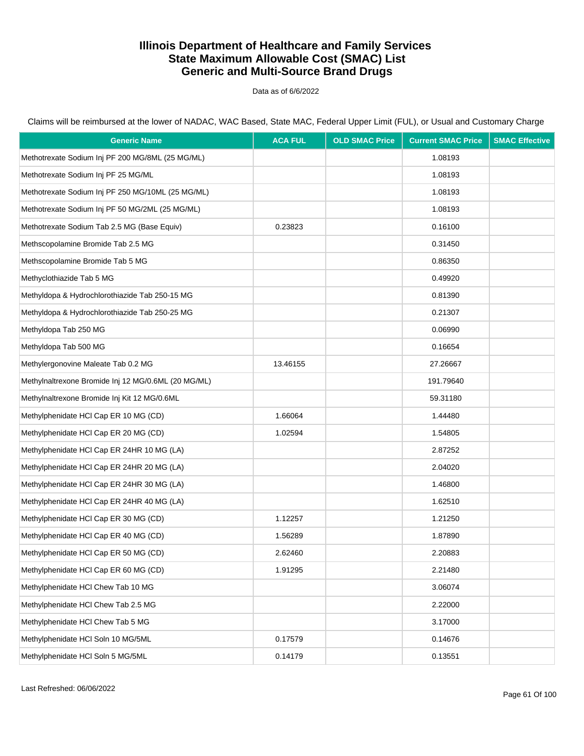# Illinois Department of Healthcare and Family Services
# State Maximum Allowable Cost (SMAC) List
# Generic and Multi-Source Brand Drugs

Data as of 6/6/2022

Claims will be reimbursed at the lower of NADAC, WAC Based, State MAC, Federal Upper Limit (FUL), or Usual and Customary Charge

| Generic Name | ACA FUL | OLD SMAC Price | Current SMAC Price | SMAC Effective |
|---|---|---|---|---|
| Methotrexate Sodium Inj PF 200 MG/8ML (25 MG/ML) | | | 1.08193 | |
| Methotrexate Sodium Inj PF 25 MG/ML | | | 1.08193 | |
| Methotrexate Sodium Inj PF 250 MG/10ML (25 MG/ML) | | | 1.08193 | |
| Methotrexate Sodium Inj PF 50 MG/2ML (25 MG/ML) | | | 1.08193 | |
| Methotrexate Sodium Tab 2.5 MG (Base Equiv) | 0.23823 | | 0.16100 | |
| Methscopolamine Bromide Tab 2.5 MG | | | 0.31450 | |
| Methscopolamine Bromide Tab 5 MG | | | 0.86350 | |
| Methyclothiazide Tab 5 MG | | | 0.49920 | |
| Methyldopa & Hydrochlorothiazide Tab 250-15 MG | | | 0.81390 | |
| Methyldopa & Hydrochlorothiazide Tab 250-25 MG | | | 0.21307 | |
| Methyldopa Tab 250 MG | | | 0.06990 | |
| Methyldopa Tab 500 MG | | | 0.16654 | |
| Methylergonovine Maleate Tab 0.2 MG | 13.46155 | | 27.26667 | |
| Methylnaltrexone Bromide Inj 12 MG/0.6ML (20 MG/ML) | | | 191.79640 | |
| Methylnaltrexone Bromide Inj Kit 12 MG/0.6ML | | | 59.31180 | |
| Methylphenidate HCl Cap ER 10 MG (CD) | 1.66064 | | 1.44480 | |
| Methylphenidate HCl Cap ER 20 MG (CD) | 1.02594 | | 1.54805 | |
| Methylphenidate HCl Cap ER 24HR 10 MG (LA) | | | 2.87252 | |
| Methylphenidate HCl Cap ER 24HR 20 MG (LA) | | | 2.04020 | |
| Methylphenidate HCl Cap ER 24HR 30 MG (LA) | | | 1.46800 | |
| Methylphenidate HCl Cap ER 24HR 40 MG (LA) | | | 1.62510 | |
| Methylphenidate HCl Cap ER 30 MG (CD) | 1.12257 | | 1.21250 | |
| Methylphenidate HCl Cap ER 40 MG (CD) | 1.56289 | | 1.87890 | |
| Methylphenidate HCl Cap ER 50 MG (CD) | 2.62460 | | 2.20883 | |
| Methylphenidate HCl Cap ER 60 MG (CD) | 1.91295 | | 2.21480 | |
| Methylphenidate HCl Chew Tab 10 MG | | | 3.06074 | |
| Methylphenidate HCl Chew Tab 2.5 MG | | | 2.22000 | |
| Methylphenidate HCl Chew Tab 5 MG | | | 3.17000 | |
| Methylphenidate HCl Soln 10 MG/5ML | 0.17579 | | 0.14676 | |
| Methylphenidate HCl Soln 5 MG/5ML | 0.14179 | | 0.13551 | |

Last Refreshed: 06/06/2022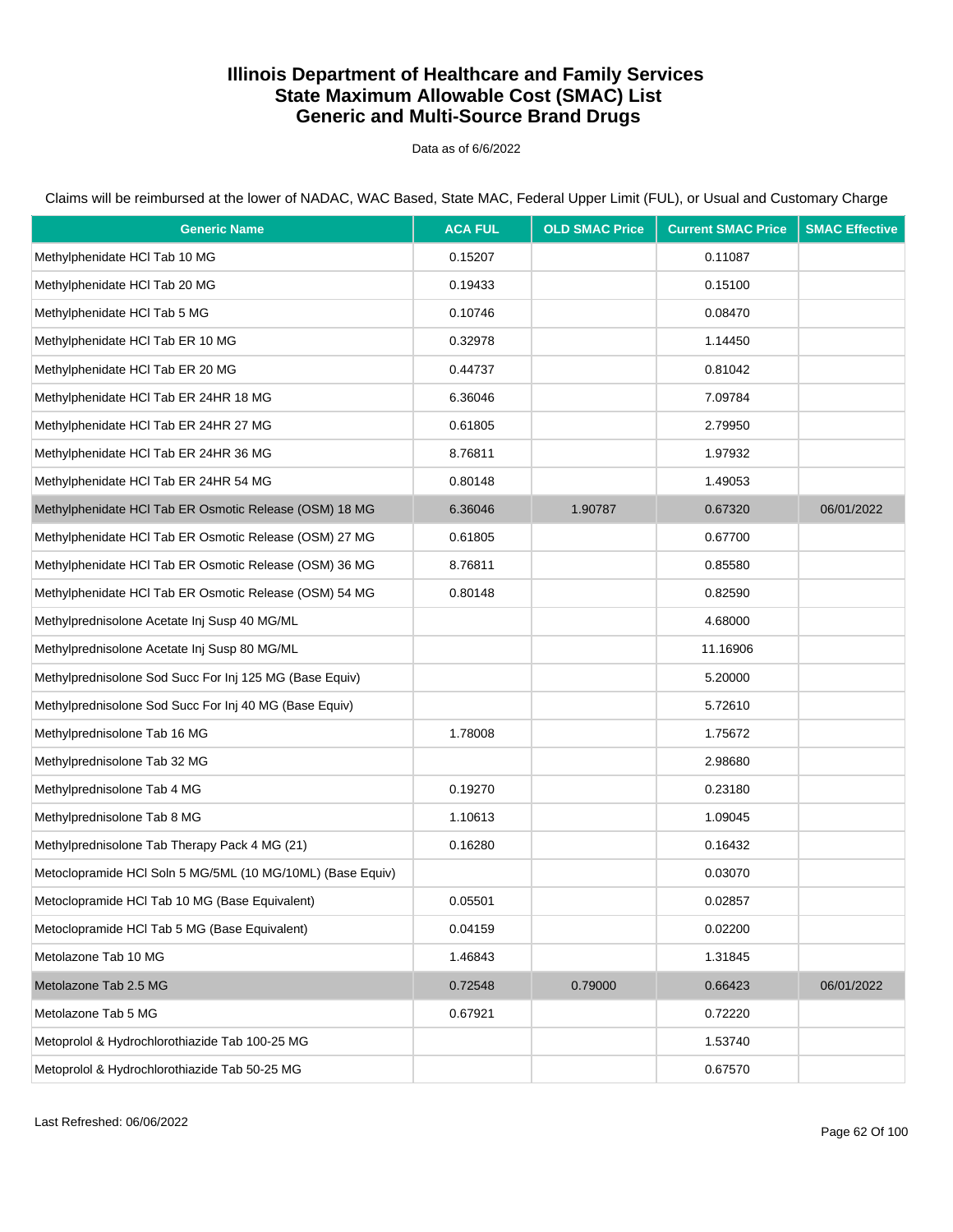# Illinois Department of Healthcare and Family Services
# State Maximum Allowable Cost (SMAC) List
# Generic and Multi-Source Brand Drugs

Data as of 6/6/2022

Claims will be reimbursed at the lower of NADAC, WAC Based, State MAC, Federal Upper Limit (FUL), or Usual and Customary Charge

| Generic Name | ACA FUL | OLD SMAC Price | Current SMAC Price | SMAC Effective |
|---|---|---|---|---|
| Methylphenidate HCl Tab 10 MG | 0.15207 | | 0.11087 | |
| Methylphenidate HCl Tab 20 MG | 0.19433 | | 0.15100 | |
| Methylphenidate HCl Tab 5 MG | 0.10746 | | 0.08470 | |
| Methylphenidate HCl Tab ER 10 MG | 0.32978 | | 1.14450 | |
| Methylphenidate HCl Tab ER 20 MG | 0.44737 | | 0.81042 | |
| Methylphenidate HCl Tab ER 24HR 18 MG | 6.36046 | | 7.09784 | |
| Methylphenidate HCl Tab ER 24HR 27 MG | 0.61805 | | 2.79950 | |
| Methylphenidate HCl Tab ER 24HR 36 MG | 8.76811 | | 1.97932 | |
| Methylphenidate HCl Tab ER 24HR 54 MG | 0.80148 | | 1.49053 | |
| Methylphenidate HCl Tab ER Osmotic Release (OSM) 18 MG | 6.36046 | 1.90787 | 0.67320 | 06/01/2022 |
| Methylphenidate HCl Tab ER Osmotic Release (OSM) 27 MG | 0.61805 | | 0.67700 | |
| Methylphenidate HCl Tab ER Osmotic Release (OSM) 36 MG | 8.76811 | | 0.85580 | |
| Methylphenidate HCl Tab ER Osmotic Release (OSM) 54 MG | 0.80148 | | 0.82590 | |
| Methylprednisolone Acetate Inj Susp 40 MG/ML | | | 4.68000 | |
| Methylprednisolone Acetate Inj Susp 80 MG/ML | | | 11.16906 | |
| Methylprednisolone Sod Succ For Inj 125 MG (Base Equiv) | | | 5.20000 | |
| Methylprednisolone Sod Succ For Inj 40 MG (Base Equiv) | | | 5.72610 | |
| Methylprednisolone Tab 16 MG | 1.78008 | | 1.75672 | |
| Methylprednisolone Tab 32 MG | | | 2.98680 | |
| Methylprednisolone Tab 4 MG | 0.19270 | | 0.23180 | |
| Methylprednisolone Tab 8 MG | 1.10613 | | 1.09045 | |
| Methylprednisolone Tab Therapy Pack 4 MG (21) | 0.16280 | | 0.16432 | |
| Metoclopramide HCl Soln 5 MG/5ML (10 MG/10ML) (Base Equiv) | | | 0.03070 | |
| Metoclopramide HCl Tab 10 MG (Base Equivalent) | 0.05501 | | 0.02857 | |
| Metoclopramide HCl Tab 5 MG (Base Equivalent) | 0.04159 | | 0.02200 | |
| Metolazone Tab 10 MG | 1.46843 | | 1.31845 | |
| Metolazone Tab 2.5 MG | 0.72548 | 0.79000 | 0.66423 | 06/01/2022 |
| Metolazone Tab 5 MG | 0.67921 | | 0.72220 | |
| Metoprolol & Hydrochlorothiazide Tab 100-25 MG | | | 1.53740 | |
| Metoprolol & Hydrochlorothiazide Tab 50-25 MG | | | 0.67570 | |

Last Refreshed: 06/06/2022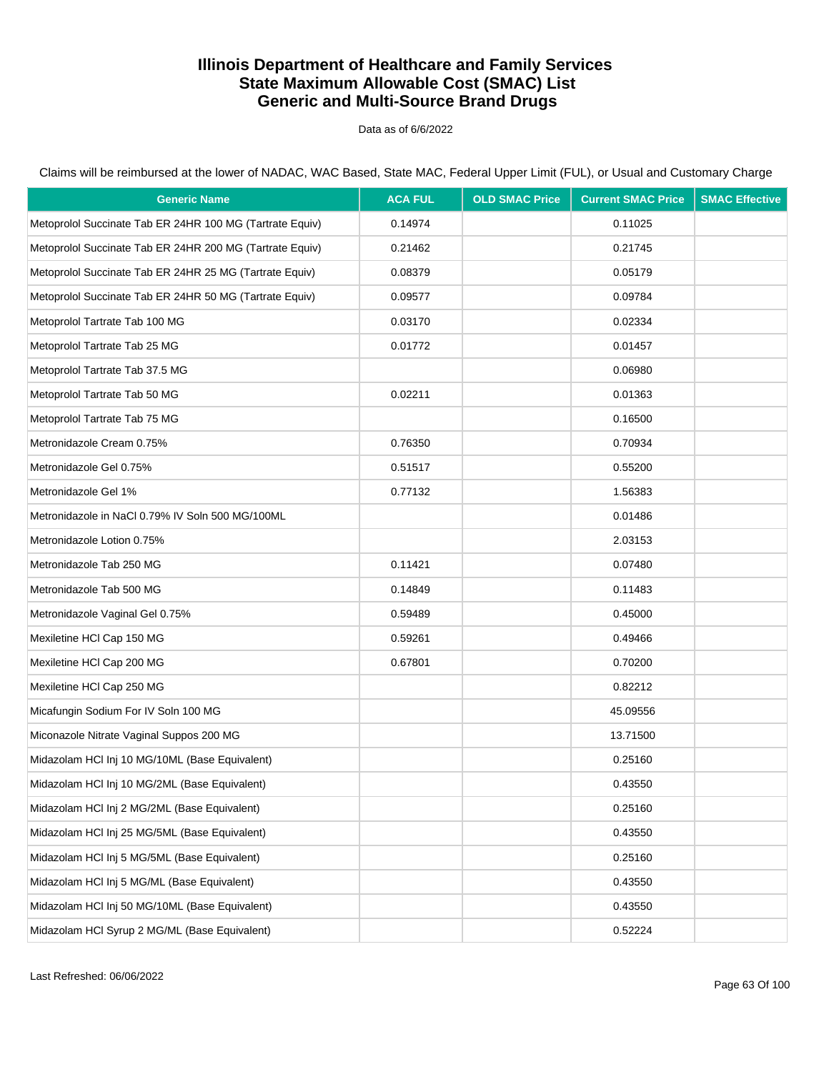# Illinois Department of Healthcare and Family Services
# State Maximum Allowable Cost (SMAC) List
# Generic and Multi-Source Brand Drugs

Data as of 6/6/2022

Claims will be reimbursed at the lower of NADAC, WAC Based, State MAC, Federal Upper Limit (FUL), or Usual and Customary Charge

| Generic Name | ACA FUL | OLD SMAC Price | Current SMAC Price | SMAC Effective |
|---|---|---|---|---|
| Metoprolol Succinate Tab ER 24HR 100 MG (Tartrate Equiv) | 0.14974 | | 0.11025 | |
| Metoprolol Succinate Tab ER 24HR 200 MG (Tartrate Equiv) | 0.21462 | | 0.21745 | |
| Metoprolol Succinate Tab ER 24HR 25 MG (Tartrate Equiv) | 0.08379 | | 0.05179 | |
| Metoprolol Succinate Tab ER 24HR 50 MG (Tartrate Equiv) | 0.09577 | | 0.09784 | |
| Metoprolol Tartrate Tab 100 MG | 0.03170 | | 0.02334 | |
| Metoprolol Tartrate Tab 25 MG | 0.01772 | | 0.01457 | |
| Metoprolol Tartrate Tab 37.5 MG | | | 0.06980 | |
| Metoprolol Tartrate Tab 50 MG | 0.02211 | | 0.01363 | |
| Metoprolol Tartrate Tab 75 MG | | | 0.16500 | |
| Metronidazole Cream 0.75% | 0.76350 | | 0.70934 | |
| Metronidazole Gel 0.75% | 0.51517 | | 0.55200 | |
| Metronidazole Gel 1% | 0.77132 | | 1.56383 | |
| Metronidazole in NaCl 0.79% IV Soln 500 MG/100ML | | | 0.01486 | |
| Metronidazole Lotion 0.75% | | | 2.03153 | |
| Metronidazole Tab 250 MG | 0.11421 | | 0.07480 | |
| Metronidazole Tab 500 MG | 0.14849 | | 0.11483 | |
| Metronidazole Vaginal Gel 0.75% | 0.59489 | | 0.45000 | |
| Mexiletine HCl Cap 150 MG | 0.59261 | | 0.49466 | |
| Mexiletine HCl Cap 200 MG | 0.67801 | | 0.70200 | |
| Mexiletine HCl Cap 250 MG | | | 0.82212 | |
| Micafungin Sodium For IV Soln 100 MG | | | 45.09556 | |
| Miconazole Nitrate Vaginal Suppos 200 MG | | | 13.71500 | |
| Midazolam HCl Inj 10 MG/10ML (Base Equivalent) | | | 0.25160 | |
| Midazolam HCl Inj 10 MG/2ML (Base Equivalent) | | | 0.43550 | |
| Midazolam HCl Inj 2 MG/2ML (Base Equivalent) | | | 0.25160 | |
| Midazolam HCl Inj 25 MG/5ML (Base Equivalent) | | | 0.43550 | |
| Midazolam HCl Inj 5 MG/5ML (Base Equivalent) | | | 0.25160 | |
| Midazolam HCl Inj 5 MG/ML (Base Equivalent) | | | 0.43550 | |
| Midazolam HCl Inj 50 MG/10ML (Base Equivalent) | | | 0.43550 | |
| Midazolam HCl Syrup 2 MG/ML (Base Equivalent) | | | 0.52224 | |

Last Refreshed: 06/06/2022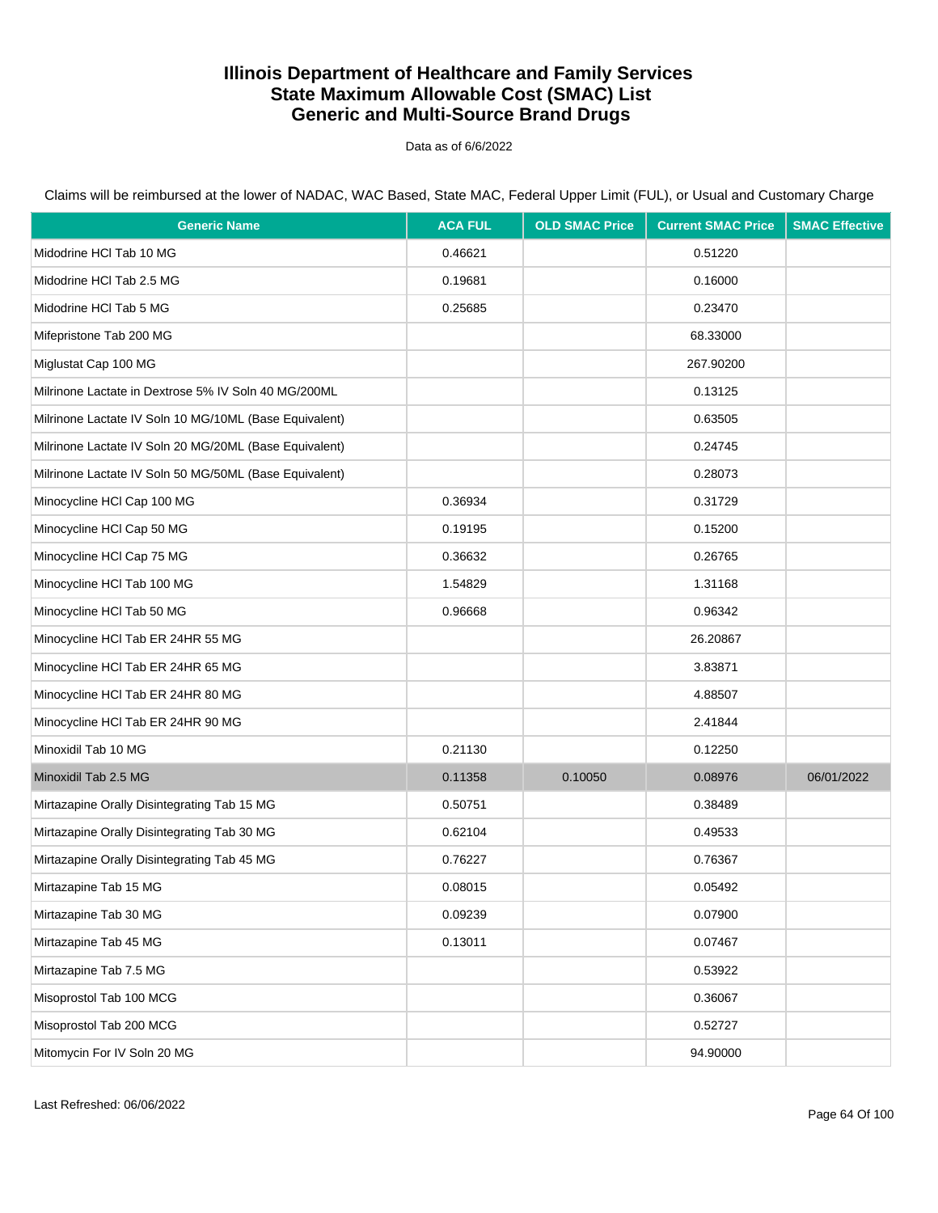# Illinois Department of Healthcare and Family Services
# State Maximum Allowable Cost (SMAC) List
# Generic and Multi-Source Brand Drugs

Data as of 6/6/2022

Claims will be reimbursed at the lower of NADAC, WAC Based, State MAC, Federal Upper Limit (FUL), or Usual and Customary Charge

| Generic Name | ACA FUL | OLD SMAC Price | Current SMAC Price | SMAC Effective |
|---|---|---|---|---|
| Midodrine HCl Tab 10 MG | 0.46621 | | 0.51220 | |
| Midodrine HCl Tab 2.5 MG | 0.19681 | | 0.16000 | |
| Midodrine HCl Tab 5 MG | 0.25685 | | 0.23470 | |
| Mifepristone Tab 200 MG | | | 68.33000 | |
| Miglustat Cap 100 MG | | | 267.90200 | |
| Milrinone Lactate in Dextrose 5% IV Soln 40 MG/200ML | | | 0.13125 | |
| Milrinone Lactate IV Soln 10 MG/10ML (Base Equivalent) | | | 0.63505 | |
| Milrinone Lactate IV Soln 20 MG/20ML (Base Equivalent) | | | 0.24745 | |
| Milrinone Lactate IV Soln 50 MG/50ML (Base Equivalent) | | | 0.28073 | |
| Minocycline HCl Cap 100 MG | 0.36934 | | 0.31729 | |
| Minocycline HCl Cap 50 MG | 0.19195 | | 0.15200 | |
| Minocycline HCl Cap 75 MG | 0.36632 | | 0.26765 | |
| Minocycline HCl Tab 100 MG | 1.54829 | | 1.31168 | |
| Minocycline HCl Tab 50 MG | 0.96668 | | 0.96342 | |
| Minocycline HCl Tab ER 24HR 55 MG | | | 26.20867 | |
| Minocycline HCl Tab ER 24HR 65 MG | | | 3.83871 | |
| Minocycline HCl Tab ER 24HR 80 MG | | | 4.88507 | |
| Minocycline HCl Tab ER 24HR 90 MG | | | 2.41844 | |
| Minoxidil Tab 10 MG | 0.21130 | | 0.12250 | |
| Minoxidil Tab 2.5 MG | 0.11358 | 0.10050 | 0.08976 | 06/01/2022 |
| Mirtazapine Orally Disintegrating Tab 15 MG | 0.50751 | | 0.38489 | |
| Mirtazapine Orally Disintegrating Tab 30 MG | 0.62104 | | 0.49533 | |
| Mirtazapine Orally Disintegrating Tab 45 MG | 0.76227 | | 0.76367 | |
| Mirtazapine Tab 15 MG | 0.08015 | | 0.05492 | |
| Mirtazapine Tab 30 MG | 0.09239 | | 0.07900 | |
| Mirtazapine Tab 45 MG | 0.13011 | | 0.07467 | |
| Mirtazapine Tab 7.5 MG | | | 0.53922 | |
| Misoprostol Tab 100 MCG | | | 0.36067 | |
| Misoprostol Tab 200 MCG | | | 0.52727 | |
| Mitomycin For IV Soln 20 MG | | | 94.90000 | |

Last Refreshed: 06/06/2022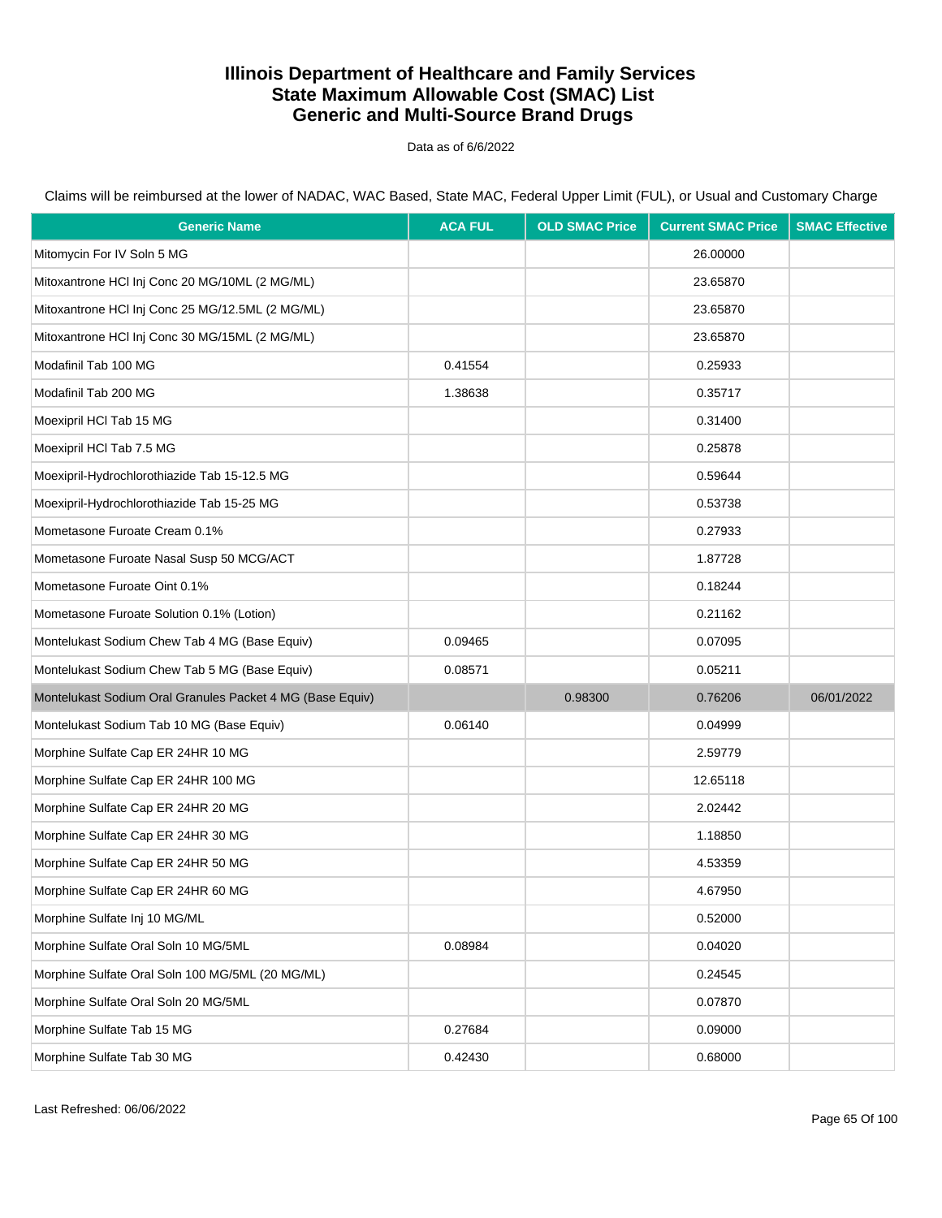# Illinois Department of Healthcare and Family Services
# State Maximum Allowable Cost (SMAC) List
# Generic and Multi-Source Brand Drugs

Data as of 6/6/2022

Claims will be reimbursed at the lower of NADAC, WAC Based, State MAC, Federal Upper Limit (FUL), or Usual and Customary Charge

| Generic Name | ACA FUL | OLD SMAC Price | Current SMAC Price | SMAC Effective |
|---|---|---|---|---|
| Mitomycin For IV Soln 5 MG | | | 26.00000 | |
| Mitoxantrone HCl Inj Conc 20 MG/10ML (2 MG/ML) | | | 23.65870 | |
| Mitoxantrone HCl Inj Conc 25 MG/12.5ML (2 MG/ML) | | | 23.65870 | |
| Mitoxantrone HCl Inj Conc 30 MG/15ML (2 MG/ML) | | | 23.65870 | |
| Modafinil Tab 100 MG | 0.41554 | | 0.25933 | |
| Modafinil Tab 200 MG | 1.38638 | | 0.35717 | |
| Moexipril HCl Tab 15 MG | | | 0.31400 | |
| Moexipril HCl Tab 7.5 MG | | | 0.25878 | |
| Moexipril-Hydrochlorothiazide Tab 15-12.5 MG | | | 0.59644 | |
| Moexipril-Hydrochlorothiazide Tab 15-25 MG | | | 0.53738 | |
| Mometasone Furoate Cream 0.1% | | | 0.27933 | |
| Mometasone Furoate Nasal Susp 50 MCG/ACT | | | 1.87728 | |
| Mometasone Furoate Oint 0.1% | | | 0.18244 | |
| Mometasone Furoate Solution 0.1% (Lotion) | | | 0.21162 | |
| Montelukast Sodium Chew Tab 4 MG (Base Equiv) | 0.09465 | | 0.07095 | |
| Montelukast Sodium Chew Tab 5 MG (Base Equiv) | 0.08571 | | 0.05211 | |
| Montelukast Sodium Oral Granules Packet 4 MG (Base Equiv) | | 0.98300 | 0.76206 | 06/01/2022 |
| Montelukast Sodium Tab 10 MG (Base Equiv) | 0.06140 | | 0.04999 | |
| Morphine Sulfate Cap ER 24HR 10 MG | | | 2.59779 | |
| Morphine Sulfate Cap ER 24HR 100 MG | | | 12.65118 | |
| Morphine Sulfate Cap ER 24HR 20 MG | | | 2.02442 | |
| Morphine Sulfate Cap ER 24HR 30 MG | | | 1.18850 | |
| Morphine Sulfate Cap ER 24HR 50 MG | | | 4.53359 | |
| Morphine Sulfate Cap ER 24HR 60 MG | | | 4.67950 | |
| Morphine Sulfate Inj 10 MG/ML | | | 0.52000 | |
| Morphine Sulfate Oral Soln 10 MG/5ML | 0.08984 | | 0.04020 | |
| Morphine Sulfate Oral Soln 100 MG/5ML (20 MG/ML) | | | 0.24545 | |
| Morphine Sulfate Oral Soln 20 MG/5ML | | | 0.07870 | |
| Morphine Sulfate Tab 15 MG | 0.27684 | | 0.09000 | |
| Morphine Sulfate Tab 30 MG | 0.42430 | | 0.68000 | |

Last Refreshed: 06/06/2022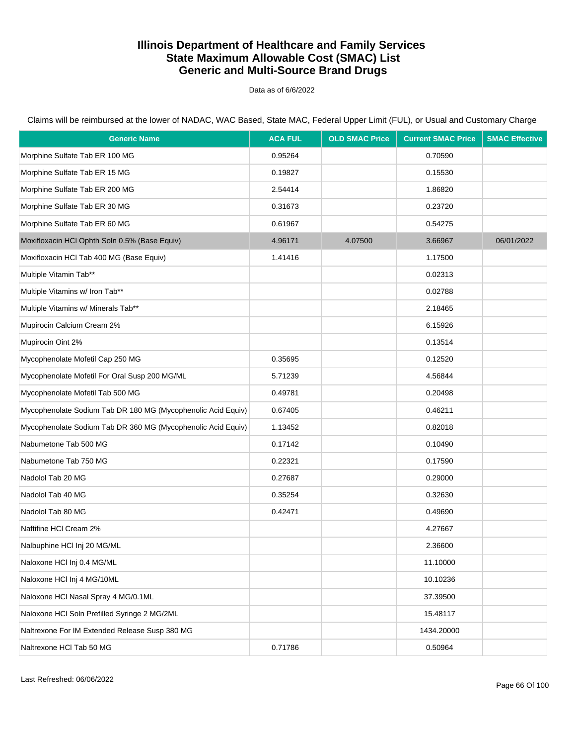# Illinois Department of Healthcare and Family Services
# State Maximum Allowable Cost (SMAC) List
# Generic and Multi-Source Brand Drugs

Data as of 6/6/2022

Claims will be reimbursed at the lower of NADAC, WAC Based, State MAC, Federal Upper Limit (FUL), or Usual and Customary Charge

| Generic Name | ACA FUL | OLD SMAC Price | Current SMAC Price | SMAC Effective |
|---|---|---|---|---|
| Morphine Sulfate Tab ER 100 MG | 0.95264 | | 0.70590 | |
| Morphine Sulfate Tab ER 15 MG | 0.19827 | | 0.15530 | |
| Morphine Sulfate Tab ER 200 MG | 2.54414 | | 1.86820 | |
| Morphine Sulfate Tab ER 30 MG | 0.31673 | | 0.23720 | |
| Morphine Sulfate Tab ER 60 MG | 0.61967 | | 0.54275 | |
| Moxifloxacin HCl Ophth Soln 0.5% (Base Equiv) | 4.96171 | 4.07500 | 3.66967 | 06/01/2022 |
| Moxifloxacin HCl Tab 400 MG (Base Equiv) | 1.41416 | | 1.17500 | |
| Multiple Vitamin Tab** | | | 0.02313 | |
| Multiple Vitamins w/ Iron Tab** | | | 0.02788 | |
| Multiple Vitamins w/ Minerals Tab** | | | 2.18465 | |
| Mupirocin Calcium Cream 2% | | | 6.15926 | |
| Mupirocin Oint 2% | | | 0.13514 | |
| Mycophenolate Mofetil Cap 250 MG | 0.35695 | | 0.12520 | |
| Mycophenolate Mofetil For Oral Susp 200 MG/ML | 5.71239 | | 4.56844 | |
| Mycophenolate Mofetil Tab 500 MG | 0.49781 | | 0.20498 | |
| Mycophenolate Sodium Tab DR 180 MG (Mycophenolic Acid Equiv) | 0.67405 | | 0.46211 | |
| Mycophenolate Sodium Tab DR 360 MG (Mycophenolic Acid Equiv) | 1.13452 | | 0.82018 | |
| Nabumetone Tab 500 MG | 0.17142 | | 0.10490 | |
| Nabumetone Tab 750 MG | 0.22321 | | 0.17590 | |
| Nadolol Tab 20 MG | 0.27687 | | 0.29000 | |
| Nadolol Tab 40 MG | 0.35254 | | 0.32630 | |
| Nadolol Tab 80 MG | 0.42471 | | 0.49690 | |
| Naftifine HCl Cream 2% | | | 4.27667 | |
| Nalbuphine HCl Inj 20 MG/ML | | | 2.36600 | |
| Naloxone HCl Inj 0.4 MG/ML | | | 11.10000 | |
| Naloxone HCl Inj 4 MG/10ML | | | 10.10236 | |
| Naloxone HCl Nasal Spray 4 MG/0.1ML | | | 37.39500 | |
| Naloxone HCl Soln Prefilled Syringe 2 MG/2ML | | | 15.48117 | |
| Naltrexone For IM Extended Release Susp 380 MG | | | 1434.20000 | |
| Naltrexone HCl Tab 50 MG | 0.71786 | | 0.50964 | |

Last Refreshed: 06/06/2022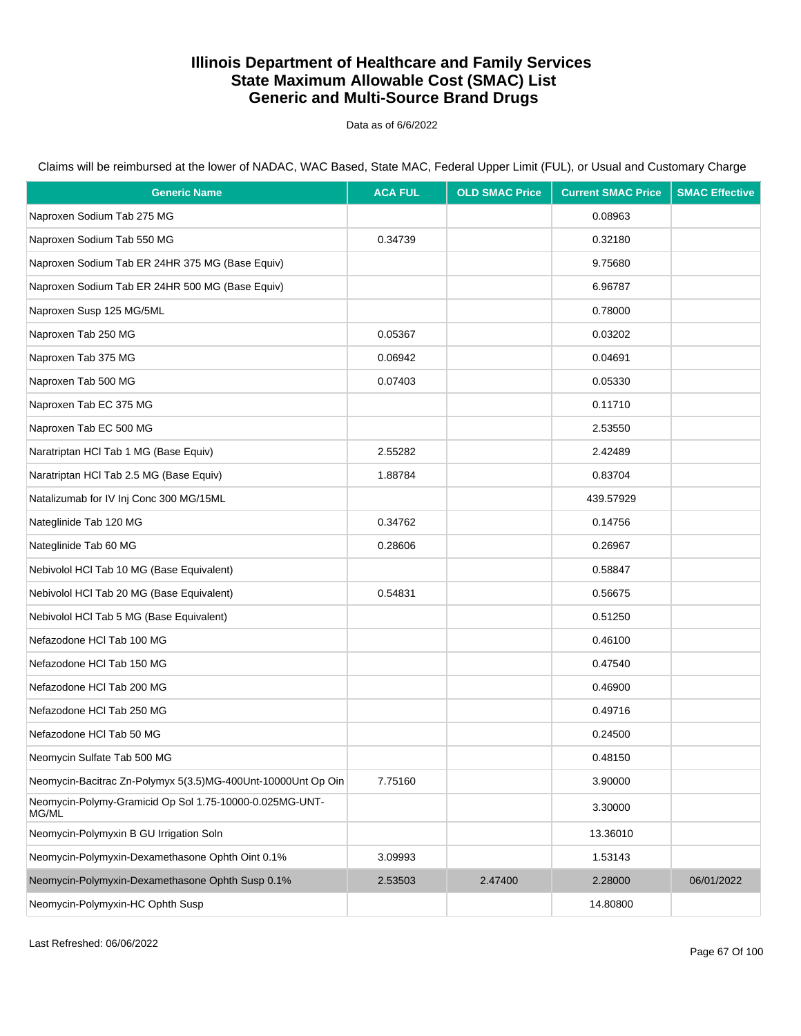# Illinois Department of Healthcare and Family Services
# State Maximum Allowable Cost (SMAC) List
# Generic and Multi-Source Brand Drugs

Data as of 6/6/2022

Claims will be reimbursed at the lower of NADAC, WAC Based, State MAC, Federal Upper Limit (FUL), or Usual and Customary Charge

| Generic Name | ACA FUL | OLD SMAC Price | Current SMAC Price | SMAC Effective |
|---|---|---|---|---|
| Naproxen Sodium Tab 275 MG | | | 0.08963 | |
| Naproxen Sodium Tab 550 MG | 0.34739 | | 0.32180 | |
| Naproxen Sodium Tab ER 24HR 375 MG (Base Equiv) | | | 9.75680 | |
| Naproxen Sodium Tab ER 24HR 500 MG (Base Equiv) | | | 6.96787 | |
| Naproxen Susp 125 MG/5ML | | | 0.78000 | |
| Naproxen Tab 250 MG | 0.05367 | | 0.03202 | |
| Naproxen Tab 375 MG | 0.06942 | | 0.04691 | |
| Naproxen Tab 500 MG | 0.07403 | | 0.05330 | |
| Naproxen Tab EC 375 MG | | | 0.11710 | |
| Naproxen Tab EC 500 MG | | | 2.53550 | |
| Naratriptan HCl Tab 1 MG (Base Equiv) | 2.55282 | | 2.42489 | |
| Naratriptan HCl Tab 2.5 MG (Base Equiv) | 1.88784 | | 0.83704 | |
| Natalizumab for IV Inj Conc 300 MG/15ML | | | 439.57929 | |
| Nateglinide Tab 120 MG | 0.34762 | | 0.14756 | |
| Nateglinide Tab 60 MG | 0.28606 | | 0.26967 | |
| Nebivolol HCl Tab 10 MG (Base Equivalent) | | | 0.58847 | |
| Nebivolol HCl Tab 20 MG (Base Equivalent) | 0.54831 | | 0.56675 | |
| Nebivolol HCl Tab 5 MG (Base Equivalent) | | | 0.51250 | |
| Nefazodone HCl Tab 100 MG | | | 0.46100 | |
| Nefazodone HCl Tab 150 MG | | | 0.47540 | |
| Nefazodone HCl Tab 200 MG | | | 0.46900 | |
| Nefazodone HCl Tab 250 MG | | | 0.49716 | |
| Nefazodone HCl Tab 50 MG | | | 0.24500 | |
| Neomycin Sulfate Tab 500 MG | | | 0.48150 | |
| Neomycin-Bacitrac Zn-Polymyx 5(3.5)MG-400Unt-10000Unt Op Oin | 7.75160 | | 3.90000 | |
| Neomycin-Polymy-Gramicid Op Sol 1.75-10000-0.025MG-UNT-MG/ML | | | 3.30000 | |
| Neomycin-Polymyxin B GU Irrigation Soln | | | 13.36010 | |
| Neomycin-Polymyxin-Dexamethasone Ophth Oint 0.1% | 3.09993 | | 1.53143 | |
| Neomycin-Polymyxin-Dexamethasone Ophth Susp 0.1% | 2.53503 | 2.47400 | 2.28000 | 06/01/2022 |
| Neomycin-Polymyxin-HC Ophth Susp | | | 14.80800 | |

Last Refreshed: 06/06/2022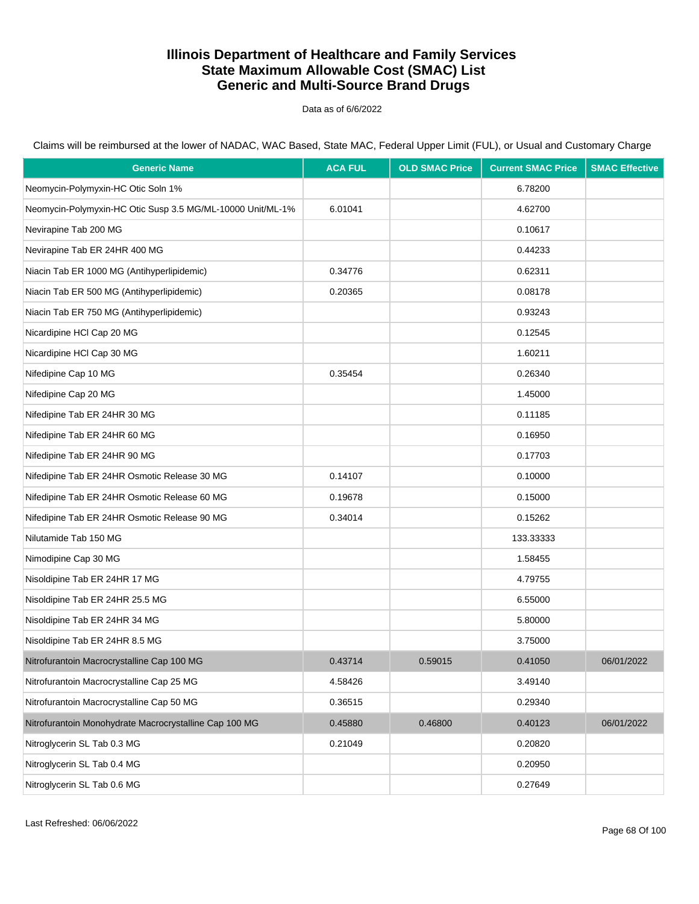# Illinois Department of Healthcare and Family Services
# State Maximum Allowable Cost (SMAC) List
# Generic and Multi-Source Brand Drugs

Data as of 6/6/2022

Claims will be reimbursed at the lower of NADAC, WAC Based, State MAC, Federal Upper Limit (FUL), or Usual and Customary Charge

| Generic Name | ACA FUL | OLD SMAC Price | Current SMAC Price | SMAC Effective |
|---|---|---|---|---|
| Neomycin-Polymyxin-HC Otic Soln 1% | | | 6.78200 | |
| Neomycin-Polymyxin-HC Otic Susp 3.5 MG/ML-10000 Unit/ML-1% | 6.01041 | | 4.62700 | |
| Nevirapine Tab 200 MG | | | 0.10617 | |
| Nevirapine Tab ER 24HR 400 MG | | | 0.44233 | |
| Niacin Tab ER 1000 MG (Antihyperlipidemic) | 0.34776 | | 0.62311 | |
| Niacin Tab ER 500 MG (Antihyperlipidemic) | 0.20365 | | 0.08178 | |
| Niacin Tab ER 750 MG (Antihyperlipidemic) | | | 0.93243 | |
| Nicardipine HCl Cap 20 MG | | | 0.12545 | |
| Nicardipine HCl Cap 30 MG | | | 1.60211 | |
| Nifedipine Cap 10 MG | 0.35454 | | 0.26340 | |
| Nifedipine Cap 20 MG | | | 1.45000 | |
| Nifedipine Tab ER 24HR 30 MG | | | 0.11185 | |
| Nifedipine Tab ER 24HR 60 MG | | | 0.16950 | |
| Nifedipine Tab ER 24HR 90 MG | | | 0.17703 | |
| Nifedipine Tab ER 24HR Osmotic Release 30 MG | 0.14107 | | 0.10000 | |
| Nifedipine Tab ER 24HR Osmotic Release 60 MG | 0.19678 | | 0.15000 | |
| Nifedipine Tab ER 24HR Osmotic Release 90 MG | 0.34014 | | 0.15262 | |
| Nilutamide Tab 150 MG | | | 133.33333 | |
| Nimodipine Cap 30 MG | | | 1.58455 | |
| Nisoldipine Tab ER 24HR 17 MG | | | 4.79755 | |
| Nisoldipine Tab ER 24HR 25.5 MG | | | 6.55000 | |
| Nisoldipine Tab ER 24HR 34 MG | | | 5.80000 | |
| Nisoldipine Tab ER 24HR 8.5 MG | | | 3.75000 | |
| Nitrofurantoin Macrocrystalline Cap 100 MG | 0.43714 | 0.59015 | 0.41050 | 06/01/2022 |
| Nitrofurantoin Macrocrystalline Cap 25 MG | 4.58426 | | 3.49140 | |
| Nitrofurantoin Macrocrystalline Cap 50 MG | 0.36515 | | 0.29340 | |
| Nitrofurantoin Monohydrate Macrocrystalline Cap 100 MG | 0.45880 | 0.46800 | 0.40123 | 06/01/2022 |
| Nitroglycerin SL Tab 0.3 MG | 0.21049 | | 0.20820 | |
| Nitroglycerin SL Tab 0.4 MG | | | 0.20950 | |
| Nitroglycerin SL Tab 0.6 MG | | | 0.27649 | |

Last Refreshed: 06/06/2022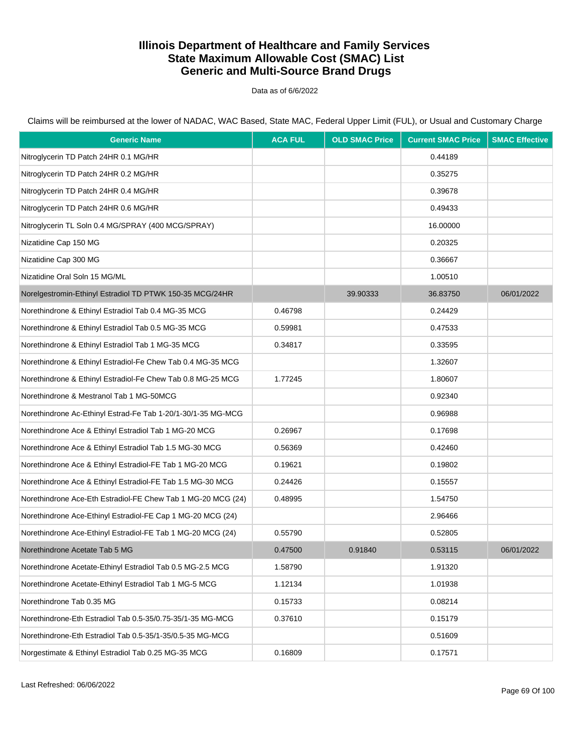# Illinois Department of Healthcare and Family Services
## State Maximum Allowable Cost (SMAC) List
## Generic and Multi-Source Brand Drugs

Data as of 6/6/2022

Claims will be reimbursed at the lower of NADAC, WAC Based, State MAC, Federal Upper Limit (FUL), or Usual and Customary Charge

| Generic Name | ACA FUL | OLD SMAC Price | Current SMAC Price | SMAC Effective |
|---|---|---|---|---|
| Nitroglycerin TD Patch 24HR 0.1 MG/HR | | | 0.44189 | |
| Nitroglycerin TD Patch 24HR 0.2 MG/HR | | | 0.35275 | |
| Nitroglycerin TD Patch 24HR 0.4 MG/HR | | | 0.39678 | |
| Nitroglycerin TD Patch 24HR 0.6 MG/HR | | | 0.49433 | |
| Nitroglycerin TL Soln 0.4 MG/SPRAY (400 MCG/SPRAY) | | | 16.00000 | |
| Nizatidine Cap 150 MG | | | 0.20325 | |
| Nizatidine Cap 300 MG | | | 0.36667 | |
| Nizatidine Oral Soln 15 MG/ML | | | 1.00510 | |
| Norelgestromin-Ethinyl Estradiol TD PTWK 150-35 MCG/24HR | | 39.90333 | 36.83750 | 06/01/2022 |
| Norethindrone & Ethinyl Estradiol Tab 0.4 MG-35 MCG | 0.46798 | | 0.24429 | |
| Norethindrone & Ethinyl Estradiol Tab 0.5 MG-35 MCG | 0.59981 | | 0.47533 | |
| Norethindrone & Ethinyl Estradiol Tab 1 MG-35 MCG | 0.34817 | | 0.33595 | |
| Norethindrone & Ethinyl Estradiol-Fe Chew Tab 0.4 MG-35 MCG | | | 1.32607 | |
| Norethindrone & Ethinyl Estradiol-Fe Chew Tab 0.8 MG-25 MCG | 1.77245 | | 1.80607 | |
| Norethindrone & Mestranol Tab 1 MG-50MCG | | | 0.92340 | |
| Norethindrone Ac-Ethinyl Estrad-Fe Tab 1-20/1-30/1-35 MG-MCG | | | 0.96988 | |
| Norethindrone Ace & Ethinyl Estradiol Tab 1 MG-20 MCG | 0.26967 | | 0.17698 | |
| Norethindrone Ace & Ethinyl Estradiol Tab 1.5 MG-30 MCG | 0.56369 | | 0.42460 | |
| Norethindrone Ace & Ethinyl Estradiol-FE Tab 1 MG-20 MCG | 0.19621 | | 0.19802 | |
| Norethindrone Ace & Ethinyl Estradiol-FE Tab 1.5 MG-30 MCG | 0.24426 | | 0.15557 | |
| Norethindrone Ace-Eth Estradiol-FE Chew Tab 1 MG-20 MCG (24) | 0.48995 | | 1.54750 | |
| Norethindrone Ace-Ethinyl Estradiol-FE Cap 1 MG-20 MCG (24) | | | 2.96466 | |
| Norethindrone Ace-Ethinyl Estradiol-FE Tab 1 MG-20 MCG (24) | 0.55790 | | 0.52805 | |
| Norethindrone Acetate Tab 5 MG | 0.47500 | 0.91840 | 0.53115 | 06/01/2022 |
| Norethindrone Acetate-Ethinyl Estradiol Tab 0.5 MG-2.5 MCG | 1.58790 | | 1.91320 | |
| Norethindrone Acetate-Ethinyl Estradiol Tab 1 MG-5 MCG | 1.12134 | | 1.01938 | |
| Norethindrone Tab 0.35 MG | 0.15733 | | 0.08214 | |
| Norethindrone-Eth Estradiol Tab 0.5-35/0.75-35/1-35 MG-MCG | 0.37610 | | 0.15179 | |
| Norethindrone-Eth Estradiol Tab 0.5-35/1-35/0.5-35 MG-MCG | | | 0.51609 | |
| Norgestimate & Ethinyl Estradiol Tab 0.25 MG-35 MCG | 0.16809 | | 0.17571 | |

Last Refreshed: 06/06/2022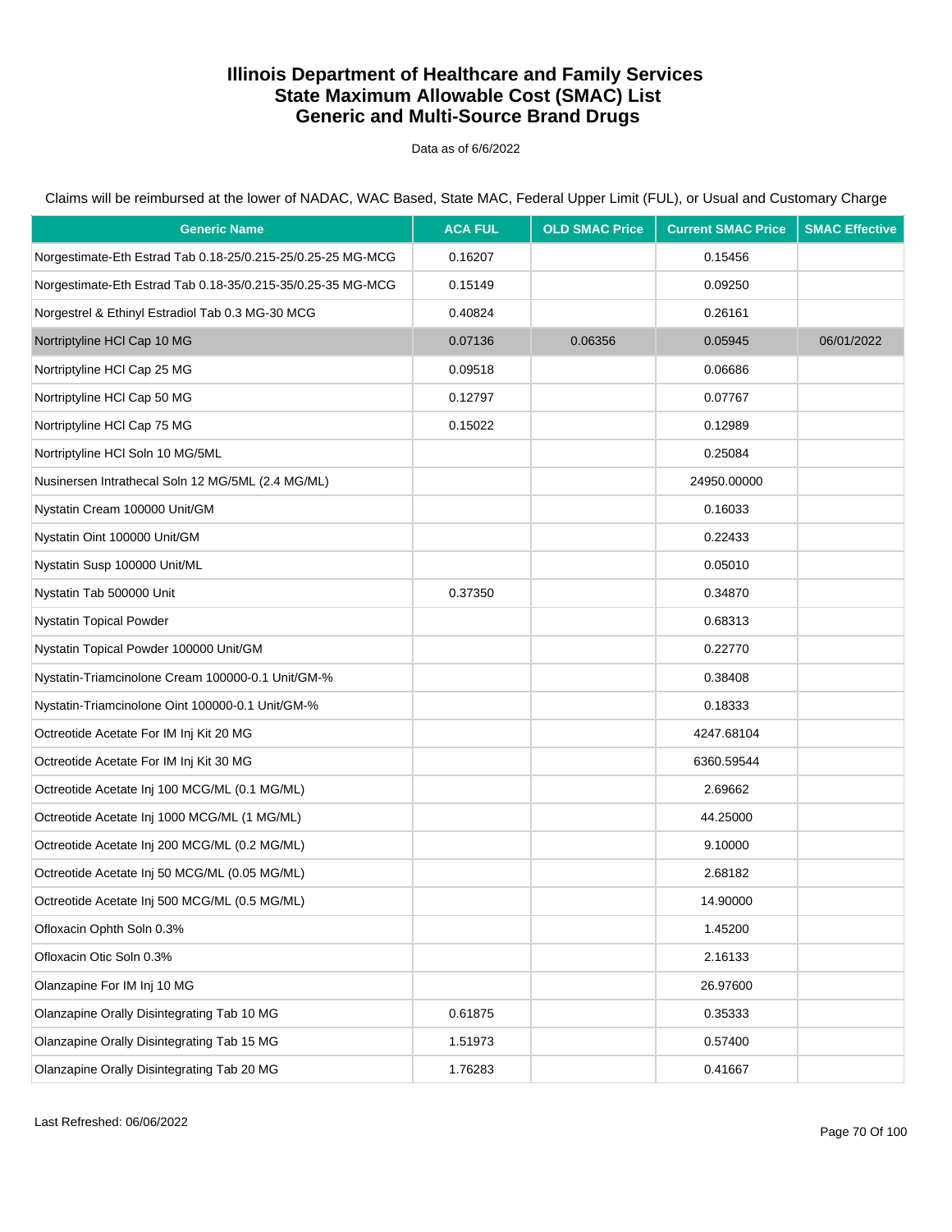# Illinois Department of Healthcare and Family Services
# State Maximum Allowable Cost (SMAC) List
# Generic and Multi-Source Brand Drugs

Data as of 6/6/2022

Claims will be reimbursed at the lower of NADAC, WAC Based, State MAC, Federal Upper Limit (FUL), or Usual and Customary Charge

| Generic Name | ACA FUL | OLD SMAC Price | Current SMAC Price | SMAC Effective |
|---|---|---|---|---|
| Norgestimate-Eth Estrad Tab 0.18-25/0.215-25/0.25-25 MG-MCG | 0.16207 | | 0.15456 | |
| Norgestimate-Eth Estrad Tab 0.18-35/0.215-35/0.25-35 MG-MCG | 0.15149 | | 0.09250 | |
| Norgestrel & Ethinyl Estradiol Tab 0.3 MG-30 MCG | 0.40824 | | 0.26161 | |
| Nortriptyline HCl Cap 10 MG | 0.07136 | 0.06356 | 0.05945 | 06/01/2022 |
| Nortriptyline HCl Cap 25 MG | 0.09518 | | 0.06686 | |
| Nortriptyline HCl Cap 50 MG | 0.12797 | | 0.07767 | |
| Nortriptyline HCl Cap 75 MG | 0.15022 | | 0.12989 | |
| Nortriptyline HCl Soln 10 MG/5ML | | | 0.25084 | |
| Nusinersen Intrathecal Soln 12 MG/5ML (2.4 MG/ML) | | | 24950.00000 | |
| Nystatin Cream 100000 Unit/GM | | | 0.16033 | |
| Nystatin Oint 100000 Unit/GM | | | 0.22433 | |
| Nystatin Susp 100000 Unit/ML | | | 0.05010 | |
| Nystatin Tab 500000 Unit | 0.37350 | | 0.34870 | |
| Nystatin Topical Powder | | | 0.68313 | |
| Nystatin Topical Powder 100000 Unit/GM | | | 0.22770 | |
| Nystatin-Triamcinolone Cream 100000-0.1 Unit/GM-% | | | 0.38408 | |
| Nystatin-Triamcinolone Oint 100000-0.1 Unit/GM-% | | | 0.18333 | |
| Octreotide Acetate For IM Inj Kit 20 MG | | | 4247.68104 | |
| Octreotide Acetate For IM Inj Kit 30 MG | | | 6360.59544 | |
| Octreotide Acetate Inj 100 MCG/ML (0.1 MG/ML) | | | 2.69662 | |
| Octreotide Acetate Inj 1000 MCG/ML (1 MG/ML) | | | 44.25000 | |
| Octreotide Acetate Inj 200 MCG/ML (0.2 MG/ML) | | | 9.10000 | |
| Octreotide Acetate Inj 50 MCG/ML (0.05 MG/ML) | | | 2.68182 | |
| Octreotide Acetate Inj 500 MCG/ML (0.5 MG/ML) | | | 14.90000 | |
| Ofloxacin Ophth Soln 0.3% | | | 1.45200 | |
| Ofloxacin Otic Soln 0.3% | | | 2.16133 | |
| Olanzapine For IM Inj 10 MG | | | 26.97600 | |
| Olanzapine Orally Disintegrating Tab 10 MG | 0.61875 | | 0.35333 | |
| Olanzapine Orally Disintegrating Tab 15 MG | 1.51973 | | 0.57400 | |
| Olanzapine Orally Disintegrating Tab 20 MG | 1.76283 | | 0.41667 | |

Last Refreshed: 06/06/2022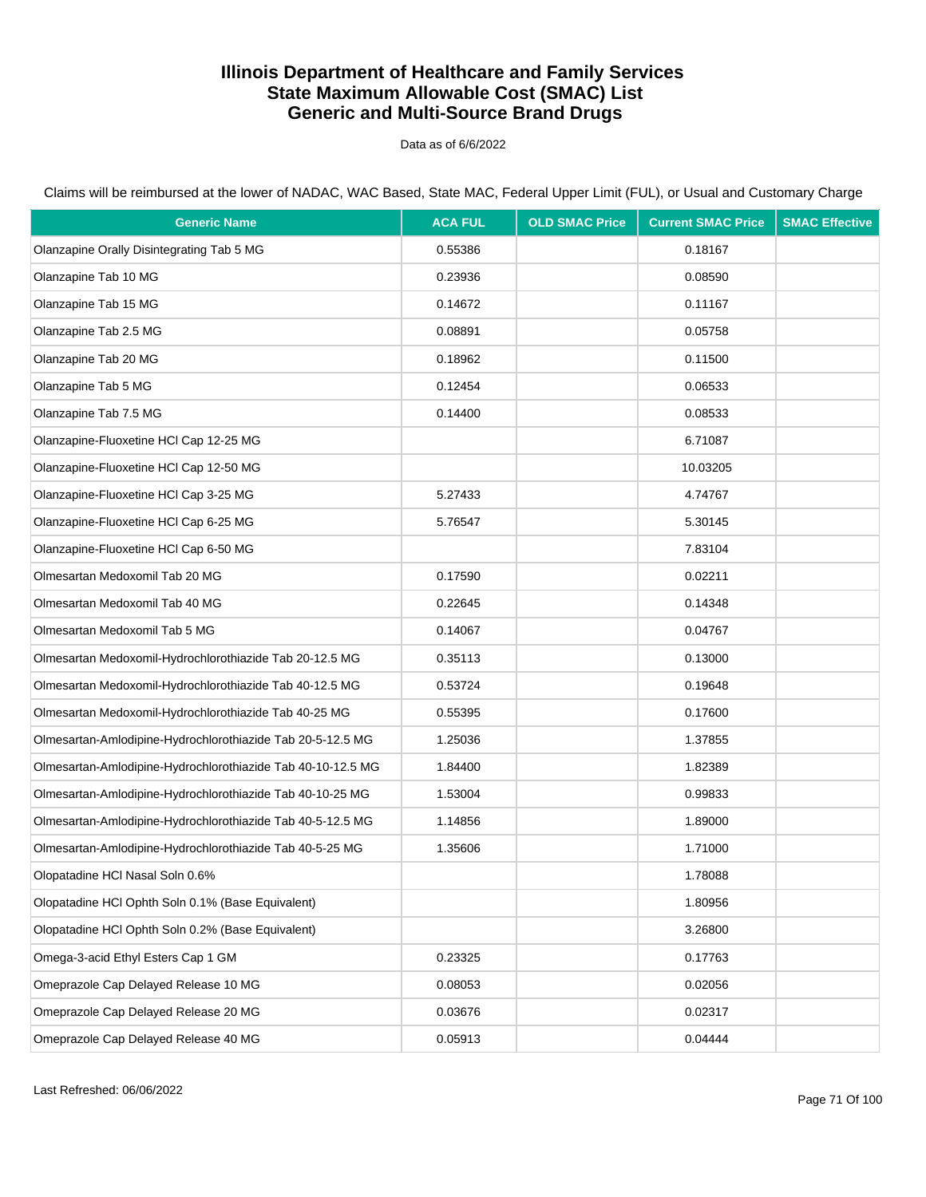# Illinois Department of Healthcare and Family Services
# State Maximum Allowable Cost (SMAC) List
# Generic and Multi-Source Brand Drugs

Data as of 6/6/2022

Claims will be reimbursed at the lower of NADAC, WAC Based, State MAC, Federal Upper Limit (FUL), or Usual and Customary Charge

| Generic Name | ACA FUL | OLD SMAC Price | Current SMAC Price | SMAC Effective |
|---|---|---|---|---|
| Olanzapine Orally Disintegrating Tab 5 MG | 0.55386 | | 0.18167 | |
| Olanzapine Tab 10 MG | 0.23936 | | 0.08590 | |
| Olanzapine Tab 15 MG | 0.14672 | | 0.11167 | |
| Olanzapine Tab 2.5 MG | 0.08891 | | 0.05758 | |
| Olanzapine Tab 20 MG | 0.18962 | | 0.11500 | |
| Olanzapine Tab 5 MG | 0.12454 | | 0.06533 | |
| Olanzapine Tab 7.5 MG | 0.14400 | | 0.08533 | |
| Olanzapine-Fluoxetine HCl Cap 12-25 MG | | | 6.71087 | |
| Olanzapine-Fluoxetine HCl Cap 12-50 MG | | | 10.03205 | |
| Olanzapine-Fluoxetine HCl Cap 3-25 MG | 5.27433 | | 4.74767 | |
| Olanzapine-Fluoxetine HCl Cap 6-25 MG | 5.76547 | | 5.30145 | |
| Olanzapine-Fluoxetine HCl Cap 6-50 MG | | | 7.83104 | |
| Olmesartan Medoxomil Tab 20 MG | 0.17590 | | 0.02211 | |
| Olmesartan Medoxomil Tab 40 MG | 0.22645 | | 0.14348 | |
| Olmesartan Medoxomil Tab 5 MG | 0.14067 | | 0.04767 | |
| Olmesartan Medoxomil-Hydrochlorothiazide Tab 20-12.5 MG | 0.35113 | | 0.13000 | |
| Olmesartan Medoxomil-Hydrochlorothiazide Tab 40-12.5 MG | 0.53724 | | 0.19648 | |
| Olmesartan Medoxomil-Hydrochlorothiazide Tab 40-25 MG | 0.55395 | | 0.17600 | |
| Olmesartan-Amlodipine-Hydrochlorothiazide Tab 20-5-12.5 MG | 1.25036 | | 1.37855 | |
| Olmesartan-Amlodipine-Hydrochlorothiazide Tab 40-10-12.5 MG | 1.84400 | | 1.82389 | |
| Olmesartan-Amlodipine-Hydrochlorothiazide Tab 40-10-25 MG | 1.53004 | | 0.99833 | |
| Olmesartan-Amlodipine-Hydrochlorothiazide Tab 40-5-12.5 MG | 1.14856 | | 1.89000 | |
| Olmesartan-Amlodipine-Hydrochlorothiazide Tab 40-5-25 MG | 1.35606 | | 1.71000 | |
| Olopatadine HCl Nasal Soln 0.6% | | | 1.78088 | |
| Olopatadine HCl Ophth Soln 0.1% (Base Equivalent) | | | 1.80956 | |
| Olopatadine HCl Ophth Soln 0.2% (Base Equivalent) | | | 3.26800 | |
| Omega-3-acid Ethyl Esters Cap 1 GM | 0.23325 | | 0.17763 | |
| Omeprazole Cap Delayed Release 10 MG | 0.08053 | | 0.02056 | |
| Omeprazole Cap Delayed Release 20 MG | 0.03676 | | 0.02317 | |
| Omeprazole Cap Delayed Release 40 MG | 0.05913 | | 0.04444 | |

Last Refreshed: 06/06/2022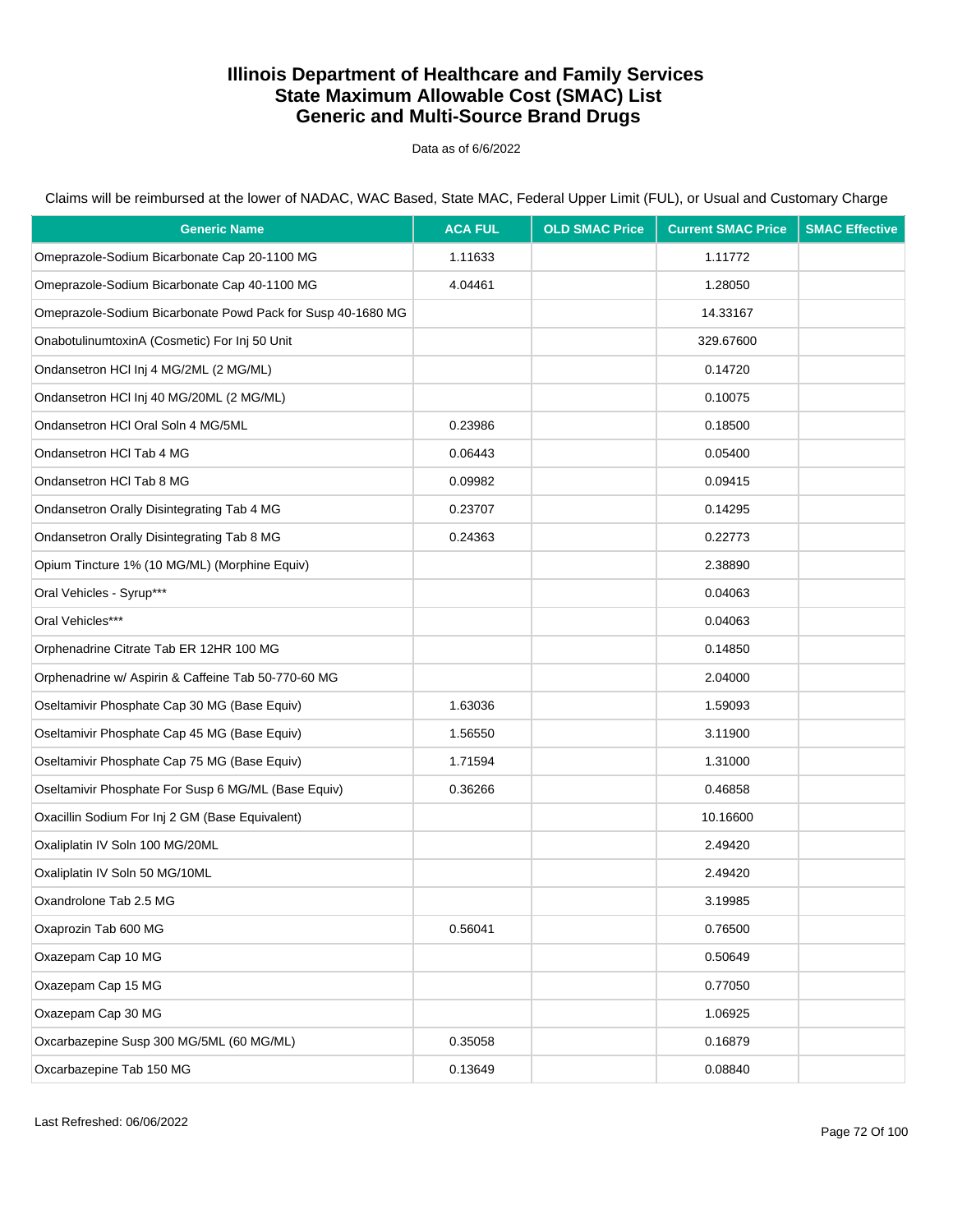# Illinois Department of Healthcare and Family Services
## State Maximum Allowable Cost (SMAC) List
## Generic and Multi-Source Brand Drugs

Data as of 6/6/2022

Claims will be reimbursed at the lower of NADAC, WAC Based, State MAC, Federal Upper Limit (FUL), or Usual and Customary Charge

| Generic Name | ACA FUL | OLD SMAC Price | Current SMAC Price | SMAC Effective |
|---|---|---|---|---|
| Omeprazole-Sodium Bicarbonate Cap 20-1100 MG | 1.11633 | | 1.11772 | |
| Omeprazole-Sodium Bicarbonate Cap 40-1100 MG | 4.04461 | | 1.28050 | |
| Omeprazole-Sodium Bicarbonate Powd Pack for Susp 40-1680 MG | | | 14.33167 | |
| OnabotulinumtoxinA (Cosmetic) For Inj 50 Unit | | | 329.67600 | |
| Ondansetron HCl Inj 4 MG/2ML (2 MG/ML) | | | 0.14720 | |
| Ondansetron HCl Inj 40 MG/20ML (2 MG/ML) | | | 0.10075 | |
| Ondansetron HCl Oral Soln 4 MG/5ML | 0.23986 | | 0.18500 | |
| Ondansetron HCl Tab 4 MG | 0.06443 | | 0.05400 | |
| Ondansetron HCl Tab 8 MG | 0.09982 | | 0.09415 | |
| Ondansetron Orally Disintegrating Tab 4 MG | 0.23707 | | 0.14295 | |
| Ondansetron Orally Disintegrating Tab 8 MG | 0.24363 | | 0.22773 | |
| Opium Tincture 1% (10 MG/ML) (Morphine Equiv) | | | 2.38890 | |
| Oral Vehicles - Syrup*** | | | 0.04063 | |
| Oral Vehicles*** | | | 0.04063 | |
| Orphenadrine Citrate Tab ER 12HR 100 MG | | | 0.14850 | |
| Orphenadrine w/ Aspirin & Caffeine Tab 50-770-60 MG | | | 2.04000 | |
| Oseltamivir Phosphate Cap 30 MG (Base Equiv) | 1.63036 | | 1.59093 | |
| Oseltamivir Phosphate Cap 45 MG (Base Equiv) | 1.56550 | | 3.11900 | |
| Oseltamivir Phosphate Cap 75 MG (Base Equiv) | 1.71594 | | 1.31000 | |
| Oseltamivir Phosphate For Susp 6 MG/ML (Base Equiv) | 0.36266 | | 0.46858 | |
| Oxacillin Sodium For Inj 2 GM (Base Equivalent) | | | 10.16600 | |
| Oxaliplatin IV Soln 100 MG/20ML | | | 2.49420 | |
| Oxaliplatin IV Soln 50 MG/10ML | | | 2.49420 | |
| Oxandrolone Tab 2.5 MG | | | 3.19985 | |
| Oxaprozin Tab 600 MG | 0.56041 | | 0.76500 | |
| Oxazepam Cap 10 MG | | | 0.50649 | |
| Oxazepam Cap 15 MG | | | 0.77050 | |
| Oxazepam Cap 30 MG | | | 1.06925 | |
| Oxcarbazepine Susp 300 MG/5ML (60 MG/ML) | 0.35058 | | 0.16879 | |
| Oxcarbazepine Tab 150 MG | 0.13649 | | 0.08840 | |

Last Refreshed: 06/06/2022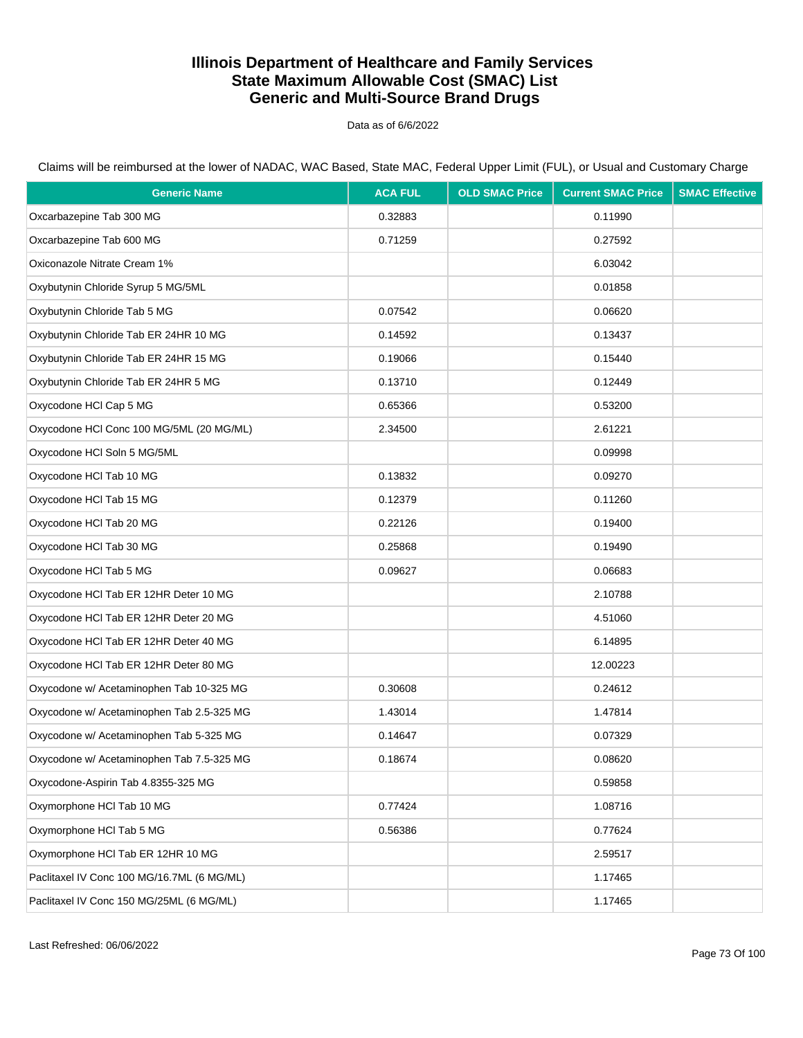# Illinois Department of Healthcare and Family Services
# State Maximum Allowable Cost (SMAC) List
# Generic and Multi-Source Brand Drugs

Data as of 6/6/2022

Claims will be reimbursed at the lower of NADAC, WAC Based, State MAC, Federal Upper Limit (FUL), or Usual and Customary Charge

| Generic Name | ACA FUL | OLD SMAC Price | Current SMAC Price | SMAC Effective |
|---|---|---|---|---|
| Oxcarbazepine Tab 300 MG | 0.32883 | | 0.11990 | |
| Oxcarbazepine Tab 600 MG | 0.71259 | | 0.27592 | |
| Oxiconazole Nitrate Cream 1% | | | 6.03042 | |
| Oxybutynin Chloride Syrup 5 MG/5ML | | | 0.01858 | |
| Oxybutynin Chloride Tab 5 MG | 0.07542 | | 0.06620 | |
| Oxybutynin Chloride Tab ER 24HR 10 MG | 0.14592 | | 0.13437 | |
| Oxybutynin Chloride Tab ER 24HR 15 MG | 0.19066 | | 0.15440 | |
| Oxybutynin Chloride Tab ER 24HR 5 MG | 0.13710 | | 0.12449 | |
| Oxycodone HCl Cap 5 MG | 0.65366 | | 0.53200 | |
| Oxycodone HCl Conc 100 MG/5ML (20 MG/ML) | 2.34500 | | 2.61221 | |
| Oxycodone HCl Soln 5 MG/5ML | | | 0.09998 | |
| Oxycodone HCl Tab 10 MG | 0.13832 | | 0.09270 | |
| Oxycodone HCl Tab 15 MG | 0.12379 | | 0.11260 | |
| Oxycodone HCl Tab 20 MG | 0.22126 | | 0.19400 | |
| Oxycodone HCl Tab 30 MG | 0.25868 | | 0.19490 | |
| Oxycodone HCl Tab 5 MG | 0.09627 | | 0.06683 | |
| Oxycodone HCl Tab ER 12HR Deter 10 MG | | | 2.10788 | |
| Oxycodone HCl Tab ER 12HR Deter 20 MG | | | 4.51060 | |
| Oxycodone HCl Tab ER 12HR Deter 40 MG | | | 6.14895 | |
| Oxycodone HCl Tab ER 12HR Deter 80 MG | | | 12.00223 | |
| Oxycodone w/ Acetaminophen Tab 10-325 MG | 0.30608 | | 0.24612 | |
| Oxycodone w/ Acetaminophen Tab 2.5-325 MG | 1.43014 | | 1.47814 | |
| Oxycodone w/ Acetaminophen Tab 5-325 MG | 0.14647 | | 0.07329 | |
| Oxycodone w/ Acetaminophen Tab 7.5-325 MG | 0.18674 | | 0.08620 | |
| Oxycodone-Aspirin Tab 4.8355-325 MG | | | 0.59858 | |
| Oxymorphone HCl Tab 10 MG | 0.77424 | | 1.08716 | |
| Oxymorphone HCl Tab 5 MG | 0.56386 | | 0.77624 | |
| Oxymorphone HCl Tab ER 12HR 10 MG | | | 2.59517 | |
| Paclitaxel IV Conc 100 MG/16.7ML (6 MG/ML) | | | 1.17465 | |
| Paclitaxel IV Conc 150 MG/25ML (6 MG/ML) | | | 1.17465 | |

Last Refreshed: 06/06/2022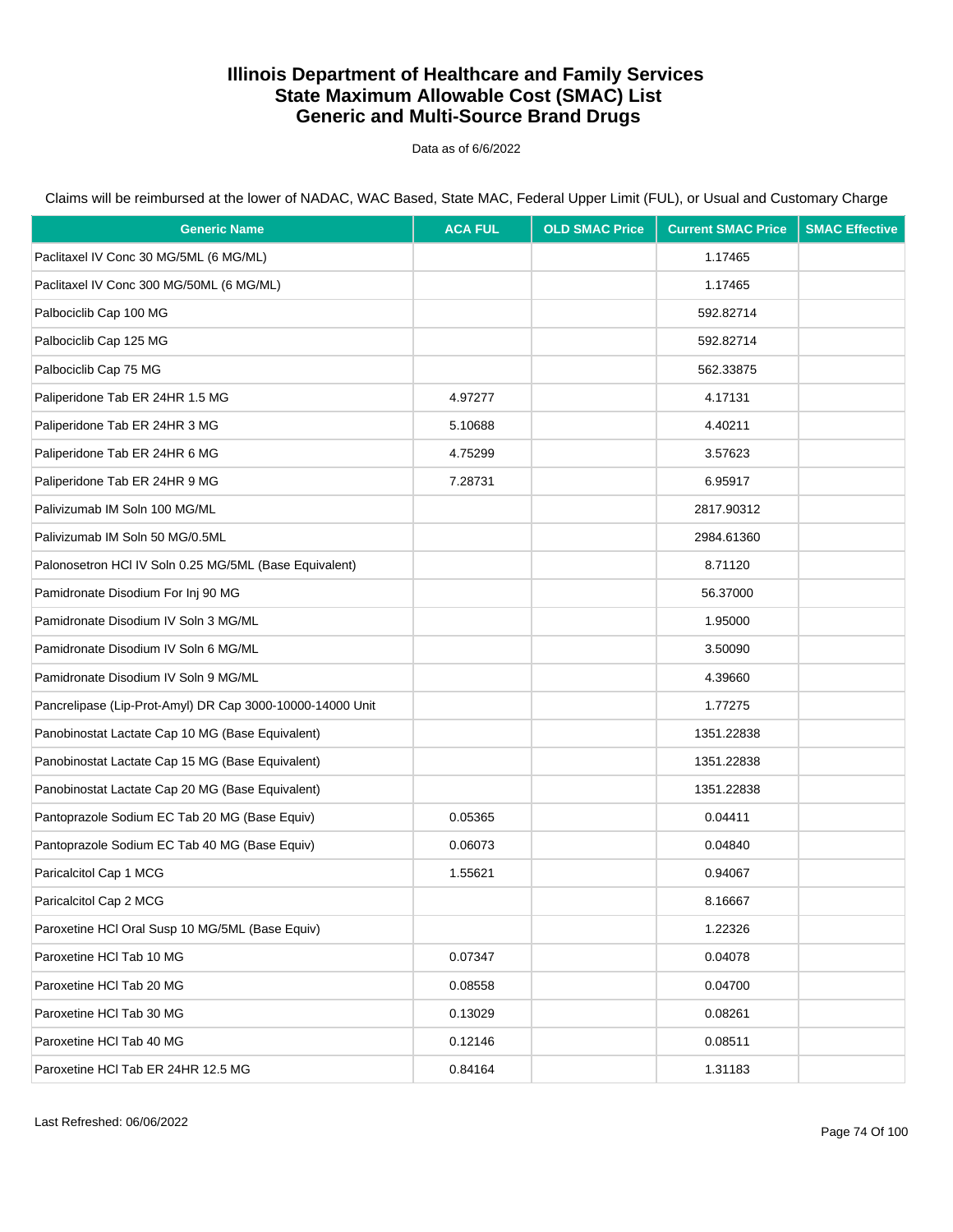# Illinois Department of Healthcare and Family Services
# State Maximum Allowable Cost (SMAC) List
# Generic and Multi-Source Brand Drugs

Data as of 6/6/2022

Claims will be reimbursed at the lower of NADAC, WAC Based, State MAC, Federal Upper Limit (FUL), or Usual and Customary Charge

| Generic Name | ACA FUL | OLD SMAC Price | Current SMAC Price | SMAC Effective |
|---|---|---|---|---|
| Paclitaxel IV Conc 30 MG/5ML (6 MG/ML) | | | 1.17465 | |
| Paclitaxel IV Conc 300 MG/50ML (6 MG/ML) | | | 1.17465 | |
| Palbociclib Cap 100 MG | | | 592.82714 | |
| Palbociclib Cap 125 MG | | | 592.82714 | |
| Palbociclib Cap 75 MG | | | 562.33875 | |
| Paliperidone Tab ER 24HR 1.5 MG | 4.97277 | | 4.17131 | |
| Paliperidone Tab ER 24HR 3 MG | 5.10688 | | 4.40211 | |
| Paliperidone Tab ER 24HR 6 MG | 4.75299 | | 3.57623 | |
| Paliperidone Tab ER 24HR 9 MG | 7.28731 | | 6.95917 | |
| Palivizumab IM Soln 100 MG/ML | | | 2817.90312 | |
| Palivizumab IM Soln 50 MG/0.5ML | | | 2984.61360 | |
| Palonosetron HCl IV Soln 0.25 MG/5ML (Base Equivalent) | | | 8.71120 | |
| Pamidronate Disodium For Inj 90 MG | | | 56.37000 | |
| Pamidronate Disodium IV Soln 3 MG/ML | | | 1.95000 | |
| Pamidronate Disodium IV Soln 6 MG/ML | | | 3.50090 | |
| Pamidronate Disodium IV Soln 9 MG/ML | | | 4.39660 | |
| Pancrelipase (Lip-Prot-Amyl) DR Cap 3000-10000-14000 Unit | | | 1.77275 | |
| Panobinostat Lactate Cap 10 MG (Base Equivalent) | | | 1351.22838 | |
| Panobinostat Lactate Cap 15 MG (Base Equivalent) | | | 1351.22838 | |
| Panobinostat Lactate Cap 20 MG (Base Equivalent) | | | 1351.22838 | |
| Pantoprazole Sodium EC Tab 20 MG (Base Equiv) | 0.05365 | | 0.04411 | |
| Pantoprazole Sodium EC Tab 40 MG (Base Equiv) | 0.06073 | | 0.04840 | |
| Paricalcitol Cap 1 MCG | 1.55621 | | 0.94067 | |
| Paricalcitol Cap 2 MCG | | | 8.16667 | |
| Paroxetine HCl Oral Susp 10 MG/5ML (Base Equiv) | | | 1.22326 | |
| Paroxetine HCl Tab 10 MG | 0.07347 | | 0.04078 | |
| Paroxetine HCl Tab 20 MG | 0.08558 | | 0.04700 | |
| Paroxetine HCl Tab 30 MG | 0.13029 | | 0.08261 | |
| Paroxetine HCl Tab 40 MG | 0.12146 | | 0.08511 | |
| Paroxetine HCl Tab ER 24HR 12.5 MG | 0.84164 | | 1.31183 | |

Last Refreshed: 06/06/2022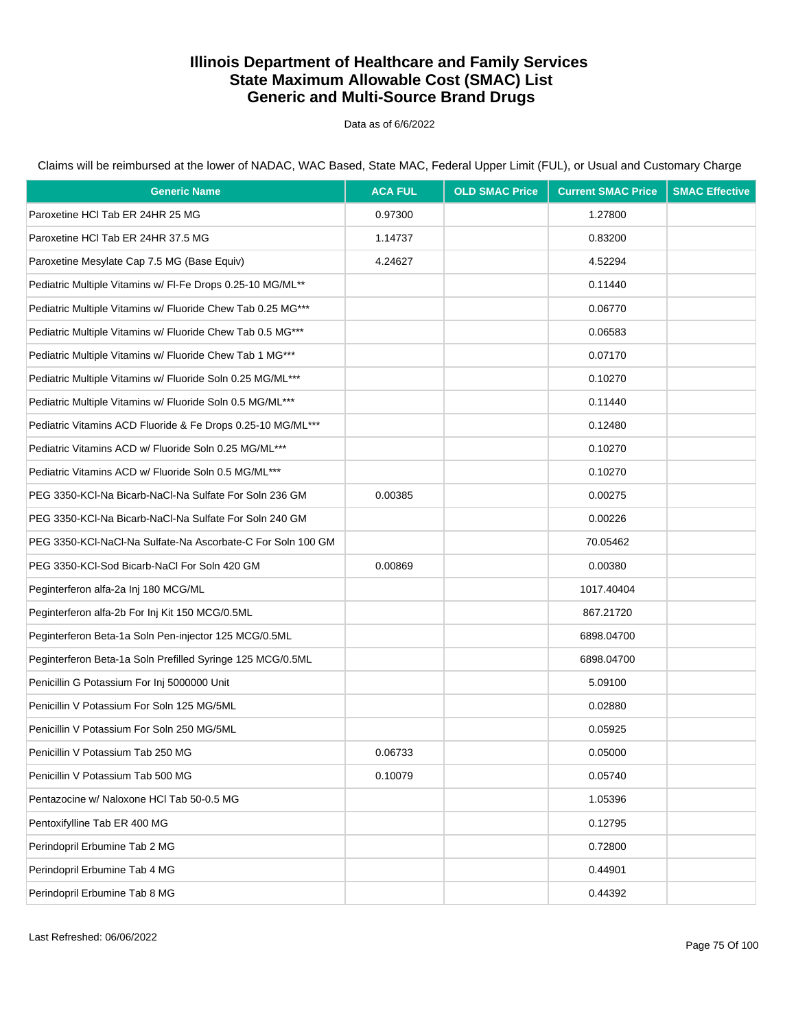# Illinois Department of Healthcare and Family Services
# State Maximum Allowable Cost (SMAC) List
# Generic and Multi-Source Brand Drugs

Data as of 6/6/2022

Claims will be reimbursed at the lower of NADAC, WAC Based, State MAC, Federal Upper Limit (FUL), or Usual and Customary Charge

| Generic Name | ACA FUL | OLD SMAC Price | Current SMAC Price | SMAC Effective |
|---|---|---|---|---|
| Paroxetine HCl Tab ER 24HR 25 MG | 0.97300 | | 1.27800 | |
| Paroxetine HCl Tab ER 24HR 37.5 MG | 1.14737 | | 0.83200 | |
| Paroxetine Mesylate Cap 7.5 MG (Base Equiv) | 4.24627 | | 4.52294 | |
| Pediatric Multiple Vitamins w/ Fl-Fe Drops 0.25-10 MG/ML** | | | 0.11440 | |
| Pediatric Multiple Vitamins w/ Fluoride Chew Tab 0.25 MG*** | | | 0.06770 | |
| Pediatric Multiple Vitamins w/ Fluoride Chew Tab 0.5 MG*** | | | 0.06583 | |
| Pediatric Multiple Vitamins w/ Fluoride Chew Tab 1 MG*** | | | 0.07170 | |
| Pediatric Multiple Vitamins w/ Fluoride Soln 0.25 MG/ML*** | | | 0.10270 | |
| Pediatric Multiple Vitamins w/ Fluoride Soln 0.5 MG/ML*** | | | 0.11440 | |
| Pediatric Vitamins ACD Fluoride & Fe Drops 0.25-10 MG/ML*** | | | 0.12480 | |
| Pediatric Vitamins ACD w/ Fluoride Soln 0.25 MG/ML*** | | | 0.10270 | |
| Pediatric Vitamins ACD w/ Fluoride Soln 0.5 MG/ML*** | | | 0.10270 | |
| PEG 3350-KCl-Na Bicarb-NaCl-Na Sulfate For Soln 236 GM | 0.00385 | | 0.00275 | |
| PEG 3350-KCl-Na Bicarb-NaCl-Na Sulfate For Soln 240 GM | | | 0.00226 | |
| PEG 3350-KCl-NaCl-Na Sulfate-Na Ascorbate-C For Soln 100 GM | | | 70.05462 | |
| PEG 3350-KCl-Sod Bicarb-NaCl For Soln 420 GM | 0.00869 | | 0.00380 | |
| Peginterferon alfa-2a Inj 180 MCG/ML | | | 1017.40404 | |
| Peginterferon alfa-2b For Inj Kit 150 MCG/0.5ML | | | 867.21720 | |
| Peginterferon Beta-1a Soln Pen-injector 125 MCG/0.5ML | | | 6898.04700 | |
| Peginterferon Beta-1a Soln Prefilled Syringe 125 MCG/0.5ML | | | 6898.04700 | |
| Penicillin G Potassium For Inj 5000000 Unit | | | 5.09100 | |
| Penicillin V Potassium For Soln 125 MG/5ML | | | 0.02880 | |
| Penicillin V Potassium For Soln 250 MG/5ML | | | 0.05925 | |
| Penicillin V Potassium Tab 250 MG | 0.06733 | | 0.05000 | |
| Penicillin V Potassium Tab 500 MG | 0.10079 | | 0.05740 | |
| Pentazocine w/ Naloxone HCl Tab 50-0.5 MG | | | 1.05396 | |
| Pentoxifylline Tab ER 400 MG | | | 0.12795 | |
| Perindopril Erbumine Tab 2 MG | | | 0.72800 | |
| Perindopril Erbumine Tab 4 MG | | | 0.44901 | |
| Perindopril Erbumine Tab 8 MG | | | 0.44392 | |

Last Refreshed: 06/06/2022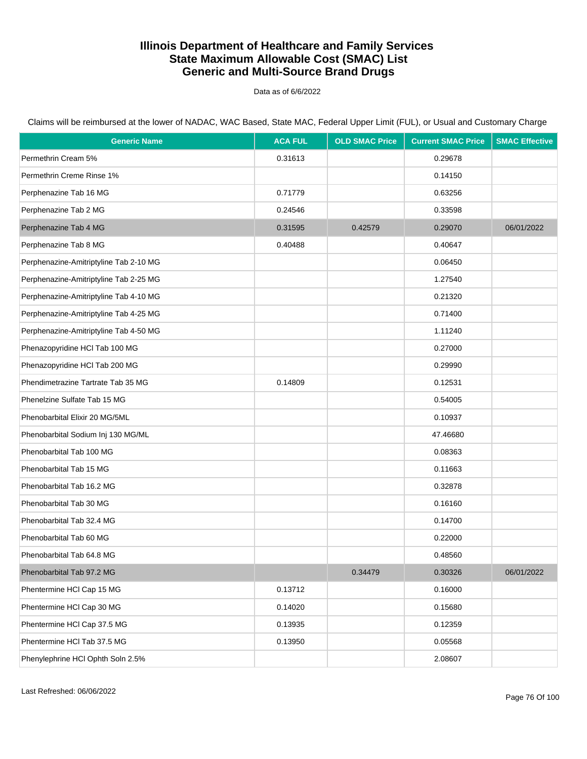# Illinois Department of Healthcare and Family Services
# State Maximum Allowable Cost (SMAC) List
# Generic and Multi-Source Brand Drugs

Data as of 6/6/2022

Claims will be reimbursed at the lower of NADAC, WAC Based, State MAC, Federal Upper Limit (FUL), or Usual and Customary Charge

| Generic Name | ACA FUL | OLD SMAC Price | Current SMAC Price | SMAC Effective |
|---|---|---|---|---|
| Permethrin Cream 5% | 0.31613 | | 0.29678 | |
| Permethrin Creme Rinse 1% | | | 0.14150 | |
| Perphenazine Tab 16 MG | 0.71779 | | 0.63256 | |
| Perphenazine Tab 2 MG | 0.24546 | | 0.33598 | |
| Perphenazine Tab 4 MG | 0.31595 | 0.42579 | 0.29070 | 06/01/2022 |
| Perphenazine Tab 8 MG | 0.40488 | | 0.40647 | |
| Perphenazine-Amitriptyline Tab 2-10 MG | | | 0.06450 | |
| Perphenazine-Amitriptyline Tab 2-25 MG | | | 1.27540 | |
| Perphenazine-Amitriptyline Tab 4-10 MG | | | 0.21320 | |
| Perphenazine-Amitriptyline Tab 4-25 MG | | | 0.71400 | |
| Perphenazine-Amitriptyline Tab 4-50 MG | | | 1.11240 | |
| Phenazopyridine HCl Tab 100 MG | | | 0.27000 | |
| Phenazopyridine HCl Tab 200 MG | | | 0.29990 | |
| Phendimetrazine Tartrate Tab 35 MG | 0.14809 | | 0.12531 | |
| Phenelzine Sulfate Tab 15 MG | | | 0.54005 | |
| Phenobarbital Elixir 20 MG/5ML | | | 0.10937 | |
| Phenobarbital Sodium Inj 130 MG/ML | | | 47.46680 | |
| Phenobarbital Tab 100 MG | | | 0.08363 | |
| Phenobarbital Tab 15 MG | | | 0.11663 | |
| Phenobarbital Tab 16.2 MG | | | 0.32878 | |
| Phenobarbital Tab 30 MG | | | 0.16160 | |
| Phenobarbital Tab 32.4 MG | | | 0.14700 | |
| Phenobarbital Tab 60 MG | | | 0.22000 | |
| Phenobarbital Tab 64.8 MG | | | 0.48560 | |
| Phenobarbital Tab 97.2 MG | | 0.34479 | 0.30326 | 06/01/2022 |
| Phentermine HCl Cap 15 MG | 0.13712 | | 0.16000 | |
| Phentermine HCl Cap 30 MG | 0.14020 | | 0.15680 | |
| Phentermine HCl Cap 37.5 MG | 0.13935 | | 0.12359 | |
| Phentermine HCl Tab 37.5 MG | 0.13950 | | 0.05568 | |
| Phenylephrine HCl Ophth Soln 2.5% | | | 2.08607 | |

Last Refreshed: 06/06/2022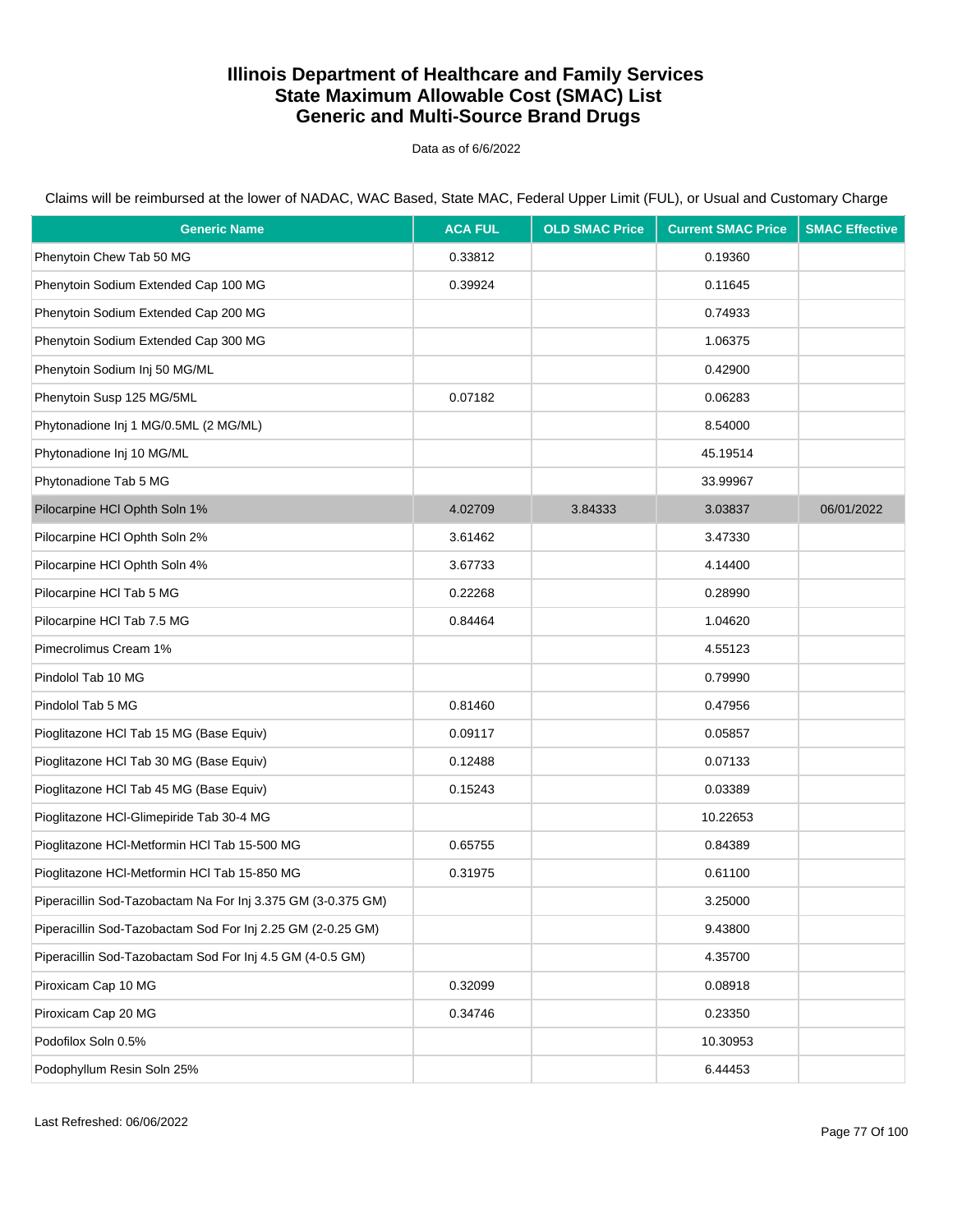# Illinois Department of Healthcare and Family Services
# State Maximum Allowable Cost (SMAC) List
# Generic and Multi-Source Brand Drugs

Data as of 6/6/2022

Claims will be reimbursed at the lower of NADAC, WAC Based, State MAC, Federal Upper Limit (FUL), or Usual and Customary Charge

| Generic Name | ACA FUL | OLD SMAC Price | Current SMAC Price | SMAC Effective |
|---|---|---|---|---|
| Phenytoin Chew Tab 50 MG | 0.33812 | | 0.19360 | |
| Phenytoin Sodium Extended Cap 100 MG | 0.39924 | | 0.11645 | |
| Phenytoin Sodium Extended Cap 200 MG | | | 0.74933 | |
| Phenytoin Sodium Extended Cap 300 MG | | | 1.06375 | |
| Phenytoin Sodium Inj 50 MG/ML | | | 0.42900 | |
| Phenytoin Susp 125 MG/5ML | 0.07182 | | 0.06283 | |
| Phytonadione Inj 1 MG/0.5ML (2 MG/ML) | | | 8.54000 | |
| Phytonadione Inj 10 MG/ML | | | 45.19514 | |
| Phytonadione Tab 5 MG | | | 33.99967 | |
| Pilocarpine HCl Ophth Soln 1% | 4.02709 | 3.84333 | 3.03837 | 06/01/2022 |
| Pilocarpine HCl Ophth Soln 2% | 3.61462 | | 3.47330 | |
| Pilocarpine HCl Ophth Soln 4% | 3.67733 | | 4.14400 | |
| Pilocarpine HCl Tab 5 MG | 0.22268 | | 0.28990 | |
| Pilocarpine HCl Tab 7.5 MG | 0.84464 | | 1.04620 | |
| Pimecrolimus Cream 1% | | | 4.55123 | |
| Pindolol Tab 10 MG | | | 0.79990 | |
| Pindolol Tab 5 MG | 0.81460 | | 0.47956 | |
| Pioglitazone HCl Tab 15 MG (Base Equiv) | 0.09117 | | 0.05857 | |
| Pioglitazone HCl Tab 30 MG (Base Equiv) | 0.12488 | | 0.07133 | |
| Pioglitazone HCl Tab 45 MG (Base Equiv) | 0.15243 | | 0.03389 | |
| Pioglitazone HCl-Glimepiride Tab 30-4 MG | | | 10.22653 | |
| Pioglitazone HCl-Metformin HCl Tab 15-500 MG | 0.65755 | | 0.84389 | |
| Pioglitazone HCl-Metformin HCl Tab 15-850 MG | 0.31975 | | 0.61100 | |
| Piperacillin Sod-Tazobactam Na For Inj 3.375 GM (3-0.375 GM) | | | 3.25000 | |
| Piperacillin Sod-Tazobactam Sod For Inj 2.25 GM (2-0.25 GM) | | | 9.43800 | |
| Piperacillin Sod-Tazobactam Sod For Inj 4.5 GM (4-0.5 GM) | | | 4.35700 | |
| Piroxicam Cap 10 MG | 0.32099 | | 0.08918 | |
| Piroxicam Cap 20 MG | 0.34746 | | 0.23350 | |
| Podofilox Soln 0.5% | | | 10.30953 | |
| Podophyllum Resin Soln 25% | | | 6.44453 | |

Last Refreshed: 06/06/2022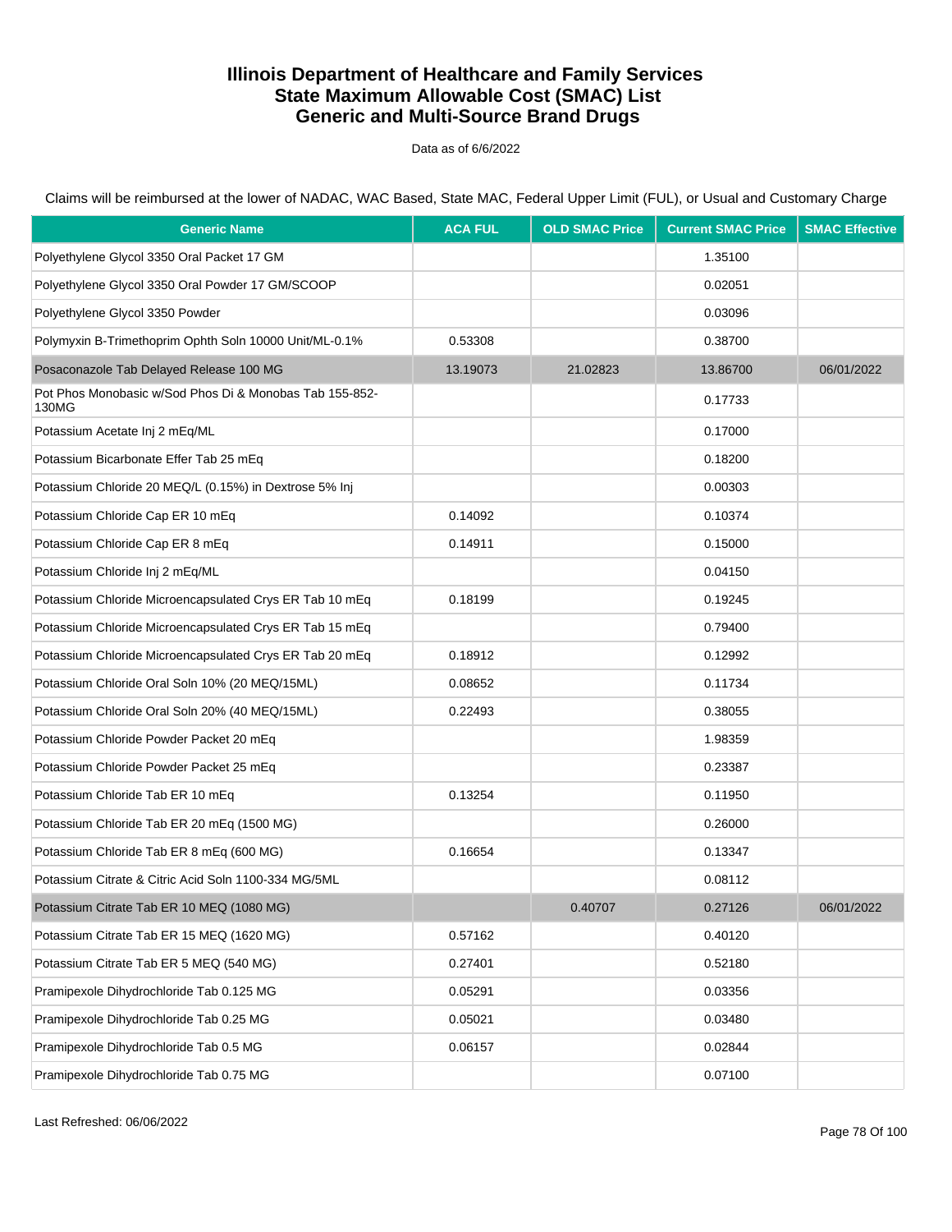# Illinois Department of Healthcare and Family Services
# State Maximum Allowable Cost (SMAC) List
# Generic and Multi-Source Brand Drugs

Data as of 6/6/2022

Claims will be reimbursed at the lower of NADAC, WAC Based, State MAC, Federal Upper Limit (FUL), or Usual and Customary Charge

| Generic Name | ACA FUL | OLD SMAC Price | Current SMAC Price | SMAC Effective |
|---|---|---|---|---|
| Polyethylene Glycol 3350 Oral Packet 17 GM | | | 1.35100 | |
| Polyethylene Glycol 3350 Oral Powder 17 GM/SCOOP | | | 0.02051 | |
| Polyethylene Glycol 3350 Powder | | | 0.03096 | |
| Polymyxin B-Trimethoprim Ophth Soln 10000 Unit/ML-0.1% | 0.53308 | | 0.38700 | |
| Posaconazole Tab Delayed Release 100 MG | 13.19073 | 21.02823 | 13.86700 | 06/01/2022 |
| Pot Phos Monobasic w/Sod Phos Di & Monobas Tab 155-852-130MG | | | 0.17733 | |
| Potassium Acetate Inj 2 mEq/ML | | | 0.17000 | |
| Potassium Bicarbonate Effer Tab 25 mEq | | | 0.18200 | |
| Potassium Chloride 20 MEQ/L (0.15%) in Dextrose 5% Inj | | | 0.00303 | |
| Potassium Chloride Cap ER 10 mEq | 0.14092 | | 0.10374 | |
| Potassium Chloride Cap ER 8 mEq | 0.14911 | | 0.15000 | |
| Potassium Chloride Inj 2 mEq/ML | | | 0.04150 | |
| Potassium Chloride Microencapsulated Crys ER Tab 10 mEq | 0.18199 | | 0.19245 | |
| Potassium Chloride Microencapsulated Crys ER Tab 15 mEq | | | 0.79400 | |
| Potassium Chloride Microencapsulated Crys ER Tab 20 mEq | 0.18912 | | 0.12992 | |
| Potassium Chloride Oral Soln 10% (20 MEQ/15ML) | 0.08652 | | 0.11734 | |
| Potassium Chloride Oral Soln 20% (40 MEQ/15ML) | 0.22493 | | 0.38055 | |
| Potassium Chloride Powder Packet 20 mEq | | | 1.98359 | |
| Potassium Chloride Powder Packet 25 mEq | | | 0.23387 | |
| Potassium Chloride Tab ER 10 mEq | 0.13254 | | 0.11950 | |
| Potassium Chloride Tab ER 20 mEq (1500 MG) | | | 0.26000 | |
| Potassium Chloride Tab ER 8 mEq (600 MG) | 0.16654 | | 0.13347 | |
| Potassium Citrate & Citric Acid Soln 1100-334 MG/5ML | | | 0.08112 | |
| Potassium Citrate Tab ER 10 MEQ (1080 MG) | | 0.40707 | 0.27126 | 06/01/2022 |
| Potassium Citrate Tab ER 15 MEQ (1620 MG) | 0.57162 | | 0.40120 | |
| Potassium Citrate Tab ER 5 MEQ (540 MG) | 0.27401 | | 0.52180 | |
| Pramipexole Dihydrochloride Tab 0.125 MG | 0.05291 | | 0.03356 | |
| Pramipexole Dihydrochloride Tab 0.25 MG | 0.05021 | | 0.03480 | |
| Pramipexole Dihydrochloride Tab 0.5 MG | 0.06157 | | 0.02844 | |
| Pramipexole Dihydrochloride Tab 0.75 MG | | | 0.07100 | |

Last Refreshed: 06/06/2022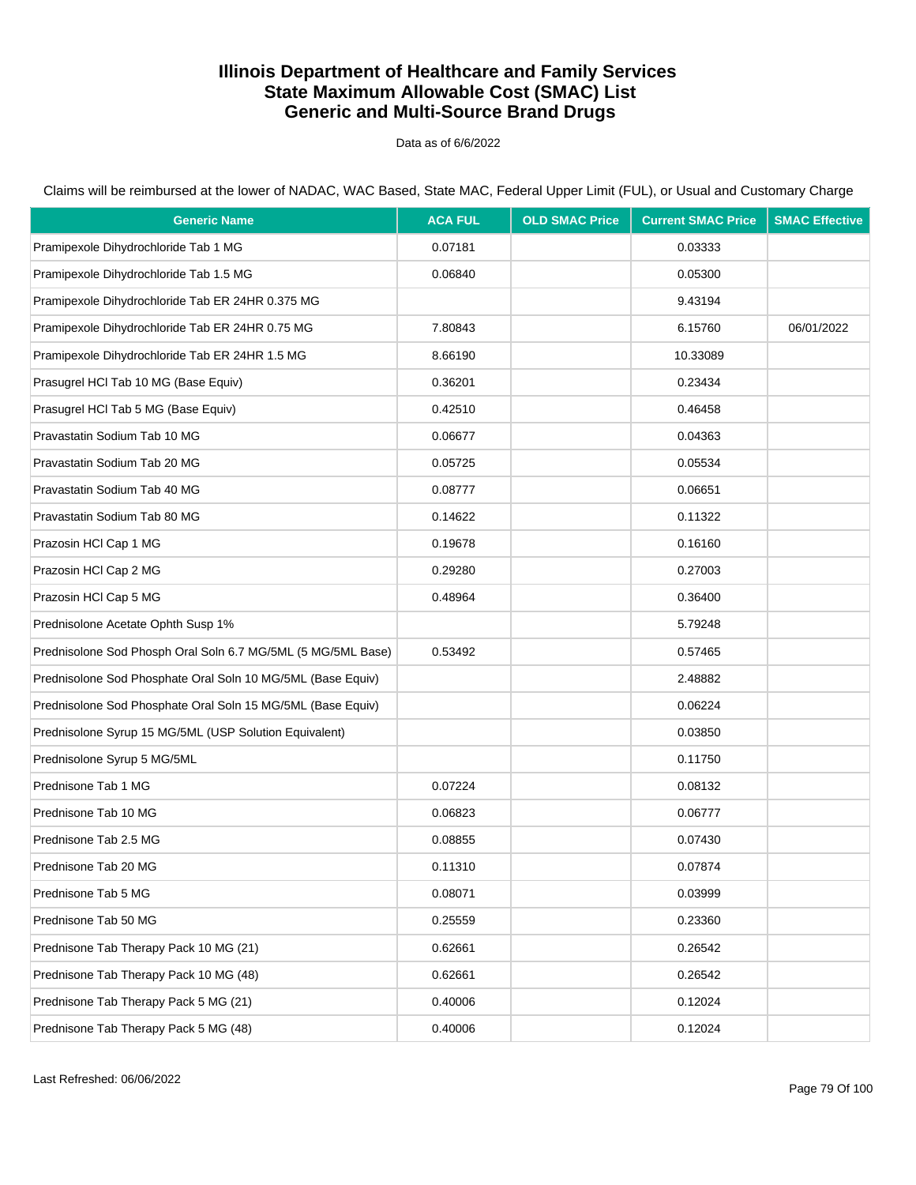# Illinois Department of Healthcare and Family Services
# State Maximum Allowable Cost (SMAC) List
# Generic and Multi-Source Brand Drugs

Data as of 6/6/2022

Claims will be reimbursed at the lower of NADAC, WAC Based, State MAC, Federal Upper Limit (FUL), or Usual and Customary Charge

| Generic Name | ACA FUL | OLD SMAC Price | Current SMAC Price | SMAC Effective |
|---|---|---|---|---|
| Pramipexole Dihydrochloride Tab 1 MG | 0.07181 | | 0.03333 | |
| Pramipexole Dihydrochloride Tab 1.5 MG | 0.06840 | | 0.05300 | |
| Pramipexole Dihydrochloride Tab ER 24HR 0.375 MG | | | 9.43194 | |
| Pramipexole Dihydrochloride Tab ER 24HR 0.75 MG | 7.80843 | | 6.15760 | 06/01/2022 |
| Pramipexole Dihydrochloride Tab ER 24HR 1.5 MG | 8.66190 | | 10.33089 | |
| Prasugrel HCl Tab 10 MG (Base Equiv) | 0.36201 | | 0.23434 | |
| Prasugrel HCl Tab 5 MG (Base Equiv) | 0.42510 | | 0.46458 | |
| Pravastatin Sodium Tab 10 MG | 0.06677 | | 0.04363 | |
| Pravastatin Sodium Tab 20 MG | 0.05725 | | 0.05534 | |
| Pravastatin Sodium Tab 40 MG | 0.08777 | | 0.06651 | |
| Pravastatin Sodium Tab 80 MG | 0.14622 | | 0.11322 | |
| Prazosin HCl Cap 1 MG | 0.19678 | | 0.16160 | |
| Prazosin HCl Cap 2 MG | 0.29280 | | 0.27003 | |
| Prazosin HCl Cap 5 MG | 0.48964 | | 0.36400 | |
| Prednisolone Acetate Ophth Susp 1% | | | 5.79248 | |
| Prednisolone Sod Phosph Oral Soln 6.7 MG/5ML (5 MG/5ML Base) | 0.53492 | | 0.57465 | |
| Prednisolone Sod Phosphate Oral Soln 10 MG/5ML (Base Equiv) | | | 2.48882 | |
| Prednisolone Sod Phosphate Oral Soln 15 MG/5ML (Base Equiv) | | | 0.06224 | |
| Prednisolone Syrup 15 MG/5ML (USP Solution Equivalent) | | | 0.03850 | |
| Prednisolone Syrup 5 MG/5ML | | | 0.11750 | |
| Prednisone Tab 1 MG | 0.07224 | | 0.08132 | |
| Prednisone Tab 10 MG | 0.06823 | | 0.06777 | |
| Prednisone Tab 2.5 MG | 0.08855 | | 0.07430 | |
| Prednisone Tab 20 MG | 0.11310 | | 0.07874 | |
| Prednisone Tab 5 MG | 0.08071 | | 0.03999 | |
| Prednisone Tab 50 MG | 0.25559 | | 0.23360 | |
| Prednisone Tab Therapy Pack 10 MG (21) | 0.62661 | | 0.26542 | |
| Prednisone Tab Therapy Pack 10 MG (48) | 0.62661 | | 0.26542 | |
| Prednisone Tab Therapy Pack 5 MG (21) | 0.40006 | | 0.12024 | |
| Prednisone Tab Therapy Pack 5 MG (48) | 0.40006 | | 0.12024 | |

Last Refreshed: 06/06/2022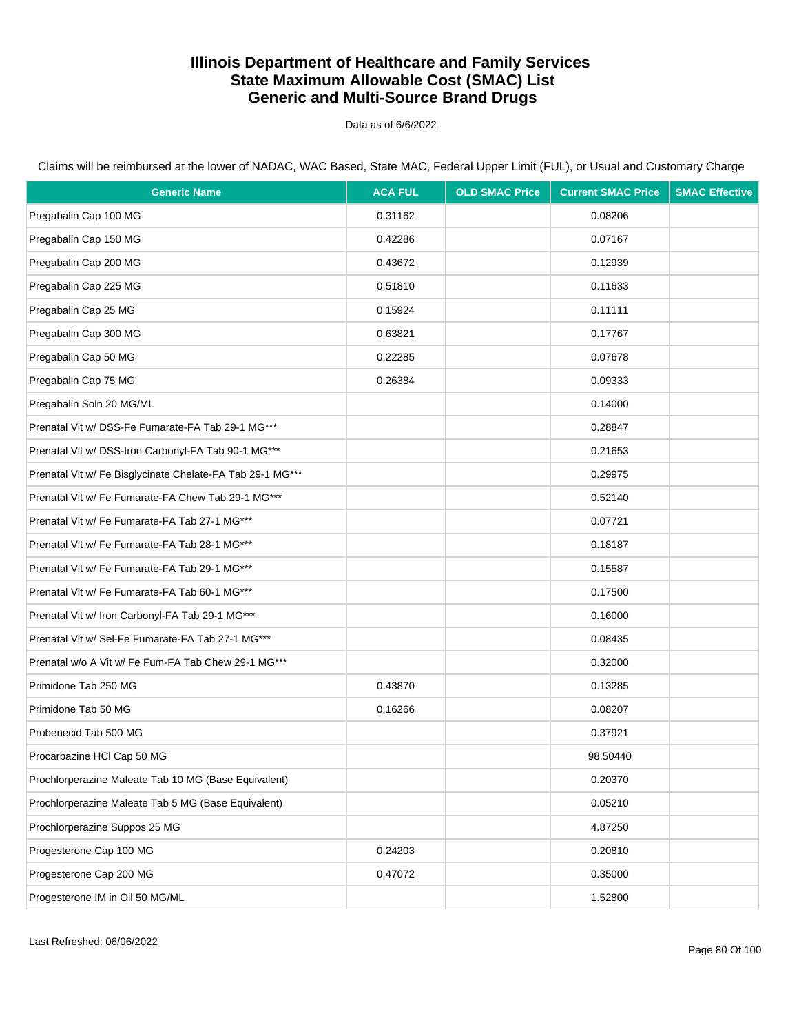# Illinois Department of Healthcare and Family Services
# State Maximum Allowable Cost (SMAC) List
# Generic and Multi-Source Brand Drugs

Data as of 6/6/2022

Claims will be reimbursed at the lower of NADAC, WAC Based, State MAC, Federal Upper Limit (FUL), or Usual and Customary Charge

| Generic Name | ACA FUL | OLD SMAC Price | Current SMAC Price | SMAC Effective |
|---|---|---|---|---|
| Pregabalin Cap 100 MG | 0.31162 | | 0.08206 | |
| Pregabalin Cap 150 MG | 0.42286 | | 0.07167 | |
| Pregabalin Cap 200 MG | 0.43672 | | 0.12939 | |
| Pregabalin Cap 225 MG | 0.51810 | | 0.11633 | |
| Pregabalin Cap 25 MG | 0.15924 | | 0.11111 | |
| Pregabalin Cap 300 MG | 0.63821 | | 0.17767 | |
| Pregabalin Cap 50 MG | 0.22285 | | 0.07678 | |
| Pregabalin Cap 75 MG | 0.26384 | | 0.09333 | |
| Pregabalin Soln 20 MG/ML | | | 0.14000 | |
| Prenatal Vit w/ DSS-Fe Fumarate-FA Tab 29-1 MG*** | | | 0.28847 | |
| Prenatal Vit w/ DSS-Iron Carbonyl-FA Tab 90-1 MG*** | | | 0.21653 | |
| Prenatal Vit w/ Fe Bisglycinate Chelate-FA Tab 29-1 MG*** | | | 0.29975 | |
| Prenatal Vit w/ Fe Fumarate-FA Chew Tab 29-1 MG*** | | | 0.52140 | |
| Prenatal Vit w/ Fe Fumarate-FA Tab 27-1 MG*** | | | 0.07721 | |
| Prenatal Vit w/ Fe Fumarate-FA Tab 28-1 MG*** | | | 0.18187 | |
| Prenatal Vit w/ Fe Fumarate-FA Tab 29-1 MG*** | | | 0.15587 | |
| Prenatal Vit w/ Fe Fumarate-FA Tab 60-1 MG*** | | | 0.17500 | |
| Prenatal Vit w/ Iron Carbonyl-FA Tab 29-1 MG*** | | | 0.16000 | |
| Prenatal Vit w/ Sel-Fe Fumarate-FA Tab 27-1 MG*** | | | 0.08435 | |
| Prenatal w/o A Vit w/ Fe Fum-FA Tab Chew 29-1 MG*** | | | 0.32000 | |
| Primidone Tab 250 MG | 0.43870 | | 0.13285 | |
| Primidone Tab 50 MG | 0.16266 | | 0.08207 | |
| Probenecid Tab 500 MG | | | 0.37921 | |
| Procarbazine HCl Cap 50 MG | | | 98.50440 | |
| Prochlorperazine Maleate Tab 10 MG (Base Equivalent) | | | 0.20370 | |
| Prochlorperazine Maleate Tab 5 MG (Base Equivalent) | | | 0.05210 | |
| Prochlorperazine Suppos 25 MG | | | 4.87250 | |
| Progesterone Cap 100 MG | 0.24203 | | 0.20810 | |
| Progesterone Cap 200 MG | 0.47072 | | 0.35000 | |
| Progesterone IM in Oil 50 MG/ML | | | 1.52800 | |

Last Refreshed: 06/06/2022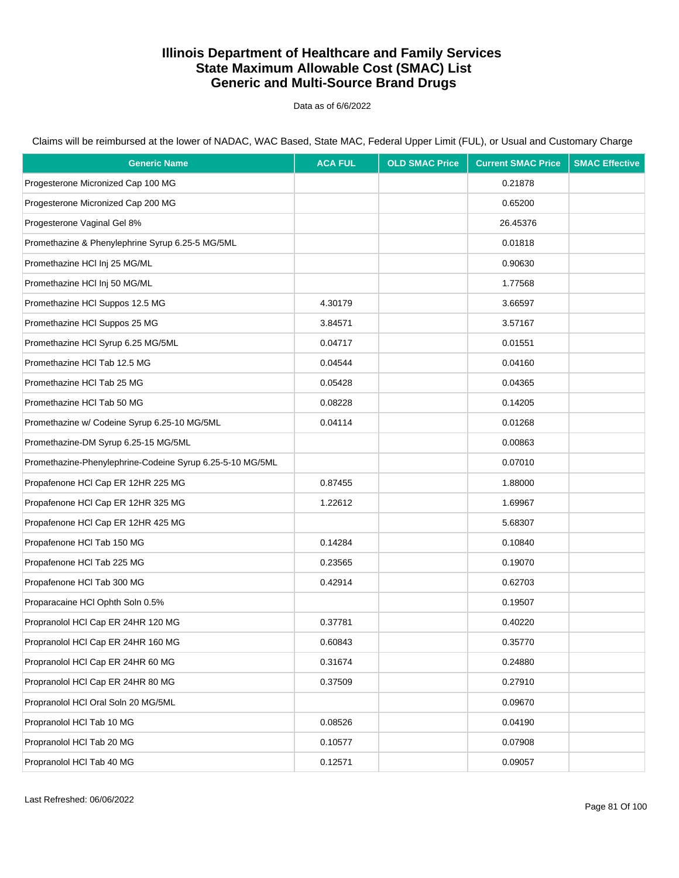# Illinois Department of Healthcare and Family Services
# State Maximum Allowable Cost (SMAC) List
# Generic and Multi-Source Brand Drugs

Data as of 6/6/2022

Claims will be reimbursed at the lower of NADAC, WAC Based, State MAC, Federal Upper Limit (FUL), or Usual and Customary Charge

| Generic Name | ACA FUL | OLD SMAC Price | Current SMAC Price | SMAC Effective |
|---|---|---|---|---|
| Progesterone Micronized Cap 100 MG | | | 0.21878 | |
| Progesterone Micronized Cap 200 MG | | | 0.65200 | |
| Progesterone Vaginal Gel 8% | | | 26.45376 | |
| Promethazine & Phenylephrine Syrup 6.25-5 MG/5ML | | | 0.01818 | |
| Promethazine HCl Inj 25 MG/ML | | | 0.90630 | |
| Promethazine HCl Inj 50 MG/ML | | | 1.77568 | |
| Promethazine HCl Suppos 12.5 MG | 4.30179 | | 3.66597 | |
| Promethazine HCl Suppos 25 MG | 3.84571 | | 3.57167 | |
| Promethazine HCl Syrup 6.25 MG/5ML | 0.04717 | | 0.01551 | |
| Promethazine HCl Tab 12.5 MG | 0.04544 | | 0.04160 | |
| Promethazine HCl Tab 25 MG | 0.05428 | | 0.04365 | |
| Promethazine HCl Tab 50 MG | 0.08228 | | 0.14205 | |
| Promethazine w/ Codeine Syrup 6.25-10 MG/5ML | 0.04114 | | 0.01268 | |
| Promethazine-DM Syrup 6.25-15 MG/5ML | | | 0.00863 | |
| Promethazine-Phenylephrine-Codeine Syrup 6.25-5-10 MG/5ML | | | 0.07010 | |
| Propafenone HCl Cap ER 12HR 225 MG | 0.87455 | | 1.88000 | |
| Propafenone HCl Cap ER 12HR 325 MG | 1.22612 | | 1.69967 | |
| Propafenone HCl Cap ER 12HR 425 MG | | | 5.68307 | |
| Propafenone HCl Tab 150 MG | 0.14284 | | 0.10840 | |
| Propafenone HCl Tab 225 MG | 0.23565 | | 0.19070 | |
| Propafenone HCl Tab 300 MG | 0.42914 | | 0.62703 | |
| Proparacaine HCl Ophth Soln 0.5% | | | 0.19507 | |
| Propranolol HCl Cap ER 24HR 120 MG | 0.37781 | | 0.40220 | |
| Propranolol HCl Cap ER 24HR 160 MG | 0.60843 | | 0.35770 | |
| Propranolol HCl Cap ER 24HR 60 MG | 0.31674 | | 0.24880 | |
| Propranolol HCl Cap ER 24HR 80 MG | 0.37509 | | 0.27910 | |
| Propranolol HCl Oral Soln 20 MG/5ML | | | 0.09670 | |
| Propranolol HCl Tab 10 MG | 0.08526 | | 0.04190 | |
| Propranolol HCl Tab 20 MG | 0.10577 | | 0.07908 | |
| Propranolol HCl Tab 40 MG | 0.12571 | | 0.09057 | |

Last Refreshed: 06/06/2022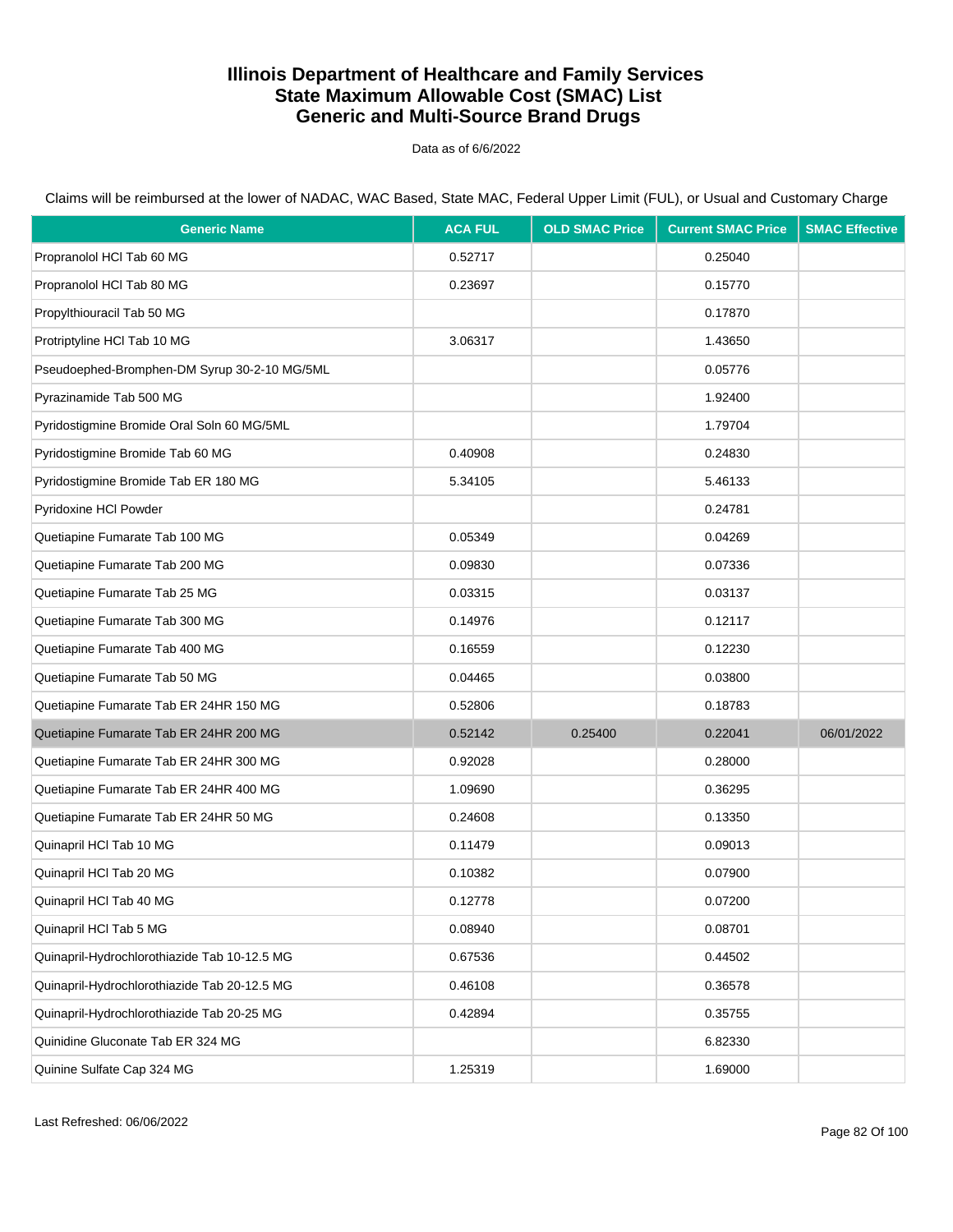# Illinois Department of Healthcare and Family Services
# State Maximum Allowable Cost (SMAC) List
# Generic and Multi-Source Brand Drugs

Data as of 6/6/2022

Claims will be reimbursed at the lower of NADAC, WAC Based, State MAC, Federal Upper Limit (FUL), or Usual and Customary Charge

| Generic Name | ACA FUL | OLD SMAC Price | Current SMAC Price | SMAC Effective |
|---|---|---|---|---|
| Propranolol HCl Tab 60 MG | 0.52717 | | 0.25040 | |
| Propranolol HCl Tab 80 MG | 0.23697 | | 0.15770 | |
| Propylthiouracil Tab 50 MG | | | 0.17870 | |
| Protriptyline HCl Tab 10 MG | 3.06317 | | 1.43650 | |
| Pseudoephed-Bromphen-DM Syrup 30-2-10 MG/5ML | | | 0.05776 | |
| Pyrazinamide Tab 500 MG | | | 1.92400 | |
| Pyridostigmine Bromide Oral Soln 60 MG/5ML | | | 1.79704 | |
| Pyridostigmine Bromide Tab 60 MG | 0.40908 | | 0.24830 | |
| Pyridostigmine Bromide Tab ER 180 MG | 5.34105 | | 5.46133 | |
| Pyridoxine HCl Powder | | | 0.24781 | |
| Quetiapine Fumarate Tab 100 MG | 0.05349 | | 0.04269 | |
| Quetiapine Fumarate Tab 200 MG | 0.09830 | | 0.07336 | |
| Quetiapine Fumarate Tab 25 MG | 0.03315 | | 0.03137 | |
| Quetiapine Fumarate Tab 300 MG | 0.14976 | | 0.12117 | |
| Quetiapine Fumarate Tab 400 MG | 0.16559 | | 0.12230 | |
| Quetiapine Fumarate Tab 50 MG | 0.04465 | | 0.03800 | |
| Quetiapine Fumarate Tab ER 24HR 150 MG | 0.52806 | | 0.18783 | |
| Quetiapine Fumarate Tab ER 24HR 200 MG | 0.52142 | 0.25400 | 0.22041 | 06/01/2022 |
| Quetiapine Fumarate Tab ER 24HR 300 MG | 0.92028 | | 0.28000 | |
| Quetiapine Fumarate Tab ER 24HR 400 MG | 1.09690 | | 0.36295 | |
| Quetiapine Fumarate Tab ER 24HR 50 MG | 0.24608 | | 0.13350 | |
| Quinapril HCl Tab 10 MG | 0.11479 | | 0.09013 | |
| Quinapril HCl Tab 20 MG | 0.10382 | | 0.07900 | |
| Quinapril HCl Tab 40 MG | 0.12778 | | 0.07200 | |
| Quinapril HCl Tab 5 MG | 0.08940 | | 0.08701 | |
| Quinapril-Hydrochlorothiazide Tab 10-12.5 MG | 0.67536 | | 0.44502 | |
| Quinapril-Hydrochlorothiazide Tab 20-12.5 MG | 0.46108 | | 0.36578 | |
| Quinapril-Hydrochlorothiazide Tab 20-25 MG | 0.42894 | | 0.35755 | |
| Quinidine Gluconate Tab ER 324 MG | | | 6.82330 | |
| Quinine Sulfate Cap 324 MG | 1.25319 | | 1.69000 | |

Last Refreshed: 06/06/2022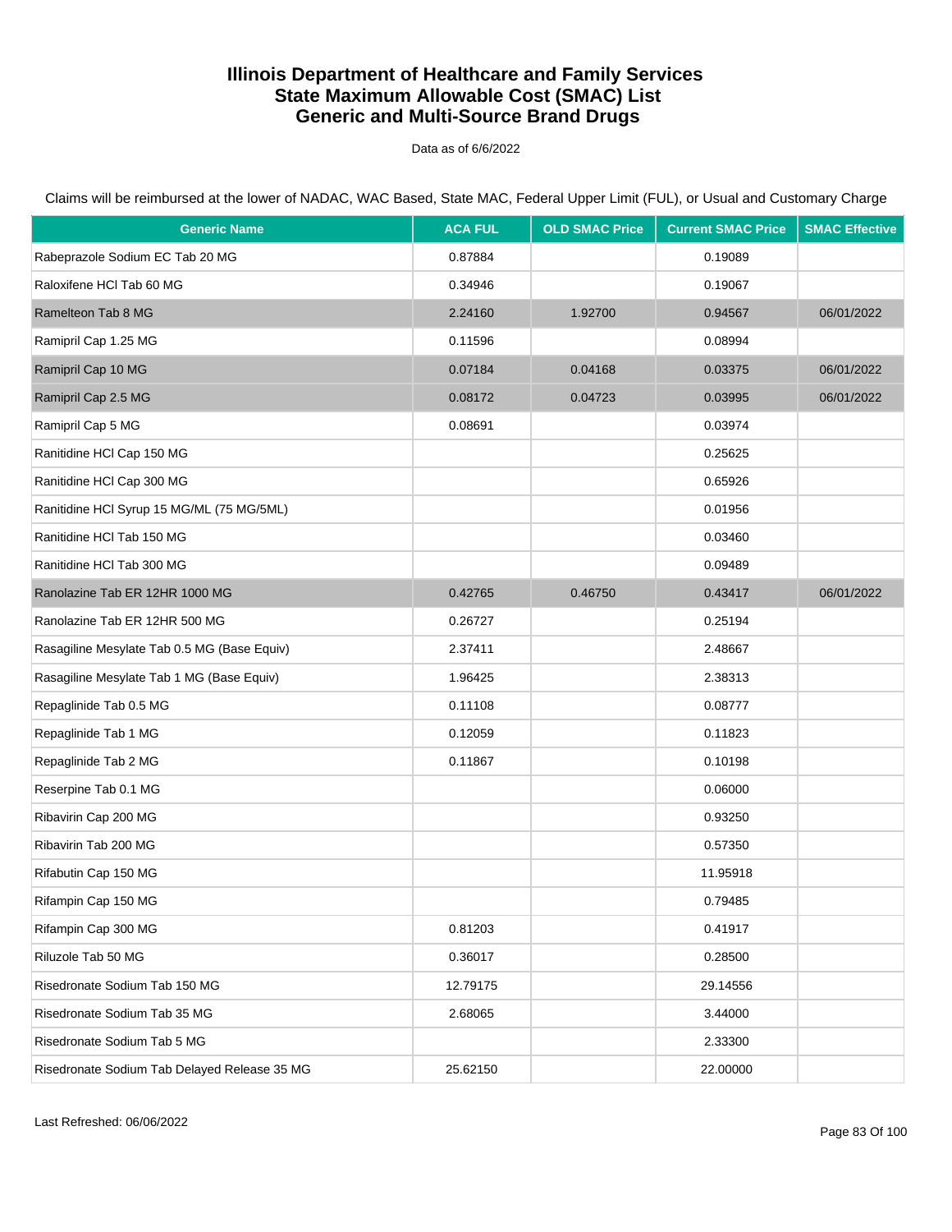# Illinois Department of Healthcare and Family Services
# State Maximum Allowable Cost (SMAC) List
# Generic and Multi-Source Brand Drugs

Data as of 6/6/2022

Claims will be reimbursed at the lower of NADAC, WAC Based, State MAC, Federal Upper Limit (FUL), or Usual and Customary Charge

| Generic Name | ACA FUL | OLD SMAC Price | Current SMAC Price | SMAC Effective |
|---|---|---|---|---|
| Rabeprazole Sodium EC Tab 20 MG | 0.87884 | | 0.19089 | |
| Raloxifene HCl Tab 60 MG | 0.34946 | | 0.19067 | |
| Ramelteon Tab 8 MG | 2.24160 | 1.92700 | 0.94567 | 06/01/2022 |
| Ramipril Cap 1.25 MG | 0.11596 | | 0.08994 | |
| Ramipril Cap 10 MG | 0.07184 | 0.04168 | 0.03375 | 06/01/2022 |
| Ramipril Cap 2.5 MG | 0.08172 | 0.04723 | 0.03995 | 06/01/2022 |
| Ramipril Cap 5 MG | 0.08691 | | 0.03974 | |
| Ranitidine HCl Cap 150 MG | | | 0.25625 | |
| Ranitidine HCl Cap 300 MG | | | 0.65926 | |
| Ranitidine HCl Syrup 15 MG/ML (75 MG/5ML) | | | 0.01956 | |
| Ranitidine HCl Tab 150 MG | | | 0.03460 | |
| Ranitidine HCl Tab 300 MG | | | 0.09489 | |
| Ranolazine Tab ER 12HR 1000 MG | 0.42765 | 0.46750 | 0.43417 | 06/01/2022 |
| Ranolazine Tab ER 12HR 500 MG | 0.26727 | | 0.25194 | |
| Rasagiline Mesylate Tab 0.5 MG (Base Equiv) | 2.37411 | | 2.48667 | |
| Rasagiline Mesylate Tab 1 MG (Base Equiv) | 1.96425 | | 2.38313 | |
| Repaglinide Tab 0.5 MG | 0.11108 | | 0.08777 | |
| Repaglinide Tab 1 MG | 0.12059 | | 0.11823 | |
| Repaglinide Tab 2 MG | 0.11867 | | 0.10198 | |
| Reserpine Tab 0.1 MG | | | 0.06000 | |
| Ribavirin Cap 200 MG | | | 0.93250 | |
| Ribavirin Tab 200 MG | | | 0.57350 | |
| Rifabutin Cap 150 MG | | | 11.95918 | |
| Rifampin Cap 150 MG | | | 0.79485 | |
| Rifampin Cap 300 MG | 0.81203 | | 0.41917 | |
| Riluzole Tab 50 MG | 0.36017 | | 0.28500 | |
| Risedronate Sodium Tab 150 MG | 12.79175 | | 29.14556 | |
| Risedronate Sodium Tab 35 MG | 2.68065 | | 3.44000 | |
| Risedronate Sodium Tab 5 MG | | | 2.33300 | |
| Risedronate Sodium Tab Delayed Release 35 MG | 25.62150 | | 22.00000 | |

Last Refreshed: 06/06/2022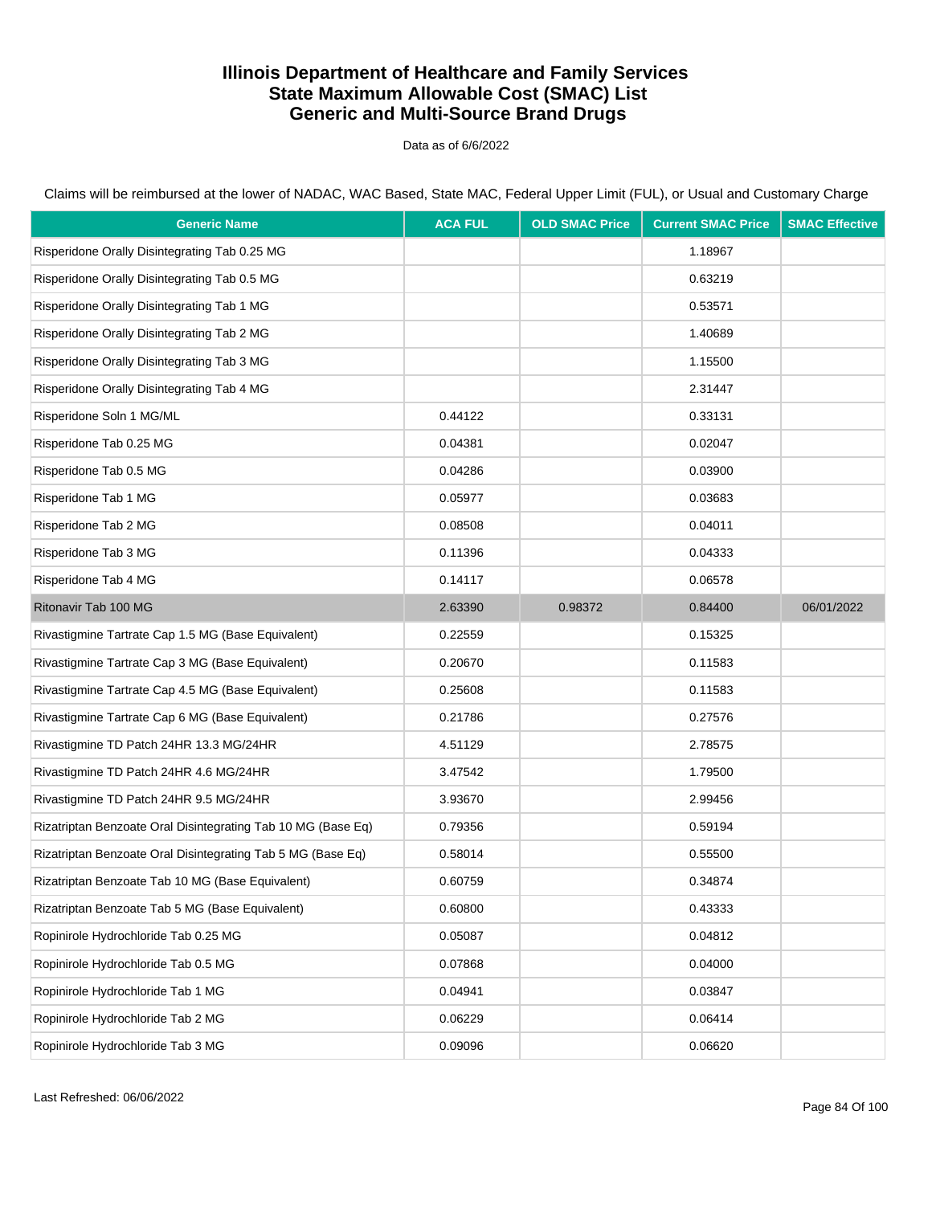# Illinois Department of Healthcare and Family Services
## State Maximum Allowable Cost (SMAC) List
## Generic and Multi-Source Brand Drugs

Data as of 6/6/2022

Claims will be reimbursed at the lower of NADAC, WAC Based, State MAC, Federal Upper Limit (FUL), or Usual and Customary Charge

| Generic Name | ACA FUL | OLD SMAC Price | Current SMAC Price | SMAC Effective |
|---|---|---|---|---|
| Risperidone Orally Disintegrating Tab 0.25 MG | | | 1.18967 | |
| Risperidone Orally Disintegrating Tab 0.5 MG | | | 0.63219 | |
| Risperidone Orally Disintegrating Tab 1 MG | | | 0.53571 | |
| Risperidone Orally Disintegrating Tab 2 MG | | | 1.40689 | |
| Risperidone Orally Disintegrating Tab 3 MG | | | 1.15500 | |
| Risperidone Orally Disintegrating Tab 4 MG | | | 2.31447 | |
| Risperidone Soln 1 MG/ML | 0.44122 | | 0.33131 | |
| Risperidone Tab 0.25 MG | 0.04381 | | 0.02047 | |
| Risperidone Tab 0.5 MG | 0.04286 | | 0.03900 | |
| Risperidone Tab 1 MG | 0.05977 | | 0.03683 | |
| Risperidone Tab 2 MG | 0.08508 | | 0.04011 | |
| Risperidone Tab 3 MG | 0.11396 | | 0.04333 | |
| Risperidone Tab 4 MG | 0.14117 | | 0.06578 | |
| Ritonavir Tab 100 MG | 2.63390 | 0.98372 | 0.84400 | 06/01/2022 |
| Rivastigmine Tartrate Cap 1.5 MG (Base Equivalent) | 0.22559 | | 0.15325 | |
| Rivastigmine Tartrate Cap 3 MG (Base Equivalent) | 0.20670 | | 0.11583 | |
| Rivastigmine Tartrate Cap 4.5 MG (Base Equivalent) | 0.25608 | | 0.11583 | |
| Rivastigmine Tartrate Cap 6 MG (Base Equivalent) | 0.21786 | | 0.27576 | |
| Rivastigmine TD Patch 24HR 13.3 MG/24HR | 4.51129 | | 2.78575 | |
| Rivastigmine TD Patch 24HR 4.6 MG/24HR | 3.47542 | | 1.79500 | |
| Rivastigmine TD Patch 24HR 9.5 MG/24HR | 3.93670 | | 2.99456 | |
| Rizatriptan Benzoate Oral Disintegrating Tab 10 MG (Base Eq) | 0.79356 | | 0.59194 | |
| Rizatriptan Benzoate Oral Disintegrating Tab 5 MG (Base Eq) | 0.58014 | | 0.55500 | |
| Rizatriptan Benzoate Tab 10 MG (Base Equivalent) | 0.60759 | | 0.34874 | |
| Rizatriptan Benzoate Tab 5 MG (Base Equivalent) | 0.60800 | | 0.43333 | |
| Ropinirole Hydrochloride Tab 0.25 MG | 0.05087 | | 0.04812 | |
| Ropinirole Hydrochloride Tab 0.5 MG | 0.07868 | | 0.04000 | |
| Ropinirole Hydrochloride Tab 1 MG | 0.04941 | | 0.03847 | |
| Ropinirole Hydrochloride Tab 2 MG | 0.06229 | | 0.06414 | |
| Ropinirole Hydrochloride Tab 3 MG | 0.09096 | | 0.06620 | |

Last Refreshed: 06/06/2022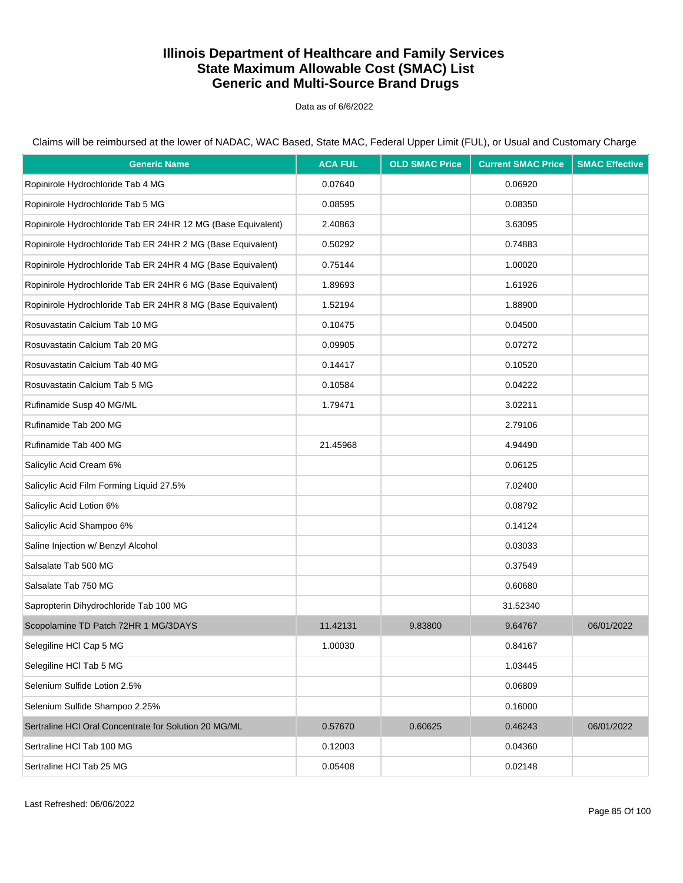# Illinois Department of Healthcare and Family Services
# State Maximum Allowable Cost (SMAC) List
# Generic and Multi-Source Brand Drugs

Data as of 6/6/2022

Claims will be reimbursed at the lower of NADAC, WAC Based, State MAC, Federal Upper Limit (FUL), or Usual and Customary Charge

| Generic Name | ACA FUL | OLD SMAC Price | Current SMAC Price | SMAC Effective |
|---|---|---|---|---|
| Ropinirole Hydrochloride Tab 4 MG | 0.07640 | | 0.06920 | |
| Ropinirole Hydrochloride Tab 5 MG | 0.08595 | | 0.08350 | |
| Ropinirole Hydrochloride Tab ER 24HR 12 MG (Base Equivalent) | 2.40863 | | 3.63095 | |
| Ropinirole Hydrochloride Tab ER 24HR 2 MG (Base Equivalent) | 0.50292 | | 0.74883 | |
| Ropinirole Hydrochloride Tab ER 24HR 4 MG (Base Equivalent) | 0.75144 | | 1.00020 | |
| Ropinirole Hydrochloride Tab ER 24HR 6 MG (Base Equivalent) | 1.89693 | | 1.61926 | |
| Ropinirole Hydrochloride Tab ER 24HR 8 MG (Base Equivalent) | 1.52194 | | 1.88900 | |
| Rosuvastatin Calcium Tab 10 MG | 0.10475 | | 0.04500 | |
| Rosuvastatin Calcium Tab 20 MG | 0.09905 | | 0.07272 | |
| Rosuvastatin Calcium Tab 40 MG | 0.14417 | | 0.10520 | |
| Rosuvastatin Calcium Tab 5 MG | 0.10584 | | 0.04222 | |
| Rufinamide Susp 40 MG/ML | 1.79471 | | 3.02211 | |
| Rufinamide Tab 200 MG | | | 2.79106 | |
| Rufinamide Tab 400 MG | 21.45968 | | 4.94490 | |
| Salicylic Acid Cream 6% | | | 0.06125 | |
| Salicylic Acid Film Forming Liquid 27.5% | | | 7.02400 | |
| Salicylic Acid Lotion 6% | | | 0.08792 | |
| Salicylic Acid Shampoo 6% | | | 0.14124 | |
| Saline Injection w/ Benzyl Alcohol | | | 0.03033 | |
| Salsalate Tab 500 MG | | | 0.37549 | |
| Salsalate Tab 750 MG | | | 0.60680 | |
| Sapropterin Dihydrochloride Tab 100 MG | | | 31.52340 | |
| Scopolamine TD Patch 72HR 1 MG/3DAYS | 11.42131 | 9.83800 | 9.64767 | 06/01/2022 |
| Selegiline HCl Cap 5 MG | 1.00030 | | 0.84167 | |
| Selegiline HCl Tab 5 MG | | | 1.03445 | |
| Selenium Sulfide Lotion 2.5% | | | 0.06809 | |
| Selenium Sulfide Shampoo 2.25% | | | 0.16000 | |
| Sertraline HCl Oral Concentrate for Solution 20 MG/ML | 0.57670 | 0.60625 | 0.46243 | 06/01/2022 |
| Sertraline HCl Tab 100 MG | 0.12003 | | 0.04360 | |
| Sertraline HCl Tab 25 MG | 0.05408 | | 0.02148 | |

Last Refreshed: 06/06/2022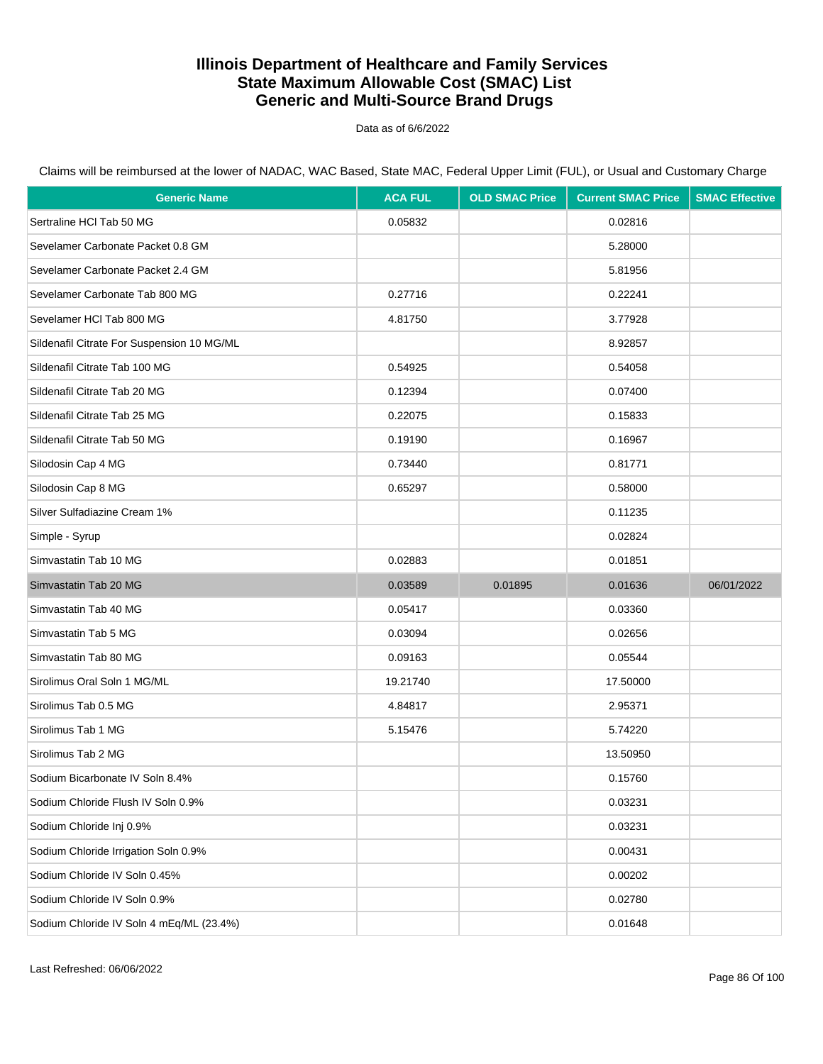# Illinois Department of Healthcare and Family Services
# State Maximum Allowable Cost (SMAC) List
# Generic and Multi-Source Brand Drugs

Data as of 6/6/2022

Claims will be reimbursed at the lower of NADAC, WAC Based, State MAC, Federal Upper Limit (FUL), or Usual and Customary Charge

| Generic Name | ACA FUL | OLD SMAC Price | Current SMAC Price | SMAC Effective |
|---|---|---|---|---|
| Sertraline HCl Tab 50 MG | 0.05832 | | 0.02816 | |
| Sevelamer Carbonate Packet 0.8 GM | | | 5.28000 | |
| Sevelamer Carbonate Packet 2.4 GM | | | 5.81956 | |
| Sevelamer Carbonate Tab 800 MG | 0.27716 | | 0.22241 | |
| Sevelamer HCl Tab 800 MG | 4.81750 | | 3.77928 | |
| Sildenafil Citrate For Suspension 10 MG/ML | | | 8.92857 | |
| Sildenafil Citrate Tab 100 MG | 0.54925 | | 0.54058 | |
| Sildenafil Citrate Tab 20 MG | 0.12394 | | 0.07400 | |
| Sildenafil Citrate Tab 25 MG | 0.22075 | | 0.15833 | |
| Sildenafil Citrate Tab 50 MG | 0.19190 | | 0.16967 | |
| Silodosin Cap 4 MG | 0.73440 | | 0.81771 | |
| Silodosin Cap 8 MG | 0.65297 | | 0.58000 | |
| Silver Sulfadiazine Cream 1% | | | 0.11235 | |
| Simple - Syrup | | | 0.02824 | |
| Simvastatin Tab 10 MG | 0.02883 | | 0.01851 | |
| Simvastatin Tab 20 MG | 0.03589 | 0.01895 | 0.01636 | 06/01/2022 |
| Simvastatin Tab 40 MG | 0.05417 | | 0.03360 | |
| Simvastatin Tab 5 MG | 0.03094 | | 0.02656 | |
| Simvastatin Tab 80 MG | 0.09163 | | 0.05544 | |
| Sirolimus Oral Soln 1 MG/ML | 19.21740 | | 17.50000 | |
| Sirolimus Tab 0.5 MG | 4.84817 | | 2.95371 | |
| Sirolimus Tab 1 MG | 5.15476 | | 5.74220 | |
| Sirolimus Tab 2 MG | | | 13.50950 | |
| Sodium Bicarbonate IV Soln 8.4% | | | 0.15760 | |
| Sodium Chloride Flush IV Soln 0.9% | | | 0.03231 | |
| Sodium Chloride Inj 0.9% | | | 0.03231 | |
| Sodium Chloride Irrigation Soln 0.9% | | | 0.00431 | |
| Sodium Chloride IV Soln 0.45% | | | 0.00202 | |
| Sodium Chloride IV Soln 0.9% | | | 0.02780 | |
| Sodium Chloride IV Soln 4 mEq/ML (23.4%) | | | 0.01648 | |

Last Refreshed: 06/06/2022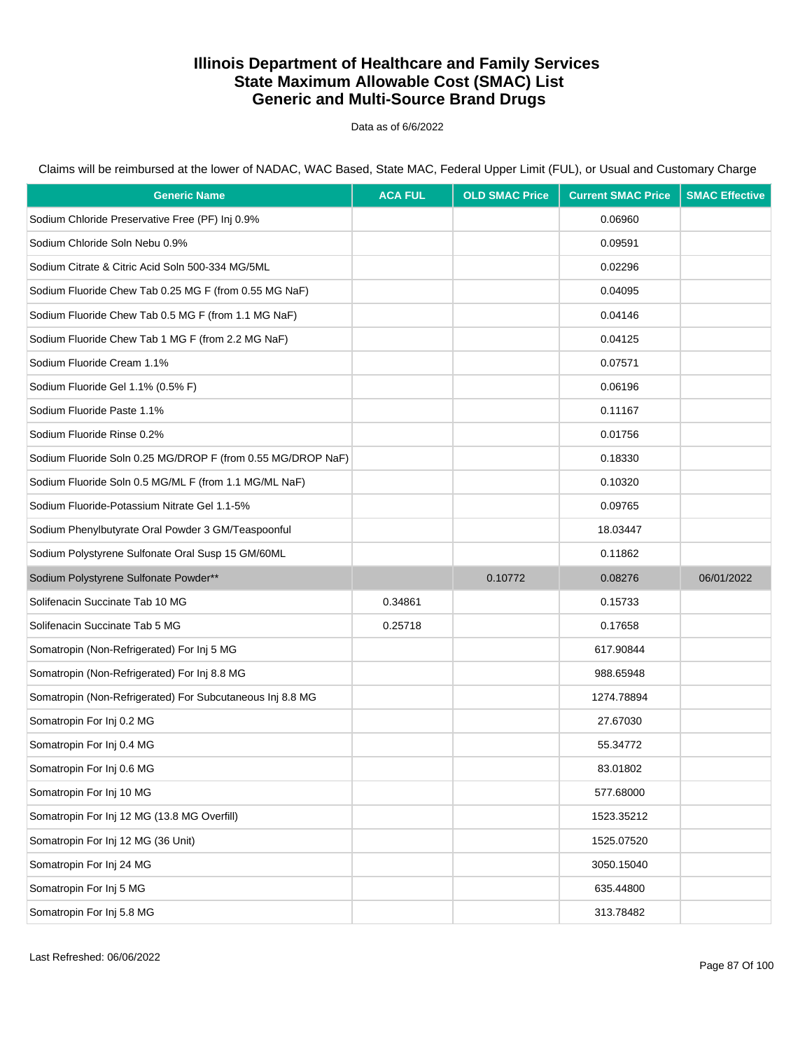# Illinois Department of Healthcare and Family Services
# State Maximum Allowable Cost (SMAC) List
# Generic and Multi-Source Brand Drugs

Data as of 6/6/2022

Claims will be reimbursed at the lower of NADAC, WAC Based, State MAC, Federal Upper Limit (FUL), or Usual and Customary Charge

| Generic Name | ACA FUL | OLD SMAC Price | Current SMAC Price | SMAC Effective |
|---|---|---|---|---|
| Sodium Chloride Preservative Free (PF) Inj 0.9% | | | 0.06960 | |
| Sodium Chloride Soln Nebu 0.9% | | | 0.09591 | |
| Sodium Citrate & Citric Acid Soln 500-334 MG/5ML | | | 0.02296 | |
| Sodium Fluoride Chew Tab 0.25 MG F (from 0.55 MG NaF) | | | 0.04095 | |
| Sodium Fluoride Chew Tab 0.5 MG F (from 1.1 MG NaF) | | | 0.04146 | |
| Sodium Fluoride Chew Tab 1 MG F (from 2.2 MG NaF) | | | 0.04125 | |
| Sodium Fluoride Cream 1.1% | | | 0.07571 | |
| Sodium Fluoride Gel 1.1% (0.5% F) | | | 0.06196 | |
| Sodium Fluoride Paste 1.1% | | | 0.11167 | |
| Sodium Fluoride Rinse 0.2% | | | 0.01756 | |
| Sodium Fluoride Soln 0.25 MG/DROP F (from 0.55 MG/DROP NaF) | | | 0.18330 | |
| Sodium Fluoride Soln 0.5 MG/ML F (from 1.1 MG/ML NaF) | | | 0.10320 | |
| Sodium Fluoride-Potassium Nitrate Gel 1.1-5% | | | 0.09765 | |
| Sodium Phenylbutyrate Oral Powder 3 GM/Teaspoonful | | | 18.03447 | |
| Sodium Polystyrene Sulfonate Oral Susp 15 GM/60ML | | | 0.11862 | |
| Sodium Polystyrene Sulfonate Powder** | | 0.10772 | 0.08276 | 06/01/2022 |
| Solifenacin Succinate Tab 10 MG | 0.34861 | | 0.15733 | |
| Solifenacin Succinate Tab 5 MG | 0.25718 | | 0.17658 | |
| Somatropin (Non-Refrigerated) For Inj 5 MG | | | 617.90844 | |
| Somatropin (Non-Refrigerated) For Inj 8.8 MG | | | 988.65948 | |
| Somatropin (Non-Refrigerated) For Subcutaneous Inj 8.8 MG | | | 1274.78894 | |
| Somatropin For Inj 0.2 MG | | | 27.67030 | |
| Somatropin For Inj 0.4 MG | | | 55.34772 | |
| Somatropin For Inj 0.6 MG | | | 83.01802 | |
| Somatropin For Inj 10 MG | | | 577.68000 | |
| Somatropin For Inj 12 MG (13.8 MG Overfill) | | | 1523.35212 | |
| Somatropin For Inj 12 MG (36 Unit) | | | 1525.07520 | |
| Somatropin For Inj 24 MG | | | 3050.15040 | |
| Somatropin For Inj 5 MG | | | 635.44800 | |
| Somatropin For Inj 5.8 MG | | | 313.78482 | |

Last Refreshed: 06/06/2022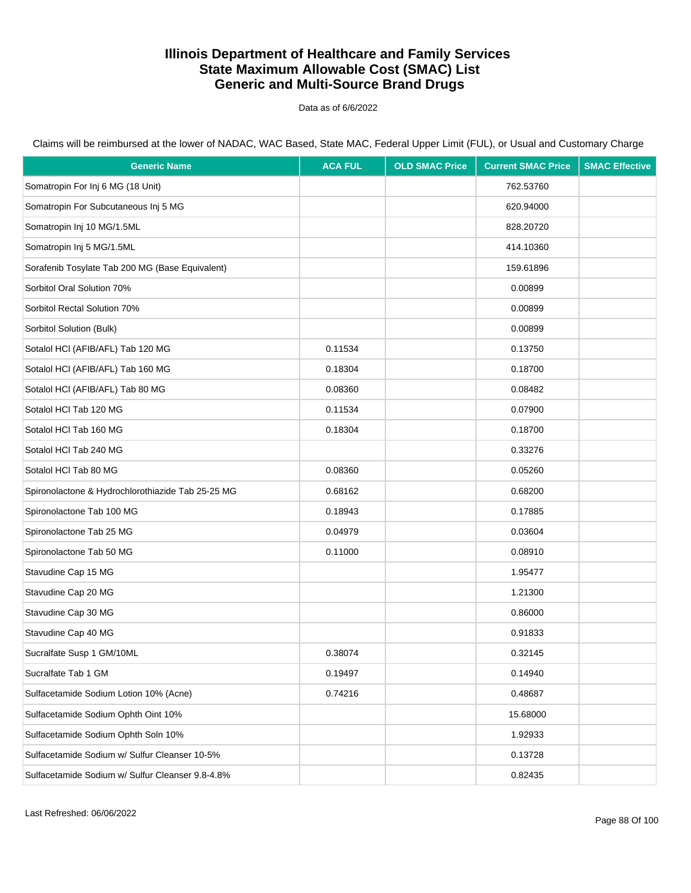# Illinois Department of Healthcare and Family Services
# State Maximum Allowable Cost (SMAC) List
# Generic and Multi-Source Brand Drugs

Data as of 6/6/2022

Claims will be reimbursed at the lower of NADAC, WAC Based, State MAC, Federal Upper Limit (FUL), or Usual and Customary Charge

| Generic Name | ACA FUL | OLD SMAC Price | Current SMAC Price | SMAC Effective |
|---|---|---|---|---|
| Somatropin For Inj 6 MG (18 Unit) | | | 762.53760 | |
| Somatropin For Subcutaneous Inj 5 MG | | | 620.94000 | |
| Somatropin Inj 10 MG/1.5ML | | | 828.20720 | |
| Somatropin Inj 5 MG/1.5ML | | | 414.10360 | |
| Sorafenib Tosylate Tab 200 MG (Base Equivalent) | | | 159.61896 | |
| Sorbitol Oral Solution 70% | | | 0.00899 | |
| Sorbitol Rectal Solution 70% | | | 0.00899 | |
| Sorbitol Solution (Bulk) | | | 0.00899 | |
| Sotalol HCl (AFIB/AFL) Tab 120 MG | 0.11534 | | 0.13750 | |
| Sotalol HCl (AFIB/AFL) Tab 160 MG | 0.18304 | | 0.18700 | |
| Sotalol HCl (AFIB/AFL) Tab 80 MG | 0.08360 | | 0.08482 | |
| Sotalol HCl Tab 120 MG | 0.11534 | | 0.07900 | |
| Sotalol HCl Tab 160 MG | 0.18304 | | 0.18700 | |
| Sotalol HCl Tab 240 MG | | | 0.33276 | |
| Sotalol HCl Tab 80 MG | 0.08360 | | 0.05260 | |
| Spironolactone & Hydrochlorothiazide Tab 25-25 MG | 0.68162 | | 0.68200 | |
| Spironolactone Tab 100 MG | 0.18943 | | 0.17885 | |
| Spironolactone Tab 25 MG | 0.04979 | | 0.03604 | |
| Spironolactone Tab 50 MG | 0.11000 | | 0.08910 | |
| Stavudine Cap 15 MG | | | 1.95477 | |
| Stavudine Cap 20 MG | | | 1.21300 | |
| Stavudine Cap 30 MG | | | 0.86000 | |
| Stavudine Cap 40 MG | | | 0.91833 | |
| Sucralfate Susp 1 GM/10ML | 0.38074 | | 0.32145 | |
| Sucralfate Tab 1 GM | 0.19497 | | 0.14940 | |
| Sulfacetamide Sodium Lotion 10% (Acne) | 0.74216 | | 0.48687 | |
| Sulfacetamide Sodium Ophth Oint 10% | | | 15.68000 | |
| Sulfacetamide Sodium Ophth Soln 10% | | | 1.92933 | |
| Sulfacetamide Sodium w/ Sulfur Cleanser 10-5% | | | 0.13728 | |
| Sulfacetamide Sodium w/ Sulfur Cleanser 9.8-4.8% | | | 0.82435 | |

Last Refreshed: 06/06/2022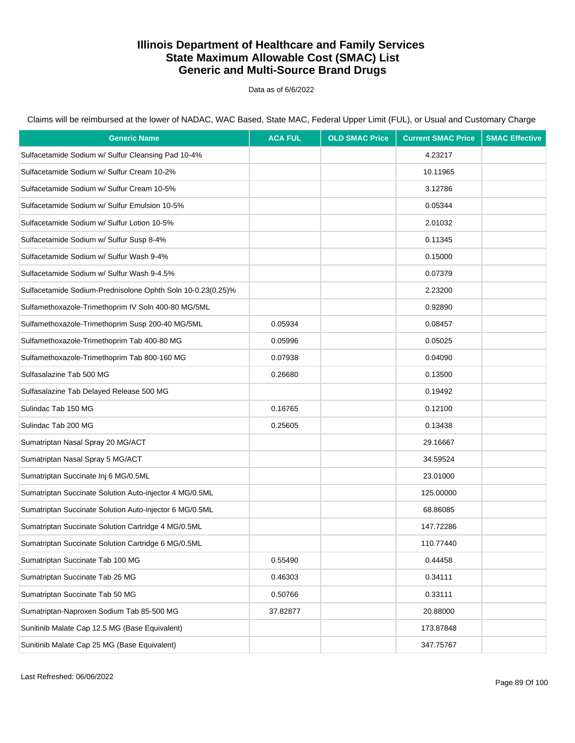# Illinois Department of Healthcare and Family Services
# State Maximum Allowable Cost (SMAC) List
# Generic and Multi-Source Brand Drugs

Data as of 6/6/2022

Claims will be reimbursed at the lower of NADAC, WAC Based, State MAC, Federal Upper Limit (FUL), or Usual and Customary Charge

| Generic Name | ACA FUL | OLD SMAC Price | Current SMAC Price | SMAC Effective |
|---|---|---|---|---|
| Sulfacetamide Sodium w/ Sulfur Cleansing Pad 10-4% | | | 4.23217 | |
| Sulfacetamide Sodium w/ Sulfur Cream 10-2% | | | 10.11965 | |
| Sulfacetamide Sodium w/ Sulfur Cream 10-5% | | | 3.12786 | |
| Sulfacetamide Sodium w/ Sulfur Emulsion 10-5% | | | 0.05344 | |
| Sulfacetamide Sodium w/ Sulfur Lotion 10-5% | | | 2.01032 | |
| Sulfacetamide Sodium w/ Sulfur Susp 8-4% | | | 0.11345 | |
| Sulfacetamide Sodium w/ Sulfur Wash 9-4% | | | 0.15000 | |
| Sulfacetamide Sodium w/ Sulfur Wash 9-4.5% | | | 0.07379 | |
| Sulfacetamide Sodium-Prednisolone Ophth Soln 10-0.23(0.25)% | | | 2.23200 | |
| Sulfamethoxazole-Trimethoprim IV Soln 400-80 MG/5ML | | | 0.92890 | |
| Sulfamethoxazole-Trimethoprim Susp 200-40 MG/5ML | 0.05934 | | 0.08457 | |
| Sulfamethoxazole-Trimethoprim Tab 400-80 MG | 0.05996 | | 0.05025 | |
| Sulfamethoxazole-Trimethoprim Tab 800-160 MG | 0.07938 | | 0.04090 | |
| Sulfasalazine Tab 500 MG | 0.26680 | | 0.13500 | |
| Sulfasalazine Tab Delayed Release 500 MG | | | 0.19492 | |
| Sulindac Tab 150 MG | 0.16765 | | 0.12100 | |
| Sulindac Tab 200 MG | 0.25605 | | 0.13438 | |
| Sumatriptan Nasal Spray 20 MG/ACT | | | 29.16667 | |
| Sumatriptan Nasal Spray 5 MG/ACT | | | 34.59524 | |
| Sumatriptan Succinate Inj 6 MG/0.5ML | | | 23.01000 | |
| Sumatriptan Succinate Solution Auto-injector 4 MG/0.5ML | | | 125.00000 | |
| Sumatriptan Succinate Solution Auto-injector 6 MG/0.5ML | | | 68.86085 | |
| Sumatriptan Succinate Solution Cartridge 4 MG/0.5ML | | | 147.72286 | |
| Sumatriptan Succinate Solution Cartridge 6 MG/0.5ML | | | 110.77440 | |
| Sumatriptan Succinate Tab 100 MG | 0.55490 | | 0.44458 | |
| Sumatriptan Succinate Tab 25 MG | 0.46303 | | 0.34111 | |
| Sumatriptan Succinate Tab 50 MG | 0.50766 | | 0.33111 | |
| Sumatriptan-Naproxen Sodium Tab 85-500 MG | 37.82877 | | 20.88000 | |
| Sunitinib Malate Cap 12.5 MG (Base Equivalent) | | | 173.87848 | |
| Sunitinib Malate Cap 25 MG (Base Equivalent) | | | 347.75767 | |

Last Refreshed: 06/06/2022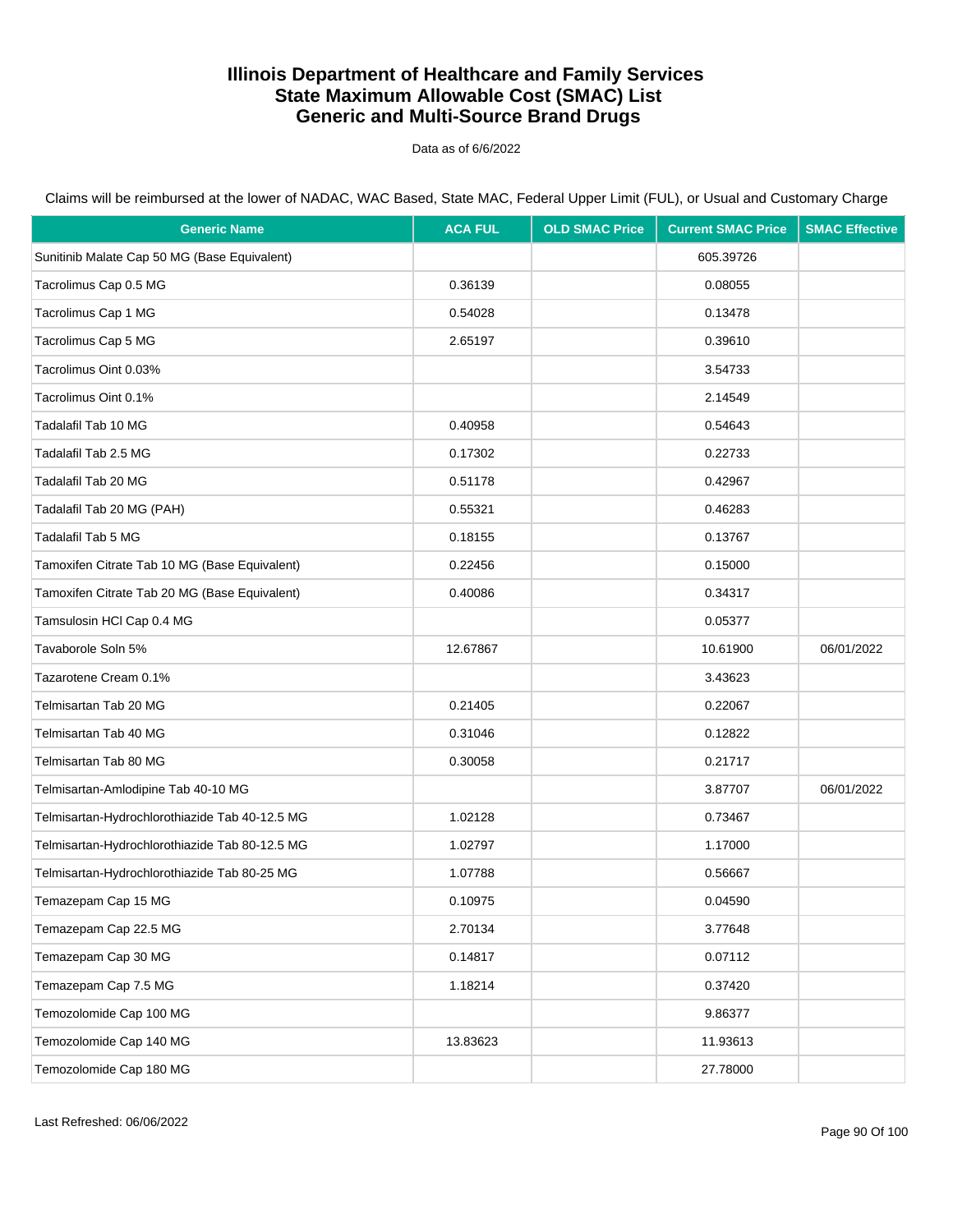# Illinois Department of Healthcare and Family Services
# State Maximum Allowable Cost (SMAC) List
# Generic and Multi-Source Brand Drugs

Data as of 6/6/2022

Claims will be reimbursed at the lower of NADAC, WAC Based, State MAC, Federal Upper Limit (FUL), or Usual and Customary Charge

| Generic Name | ACA FUL | OLD SMAC Price | Current SMAC Price | SMAC Effective |
|---|---|---|---|---|
| Sunitinib Malate Cap 50 MG (Base Equivalent) | | | 605.39726 | |
| Tacrolimus Cap 0.5 MG | 0.36139 | | 0.08055 | |
| Tacrolimus Cap 1 MG | 0.54028 | | 0.13478 | |
| Tacrolimus Cap 5 MG | 2.65197 | | 0.39610 | |
| Tacrolimus Oint 0.03% | | | 3.54733 | |
| Tacrolimus Oint 0.1% | | | 2.14549 | |
| Tadalafil Tab 10 MG | 0.40958 | | 0.54643 | |
| Tadalafil Tab 2.5 MG | 0.17302 | | 0.22733 | |
| Tadalafil Tab 20 MG | 0.51178 | | 0.42967 | |
| Tadalafil Tab 20 MG (PAH) | 0.55321 | | 0.46283 | |
| Tadalafil Tab 5 MG | 0.18155 | | 0.13767 | |
| Tamoxifen Citrate Tab 10 MG (Base Equivalent) | 0.22456 | | 0.15000 | |
| Tamoxifen Citrate Tab 20 MG (Base Equivalent) | 0.40086 | | 0.34317 | |
| Tamsulosin HCl Cap 0.4 MG | | | 0.05377 | |
| Tavaborole Soln 5% | 12.67867 | | 10.61900 | 06/01/2022 |
| Tazarotene Cream 0.1% | | | 3.43623 | |
| Telmisartan Tab 20 MG | 0.21405 | | 0.22067 | |
| Telmisartan Tab 40 MG | 0.31046 | | 0.12822 | |
| Telmisartan Tab 80 MG | 0.30058 | | 0.21717 | |
| Telmisartan-Amlodipine Tab 40-10 MG | | | 3.87707 | 06/01/2022 |
| Telmisartan-Hydrochlorothiazide Tab 40-12.5 MG | 1.02128 | | 0.73467 | |
| Telmisartan-Hydrochlorothiazide Tab 80-12.5 MG | 1.02797 | | 1.17000 | |
| Telmisartan-Hydrochlorothiazide Tab 80-25 MG | 1.07788 | | 0.56667 | |
| Temazepam Cap 15 MG | 0.10975 | | 0.04590 | |
| Temazepam Cap 22.5 MG | 2.70134 | | 3.77648 | |
| Temazepam Cap 30 MG | 0.14817 | | 0.07112 | |
| Temazepam Cap 7.5 MG | 1.18214 | | 0.37420 | |
| Temozolomide Cap 100 MG | | | 9.86377 | |
| Temozolomide Cap 140 MG | 13.83623 | | 11.93613 | |
| Temozolomide Cap 180 MG | | | 27.78000 | |

Last Refreshed: 06/06/2022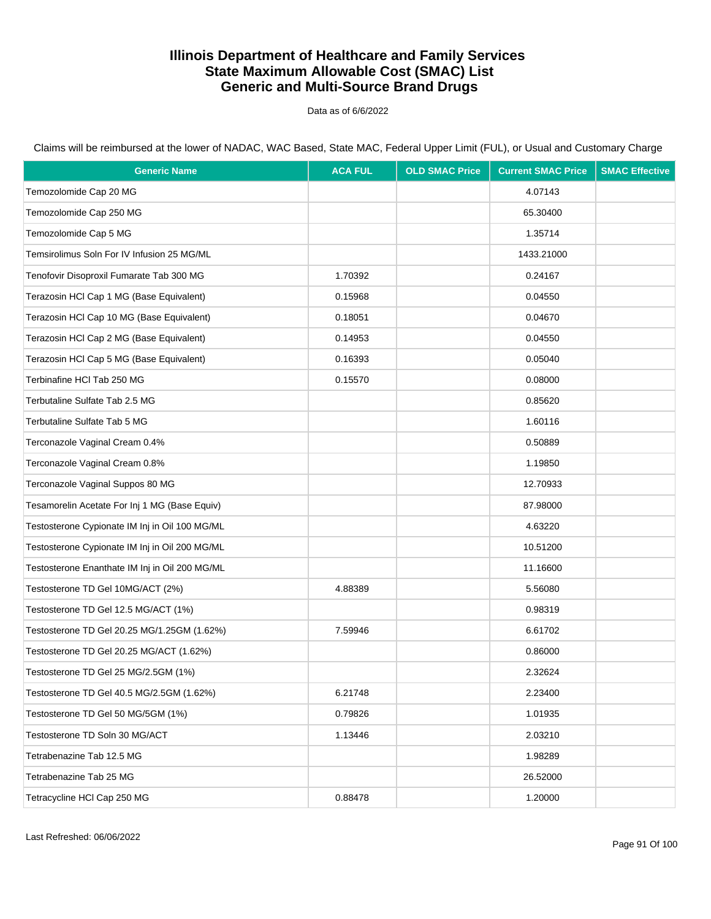# Illinois Department of Healthcare and Family Services
# State Maximum Allowable Cost (SMAC) List
# Generic and Multi-Source Brand Drugs

Data as of 6/6/2022

Claims will be reimbursed at the lower of NADAC, WAC Based, State MAC, Federal Upper Limit (FUL), or Usual and Customary Charge

| Generic Name | ACA FUL | OLD SMAC Price | Current SMAC Price | SMAC Effective |
|---|---|---|---|---|
| Temozolomide Cap 20 MG | | | 4.07143 | |
| Temozolomide Cap 250 MG | | | 65.30400 | |
| Temozolomide Cap 5 MG | | | 1.35714 | |
| Temsirolimus Soln For IV Infusion 25 MG/ML | | | 1433.21000 | |
| Tenofovir Disoproxil Fumarate Tab 300 MG | 1.70392 | | 0.24167 | |
| Terazosin HCl Cap 1 MG (Base Equivalent) | 0.15968 | | 0.04550 | |
| Terazosin HCl Cap 10 MG (Base Equivalent) | 0.18051 | | 0.04670 | |
| Terazosin HCl Cap 2 MG (Base Equivalent) | 0.14953 | | 0.04550 | |
| Terazosin HCl Cap 5 MG (Base Equivalent) | 0.16393 | | 0.05040 | |
| Terbinafine HCl Tab 250 MG | 0.15570 | | 0.08000 | |
| Terbutaline Sulfate Tab 2.5 MG | | | 0.85620 | |
| Terbutaline Sulfate Tab 5 MG | | | 1.60116 | |
| Terconazole Vaginal Cream 0.4% | | | 0.50889 | |
| Terconazole Vaginal Cream 0.8% | | | 1.19850 | |
| Terconazole Vaginal Suppos 80 MG | | | 12.70933 | |
| Tesamorelin Acetate For Inj 1 MG (Base Equiv) | | | 87.98000 | |
| Testosterone Cypionate IM Inj in Oil 100 MG/ML | | | 4.63220 | |
| Testosterone Cypionate IM Inj in Oil 200 MG/ML | | | 10.51200 | |
| Testosterone Enanthate IM Inj in Oil 200 MG/ML | | | 11.16600 | |
| Testosterone TD Gel 10MG/ACT (2%) | 4.88389 | | 5.56080 | |
| Testosterone TD Gel 12.5 MG/ACT (1%) | | | 0.98319 | |
| Testosterone TD Gel 20.25 MG/1.25GM (1.62%) | 7.59946 | | 6.61702 | |
| Testosterone TD Gel 20.25 MG/ACT (1.62%) | | | 0.86000 | |
| Testosterone TD Gel 25 MG/2.5GM (1%) | | | 2.32624 | |
| Testosterone TD Gel 40.5 MG/2.5GM (1.62%) | 6.21748 | | 2.23400 | |
| Testosterone TD Gel 50 MG/5GM (1%) | 0.79826 | | 1.01935 | |
| Testosterone TD Soln 30 MG/ACT | 1.13446 | | 2.03210 | |
| Tetrabenazine Tab 12.5 MG | | | 1.98289 | |
| Tetrabenazine Tab 25 MG | | | 26.52000 | |
| Tetracycline HCl Cap 250 MG | 0.88478 | | 1.20000 | |

Last Refreshed: 06/06/2022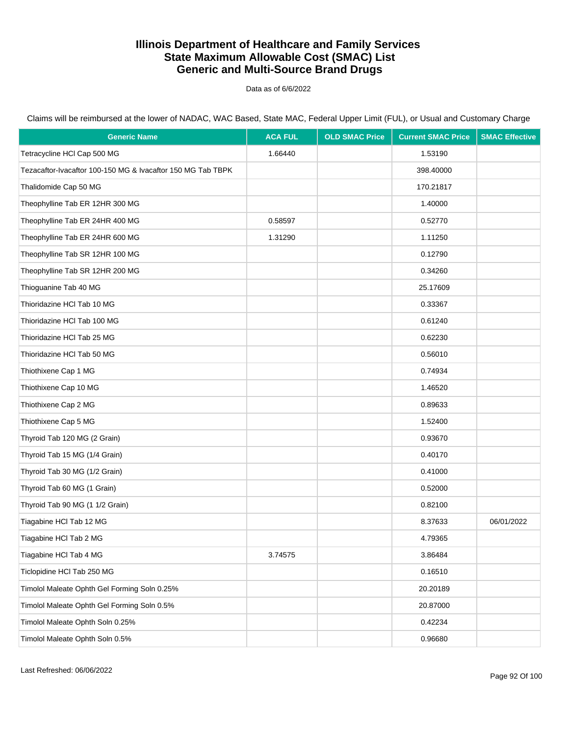# Illinois Department of Healthcare and Family Services
# State Maximum Allowable Cost (SMAC) List
# Generic and Multi-Source Brand Drugs

Data as of 6/6/2022

Claims will be reimbursed at the lower of NADAC, WAC Based, State MAC, Federal Upper Limit (FUL), or Usual and Customary Charge

| Generic Name | ACA FUL | OLD SMAC Price | Current SMAC Price | SMAC Effective |
|---|---|---|---|---|
| Tetracycline HCl Cap 500 MG | 1.66440 | | 1.53190 | |
| Tezacaftor-Ivacaftor 100-150 MG & Ivacaftor 150 MG Tab TBPK | | | 398.40000 | |
| Thalidomide Cap 50 MG | | | 170.21817 | |
| Theophylline Tab ER 12HR 300 MG | | | 1.40000 | |
| Theophylline Tab ER 24HR 400 MG | 0.58597 | | 0.52770 | |
| Theophylline Tab ER 24HR 600 MG | 1.31290 | | 1.11250 | |
| Theophylline Tab SR 12HR 100 MG | | | 0.12790 | |
| Theophylline Tab SR 12HR 200 MG | | | 0.34260 | |
| Thioguanine Tab 40 MG | | | 25.17609 | |
| Thioridazine HCl Tab 10 MG | | | 0.33367 | |
| Thioridazine HCl Tab 100 MG | | | 0.61240 | |
| Thioridazine HCl Tab 25 MG | | | 0.62230 | |
| Thioridazine HCl Tab 50 MG | | | 0.56010 | |
| Thiothixene Cap 1 MG | | | 0.74934 | |
| Thiothixene Cap 10 MG | | | 1.46520 | |
| Thiothixene Cap 2 MG | | | 0.89633 | |
| Thiothixene Cap 5 MG | | | 1.52400 | |
| Thyroid Tab 120 MG (2 Grain) | | | 0.93670 | |
| Thyroid Tab 15 MG (1/4 Grain) | | | 0.40170 | |
| Thyroid Tab 30 MG (1/2 Grain) | | | 0.41000 | |
| Thyroid Tab 60 MG (1 Grain) | | | 0.52000 | |
| Thyroid Tab 90 MG (1 1/2 Grain) | | | 0.82100 | |
| Tiagabine HCl Tab 12 MG | | | 8.37633 | 06/01/2022 |
| Tiagabine HCl Tab 2 MG | | | 4.79365 | |
| Tiagabine HCl Tab 4 MG | 3.74575 | | 3.86484 | |
| Ticlopidine HCl Tab 250 MG | | | 0.16510 | |
| Timolol Maleate Ophth Gel Forming Soln 0.25% | | | 20.20189 | |
| Timolol Maleate Ophth Gel Forming Soln 0.5% | | | 20.87000 | |
| Timolol Maleate Ophth Soln 0.25% | | | 0.42234 | |
| Timolol Maleate Ophth Soln 0.5% | | | 0.96680 | |

Last Refreshed: 06/06/2022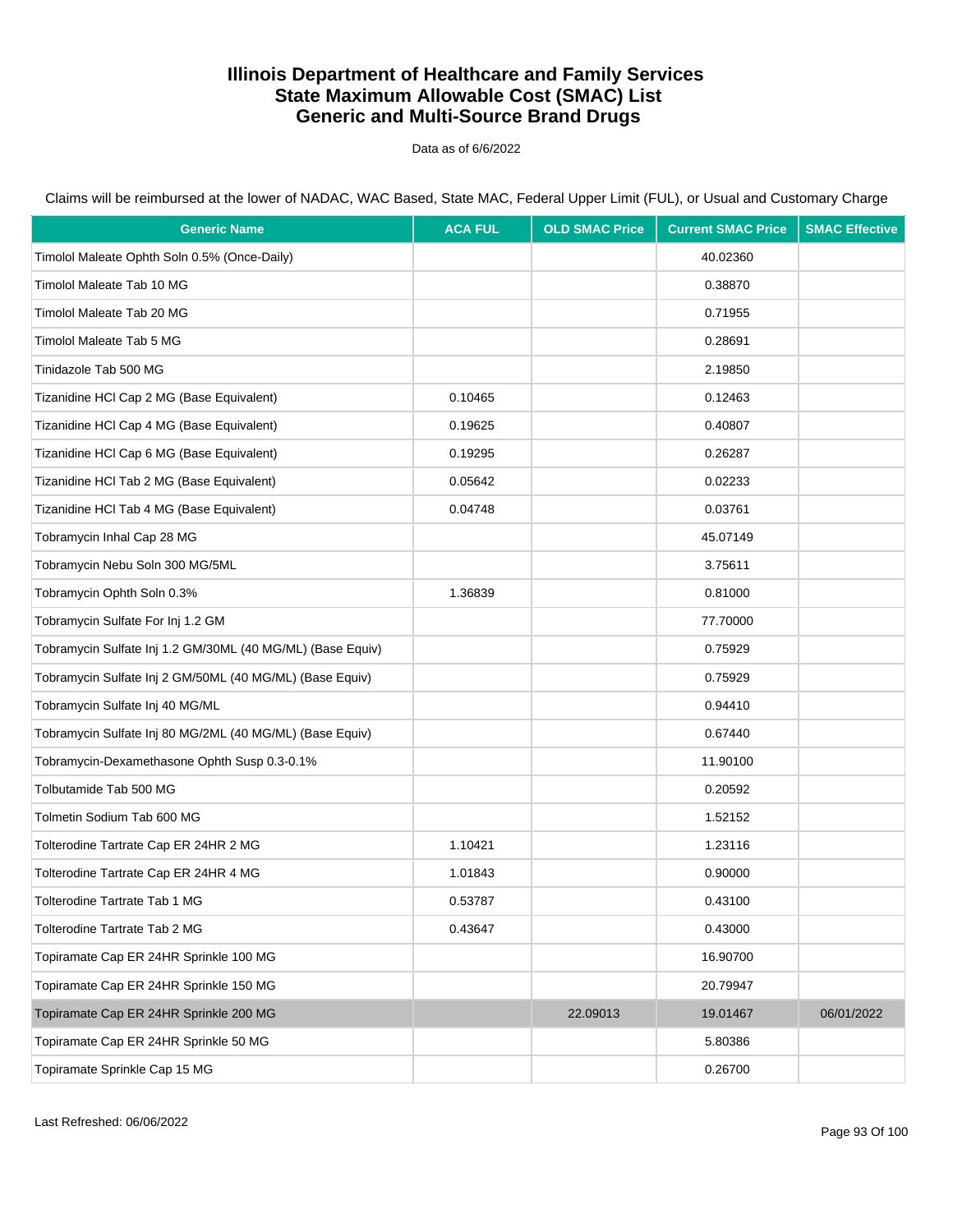# Illinois Department of Healthcare and Family Services
# State Maximum Allowable Cost (SMAC) List
# Generic and Multi-Source Brand Drugs

Data as of 6/6/2022

Claims will be reimbursed at the lower of NADAC, WAC Based, State MAC, Federal Upper Limit (FUL), or Usual and Customary Charge

| Generic Name | ACA FUL | OLD SMAC Price | Current SMAC Price | SMAC Effective |
|---|---|---|---|---|
| Timolol Maleate Ophth Soln 0.5% (Once-Daily) | | | 40.02360 | |
| Timolol Maleate Tab 10 MG | | | 0.38870 | |
| Timolol Maleate Tab 20 MG | | | 0.71955 | |
| Timolol Maleate Tab 5 MG | | | 0.28691 | |
| Tinidazole Tab 500 MG | | | 2.19850 | |
| Tizanidine HCl Cap 2 MG (Base Equivalent) | 0.10465 | | 0.12463 | |
| Tizanidine HCl Cap 4 MG (Base Equivalent) | 0.19625 | | 0.40807 | |
| Tizanidine HCl Cap 6 MG (Base Equivalent) | 0.19295 | | 0.26287 | |
| Tizanidine HCl Tab 2 MG (Base Equivalent) | 0.05642 | | 0.02233 | |
| Tizanidine HCl Tab 4 MG (Base Equivalent) | 0.04748 | | 0.03761 | |
| Tobramycin Inhal Cap 28 MG | | | 45.07149 | |
| Tobramycin Nebu Soln 300 MG/5ML | | | 3.75611 | |
| Tobramycin Ophth Soln 0.3% | 1.36839 | | 0.81000 | |
| Tobramycin Sulfate For Inj 1.2 GM | | | 77.70000 | |
| Tobramycin Sulfate Inj 1.2 GM/30ML (40 MG/ML) (Base Equiv) | | | 0.75929 | |
| Tobramycin Sulfate Inj 2 GM/50ML (40 MG/ML) (Base Equiv) | | | 0.75929 | |
| Tobramycin Sulfate Inj 40 MG/ML | | | 0.94410 | |
| Tobramycin Sulfate Inj 80 MG/2ML (40 MG/ML) (Base Equiv) | | | 0.67440 | |
| Tobramycin-Dexamethasone Ophth Susp 0.3-0.1% | | | 11.90100 | |
| Tolbutamide Tab 500 MG | | | 0.20592 | |
| Tolmetin Sodium Tab 600 MG | | | 1.52152 | |
| Tolterodine Tartrate Cap ER 24HR 2 MG | 1.10421 | | 1.23116 | |
| Tolterodine Tartrate Cap ER 24HR 4 MG | 1.01843 | | 0.90000 | |
| Tolterodine Tartrate Tab 1 MG | 0.53787 | | 0.43100 | |
| Tolterodine Tartrate Tab 2 MG | 0.43647 | | 0.43000 | |
| Topiramate Cap ER 24HR Sprinkle 100 MG | | | 16.90700 | |
| Topiramate Cap ER 24HR Sprinkle 150 MG | | | 20.79947 | |
| Topiramate Cap ER 24HR Sprinkle 200 MG | | 22.09013 | 19.01467 | 06/01/2022 |
| Topiramate Cap ER 24HR Sprinkle 50 MG | | | 5.80386 | |
| Topiramate Sprinkle Cap 15 MG | | | 0.26700 | |

Last Refreshed: 06/06/2022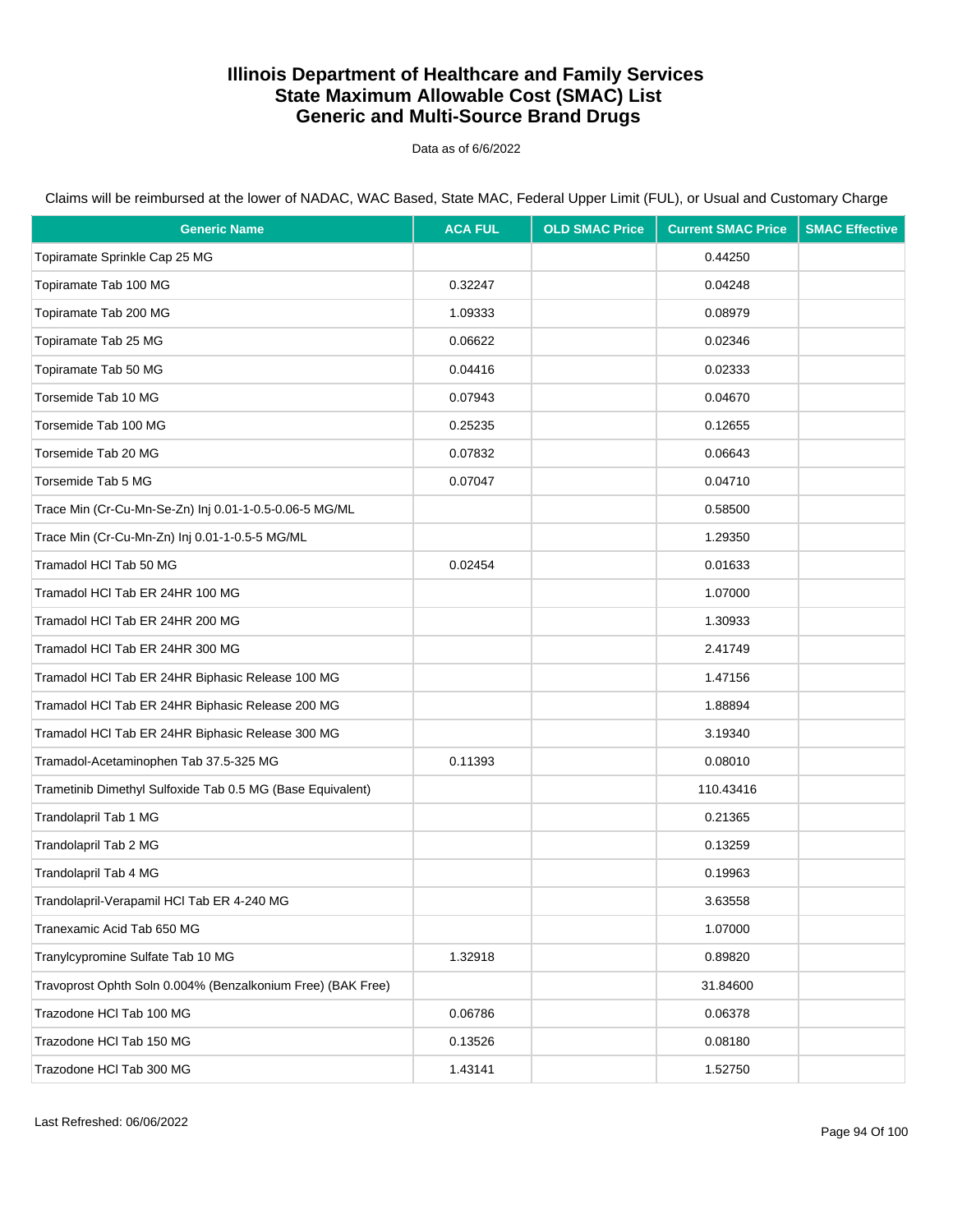# Illinois Department of Healthcare and Family Services
# State Maximum Allowable Cost (SMAC) List
# Generic and Multi-Source Brand Drugs

Data as of 6/6/2022

Claims will be reimbursed at the lower of NADAC, WAC Based, State MAC, Federal Upper Limit (FUL), or Usual and Customary Charge

| Generic Name | ACA FUL | OLD SMAC Price | Current SMAC Price | SMAC Effective |
|---|---|---|---|---|
| Topiramate Sprinkle Cap 25 MG | | | 0.44250 | |
| Topiramate Tab 100 MG | 0.32247 | | 0.04248 | |
| Topiramate Tab 200 MG | 1.09333 | | 0.08979 | |
| Topiramate Tab 25 MG | 0.06622 | | 0.02346 | |
| Topiramate Tab 50 MG | 0.04416 | | 0.02333 | |
| Torsemide Tab 10 MG | 0.07943 | | 0.04670 | |
| Torsemide Tab 100 MG | 0.25235 | | 0.12655 | |
| Torsemide Tab 20 MG | 0.07832 | | 0.06643 | |
| Torsemide Tab 5 MG | 0.07047 | | 0.04710 | |
| Trace Min (Cr-Cu-Mn-Se-Zn) Inj 0.01-1-0.5-0.06-5 MG/ML | | | 0.58500 | |
| Trace Min (Cr-Cu-Mn-Zn) Inj 0.01-1-0.5-5 MG/ML | | | 1.29350 | |
| Tramadol HCl Tab 50 MG | 0.02454 | | 0.01633 | |
| Tramadol HCl Tab ER 24HR 100 MG | | | 1.07000 | |
| Tramadol HCl Tab ER 24HR 200 MG | | | 1.30933 | |
| Tramadol HCl Tab ER 24HR 300 MG | | | 2.41749 | |
| Tramadol HCl Tab ER 24HR Biphasic Release 100 MG | | | 1.47156 | |
| Tramadol HCl Tab ER 24HR Biphasic Release 200 MG | | | 1.88894 | |
| Tramadol HCl Tab ER 24HR Biphasic Release 300 MG | | | 3.19340 | |
| Tramadol-Acetaminophen Tab 37.5-325 MG | 0.11393 | | 0.08010 | |
| Trametinib Dimethyl Sulfoxide Tab 0.5 MG (Base Equivalent) | | | 110.43416 | |
| Trandolapril Tab 1 MG | | | 0.21365 | |
| Trandolapril Tab 2 MG | | | 0.13259 | |
| Trandolapril Tab 4 MG | | | 0.19963 | |
| Trandolapril-Verapamil HCl Tab ER 4-240 MG | | | 3.63558 | |
| Tranexamic Acid Tab 650 MG | | | 1.07000 | |
| Tranylcypromine Sulfate Tab 10 MG | 1.32918 | | 0.89820 | |
| Travoprost Ophth Soln 0.004% (Benzalkonium Free) (BAK Free) | | | 31.84600 | |
| Trazodone HCl Tab 100 MG | 0.06786 | | 0.06378 | |
| Trazodone HCl Tab 150 MG | 0.13526 | | 0.08180 | |
| Trazodone HCl Tab 300 MG | 1.43141 | | 1.52750 | |

Last Refreshed: 06/06/2022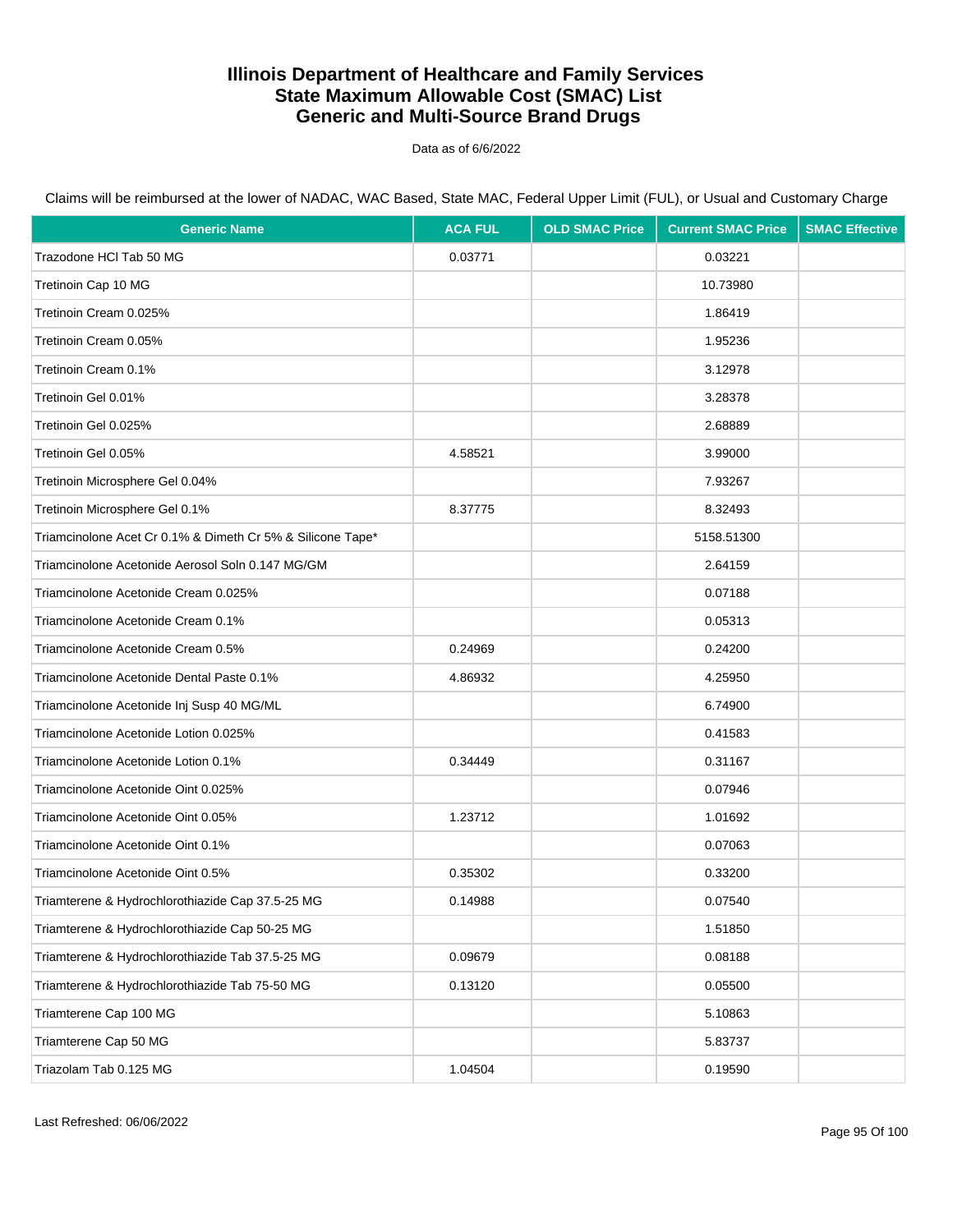# Illinois Department of Healthcare and Family Services
# State Maximum Allowable Cost (SMAC) List
# Generic and Multi-Source Brand Drugs

Data as of 6/6/2022

Claims will be reimbursed at the lower of NADAC, WAC Based, State MAC, Federal Upper Limit (FUL), or Usual and Customary Charge

| Generic Name | ACA FUL | OLD SMAC Price | Current SMAC Price | SMAC Effective |
|---|---|---|---|---|
| Trazodone HCl Tab 50 MG | 0.03771 | | 0.03221 | |
| Tretinoin Cap 10 MG | | | 10.73980 | |
| Tretinoin Cream 0.025% | | | 1.86419 | |
| Tretinoin Cream 0.05% | | | 1.95236 | |
| Tretinoin Cream 0.1% | | | 3.12978 | |
| Tretinoin Gel 0.01% | | | 3.28378 | |
| Tretinoin Gel 0.025% | | | 2.68889 | |
| Tretinoin Gel 0.05% | 4.58521 | | 3.99000 | |
| Tretinoin Microsphere Gel 0.04% | | | 7.93267 | |
| Tretinoin Microsphere Gel 0.1% | 8.37775 | | 8.32493 | |
| Triamcinolone Acet Cr 0.1% & Dimeth Cr 5% & Silicone Tape* | | | 5158.51300 | |
| Triamcinolone Acetonide Aerosol Soln 0.147 MG/GM | | | 2.64159 | |
| Triamcinolone Acetonide Cream 0.025% | | | 0.07188 | |
| Triamcinolone Acetonide Cream 0.1% | | | 0.05313 | |
| Triamcinolone Acetonide Cream 0.5% | 0.24969 | | 0.24200 | |
| Triamcinolone Acetonide Dental Paste 0.1% | 4.86932 | | 4.25950 | |
| Triamcinolone Acetonide Inj Susp 40 MG/ML | | | 6.74900 | |
| Triamcinolone Acetonide Lotion 0.025% | | | 0.41583 | |
| Triamcinolone Acetonide Lotion 0.1% | 0.34449 | | 0.31167 | |
| Triamcinolone Acetonide Oint 0.025% | | | 0.07946 | |
| Triamcinolone Acetonide Oint 0.05% | 1.23712 | | 1.01692 | |
| Triamcinolone Acetonide Oint 0.1% | | | 0.07063 | |
| Triamcinolone Acetonide Oint 0.5% | 0.35302 | | 0.33200 | |
| Triamterene & Hydrochlorothiazide Cap 37.5-25 MG | 0.14988 | | 0.07540 | |
| Triamterene & Hydrochlorothiazide Cap 50-25 MG | | | 1.51850 | |
| Triamterene & Hydrochlorothiazide Tab 37.5-25 MG | 0.09679 | | 0.08188 | |
| Triamterene & Hydrochlorothiazide Tab 75-50 MG | 0.13120 | | 0.05500 | |
| Triamterene Cap 100 MG | | | 5.10863 | |
| Triamterene Cap 50 MG | | | 5.83737 | |
| Triazolam Tab 0.125 MG | 1.04504 | | 0.19590 | |

Last Refreshed: 06/06/2022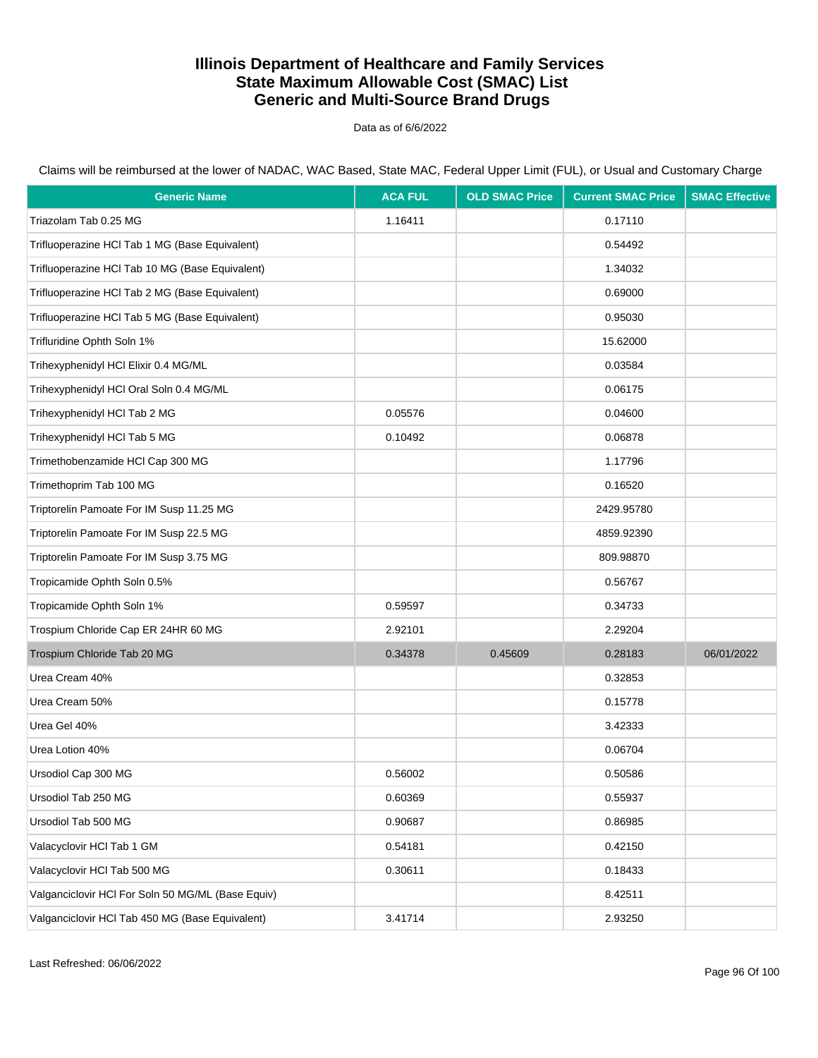# Illinois Department of Healthcare and Family Services
# State Maximum Allowable Cost (SMAC) List
# Generic and Multi-Source Brand Drugs

Data as of 6/6/2022

Claims will be reimbursed at the lower of NADAC, WAC Based, State MAC, Federal Upper Limit (FUL), or Usual and Customary Charge

| Generic Name | ACA FUL | OLD SMAC Price | Current SMAC Price | SMAC Effective |
|---|---|---|---|---|
| Triazolam Tab 0.25 MG | 1.16411 | | 0.17110 | |
| Trifluoperazine HCl Tab 1 MG (Base Equivalent) | | | 0.54492 | |
| Trifluoperazine HCl Tab 10 MG (Base Equivalent) | | | 1.34032 | |
| Trifluoperazine HCl Tab 2 MG (Base Equivalent) | | | 0.69000 | |
| Trifluoperazine HCl Tab 5 MG (Base Equivalent) | | | 0.95030 | |
| Trifluridine Ophth Soln 1% | | | 15.62000 | |
| Trihexyphenidyl HCl Elixir 0.4 MG/ML | | | 0.03584 | |
| Trihexyphenidyl HCl Oral Soln 0.4 MG/ML | | | 0.06175 | |
| Trihexyphenidyl HCl Tab 2 MG | 0.05576 | | 0.04600 | |
| Trihexyphenidyl HCl Tab 5 MG | 0.10492 | | 0.06878 | |
| Trimethobenzamide HCl Cap 300 MG | | | 1.17796 | |
| Trimethoprim Tab 100 MG | | | 0.16520 | |
| Triptorelin Pamoate For IM Susp 11.25 MG | | | 2429.95780 | |
| Triptorelin Pamoate For IM Susp 22.5 MG | | | 4859.92390 | |
| Triptorelin Pamoate For IM Susp 3.75 MG | | | 809.98870 | |
| Tropicamide Ophth Soln 0.5% | | | 0.56767 | |
| Tropicamide Ophth Soln 1% | 0.59597 | | 0.34733 | |
| Trospium Chloride Cap ER 24HR 60 MG | 2.92101 | | 2.29204 | |
| Trospium Chloride Tab 20 MG | 0.34378 | 0.45609 | 0.28183 | 06/01/2022 |
| Urea Cream 40% | | | 0.32853 | |
| Urea Cream 50% | | | 0.15778 | |
| Urea Gel 40% | | | 3.42333 | |
| Urea Lotion 40% | | | 0.06704 | |
| Ursodiol Cap 300 MG | 0.56002 | | 0.50586 | |
| Ursodiol Tab 250 MG | 0.60369 | | 0.55937 | |
| Ursodiol Tab 500 MG | 0.90687 | | 0.86985 | |
| Valacyclovir HCl Tab 1 GM | 0.54181 | | 0.42150 | |
| Valacyclovir HCl Tab 500 MG | 0.30611 | | 0.18433 | |
| Valganciclovir HCl For Soln 50 MG/ML (Base Equiv) | | | 8.42511 | |
| Valganciclovir HCl Tab 450 MG (Base Equivalent) | 3.41714 | | 2.93250 | |

Last Refreshed: 06/06/2022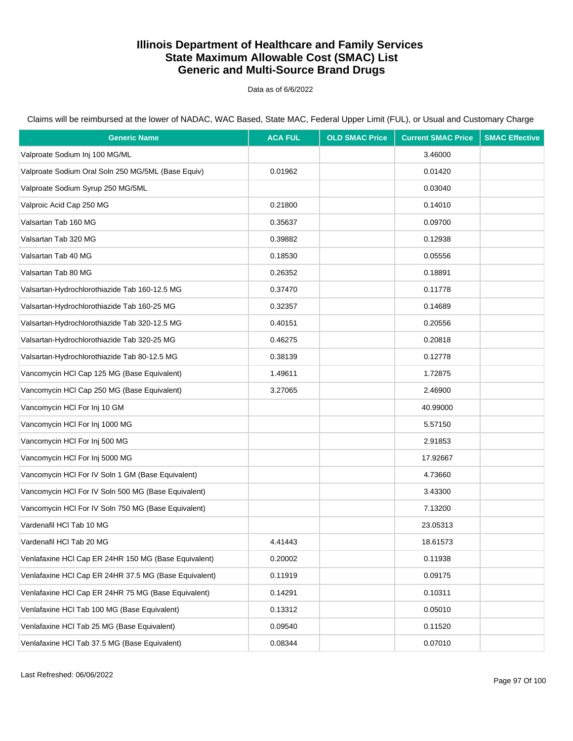# Illinois Department of Healthcare and Family Services
# State Maximum Allowable Cost (SMAC) List
# Generic and Multi-Source Brand Drugs

Data as of 6/6/2022

Claims will be reimbursed at the lower of NADAC, WAC Based, State MAC, Federal Upper Limit (FUL), or Usual and Customary Charge

| Generic Name | ACA FUL | OLD SMAC Price | Current SMAC Price | SMAC Effective |
|---|---|---|---|---|
| Valproate Sodium Inj 100 MG/ML | | | 3.46000 | |
| Valproate Sodium Oral Soln 250 MG/5ML (Base Equiv) | 0.01962 | | 0.01420 | |
| Valproate Sodium Syrup 250 MG/5ML | | | 0.03040 | |
| Valproic Acid Cap 250 MG | 0.21800 | | 0.14010 | |
| Valsartan Tab 160 MG | 0.35637 | | 0.09700 | |
| Valsartan Tab 320 MG | 0.39882 | | 0.12938 | |
| Valsartan Tab 40 MG | 0.18530 | | 0.05556 | |
| Valsartan Tab 80 MG | 0.26352 | | 0.18891 | |
| Valsartan-Hydrochlorothiazide Tab 160-12.5 MG | 0.37470 | | 0.11778 | |
| Valsartan-Hydrochlorothiazide Tab 160-25 MG | 0.32357 | | 0.14689 | |
| Valsartan-Hydrochlorothiazide Tab 320-12.5 MG | 0.40151 | | 0.20556 | |
| Valsartan-Hydrochlorothiazide Tab 320-25 MG | 0.46275 | | 0.20818 | |
| Valsartan-Hydrochlorothiazide Tab 80-12.5 MG | 0.38139 | | 0.12778 | |
| Vancomycin HCl Cap 125 MG (Base Equivalent) | 1.49611 | | 1.72875 | |
| Vancomycin HCl Cap 250 MG (Base Equivalent) | 3.27065 | | 2.46900 | |
| Vancomycin HCl For Inj 10 GM | | | 40.99000 | |
| Vancomycin HCl For Inj 1000 MG | | | 5.57150 | |
| Vancomycin HCl For Inj 500 MG | | | 2.91853 | |
| Vancomycin HCl For Inj 5000 MG | | | 17.92667 | |
| Vancomycin HCl For IV Soln 1 GM (Base Equivalent) | | | 4.73660 | |
| Vancomycin HCl For IV Soln 500 MG (Base Equivalent) | | | 3.43300 | |
| Vancomycin HCl For IV Soln 750 MG (Base Equivalent) | | | 7.13200 | |
| Vardenafil HCl Tab 10 MG | | | 23.05313 | |
| Vardenafil HCl Tab 20 MG | 4.41443 | | 18.61573 | |
| Venlafaxine HCl Cap ER 24HR 150 MG (Base Equivalent) | 0.20002 | | 0.11938 | |
| Venlafaxine HCl Cap ER 24HR 37.5 MG (Base Equivalent) | 0.11919 | | 0.09175 | |
| Venlafaxine HCl Cap ER 24HR 75 MG (Base Equivalent) | 0.14291 | | 0.10311 | |
| Venlafaxine HCl Tab 100 MG (Base Equivalent) | 0.13312 | | 0.05010 | |
| Venlafaxine HCl Tab 25 MG (Base Equivalent) | 0.09540 | | 0.11520 | |
| Venlafaxine HCl Tab 37.5 MG (Base Equivalent) | 0.08344 | | 0.07010 | |

Last Refreshed: 06/06/2022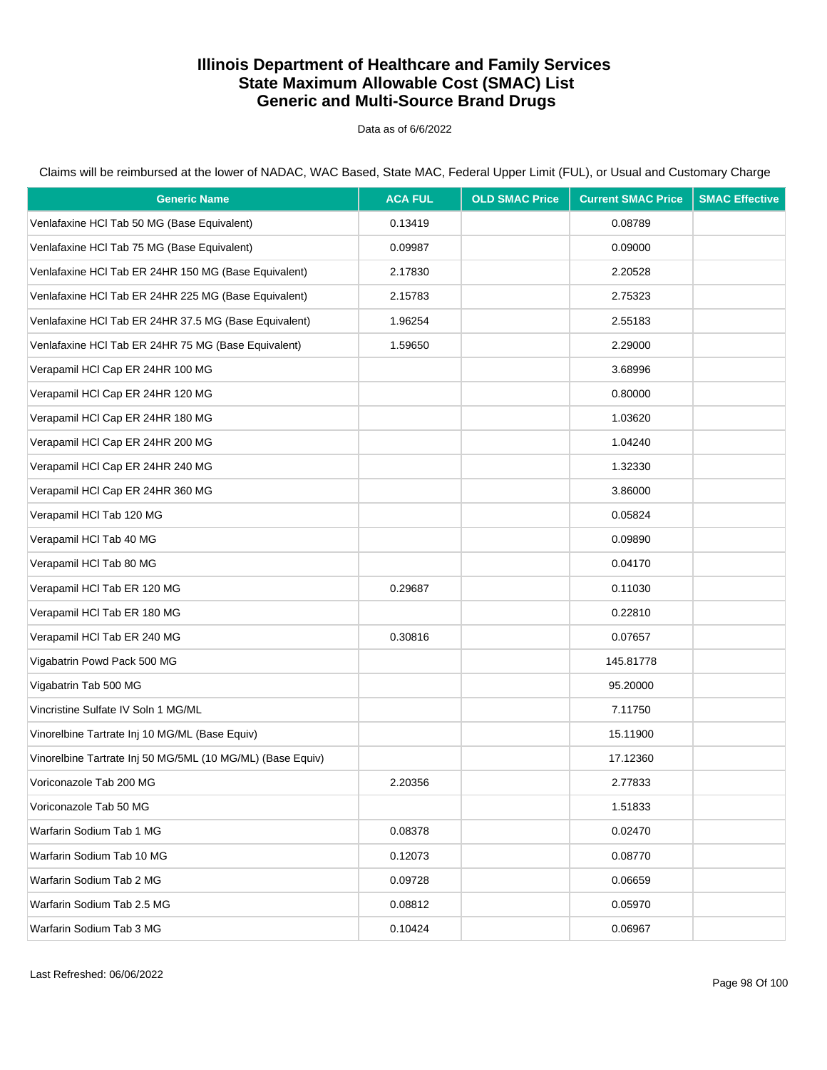# Illinois Department of Healthcare and Family Services
# State Maximum Allowable Cost (SMAC) List
# Generic and Multi-Source Brand Drugs

Data as of 6/6/2022

Claims will be reimbursed at the lower of NADAC, WAC Based, State MAC, Federal Upper Limit (FUL), or Usual and Customary Charge

| Generic Name | ACA FUL | OLD SMAC Price | Current SMAC Price | SMAC Effective |
|---|---|---|---|---|
| Venlafaxine HCl Tab 50 MG (Base Equivalent) | 0.13419 | | 0.08789 | |
| Venlafaxine HCl Tab 75 MG (Base Equivalent) | 0.09987 | | 0.09000 | |
| Venlafaxine HCl Tab ER 24HR 150 MG (Base Equivalent) | 2.17830 | | 2.20528 | |
| Venlafaxine HCl Tab ER 24HR 225 MG (Base Equivalent) | 2.15783 | | 2.75323 | |
| Venlafaxine HCl Tab ER 24HR 37.5 MG (Base Equivalent) | 1.96254 | | 2.55183 | |
| Venlafaxine HCl Tab ER 24HR 75 MG (Base Equivalent) | 1.59650 | | 2.29000 | |
| Verapamil HCl Cap ER 24HR 100 MG | | | 3.68996 | |
| Verapamil HCl Cap ER 24HR 120 MG | | | 0.80000 | |
| Verapamil HCl Cap ER 24HR 180 MG | | | 1.03620 | |
| Verapamil HCl Cap ER 24HR 200 MG | | | 1.04240 | |
| Verapamil HCl Cap ER 24HR 240 MG | | | 1.32330 | |
| Verapamil HCl Cap ER 24HR 360 MG | | | 3.86000 | |
| Verapamil HCl Tab 120 MG | | | 0.05824 | |
| Verapamil HCl Tab 40 MG | | | 0.09890 | |
| Verapamil HCl Tab 80 MG | | | 0.04170 | |
| Verapamil HCl Tab ER 120 MG | 0.29687 | | 0.11030 | |
| Verapamil HCl Tab ER 180 MG | | | 0.22810 | |
| Verapamil HCl Tab ER 240 MG | 0.30816 | | 0.07657 | |
| Vigabatrin Powd Pack 500 MG | | | 145.81778 | |
| Vigabatrin Tab 500 MG | | | 95.20000 | |
| Vincristine Sulfate IV Soln 1 MG/ML | | | 7.11750 | |
| Vinorelbine Tartrate Inj 10 MG/ML (Base Equiv) | | | 15.11900 | |
| Vinorelbine Tartrate Inj 50 MG/5ML (10 MG/ML) (Base Equiv) | | | 17.12360 | |
| Voriconazole Tab 200 MG | 2.20356 | | 2.77833 | |
| Voriconazole Tab 50 MG | | | 1.51833 | |
| Warfarin Sodium Tab 1 MG | 0.08378 | | 0.02470 | |
| Warfarin Sodium Tab 10 MG | 0.12073 | | 0.08770 | |
| Warfarin Sodium Tab 2 MG | 0.09728 | | 0.06659 | |
| Warfarin Sodium Tab 2.5 MG | 0.08812 | | 0.05970 | |
| Warfarin Sodium Tab 3 MG | 0.10424 | | 0.06967 | |

Last Refreshed: 06/06/2022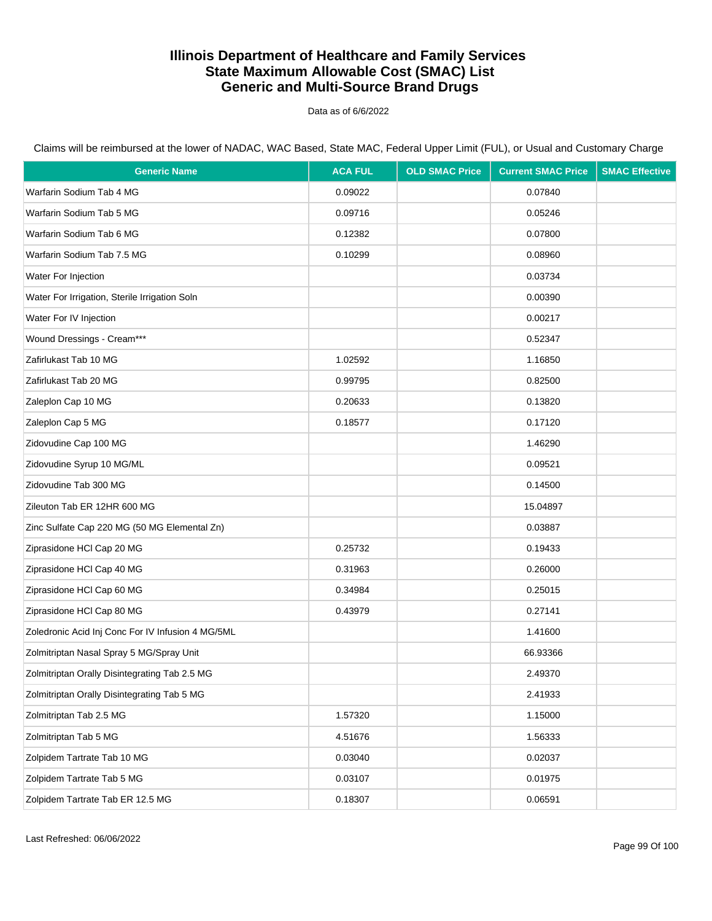# Illinois Department of Healthcare and Family Services
# State Maximum Allowable Cost (SMAC) List
# Generic and Multi-Source Brand Drugs

Data as of 6/6/2022

Claims will be reimbursed at the lower of NADAC, WAC Based, State MAC, Federal Upper Limit (FUL), or Usual and Customary Charge

| Generic Name | ACA FUL | OLD SMAC Price | Current SMAC Price | SMAC Effective |
|---|---|---|---|---|
| Warfarin Sodium Tab 4 MG | 0.09022 | | 0.07840 | |
| Warfarin Sodium Tab 5 MG | 0.09716 | | 0.05246 | |
| Warfarin Sodium Tab 6 MG | 0.12382 | | 0.07800 | |
| Warfarin Sodium Tab 7.5 MG | 0.10299 | | 0.08960 | |
| Water For Injection | | | 0.03734 | |
| Water For Irrigation, Sterile Irrigation Soln | | | 0.00390 | |
| Water For IV Injection | | | 0.00217 | |
| Wound Dressings - Cream*** | | | 0.52347 | |
| Zafirlukast Tab 10 MG | 1.02592 | | 1.16850 | |
| Zafirlukast Tab 20 MG | 0.99795 | | 0.82500 | |
| Zaleplon Cap 10 MG | 0.20633 | | 0.13820 | |
| Zaleplon Cap 5 MG | 0.18577 | | 0.17120 | |
| Zidovudine Cap 100 MG | | | 1.46290 | |
| Zidovudine Syrup 10 MG/ML | | | 0.09521 | |
| Zidovudine Tab 300 MG | | | 0.14500 | |
| Zileuton Tab ER 12HR 600 MG | | | 15.04897 | |
| Zinc Sulfate Cap 220 MG (50 MG Elemental Zn) | | | 0.03887 | |
| Ziprasidone HCl Cap 20 MG | 0.25732 | | 0.19433 | |
| Ziprasidone HCl Cap 40 MG | 0.31963 | | 0.26000 | |
| Ziprasidone HCl Cap 60 MG | 0.34984 | | 0.25015 | |
| Ziprasidone HCl Cap 80 MG | 0.43979 | | 0.27141 | |
| Zoledronic Acid Inj Conc For IV Infusion 4 MG/5ML | | | 1.41600 | |
| Zolmitriptan Nasal Spray 5 MG/Spray Unit | | | 66.93366 | |
| Zolmitriptan Orally Disintegrating Tab 2.5 MG | | | 2.49370 | |
| Zolmitriptan Orally Disintegrating Tab 5 MG | | | 2.41933 | |
| Zolmitriptan Tab 2.5 MG | 1.57320 | | 1.15000 | |
| Zolmitriptan Tab 5 MG | 4.51676 | | 1.56333 | |
| Zolpidem Tartrate Tab 10 MG | 0.03040 | | 0.02037 | |
| Zolpidem Tartrate Tab 5 MG | 0.03107 | | 0.01975 | |
| Zolpidem Tartrate Tab ER 12.5 MG | 0.18307 | | 0.06591 | |

Last Refreshed: 06/06/2022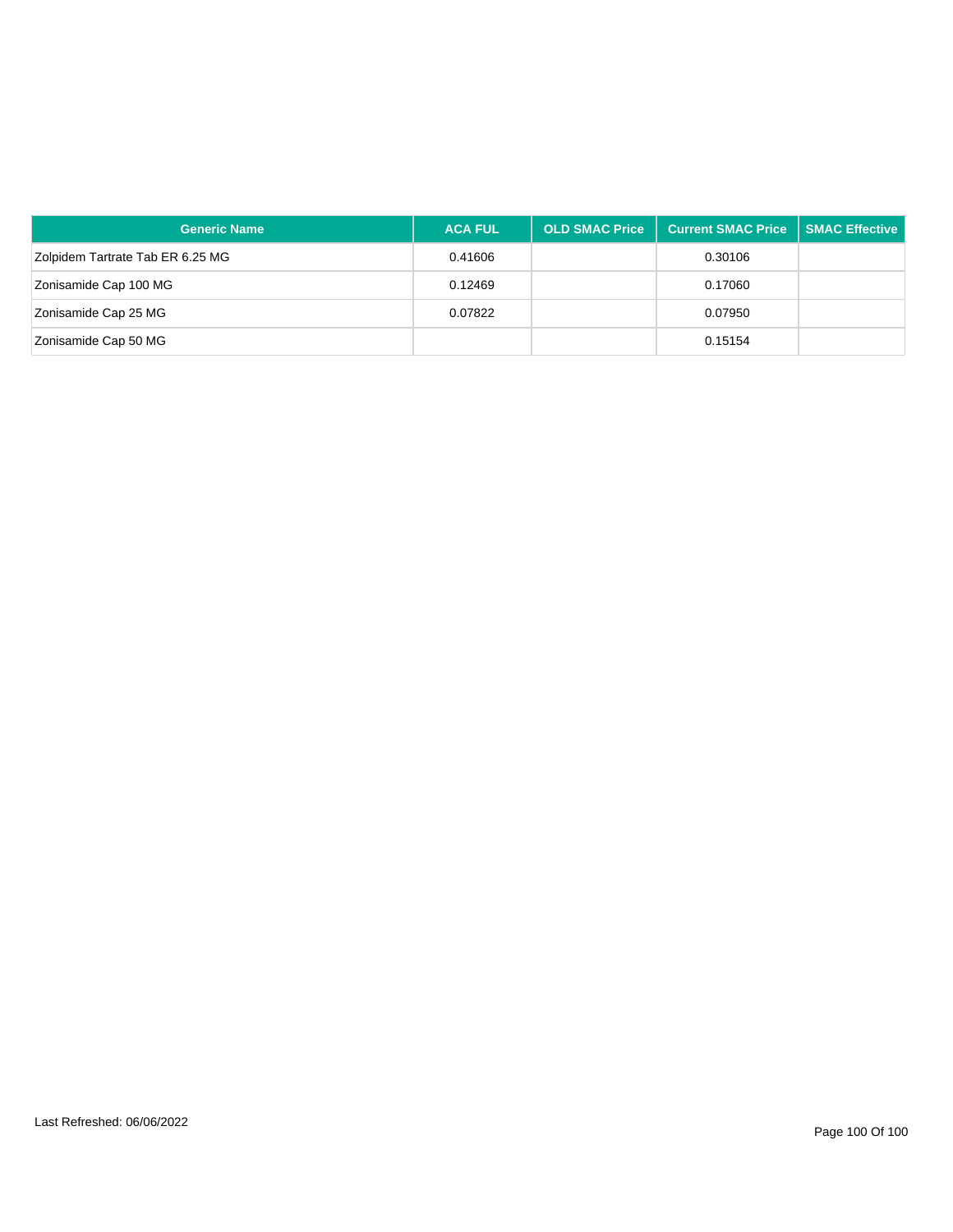| Generic Name | ACA FUL | OLD SMAC Price | Current SMAC Price | SMAC Effective |
|---|---|---|---|---|
| Zolpidem Tartrate Tab ER 6.25 MG | 0.41606 | | 0.30106 | |
| Zonisamide Cap 100 MG | 0.12469 | | 0.17060 | |
| Zonisamide Cap 25 MG | 0.07822 | | 0.07950 | |
| Zonisamide Cap 50 MG | | | 0.15154 | |

Last Refreshed: 06/06/2022